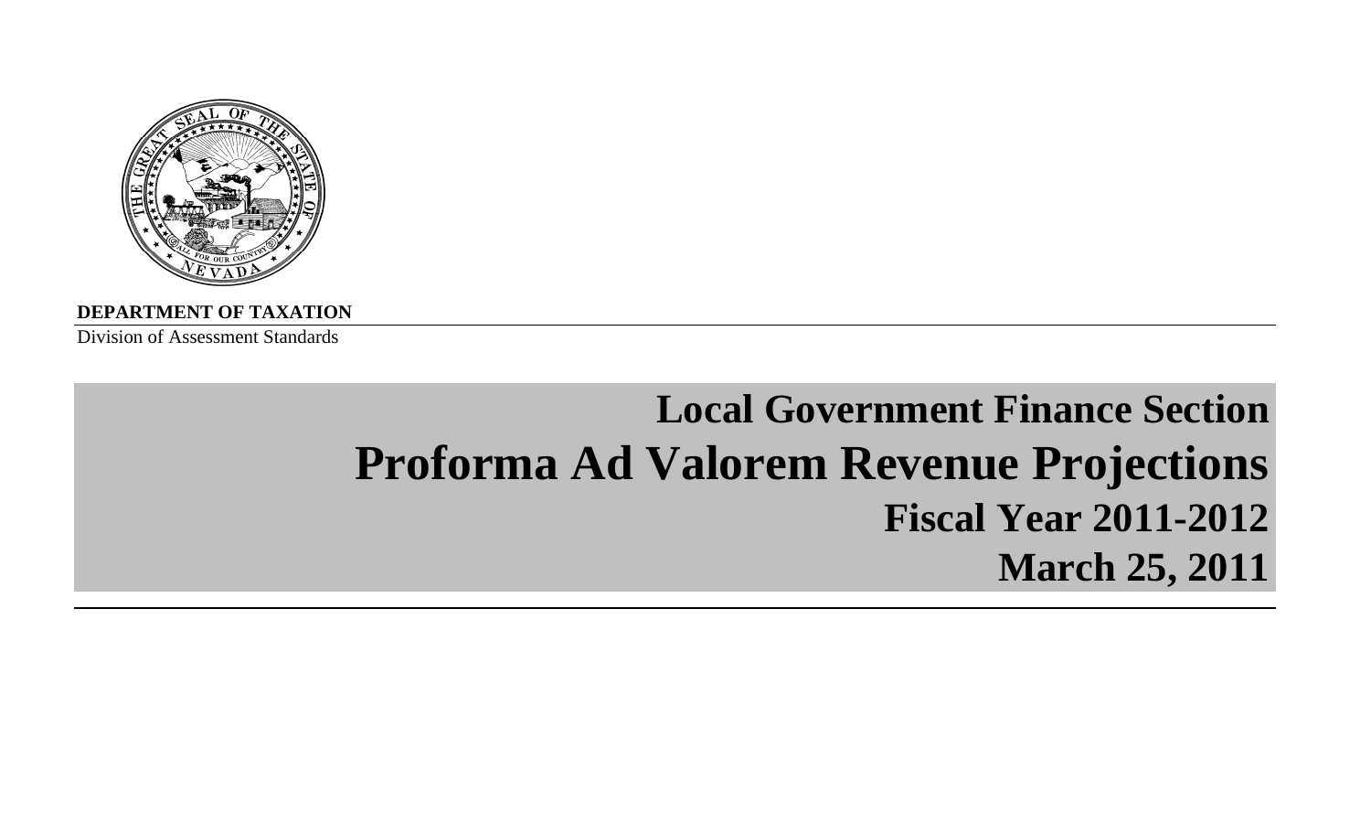**DEPARTMENT OF TAXATION**

Division of Assessment Standards

# Local Government Finance Section

# Proforma Ad Valorem Revenue Projections

## Fiscal Year 2011-2012

## March 25, 2011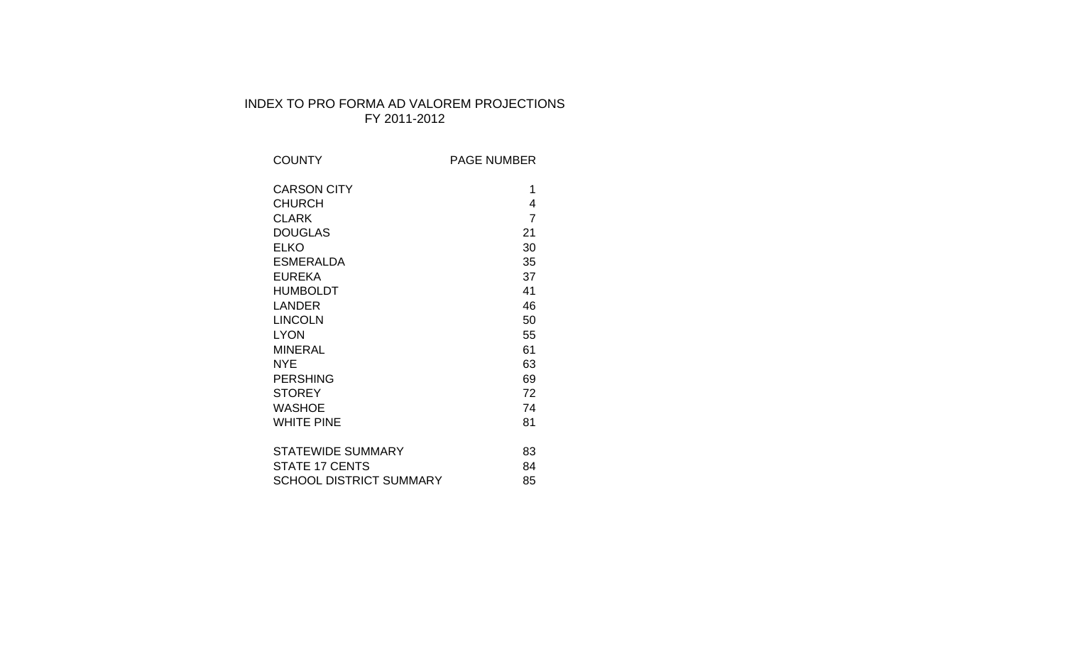# INDEX TO PRO FORMA AD VALOREM PROJECTIONS
## FY 2011-2012

| COUNTY | PAGE NUMBER |
|---|---|
| CARSON CITY | 1 |
| CHURCH | 4 |
| CLARK | 7 |
| DOUGLAS | 21 |
| ELKO | 30 |
| ESMERALDA | 35 |
| EUREKA | 37 |
| HUMBOLDT | 41 |
| LANDER | 46 |
| LINCOLN | 50 |
| LYON | 55 |
| MINERAL | 61 |
| NYE | 63 |
| PERSHING | 69 |
| STOREY | 72 |
| WASHOE | 74 |
| WHITE PINE | 81 |
| | |
| STATEWIDE SUMMARY | 83 |
| STATE 17 CENTS | 84 |
| SCHOOL DISTRICT SUMMARY | 85 |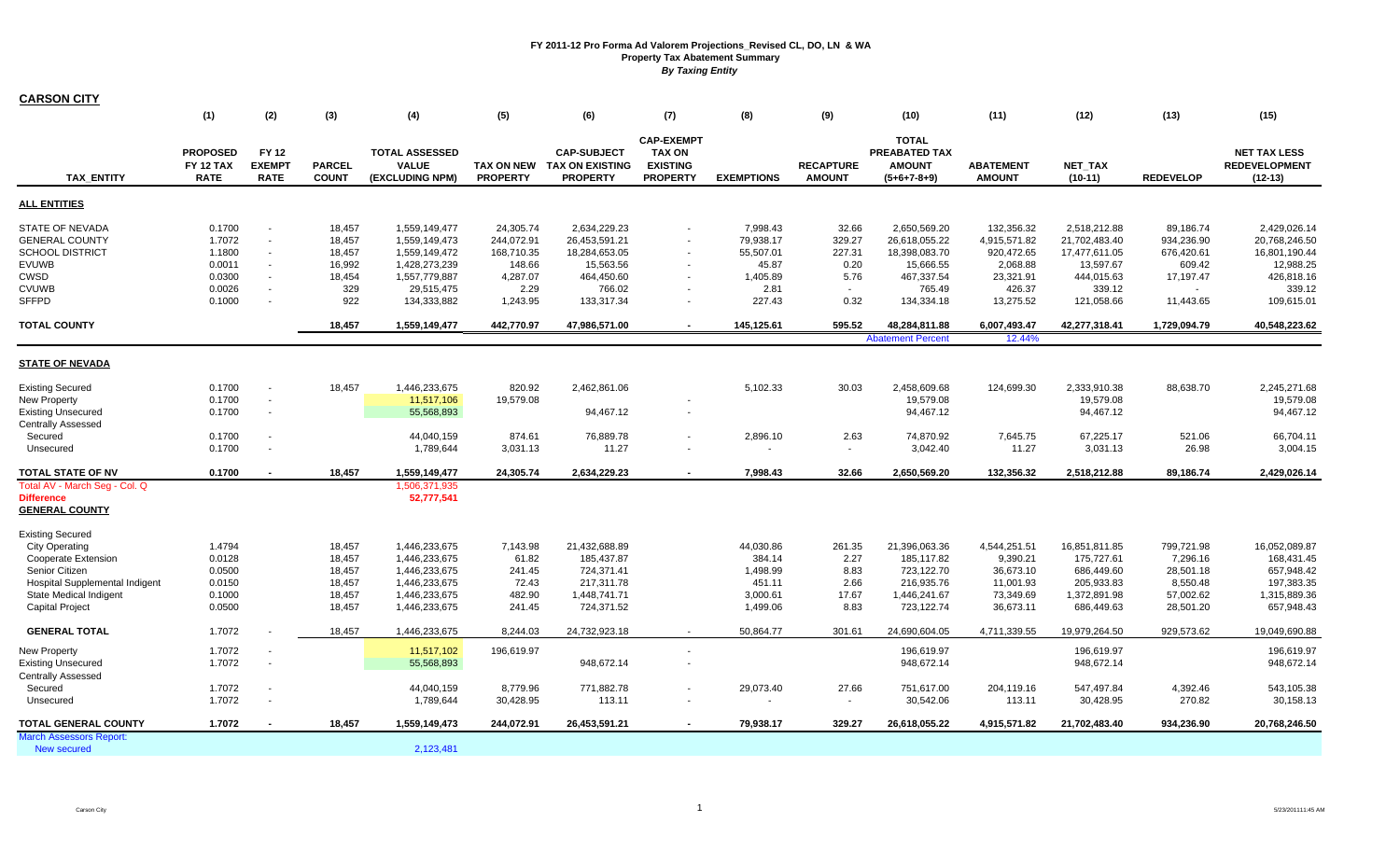# FY 2011-12 Pro Forma Ad Valorem Projections_Revised CL, DO, LN & WA

## Property Tax Abatement Summary

*By Taxing Entity*

**CARSON CITY**

| TAX_ENTITY | (1) PROPOSED FY 12 TAX RATE | (2) FY 12 EXEMPT RATE | (3) PARCEL COUNT | (4) TOTAL ASSESSED VALUE (EXCLUDING NPM) | (5) TAX ON NEW PROPERTY | (6) CAP-SUBJECT TAX ON EXISTING PROPERTY | (7) CAP-EXEMPT TAX ON EXISTING PROPERTY | (8) EXEMPTIONS | (9) RECAPTURE AMOUNT | (10) TOTAL PREABATED TAX AMOUNT (5+6+7-8+9) | (11) ABATEMENT AMOUNT | (12) NET_TAX (10-11) | (13) REDEVELOP | (15) NET TAX LESS REDEVELOPMENT (12-13) |
|---|---|---|---|---|---|---|---|---|---|---|---|---|---|---|
| **ALL ENTITIES** | | | | | | | | | | | | | | |
| STATE OF NEVADA | 0.1700 | - | 18,457 | 1,559,149,477 | 24,305.74 | 2,634,229.23 | - | 7,998.43 | 32.66 | 2,650,569.20 | 132,356.32 | 2,518,212.88 | 89,186.74 | 2,429,026.14 |
| GENERAL COUNTY | 1.7072 | - | 18,457 | 1,559,149,473 | 244,072.91 | 26,453,591.21 | - | 79,938.17 | 329.27 | 26,618,055.22 | 4,915,571.82 | 21,702,483.40 | 934,236.90 | 20,768,246.50 |
| SCHOOL DISTRICT | 1.1800 | - | 18,457 | 1,559,149,472 | 168,710.35 | 18,284,653.05 | - | 55,507.01 | 227.31 | 18,398,083.70 | 920,472.65 | 17,477,611.05 | 676,420.61 | 16,801,190.44 |
| EVUWB | 0.0011 | - | 16,992 | 1,428,273,239 | 148.66 | 15,563.56 | - | 45.87 | 0.20 | 15,666.55 | 2,068.88 | 13,597.67 | 609.42 | 12,988.25 |
| CWSD | 0.0300 | - | 18,454 | 1,557,779,887 | 4,287.07 | 464,450.60 | - | 1,405.89 | 5.76 | 467,337.54 | 23,321.91 | 444,015.63 | 17,197.47 | 426,818.16 |
| CVUWB | 0.0026 | - | 329 | 29,515,475 | 2.29 | 766.02 | - | 2.81 | - | 765.49 | 426.37 | 339.12 | - | 339.12 |
| SFFPD | 0.1000 | - | 922 | 134,333,882 | 1,243.95 | 133,317.34 | - | 227.43 | 0.32 | 134,334.18 | 13,275.52 | 121,058.66 | 11,443.65 | 109,615.01 |
| **TOTAL COUNTY** | | | **18,457** | **1,559,149,477** | **442,770.97** | **47,986,571.00** | **-** | **145,125.61** | **595.52** | **48,284,811.88** | **6,007,493.47** | **42,277,318.41** | **1,729,094.79** | **40,548,223.62** |
| | | | | | | | | | | Abatement Percent | 12.44% | | | |
| **STATE OF NEVADA** | | | | | | | | | | | | | | |
| Existing Secured | 0.1700 | - | 18,457 | 1,446,233,675 | 820.92 | 2,462,861.06 | | 5,102.33 | 30.03 | 2,458,609.68 | 124,699.30 | 2,333,910.38 | 88,638.70 | 2,245,271.68 |
| New Property | 0.1700 | - | | 11,517,106 | 19,579.08 | | - | | | 19,579.08 | | 19,579.08 | | 19,579.08 |
| Existing Unsecured | 0.1700 | - | | 55,568,893 | | 94,467.12 | - | | | 94,467.12 | | 94,467.12 | | 94,467.12 |
| Centrally Assessed | | | | | | | | | | | | | | |
| Secured | 0.1700 | - | | 44,040,159 | 874.61 | 76,889.78 | - | 2,896.10 | 2.63 | 74,870.92 | 7,645.75 | 67,225.17 | 521.06 | 66,704.11 |
| Unsecured | 0.1700 | - | | 1,789,644 | 3,031.13 | 11.27 | - | - | - | 3,042.40 | 11.27 | 3,031.13 | 26.98 | 3,004.15 |
| **TOTAL STATE OF NV** | **0.1700** | **-** | **18,457** | **1,559,149,477** | **24,305.74** | **2,634,229.23** | **-** | **7,998.43** | **32.66** | **2,650,569.20** | **132,356.32** | **2,518,212.88** | **89,186.74** | **2,429,026.14** |
| Total AV - March Seg - Col. Q | | | | 1,506,371,935 | | | | | | | | | | |
| **Difference** | | | | 52,777,541 | | | | | | | | | | |
| **GENERAL COUNTY** | | | | | | | | | | | | | | |
| Existing Secured | | | | | | | | | | | | | | |
| City Operating | 1.4794 | | 18,457 | 1,446,233,675 | 7,143.98 | 21,432,688.89 | | 44,030.86 | 261.35 | 21,396,063.36 | 4,544,251.51 | 16,851,811.85 | 799,721.98 | 16,052,089.87 |
| Cooperate Extension | 0.0128 | | 18,457 | 1,446,233,675 | 61.82 | 185,437.87 | | 384.14 | 2.27 | 185,117.82 | 9,390.21 | 175,727.61 | 7,296.16 | 168,431.45 |
| Senior Citizen | 0.0500 | | 18,457 | 1,446,233,675 | 241.45 | 724,371.41 | | 1,498.99 | 8.83 | 723,122.70 | 36,673.10 | 686,449.60 | 28,501.18 | 657,948.42 |
| Hospital Supplemental Indigent | 0.0150 | | 18,457 | 1,446,233,675 | 72.43 | 217,311.78 | | 451.11 | 2.66 | 216,935.76 | 11,001.93 | 205,933.83 | 8,550.48 | 197,383.35 |
| State Medical Indigent | 0.1000 | | 18,457 | 1,446,233,675 | 482.90 | 1,448,741.71 | | 3,000.61 | 17.67 | 1,446,241.67 | 73,349.69 | 1,372,891.98 | 57,002.62 | 1,315,889.36 |
| Capital Project | 0.0500 | | 18,457 | 1,446,233,675 | 241.45 | 724,371.52 | | 1,499.06 | 8.83 | 723,122.74 | 36,673.11 | 686,449.63 | 28,501.20 | 657,948.43 |
| **GENERAL TOTAL** | 1.7072 | - | 18,457 | 1,446,233,675 | 8,244.03 | 24,732,923.18 | - | 50,864.77 | 301.61 | 24,690,604.05 | 4,711,339.55 | 19,979,264.50 | 929,573.62 | 19,049,690.88 |
| New Property | 1.7072 | - | | 11,517,102 | 196,619.97 | | - | | | 196,619.97 | | 196,619.97 | | 196,619.97 |
| Existing Unsecured | 1.7072 | - | | 55,568,893 | | 948,672.14 | - | | | 948,672.14 | | 948,672.14 | | 948,672.14 |
| Centrally Assessed | | | | | | | | | | | | | | |
| Secured | 1.7072 | - | | 44,040,159 | 8,779.96 | 771,882.78 | - | 29,073.40 | 27.66 | 751,617.00 | 204,119.16 | 547,497.84 | 4,392.46 | 543,105.38 |
| Unsecured | 1.7072 | - | | 1,789,644 | 30,428.95 | 113.11 | - | - | - | 30,542.06 | 113.11 | 30,428.95 | 270.82 | 30,158.13 |
| **TOTAL GENERAL COUNTY** | **1.7072** | **-** | **18,457** | **1,559,149,473** | **244,072.91** | **26,453,591.21** | **-** | **79,938.17** | **329.27** | **26,618,055.22** | **4,915,571.82** | **21,702,483.40** | **934,236.90** | **20,768,246.50** |
| March Assessors Report: | | | | | | | | | | | | | | |
| New secured | | | | 2,123,481 | | | | | | | | | | |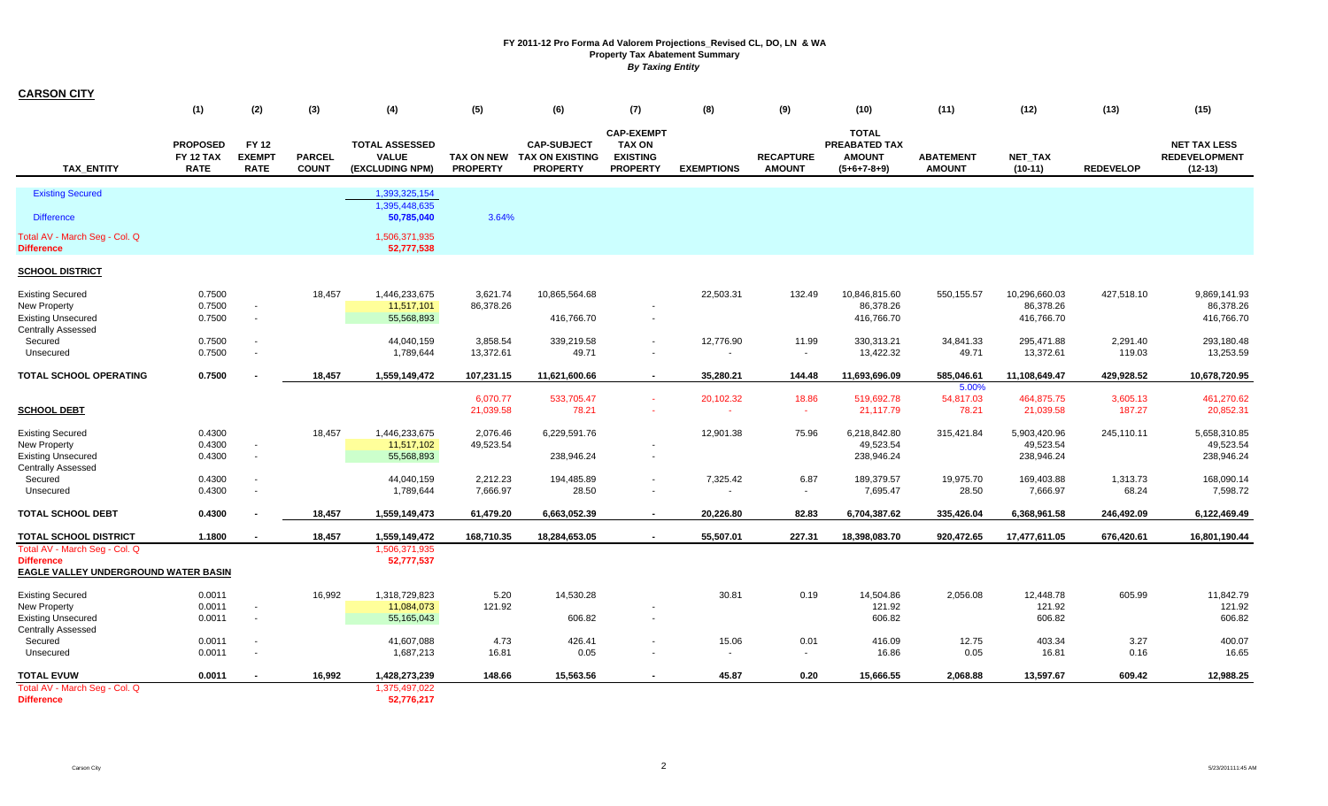# FY 2011-12 Pro Forma Ad Valorem Projections_Revised CL, DO, LN & WA
## Property Tax Abatement Summary
### *By Taxing Entity*

**CARSON CITY**

| | (1) | (2) | (3) | (4) | (5) | (6) | (7) | (8) | (9) | (10) | (11) | (12) | (13) | (15) |
|---|---|---|---|---|---|---|---|---|---|---|---|---|---|---|
| **TAX_ENTITY** | **PROPOSED FY 12 TAX RATE** | **FY 12 EXEMPT RATE** | **PARCEL COUNT** | **TOTAL ASSESSED VALUE (EXCLUDING NPM)** | **TAX ON NEW PROPERTY** | **CAP-SUBJECT TAX ON EXISTING PROPERTY** | **CAP-EXEMPT TAX ON EXISTING PROPERTY** | **EXEMPTIONS** | **RECAPTURE AMOUNT** | **TOTAL PREABATED TAX AMOUNT (5+6+7-8+9)** | **ABATEMENT AMOUNT** | **NET_TAX (10-11)** | **REDEVELOP** | **NET TAX LESS REDEVELOPMENT (12-13)** |
| Existing Secured | | | | 1,393,325,154 | | | | | | | | | | |
| | | | | 1,395,448,635 | | | | | | | | | | |
| Difference | | | | 50,785,040 | 3.64% | | | | | | | | | |
| Total AV - March Seg - Col. Q | | | | 1,506,371,935 | | | | | | | | | | |
| **Difference** | | | | 52,777,538 | | | | | | | | | | |
| **SCHOOL DISTRICT** | | | | | | | | | | | | | | |
| Existing Secured | 0.7500 | | 18,457 | 1,446,233,675 | 3,621.74 | 10,865,564.68 | | 22,503.31 | 132.49 | 10,846,815.60 | 550,155.57 | 10,296,660.03 | 427,518.10 | 9,869,141.93 |
| New Property | 0.7500 | - | | 11,517,101 | 86,378.26 | | - | | | 86,378.26 | | 86,378.26 | | 86,378.26 |
| Existing Unsecured | 0.7500 | - | | 55,568,893 | | 416,766.70 | - | | | 416,766.70 | | 416,766.70 | | 416,766.70 |
| Centrally Assessed | | | | | | | | | | | | | | |
| Secured | 0.7500 | - | | 44,040,159 | 3,858.54 | 339,219.58 | - | 12,776.90 | 11.99 | 330,313.21 | 34,841.33 | 295,471.88 | 2,291.40 | 293,180.48 |
| Unsecured | 0.7500 | - | | 1,789,644 | 13,372.61 | 49.71 | - | - | - | 13,422.32 | 49.71 | 13,372.61 | 119.03 | 13,253.59 |
| **TOTAL SCHOOL OPERATING** | **0.7500** | **-** | **18,457** | **1,559,149,472** | **107,231.15** | **11,621,600.66** | **-** | **35,280.21** | **144.48** | **11,693,696.09** | **585,046.61** | **11,108,649.47** | **429,928.52** | **10,678,720.95** |
| | | | | | | | | | | | 5.00% | | | |
| | | | | | 6,070.77 | 533,705.47 | - | 20,102.32 | 18.86 | 519,692.78 | 54,817.03 | 464,875.75 | 3,605.13 | 461,270.62 |
| **SCHOOL DEBT** | | | | | 21,039.58 | 78.21 | - | - | - | 21,117.79 | 78.21 | 21,039.58 | 187.27 | 20,852.31 |
| Existing Secured | 0.4300 | | 18,457 | 1,446,233,675 | 2,076.46 | 6,229,591.76 | | 12,901.38 | 75.96 | 6,218,842.80 | 315,421.84 | 5,903,420.96 | 245,110.11 | 5,658,310.85 |
| New Property | 0.4300 | - | | 11,517,102 | 49,523.54 | | - | | | 49,523.54 | | 49,523.54 | | 49,523.54 |
| Existing Unsecured | 0.4300 | - | | 55,568,893 | | 238,946.24 | - | | | 238,946.24 | | 238,946.24 | | 238,946.24 |
| Centrally Assessed | | | | | | | | | | | | | | |
| Secured | 0.4300 | - | | 44,040,159 | 2,212.23 | 194,485.89 | - | 7,325.42 | 6.87 | 189,379.57 | 19,975.70 | 169,403.88 | 1,313.73 | 168,090.14 |
| Unsecured | 0.4300 | - | | 1,789,644 | 7,666.97 | 28.50 | - | - | - | 7,695.47 | 28.50 | 7,666.97 | 68.24 | 7,598.72 |
| **TOTAL SCHOOL DEBT** | **0.4300** | **-** | **18,457** | **1,559,149,473** | **61,479.20** | **6,663,052.39** | **-** | **20,226.80** | **82.83** | **6,704,387.62** | **335,426.04** | **6,368,961.58** | **246,492.09** | **6,122,469.49** |
| **TOTAL SCHOOL DISTRICT** | **1.1800** | **-** | **18,457** | **1,559,149,472** | **168,710.35** | **18,284,653.05** | **-** | **55,507.01** | **227.31** | **18,398,083.70** | **920,472.65** | **17,477,611.05** | **676,420.61** | **16,801,190.44** |
| Total AV - March Seg - Col. Q | | | | 1,506,371,935 | | | | | | | | | | |
| **Difference** | | | | 52,777,537 | | | | | | | | | | |
| **EAGLE VALLEY UNDERGROUND WATER BASIN** | | | | | | | | | | | | | | |
| Existing Secured | 0.0011 | | 16,992 | 1,318,729,823 | 5.20 | 14,530.28 | | 30.81 | 0.19 | 14,504.86 | 2,056.08 | 12,448.78 | 605.99 | 11,842.79 |
| New Property | 0.0011 | - | | 11,084,073 | 121.92 | | - | | | 121.92 | | 121.92 | | 121.92 |
| Existing Unsecured | 0.0011 | - | | 55,165,043 | | 606.82 | - | | | 606.82 | | 606.82 | | 606.82 |
| Centrally Assessed | | | | | | | | | | | | | | |
| Secured | 0.0011 | - | | 41,607,088 | 4.73 | 426.41 | - | 15.06 | 0.01 | 416.09 | 12.75 | 403.34 | 3.27 | 400.07 |
| Unsecured | 0.0011 | - | | 1,687,213 | 16.81 | 0.05 | - | - | - | 16.86 | 0.05 | 16.81 | 0.16 | 16.65 |
| **TOTAL EVUW** | **0.0011** | **-** | **16,992** | **1,428,273,239** | **148.66** | **15,563.56** | **-** | **45.87** | **0.20** | **15,666.55** | **2,068.88** | **13,597.67** | **609.42** | **12,988.25** |
| Total AV - March Seg - Col. Q | | | | 1,375,497,022 | | | | | | | | | | |
| **Difference** | | | | 52,776,217 | | | | | | | | | | |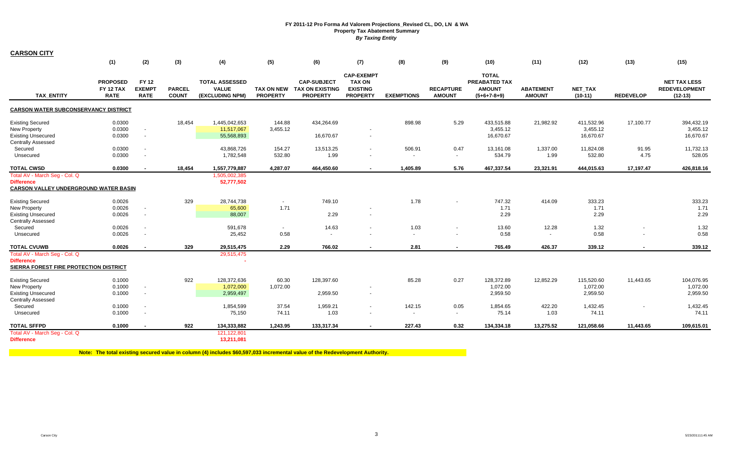# FY 2011-12 Pro Forma Ad Valorem Projections_Revised CL, DO, LN & WA

## Property Tax Abatement Summary

### *By Taxing Entity*

**CARSON CITY**

| TAX_ENTITY | (1) PROPOSED FY 12 TAX RATE | (2) FY 12 EXEMPT RATE | (3) PARCEL COUNT | (4) TOTAL ASSESSED VALUE (EXCLUDING NPM) | (5) TAX ON NEW PROPERTY | (6) CAP-SUBJECT TAX ON EXISTING PROPERTY | (7) CAP-EXEMPT TAX ON EXISTING PROPERTY | (8) EXEMPTIONS | (9) RECAPTURE AMOUNT | (10) TOTAL PREABATED TAX AMOUNT (5+6+7-8+9) | (11) ABATEMENT AMOUNT | (12) NET_TAX (10-11) | (13) REDEVELOP | (15) NET TAX LESS REDEVELOPMENT (12-13) |
|---|---|---|---|---|---|---|---|---|---|---|---|---|---|---|
| **CARSON WATER SUBCONSERVANCY DISTRICT** | | | | | | | | | | | | | | |
| Existing Secured | 0.0300 | | 18,454 | 1,445,042,653 | 144.88 | 434,264.69 | | 898.98 | 5.29 | 433,515.88 | 21,982.92 | 411,532.96 | 17,100.77 | 394,432.19 |
| New Property | 0.0300 | - | | 11,517,067 | 3,455.12 | | - | | | 3,455.12 | | 3,455.12 | | 3,455.12 |
| Existing Unsecured | 0.0300 | - | | 55,568,893 | | 16,670.67 | - | | | 16,670.67 | | 16,670.67 | | 16,670.67 |
| Centrally Assessed | | | | | | | | | | | | | | |
| Secured | 0.0300 | - | | 43,868,726 | 154.27 | 13,513.25 | - | 506.91 | 0.47 | 13,161.08 | 1,337.00 | 11,824.08 | 91.95 | 11,732.13 |
| Unsecured | 0.0300 | - | | 1,782,548 | 532.80 | 1.99 | - | - | - | 534.79 | 1.99 | 532.80 | 4.75 | 528.05 |
| **TOTAL CWSD** | **0.0300** | **-** | **18,454** | **1,557,779,887** | **4,287.07** | **464,450.60** | **-** | **1,405.89** | **5.76** | **467,337.54** | **23,321.91** | **444,015.63** | **17,197.47** | **426,818.16** |
| Total AV - March Seg - Col. Q | | | | 1,505,002,385 | | | | | | | | | | |
| **Difference** | | | | **52,777,502** | | | | | | | | | | |
| **CARSON VALLEY UNDERGROUND WATER BASIN** | | | | | | | | | | | | | | |
| Existing Secured | 0.0026 | | 329 | 28,744,738 | - | 749.10 | | 1.78 | - | 747.32 | 414.09 | 333.23 | | 333.23 |
| New Property | 0.0026 | - | | 65,600 | 1.71 | | - | | | 1.71 | | 1.71 | | 1.71 |
| Existing Unsecured | 0.0026 | - | | 88,007 | | 2.29 | - | | | 2.29 | | 2.29 | | 2.29 |
| Centrally Assessed | | | | | | | | | | | | | | |
| Secured | 0.0026 | - | | 591,678 | - | 14.63 | - | 1.03 | - | 13.60 | 12.28 | 1.32 | - | 1.32 |
| Unsecured | 0.0026 | - | | 25,452 | 0.58 | - | - | - | - | 0.58 | - | 0.58 | - | 0.58 |
| **TOTAL CVUWB** | **0.0026** | **-** | **329** | **29,515,475** | **2.29** | **766.02** | **-** | **2.81** | **-** | **765.49** | **426.37** | **339.12** | **-** | **339.12** |
| Total AV - March Seg - Col. Q | | | | 29,515,475 | | | | | | | | | | |
| **Difference** | | | | - | | | | | | | | | | |
| **SIERRA FOREST FIRE PROTECTION DISTRICT** | | | | | | | | | | | | | | |
| Existing Secured | 0.1000 | | 922 | 128,372,636 | 60.30 | 128,397.60 | | 85.28 | 0.27 | 128,372.89 | 12,852.29 | 115,520.60 | 11,443.65 | 104,076.95 |
| New Property | 0.1000 | - | | 1,072,000 | 1,072.00 | | - | | | 1,072.00 | | 1,072.00 | | 1,072.00 |
| Existing Unsecured | 0.1000 | - | | 2,959,497 | | 2,959.50 | - | | | 2,959.50 | | 2,959.50 | | 2,959.50 |
| Centrally Assessed | | | | | | | | | | | | | | |
| Secured | 0.1000 | - | | 1,854,599 | 37.54 | 1,959.21 | - | 142.15 | 0.05 | 1,854.65 | 422.20 | 1,432.45 | - | 1,432.45 |
| Unsecured | 0.1000 | - | | 75,150 | 74.11 | 1.03 | - | - | - | 75.14 | 1.03 | 74.11 | | 74.11 |
| **TOTAL SFFPD** | **0.1000** | **-** | **922** | **134,333,882** | **1,243.95** | **133,317.34** | **-** | **227.43** | **0.32** | **134,334.18** | **13,275.52** | **121,058.66** | **11,443.65** | **109,615.01** |
| Total AV - March Seg - Col. Q | | | | 121,122,801 | | | | | | | | | | |
| **Difference** | | | | **13,211,081** | | | | | | | | | | |

**Note: The total existing secured value in column (4) includes $60,597,033 incremental value of the Redevelopment Authority.**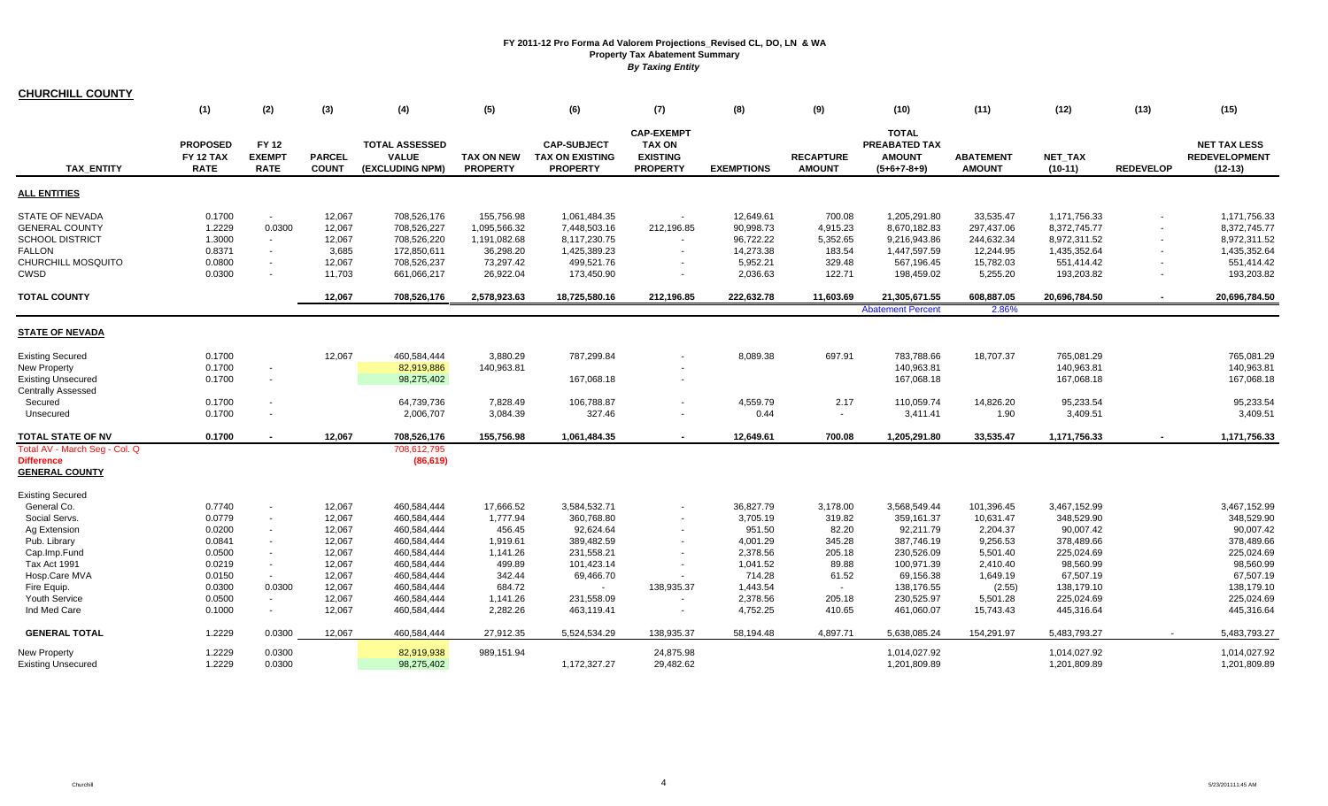# FY 2011-12 Pro Forma Ad Valorem Projections_Revised CL, DO, LN & WA
## Property Tax Abatement Summary
### *By Taxing Entity*

**CHURCHILL COUNTY**

| | (1) | (2) | (3) | (4) | (5) | (6) | (7) | (8) | (9) | (10) | (11) | (12) | (13) | (15) |
|---|---|---|---|---|---|---|---|---|---|---|---|---|---|---|
| **TAX_ENTITY** | **PROPOSED FY 12 TAX RATE** | **FY 12 EXEMPT RATE** | **PARCEL COUNT** | **TOTAL ASSESSED VALUE (EXCLUDING NPM)** | **TAX ON NEW PROPERTY** | **CAP-SUBJECT TAX ON EXISTING PROPERTY** | **CAP-EXEMPT TAX ON EXISTING PROPERTY** | **EXEMPTIONS** | **RECAPTURE AMOUNT** | **TOTAL PREABATED TAX AMOUNT (5+6+7-8+9)** | **ABATEMENT AMOUNT** | **NET_TAX (10-11)** | **REDEVELOP** | **NET TAX LESS REDEVELOPMENT (12-13)** |
| **ALL ENTITIES** | | | | | | | | | | | | | | |
| STATE OF NEVADA | 0.1700 | - | 12,067 | 708,526,176 | 155,756.98 | 1,061,484.35 | - | 12,649.61 | 700.08 | 1,205,291.80 | 33,535.47 | 1,171,756.33 | - | 1,171,756.33 |
| GENERAL COUNTY | 1.2229 | 0.0300 | 12,067 | 708,526,227 | 1,095,566.32 | 7,448,503.16 | 212,196.85 | 90,998.73 | 4,915.23 | 8,670,182.83 | 297,437.06 | 8,372,745.77 | - | 8,372,745.77 |
| SCHOOL DISTRICT | 1.3000 | - | 12,067 | 708,526,220 | 1,191,082.68 | 8,117,230.75 | - | 96,722.22 | 5,352.65 | 9,216,943.86 | 244,632.34 | 8,972,311.52 | - | 8,972,311.52 |
| FALLON | 0.8371 | - | 3,685 | 172,850,611 | 36,298.20 | 1,425,389.23 | - | 14,273.38 | 183.54 | 1,447,597.59 | 12,244.95 | 1,435,352.64 | - | 1,435,352.64 |
| CHURCHILL MOSQUITO | 0.0800 | - | 12,067 | 708,526,237 | 73,297.42 | 499,521.76 | - | 5,952.21 | 329.48 | 567,196.45 | 15,782.03 | 551,414.42 | - | 551,414.42 |
| CWSD | 0.0300 | - | 11,703 | 661,066,217 | 26,922.04 | 173,450.90 | - | 2,036.63 | 122.71 | 198,459.02 | 5,255.20 | 193,203.82 | - | 193,203.82 |
| **TOTAL COUNTY** | | | **12,067** | **708,526,176** | **2,578,923.63** | **18,725,580.16** | **212,196.85** | **222,632.78** | **11,603.69** | **21,305,671.55** | **608,887.05** | **20,696,784.50** | **-** | **20,696,784.50** |
| | | | | | | | | | | Abatement Percent | 2.86% | | | |
| **STATE OF NEVADA** | | | | | | | | | | | | | | |
| Existing Secured | 0.1700 | | 12,067 | 460,584,444 | 3,880.29 | 787,299.84 | - | 8,089.38 | 697.91 | 783,788.66 | 18,707.37 | 765,081.29 | | 765,081.29 |
| New Property | 0.1700 | - | | 82,919,886 | 140,963.81 | | - | | | 140,963.81 | | 140,963.81 | | 140,963.81 |
| Existing Unsecured | 0.1700 | - | | 98,275,402 | | 167,068.18 | - | | | 167,068.18 | | 167,068.18 | | 167,068.18 |
| Centrally Assessed | | | | | | | | | | | | | | |
| Secured | 0.1700 | - | | 64,739,736 | 7,828.49 | 106,788.87 | - | 4,559.79 | 2.17 | 110,059.74 | 14,826.20 | 95,233.54 | | 95,233.54 |
| Unsecured | 0.1700 | - | | 2,006,707 | 3,084.39 | 327.46 | - | 0.44 | - | 3,411.41 | 1.90 | 3,409.51 | | 3,409.51 |
| **TOTAL STATE OF NV** | **0.1700** | **-** | **12,067** | **708,526,176** | **155,756.98** | **1,061,484.35** | **-** | **12,649.61** | **700.08** | **1,205,291.80** | **33,535.47** | **1,171,756.33** | **-** | **1,171,756.33** |
| Total AV - March Seg - Col. Q | | | | 708,612,795 | | | | | | | | | | |
| **Difference** | | | | **(86,619)** | | | | | | | | | | |
| **GENERAL COUNTY** | | | | | | | | | | | | | | |
| Existing Secured | | | | | | | | | | | | | | |
| General Co. | 0.7740 | - | 12,067 | 460,584,444 | 17,666.52 | 3,584,532.71 | - | 36,827.79 | 3,178.00 | 3,568,549.44 | 101,396.45 | 3,467,152.99 | | 3,467,152.99 |
| Social Servs. | 0.0779 | - | 12,067 | 460,584,444 | 1,777.94 | 360,768.80 | - | 3,705.19 | 319.82 | 359,161.37 | 10,631.47 | 348,529.90 | | 348,529.90 |
| Ag Extension | 0.0200 | - | 12,067 | 460,584,444 | 456.45 | 92,624.64 | - | 951.50 | 82.20 | 92,211.79 | 2,204.37 | 90,007.42 | | 90,007.42 |
| Pub. Library | 0.0841 | - | 12,067 | 460,584,444 | 1,919.61 | 389,482.59 | - | 4,001.29 | 345.28 | 387,746.19 | 9,256.53 | 378,489.66 | | 378,489.66 |
| Cap.Imp.Fund | 0.0500 | - | 12,067 | 460,584,444 | 1,141.26 | 231,558.21 | - | 2,378.56 | 205.18 | 230,526.09 | 5,501.40 | 225,024.69 | | 225,024.69 |
| Tax Act 1991 | 0.0219 | - | 12,067 | 460,584,444 | 499.89 | 101,423.14 | - | 1,041.52 | 89.88 | 100,971.39 | 2,410.40 | 98,560.99 | | 98,560.99 |
| Hosp.Care MVA | 0.0150 | - | 12,067 | 460,584,444 | 342.44 | 69,466.70 | - | 714.28 | 61.52 | 69,156.38 | 1,649.19 | 67,507.19 | | 67,507.19 |
| Fire Equip. | 0.0300 | 0.0300 | 12,067 | 460,584,444 | 684.72 | - | 138,935.37 | 1,443.54 | - | 138,176.55 | (2.55) | 138,179.10 | | 138,179.10 |
| Youth Service | 0.0500 | - | 12,067 | 460,584,444 | 1,141.26 | 231,558.09 | - | 2,378.56 | 205.18 | 230,525.97 | 5,501.28 | 225,024.69 | | 225,024.69 |
| Ind Med Care | 0.1000 | - | 12,067 | 460,584,444 | 2,282.26 | 463,119.41 | - | 4,752.25 | 410.65 | 461,060.07 | 15,743.43 | 445,316.64 | | 445,316.64 |
| **GENERAL TOTAL** | 1.2229 | 0.0300 | 12,067 | 460,584,444 | 27,912.35 | 5,524,534.29 | 138,935.37 | 58,194.48 | 4,897.71 | 5,638,085.24 | 154,291.97 | 5,483,793.27 | - | 5,483,793.27 |
| New Property | 1.2229 | 0.0300 | | 82,919,938 | 989,151.94 | | 24,875.98 | | | 1,014,027.92 | | 1,014,027.92 | | 1,014,027.92 |
| Existing Unsecured | 1.2229 | 0.0300 | | 98,275,402 | | 1,172,327.27 | 29,482.62 | | | 1,201,809.89 | | 1,201,809.89 | | 1,201,809.89 |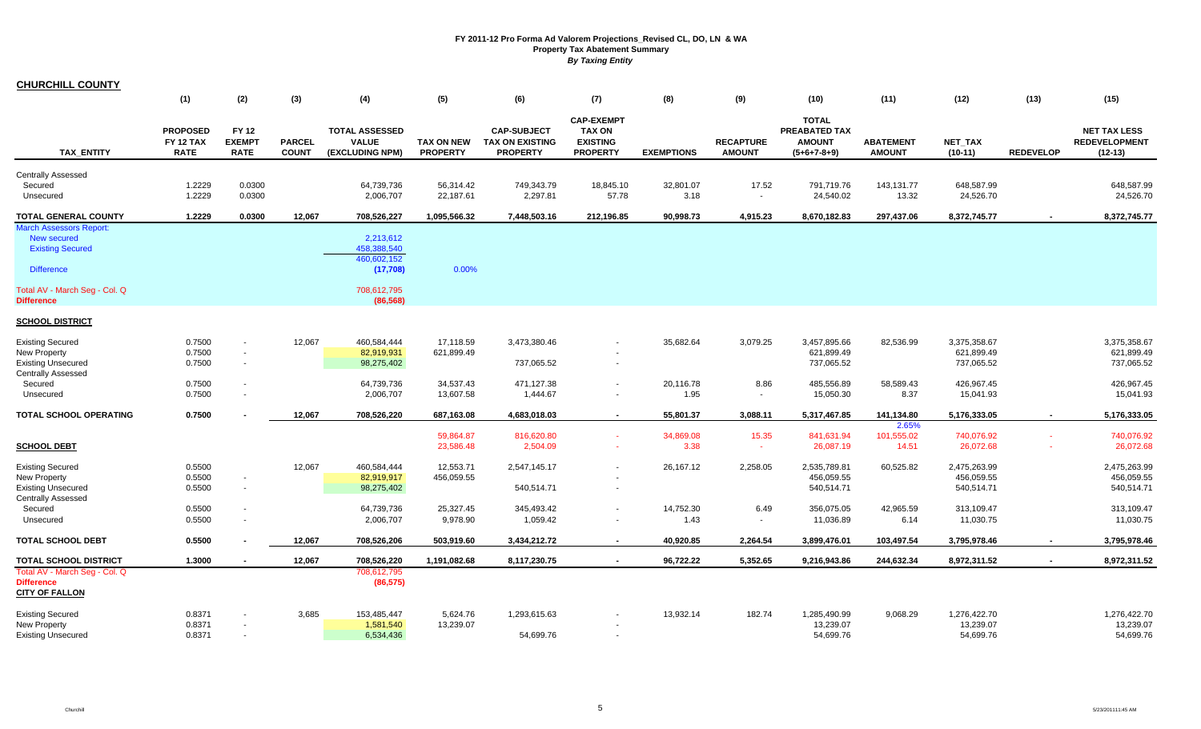# FY 2011-12 Pro Forma Ad Valorem Projections_Revised CL, DO, LN & WA
## Property Tax Abatement Summary
*By Taxing Entity*

**CHURCHILL COUNTY**

| TAX_ENTITY | (1) PROPOSED FY 12 TAX RATE | (2) FY 12 EXEMPT RATE | (3) PARCEL COUNT | (4) TOTAL ASSESSED VALUE (EXCLUDING NPM) | (5) TAX ON NEW PROPERTY | (6) CAP-SUBJECT TAX ON EXISTING PROPERTY | (7) CAP-EXEMPT TAX ON EXISTING PROPERTY | (8) EXEMPTIONS | (9) RECAPTURE AMOUNT | (10) TOTAL PREABATED TAX AMOUNT (5+6+7-8+9) | (11) ABATEMENT AMOUNT | (12) NET_TAX (10-11) | (13) REDEVELOP | (15) NET TAX LESS REDEVELOPMENT (12-13) |
|---|---|---|---|---|---|---|---|---|---|---|---|---|---|---|
| Centrally Assessed | | | | | | | | | | | | | | |
| Secured | 1.2229 | 0.0300 | | 64,739,736 | 56,314.42 | 749,343.79 | 18,845.10 | 32,801.07 | 17.52 | 791,719.76 | 143,131.77 | 648,587.99 | | 648,587.99 |
| Unsecured | 1.2229 | 0.0300 | | 2,006,707 | 22,187.61 | 2,297.81 | 57.78 | 3.18 | - | 24,540.02 | 13.32 | 24,526.70 | | 24,526.70 |
| **TOTAL GENERAL COUNTY** | **1.2229** | **0.0300** | **12,067** | **708,526,227** | **1,095,566.32** | **7,448,503.16** | **212,196.85** | **90,998.73** | **4,915.23** | **8,670,182.83** | **297,437.06** | **8,372,745.77** | **-** | **8,372,745.77** |
| March Assessors Report: | | | | | | | | | | | | | | |
| New secured | | | | 2,213,612 | | | | | | | | | | |
| Existing Secured | | | | 458,388,540 | | | | | | | | | | |
| | | | | 460,602,152 | | | | | | | | | | |
| Difference | | | | (17,708) | 0.00% | | | | | | | | | |
| Total AV - March Seg - Col. Q | | | | 708,612,795 | | | | | | | | | | |
| **Difference** | | | | (86,568) | | | | | | | | | | |
| **SCHOOL DISTRICT** | | | | | | | | | | | | | | |
| Existing Secured | 0.7500 | - | 12,067 | 460,584,444 | 17,118.59 | 3,473,380.46 | - | 35,682.64 | 3,079.25 | 3,457,895.66 | 82,536.99 | 3,375,358.67 | | 3,375,358.67 |
| New Property | 0.7500 | - | | 82,919,931 | 621,899.49 | | - | | | 621,899.49 | | 621,899.49 | | 621,899.49 |
| Existing Unsecured | 0.7500 | - | | 98,275,402 | | 737,065.52 | - | | | 737,065.52 | | 737,065.52 | | 737,065.52 |
| Centrally Assessed | | | | | | | | | | | | | | |
| Secured | 0.7500 | - | | 64,739,736 | 34,537.43 | 471,127.38 | - | 20,116.78 | 8.86 | 485,556.89 | 58,589.43 | 426,967.45 | | 426,967.45 |
| Unsecured | 0.7500 | - | | 2,006,707 | 13,607.58 | 1,444.67 | - | 1.95 | - | 15,050.30 | 8.37 | 15,041.93 | | 15,041.93 |
| **TOTAL SCHOOL OPERATING** | **0.7500** | **-** | **12,067** | **708,526,220** | **687,163.08** | **4,683,018.03** | **-** | **55,801.37** | **3,088.11** | **5,317,467.85** | **141,134.80** | **5,176,333.05** | **-** | **5,176,333.05** |
| | | | | | | | | | | | 2.65% | | | |
| | | | | | 59,864.87 | 816,620.80 | - | 34,869.08 | 15.35 | 841,631.94 | 101,555.02 | 740,076.92 | - | 740,076.92 |
| **SCHOOL DEBT** | | | | | 23,586.48 | 2,504.09 | - | 3.38 | - | 26,087.19 | 14.51 | 26,072.68 | - | 26,072.68 |
| Existing Secured | 0.5500 | | 12,067 | 460,584,444 | 12,553.71 | 2,547,145.17 | - | 26,167.12 | 2,258.05 | 2,535,789.81 | 60,525.82 | 2,475,263.99 | | 2,475,263.99 |
| New Property | 0.5500 | - | | 82,919,917 | 456,059.55 | | - | | | 456,059.55 | | 456,059.55 | | 456,059.55 |
| Existing Unsecured | 0.5500 | - | | 98,275,402 | | 540,514.71 | - | | | 540,514.71 | | 540,514.71 | | 540,514.71 |
| Centrally Assessed | | | | | | | | | | | | | | |
| Secured | 0.5500 | - | | 64,739,736 | 25,327.45 | 345,493.42 | - | 14,752.30 | 6.49 | 356,075.05 | 42,965.59 | 313,109.47 | | 313,109.47 |
| Unsecured | 0.5500 | - | | 2,006,707 | 9,978.90 | 1,059.42 | - | 1.43 | - | 11,036.89 | 6.14 | 11,030.75 | | 11,030.75 |
| **TOTAL SCHOOL DEBT** | **0.5500** | **-** | **12,067** | **708,526,206** | **503,919.60** | **3,434,212.72** | **-** | **40,920.85** | **2,264.54** | **3,899,476.01** | **103,497.54** | **3,795,978.46** | **-** | **3,795,978.46** |
| **TOTAL SCHOOL DISTRICT** | **1.3000** | **-** | **12,067** | **708,526,220** | **1,191,082.68** | **8,117,230.75** | **-** | **96,722.22** | **5,352.65** | **9,216,943.86** | **244,632.34** | **8,972,311.52** | **-** | **8,972,311.52** |
| Total AV - March Seg - Col. Q | | | | 708,612,795 | | | | | | | | | | |
| **Difference** | | | | (86,575) | | | | | | | | | | |
| **CITY OF FALLON** | | | | | | | | | | | | | | |
| Existing Secured | 0.8371 | - | 3,685 | 153,485,447 | 5,624.76 | 1,293,615.63 | - | 13,932.14 | 182.74 | 1,285,490.99 | 9,068.29 | 1,276,422.70 | | 1,276,422.70 |
| New Property | 0.8371 | - | | 1,581,540 | 13,239.07 | | - | | | 13,239.07 | | 13,239.07 | | 13,239.07 |
| Existing Unsecured | 0.8371 | - | | 6,534,436 | | 54,699.76 | - | | | 54,699.76 | | 54,699.76 | | 54,699.76 |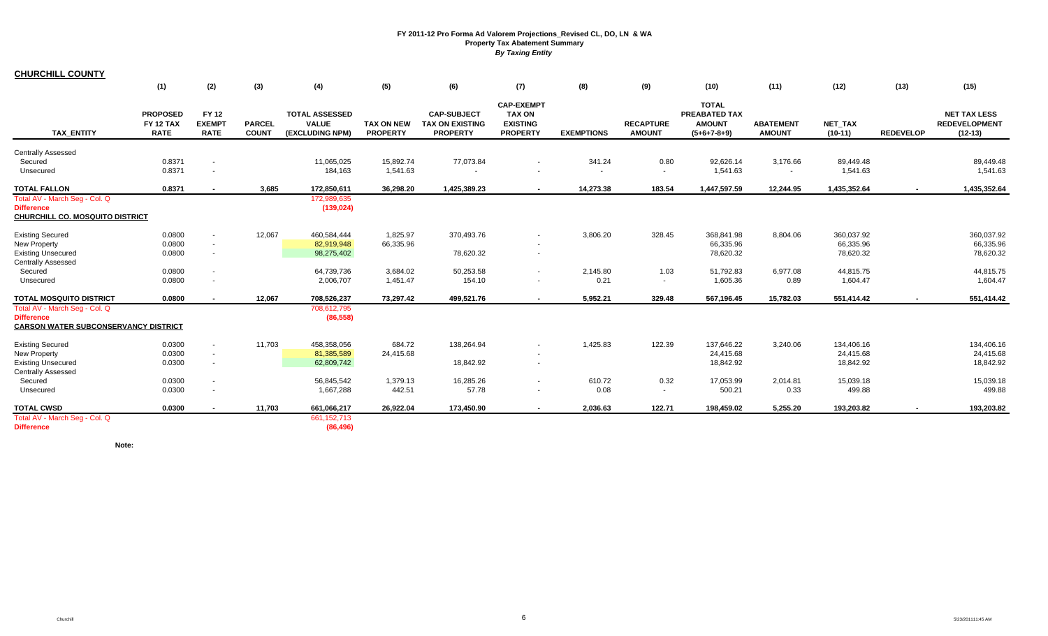**FY 2011-12 Pro Forma Ad Valorem Projections_Revised CL, DO, LN & WA**
**Property Tax Abatement Summary**
***By Taxing Entity***

## CHURCHILL COUNTY

| TAX_ENTITY | (1) PROPOSED FY 12 TAX RATE | (2) FY 12 EXEMPT RATE | (3) PARCEL COUNT | (4) TOTAL ASSESSED VALUE (EXCLUDING NPM) | (5) TAX ON NEW PROPERTY | (6) CAP-SUBJECT TAX ON EXISTING PROPERTY | (7) CAP-EXEMPT TAX ON EXISTING PROPERTY | (8) EXEMPTIONS | (9) RECAPTURE AMOUNT | (10) TOTAL PREABATED TAX AMOUNT (5+6+7-8+9) | (11) ABATEMENT AMOUNT | (12) NET_TAX (10-11) | (13) REDEVELOP | (15) NET TAX LESS REDEVELOPMENT (12-13) |
|---|---|---|---|---|---|---|---|---|---|---|---|---|---|---|
| Centrally Assessed | | | | | | | | | | | | | | |
| Secured | 0.8371 | - | | 11,065,025 | 15,892.74 | 77,073.84 | - | 341.24 | 0.80 | 92,626.14 | 3,176.66 | 89,449.48 | | 89,449.48 |
| Unsecured | 0.8371 | - | | 184,163 | 1,541.63 | - | - | - | - | 1,541.63 | - | 1,541.63 | | 1,541.63 |
| **TOTAL FALLON** | **0.8371** | **-** | **3,685** | **172,850,611** | **36,298.20** | **1,425,389.23** | **-** | **14,273.38** | **183.54** | **1,447,597.59** | **12,244.95** | **1,435,352.64** | **-** | **1,435,352.64** |
| Total AV - March Seg - Col. Q | | | | 172,989,635 | | | | | | | | | | |
| **Difference** | | | | **(139,024)** | | | | | | | | | | |
| **CHURCHILL CO. MOSQUITO DISTRICT** | | | | | | | | | | | | | | |
| Existing Secured | 0.0800 | - | 12,067 | 460,584,444 | 1,825.97 | 370,493.76 | - | 3,806.20 | 328.45 | 368,841.98 | 8,804.06 | 360,037.92 | | 360,037.92 |
| New Property | 0.0800 | - | | 82,919,948 | 66,335.96 | | - | | | 66,335.96 | | 66,335.96 | | 66,335.96 |
| Existing Unsecured | 0.0800 | - | | 98,275,402 | | 78,620.32 | - | | | 78,620.32 | | 78,620.32 | | 78,620.32 |
| Centrally Assessed | | | | | | | | | | | | | | |
| Secured | 0.0800 | - | | 64,739,736 | 3,684.02 | 50,253.58 | - | 2,145.80 | 1.03 | 51,792.83 | 6,977.08 | 44,815.75 | | 44,815.75 |
| Unsecured | 0.0800 | - | | 2,006,707 | 1,451.47 | 154.10 | - | 0.21 | - | 1,605.36 | 0.89 | 1,604.47 | | 1,604.47 |
| **TOTAL MOSQUITO DISTRICT** | **0.0800** | **-** | **12,067** | **708,526,237** | **73,297.42** | **499,521.76** | **-** | **5,952.21** | **329.48** | **567,196.45** | **15,782.03** | **551,414.42** | **-** | **551,414.42** |
| Total AV - March Seg - Col. Q | | | | 708,612,795 | | | | | | | | | | |
| **Difference** | | | | **(86,558)** | | | | | | | | | | |
| **CARSON WATER SUBCONSERVANCY DISTRICT** | | | | | | | | | | | | | | |
| Existing Secured | 0.0300 | - | 11,703 | 458,358,056 | 684.72 | 138,264.94 | - | 1,425.83 | 122.39 | 137,646.22 | 3,240.06 | 134,406.16 | | 134,406.16 |
| New Property | 0.0300 | - | | 81,385,589 | 24,415.68 | | - | | | 24,415.68 | | 24,415.68 | | 24,415.68 |
| Existing Unsecured | 0.0300 | - | | 62,809,742 | | 18,842.92 | - | | | 18,842.92 | | 18,842.92 | | 18,842.92 |
| Centrally Assessed | | | | | | | | | | | | | | |
| Secured | 0.0300 | - | | 56,845,542 | 1,379.13 | 16,285.26 | - | 610.72 | 0.32 | 17,053.99 | 2,014.81 | 15,039.18 | | 15,039.18 |
| Unsecured | 0.0300 | - | | 1,667,288 | 442.51 | 57.78 | - | 0.08 | - | 500.21 | 0.33 | 499.88 | | 499.88 |
| **TOTAL CWSD** | **0.0300** | **-** | **11,703** | **661,066,217** | **26,922.04** | **173,450.90** | **-** | **2,036.63** | **122.71** | **198,459.02** | **5,255.20** | **193,203.82** | **-** | **193,203.82** |
| Total AV - March Seg - Col. Q | | | | 661,152,713 | | | | | | | | | | |
| **Difference** | | | | **(86,496)** | | | | | | | | | | |

**Note:**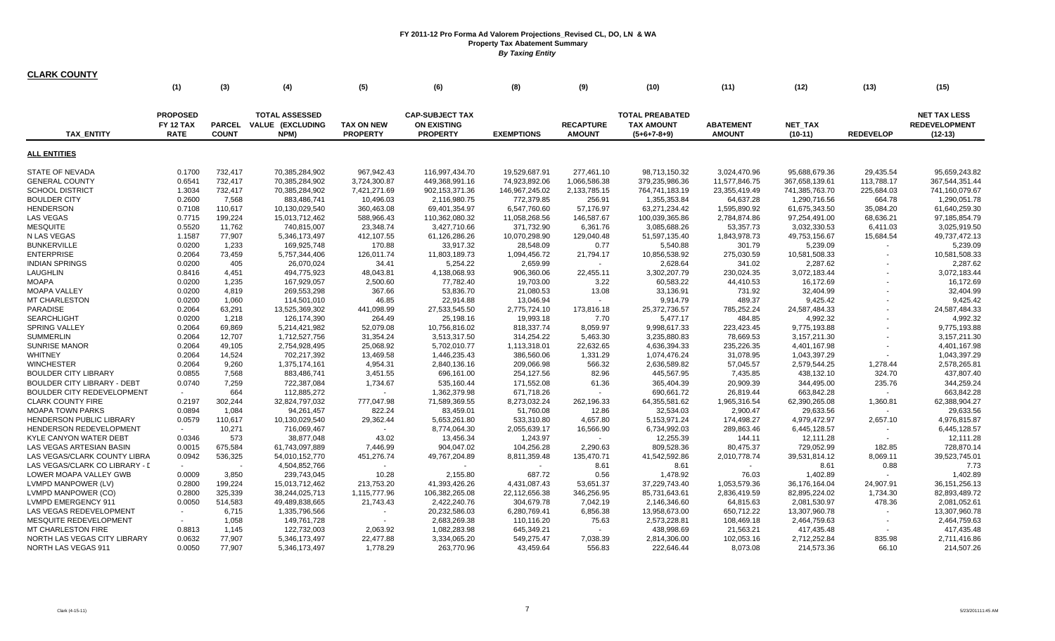# FY 2011-12 Pro Forma Ad Valorem Projections_Revised CL, DO, LN & WA
## Property Tax Abatement Summary
### *By Taxing Entity*

**CLARK COUNTY**

| (1) | | (3) | (4) | (5) | (6) | (8) | (9) | (10) | (11) | (12) | (13) | (15) |
|---|---|---|---|---|---|---|---|---|---|---|---|---|
| **TAX_ENTITY** | **PROPOSED FY 12 TAX RATE** | **PARCEL COUNT** | **TOTAL ASSESSED VALUE (EXCLUDING NPM)** | **TAX ON NEW PROPERTY** | **CAP-SUBJECT TAX ON EXISTING PROPERTY** | **EXEMPTIONS** | **RECAPTURE AMOUNT** | **TOTAL PREABATED TAX AMOUNT (5+6+7-8+9)** | **ABATEMENT AMOUNT** | **NET_TAX (10-11)** | **REDEVELOP** | **NET TAX LESS REDEVELOPMENT (12-13)** |
| **ALL ENTITIES** | | | | | | | | | | | | |
| STATE OF NEVADA | 0.1700 | 732,417 | 70,385,284,902 | 967,942.43 | 116,997,434.70 | 19,529,687.91 | 277,461.10 | 98,713,150.32 | 3,024,470.96 | 95,688,679.36 | 29,435.54 | 95,659,243.82 |
| GENERAL COUNTY | 0.6541 | 732,417 | 70,385,284,902 | 3,724,300.87 | 449,368,991.16 | 74,923,892.06 | 1,066,586.38 | 379,235,986.36 | 11,577,846.75 | 367,658,139.61 | 113,788.17 | 367,544,351.44 |
| SCHOOL DISTRICT | 1.3034 | 732,417 | 70,385,284,902 | 7,421,271.69 | 902,153,371.36 | 146,967,245.02 | 2,133,785.15 | 764,741,183.19 | 23,355,419.49 | 741,385,763.70 | 225,684.03 | 741,160,079.67 |
| BOULDER CITY | 0.2600 | 7,568 | 883,486,741 | 10,496.03 | 2,116,980.75 | 772,379.85 | 256.91 | 1,355,353.84 | 64,637.28 | 1,290,716.56 | 664.78 | 1,290,051.78 |
| HENDERSON | 0.7108 | 110,617 | 10,130,029,540 | 360,463.08 | 69,401,354.97 | 6,547,760.60 | 57,176.97 | 63,271,234.42 | 1,595,890.92 | 61,675,343.50 | 35,084.20 | 61,640,259.30 |
| LAS VEGAS | 0.7715 | 199,224 | 15,013,712,462 | 588,966.43 | 110,362,080.32 | 11,058,268.56 | 146,587.67 | 100,039,365.86 | 2,784,874.86 | 97,254,491.00 | 68,636.21 | 97,185,854.79 |
| MESQUITE | 0.5520 | 11,762 | 740,815,007 | 23,348.74 | 3,427,710.66 | 371,732.90 | 6,361.76 | 3,085,688.26 | 53,357.73 | 3,032,330.53 | 6,411.03 | 3,025,919.50 |
| N LAS VEGAS | 1.1587 | 77,907 | 5,346,173,497 | 412,107.55 | 61,126,286.26 | 10,070,298.90 | 129,040.48 | 51,597,135.40 | 1,843,978.73 | 49,753,156.67 | 15,684.54 | 49,737,472.13 |
| BUNKERVILLE | 0.0200 | 1,233 | 169,925,748 | 170.88 | 33,917.32 | 28,548.09 | 0.77 | 5,540.88 | 301.79 | 5,239.09 | - | 5,239.09 |
| ENTERPRISE | 0.2064 | 73,459 | 5,757,344,406 | 126,011.74 | 11,803,189.73 | 1,094,456.72 | 21,794.17 | 10,856,538.92 | 275,030.59 | 10,581,508.33 | - | 10,581,508.33 |
| INDIAN SPRINGS | 0.0200 | 405 | 26,070,024 | 34.41 | 5,254.22 | 2,659.99 | - | 2,628.64 | 341.02 | 2,287.62 | - | 2,287.62 |
| LAUGHLIN | 0.8416 | 4,451 | 494,775,923 | 48,043.81 | 4,138,068.93 | 906,360.06 | 22,455.11 | 3,302,207.79 | 230,024.35 | 3,072,183.44 | - | 3,072,183.44 |
| MOAPA | 0.0200 | 1,235 | 167,929,057 | 2,500.60 | 77,782.40 | 19,703.00 | 3.22 | 60,583.22 | 44,410.53 | 16,172.69 | - | 16,172.69 |
| MOAPA VALLEY | 0.0200 | 4,819 | 269,553,298 | 367.66 | 53,836.70 | 21,080.53 | 13.08 | 33,136.91 | 731.92 | 32,404.99 | - | 32,404.99 |
| MT CHARLESTON | 0.0200 | 1,060 | 114,501,010 | 46.85 | 22,914.88 | 13,046.94 | - | 9,914.79 | 489.37 | 9,425.42 | - | 9,425.42 |
| PARADISE | 0.2064 | 63,291 | 13,525,369,302 | 441,098.99 | 27,533,545.50 | 2,775,724.10 | 173,816.18 | 25,372,736.57 | 785,252.24 | 24,587,484.33 | - | 24,587,484.33 |
| SEARCHLIGHT | 0.0200 | 1,218 | 126,174,390 | 264.49 | 25,198.16 | 19,993.18 | 7.70 | 5,477.17 | 484.85 | 4,992.32 | - | 4,992.32 |
| SPRING VALLEY | 0.2064 | 69,869 | 5,214,421,982 | 52,079.08 | 10,756,816.02 | 818,337.74 | 8,059.97 | 9,998,617.33 | 223,423.45 | 9,775,193.88 | - | 9,775,193.88 |
| SUMMERLIN | 0.2064 | 12,707 | 1,712,527,756 | 31,354.24 | 3,513,317.50 | 314,254.22 | 5,463.30 | 3,235,880.83 | 78,669.53 | 3,157,211.30 | - | 3,157,211.30 |
| SUNRISE MANOR | 0.2064 | 49,105 | 2,754,928,495 | 25,068.92 | 5,702,010.77 | 1,113,318.01 | 22,632.65 | 4,636,394.33 | 235,226.35 | 4,401,167.98 | - | 4,401,167.98 |
| WHITNEY | 0.2064 | 14,524 | 702,217,392 | 13,469.58 | 1,446,235.43 | 386,560.06 | 1,331.29 | 1,074,476.24 | 31,078.95 | 1,043,397.29 | - | 1,043,397.29 |
| WINCHESTER | 0.2064 | 9,260 | 1,375,174,161 | 4,954.31 | 2,840,136.16 | 209,066.98 | 566.32 | 2,636,589.82 | 57,045.57 | 2,579,544.25 | 1,278.44 | 2,578,265.81 |
| BOULDER CITY LIBRARY | 0.0855 | 7,568 | 883,486,741 | 3,451.55 | 696,161.00 | 254,127.56 | 82.96 | 445,567.95 | 7,435.85 | 438,132.10 | 324.70 | 437,807.40 |
| BOULDER CITY LIBRARY - DEBT | 0.0740 | 7,259 | 722,387,080 | 1,734.67 | 535,160.44 | 171,552.08 | 61.36 | 365,404.39 | 20,909.39 | 344,495.00 | 235.76 | 344,259.24 |
| BOULDER CITY REDEVELOPMENT | - | 664 | 112,885,272 | - | 1,362,379.98 | 671,718.26 | - | 690,661.72 | 26,819.44 | 663,842.28 | - | 663,842.28 |
| CLARK COUNTY FIRE | 0.2197 | 302,244 | 32,824,797,032 | 777,047.98 | 71,589,369.55 | 8,273,032.24 | 262,196.33 | 64,355,581.62 | 1,965,316.54 | 62,390,265.08 | 1,360.81 | 62,388,904.27 |
| MOAPA TOWN PARKS | 0.0894 | 1,084 | 94,261,457 | 822.24 | 83,459.01 | 51,760.08 | 12.86 | 32,534.03 | 2,900.47 | 29,633.56 | - | 29,633.56 |
| HENDERSON PUBLIC LIBRARY | 0.0579 | 110,617 | 10,130,029,540 | 29,362.44 | 5,653,261.80 | 533,310.80 | 4,657.80 | 5,153,971.24 | 174,498.27 | 4,979,472.97 | 2,657.10 | 4,976,815.87 |
| HENDERSON REDEVELOPMENT | - | 10,271 | 716,069,467 | - | 8,774,064.30 | 2,055,639.17 | 16,566.90 | 6,734,992.03 | 289,863.46 | 6,445,128.57 | - | 6,445,128.57 |
| KYLE CANYON WATER DEBT | 0.0346 | 573 | 38,877,048 | 43.02 | 13,456.34 | 1,243.97 | - | 12,255.39 | 144.11 | 12,111.28 | - | 12,111.28 |
| LAS VEGAS ARTESIAN BASIN | 0.0015 | 675,584 | 61,743,097,889 | 7,446.99 | 904,047.02 | 104,256.28 | 2,290.63 | 809,528.36 | 80,475.37 | 729,052.99 | 182.85 | 728,870.14 |
| LAS VEGAS/CLARK COUNTY LIBRA | 0.0942 | 536,325 | 54,010,152,770 | 451,276.74 | 49,767,204.89 | 8,811,359.48 | 135,470.71 | 41,542,592.86 | 2,010,778.74 | 39,531,814.12 | 8,069.11 | 39,523,745.01 |
| LAS VEGAS/CLARK CO LIBRARY - I | - | - | 4,504,852,766 | - | - | - | 8.61 | 8.61 | - | 8.61 | 0.88 | 7.73 |
| LOWER MOAPA VALLEY GWB | 0.0009 | 3,850 | 239,743,045 | 10.28 | 2,155.80 | 687.72 | 0.56 | 1,478.92 | 76.03 | 1,402.89 | - | 1,402.89 |
| LVMPD MANPOWER (LV) | 0.2800 | 199,224 | 15,013,712,462 | 213,753.20 | 41,393,426.26 | 4,431,087.43 | 53,651.37 | 37,229,743.40 | 1,053,579.36 | 36,176,164.04 | 24,907.91 | 36,151,256.13 |
| LVMPD MANPOWER (CO) | 0.2800 | 325,339 | 38,244,025,713 | 1,115,777.96 | 106,382,265.08 | 22,112,656.38 | 346,256.95 | 85,731,643.61 | 2,836,419.59 | 82,895,224.02 | 1,734.30 | 82,893,489.72 |
| LVMPD EMERGENCY 911 | 0.0050 | 514,583 | 49,489,838,665 | 21,743.43 | 2,422,240.76 | 304,679.78 | 7,042.19 | 2,146,346.60 | 64,815.63 | 2,081,530.97 | 478.36 | 2,081,052.61 |
| LAS VEGAS REDEVELOPMENT | - | 6,715 | 1,335,796,566 | - | 20,232,586.03 | 6,280,769.41 | 6,856.38 | 13,958,673.00 | 650,712.22 | 13,307,960.78 | - | 13,307,960.78 |
| MESQUITE REDEVELOPMENT | - | 1,058 | 149,761,728 | - | 2,683,269.38 | 110,116.20 | 75.63 | 2,573,228.81 | 108,469.18 | 2,464,759.63 | - | 2,464,759.63 |
| MT CHARLESTON FIRE | 0.8813 | 1,145 | 122,732,003 | 2,063.92 | 1,082,283.98 | 645,349.21 | - | 438,998.69 | 21,563.21 | 417,435.48 | - | 417,435.48 |
| NORTH LAS VEGAS CITY LIBRARY | 0.0632 | 77,907 | 5,346,173,497 | 22,477.88 | 3,334,065.20 | 549,275.47 | 7,038.39 | 2,814,306.00 | 102,053.16 | 2,712,252.84 | 835.98 | 2,711,416.86 |
| NORTH LAS VEGAS 911 | 0.0050 | 77,907 | 5,346,173,497 | 1,778.29 | 263,770.96 | 43,459.64 | 556.83 | 222,646.44 | 8,073.08 | 214,573.36 | 66.10 | 214,507.26 |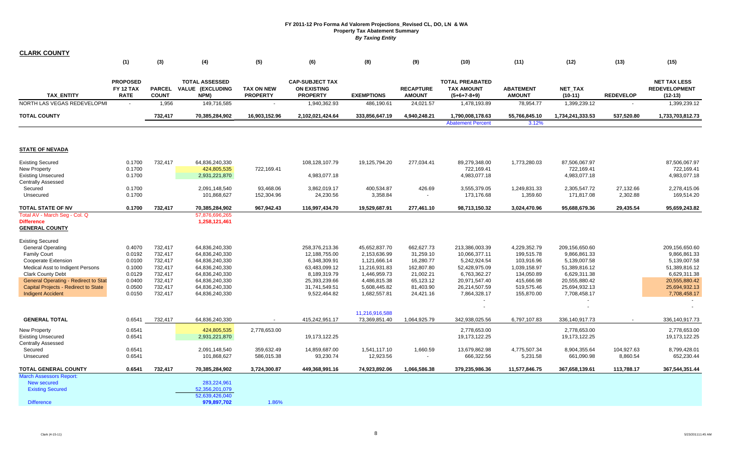# FY 2011-12 Pro Forma Ad Valorem Projections_Revised CL, DO, LN & WA

## Property Tax Abatement Summary

*By Taxing Entity*

## CLARK COUNTY

| | (1) | (3) | (4) | (5) | (6) | (8) | (9) | (10) | (11) | (12) | (13) | (15) |
|---|---|---|---|---|---|---|---|---|---|---|---|---|
| **TAX_ENTITY** | **PROPOSED FY 12 TAX RATE** | **PARCEL COUNT** | **TOTAL ASSESSED VALUE (EXCLUDING NPM)** | **TAX ON NEW PROPERTY** | **CAP-SUBJECT TAX ON EXISTING PROPERTY** | **EXEMPTIONS** | **RECAPTURE AMOUNT** | **TOTAL PREABATED TAX AMOUNT (5+6+7-8+9)** | **ABATEMENT AMOUNT** | **NET_TAX (10-11)** | **REDEVELOP** | **NET TAX LESS REDEVELOPMENT (12-13)** |
| NORTH LAS VEGAS REDEVELOPMI | - | 1,956 | 149,716,585 | - | 1,940,362.93 | 486,190.61 | 24,021.57 | 1,478,193.89 | 78,954.77 | 1,399,239.12 | - | 1,399,239.12 |
| **TOTAL COUNTY** | | 732,417 | 70,385,284,902 | 16,903,152.96 | 2,102,021,424.64 | 333,856,647.19 | 4,940,248.21 | 1,790,008,178.63 | 55,766,845.10 | 1,734,241,333.53 | 537,520.80 | 1,733,703,812.73 |
| | | | | | | | | Abatement Percent | 3.12% | | | |

## STATE OF NEVADA

| | (1) | (3) | (4) | (5) | (6) | (8) | (9) | (10) | (11) | (12) | (13) | (15) |
|---|---|---|---|---|---|---|---|---|---|---|---|---|
| Existing Secured | 0.1700 | 732,417 | 64,836,240,330 | | 108,128,107.79 | 19,125,794.20 | 277,034.41 | 89,279,348.00 | 1,773,280.03 | 87,506,067.97 | | 87,506,067.97 |
| New Property | 0.1700 | | 424,805,535 | 722,169.41 | | | | 722,169.41 | | 722,169.41 | | 722,169.41 |
| Existing Unsecured | 0.1700 | | 2,931,221,870 | | 4,983,077.18 | | | 4,983,077.18 | | 4,983,077.18 | | 4,983,077.18 |
| Centrally Assessed | | | | | | | | | | | | |
| Secured | 0.1700 | | 2,091,148,540 | 93,468.06 | 3,862,019.17 | 400,534.87 | 426.69 | 3,555,379.05 | 1,249,831.33 | 2,305,547.72 | 27,132.66 | 2,278,415.06 |
| Unsecured | 0.1700 | | 101,868,627 | 152,304.96 | 24,230.56 | 3,358.84 | - | 173,176.68 | 1,359.60 | 171,817.08 | 2,302.88 | 169,514.20 |
| **TOTAL STATE OF NV** | 0.1700 | 732,417 | 70,385,284,902 | 967,942.43 | 116,997,434.70 | 19,529,687.91 | 277,461.10 | 98,713,150.32 | 3,024,470.96 | 95,688,679.36 | 29,435.54 | 95,659,243.82 |
| Total AV - March Seg - Col. Q | | | 57,876,696,265 | | | | | | | | | |
| **Difference** | | | 1,258,121,461 | | | | | | | | | |

## GENERAL COUNTY

| | (1) | (3) | (4) | (5) | (6) | (8) | (9) | (10) | (11) | (12) | (13) | (15) |
|---|---|---|---|---|---|---|---|---|---|---|---|---|
| Existing Secured | | | | | | | | | | | | |
| General Operating | 0.4070 | 732,417 | 64,836,240,330 | | 258,376,213.36 | 45,652,837.70 | 662,627.73 | 213,386,003.39 | 4,229,352.79 | 209,156,650.60 | | 209,156,650.60 |
| Family Court | 0.0192 | 732,417 | 64,836,240,330 | | 12,188,755.00 | 2,153,636.99 | 31,259.10 | 10,066,377.11 | 199,515.78 | 9,866,861.33 | | 9,866,861.33 |
| Cooperate Extension | 0.0100 | 732,417 | 64,836,240,330 | | 6,348,309.91 | 1,121,666.14 | 16,280.77 | 5,242,924.54 | 103,916.96 | 5,139,007.58 | | 5,139,007.58 |
| Medical Asst to Indigent Persons | 0.1000 | 732,417 | 64,836,240,330 | | 63,483,099.12 | 11,216,931.83 | 162,807.80 | 52,428,975.09 | 1,039,158.97 | 51,389,816.12 | | 51,389,816.12 |
| Clark County Debt | 0.0129 | 732,417 | 64,836,240,330 | | 8,189,319.79 | 1,446,959.73 | 21,002.21 | 6,763,362.27 | 134,050.89 | 6,629,311.38 | | 6,629,311.38 |
| General Operating - Redirect to Stat | 0.0400 | 732,417 | 64,836,240,330 | | 25,393,239.66 | 4,486,815.38 | 65,123.12 | 20,971,547.40 | 415,666.98 | 20,555,880.42 | | 20,555,880.42 |
| Capital Projects - Redirect to State | 0.0500 | 732,417 | 64,836,240,330 | | 31,741,549.51 | 5,608,445.82 | 81,403.90 | 26,214,507.59 | 519,575.46 | 25,694,932.13 | | 25,694,932.13 |
| Indigent Accident | 0.0150 | 732,417 | 64,836,240,330 | | 9,522,464.82 | 1,682,557.81 | 24,421.16 | 7,864,328.17 | 155,870.00 | 7,708,458.17 | | 7,708,458.17 |
| | | | | | | | | - | | - | | - |
| | | | | | | | | - | | - | | - |
| | | | | | | 11,216,916,588 | | | | | | |
| **GENERAL TOTAL** | 0.6541 | 732,417 | 64,836,240,330 | - | 415,242,951.17 | 73,369,851.40 | 1,064,925.79 | 342,938,025.56 | 6,797,107.83 | 336,140,917.73 | - | 336,140,917.73 |
| New Property | 0.6541 | | 424,805,535 | 2,778,653.00 | | | | 2,778,653.00 | | 2,778,653.00 | | 2,778,653.00 |
| Existing Unsecured | 0.6541 | | 2,931,221,870 | | 19,173,122.25 | | | 19,173,122.25 | | 19,173,122.25 | | 19,173,122.25 |
| Centrally Assessed | | | | | | | | | | | | |
| Secured | 0.6541 | | 2,091,148,540 | 359,632.49 | 14,859,687.00 | 1,541,117.10 | 1,660.59 | 13,679,862.98 | 4,775,507.34 | 8,904,355.64 | 104,927.63 | 8,799,428.01 |
| Unsecured | 0.6541 | | 101,868,627 | 586,015.38 | 93,230.74 | 12,923.56 | - | 666,322.56 | 5,231.58 | 661,090.98 | 8,860.54 | 652,230.44 |
| **TOTAL GENERAL COUNTY** | 0.6541 | 732,417 | 70,385,284,902 | 3,724,300.87 | 449,368,991.16 | 74,923,892.06 | 1,066,586.38 | 379,235,986.36 | 11,577,846.75 | 367,658,139.61 | 113,788.17 | 367,544,351.44 |
| March Assessors Report: | | | | | | | | | | | | |
| New secured | | | 283,224,961 | | | | | | | | | |
| Existing Secured | | | 52,356,201,079 | | | | | | | | | |
| | | | 52,639,426,040 | | | | | | | | | |
| Difference | | | 979,897,702 | 1.86% | | | | | | | | |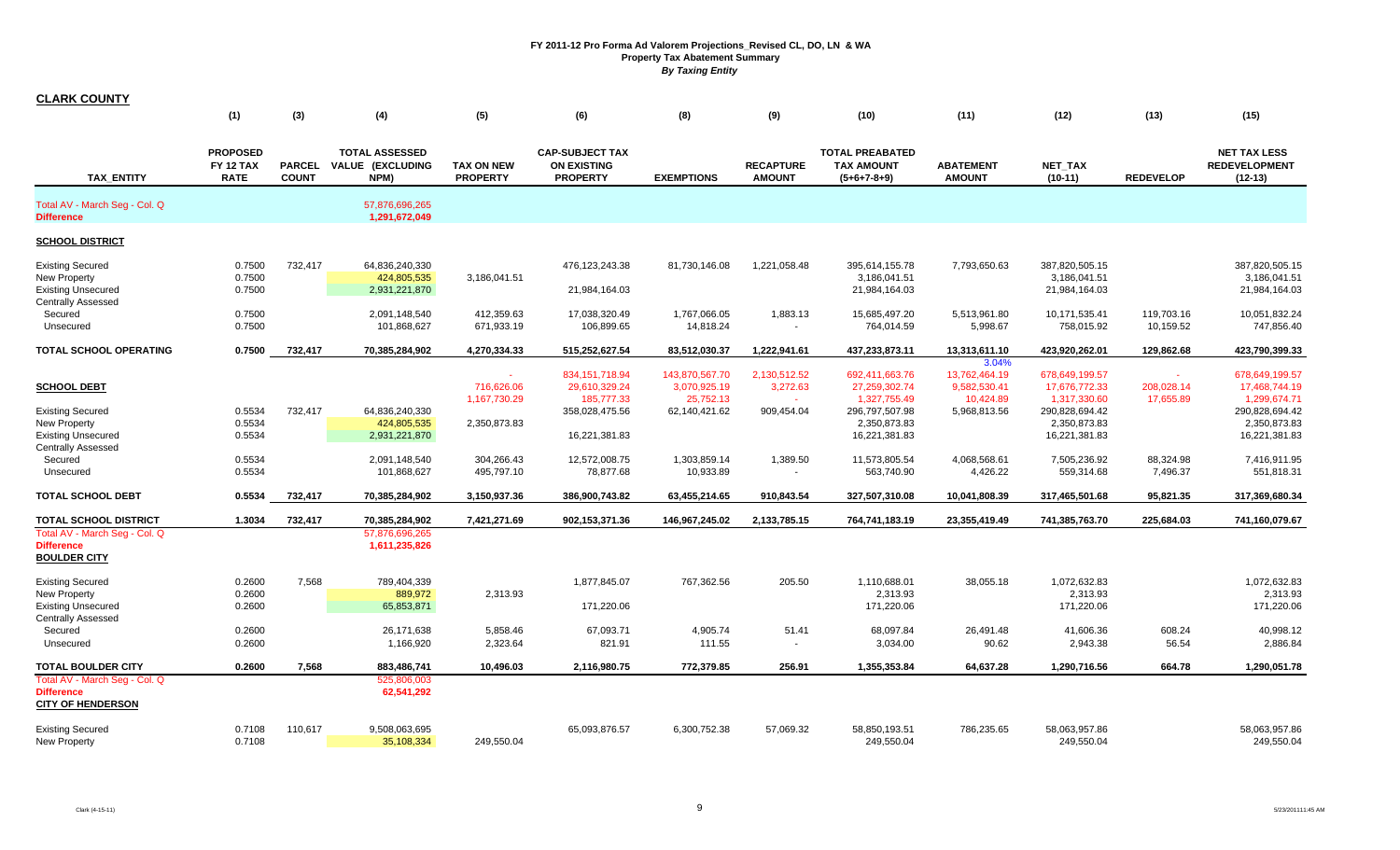# FY 2011-12 Pro Forma Ad Valorem Projections_Revised CL, DO, LN & WA

## Property Tax Abatement Summary

*By Taxing Entity*

**CLARK COUNTY**

| | (1) | (3) | (4) | (5) | (6) | (8) | (9) | (10) | (11) | (12) | (13) | (15) |
|---|---|---|---|---|---|---|---|---|---|---|---|---|
| **TAX_ENTITY** | **PROPOSED FY 12 TAX RATE** | **PARCEL COUNT** | **TOTAL ASSESSED VALUE (EXCLUDING NPM)** | **TAX ON NEW PROPERTY** | **CAP-SUBJECT TAX ON EXISTING PROPERTY** | **EXEMPTIONS** | **RECAPTURE AMOUNT** | **TOTAL PREABATED TAX AMOUNT (5+6+7-8+9)** | **ABATEMENT AMOUNT** | **NET_TAX (10-11)** | **REDEVELOP** | **NET TAX LESS REDEVELOPMENT (12-13)** |
| Total AV - March Seg - Col. Q | | | 57,876,696,265 | | | | | | | | | |
| **Difference** | | | 1,291,672,049 | | | | | | | | | |
| **SCHOOL DISTRICT** | | | | | | | | | | | | |
| Existing Secured | 0.7500 | 732,417 | 64,836,240,330 | | 476,123,243.38 | 81,730,146.08 | 1,221,058.48 | 395,614,155.78 | 7,793,650.63 | 387,820,505.15 | | 387,820,505.15 |
| New Property | 0.7500 | | 424,805,535 | 3,186,041.51 | | | | 3,186,041.51 | | 3,186,041.51 | | 3,186,041.51 |
| Existing Unsecured | 0.7500 | | 2,931,221,870 | | 21,984,164.03 | | | 21,984,164.03 | | 21,984,164.03 | | 21,984,164.03 |
| Centrally Assessed | | | | | | | | | | | | |
| Secured | 0.7500 | | 2,091,148,540 | 412,359.63 | 17,038,320.49 | 1,767,066.05 | 1,883.13 | 15,685,497.20 | 5,513,961.80 | 10,171,535.41 | 119,703.16 | 10,051,832.24 |
| Unsecured | 0.7500 | | 101,868,627 | 671,933.19 | 106,899.65 | 14,818.24 | - | 764,014.59 | 5,998.67 | 758,015.92 | 10,159.52 | 747,856.40 |
| **TOTAL SCHOOL OPERATING** | **0.7500** | **732,417** | **70,385,284,902** | **4,270,334.33** | **515,252,627.54** | **83,512,030.37** | **1,222,941.61** | **437,233,873.11** | **13,313,611.10** | **423,920,262.01** | **129,862.68** | **423,790,399.33** |
| | | | | | | | | | 3.04% | | | |
| | | | | - | 834,151,718.94 | 143,870,567.70 | 2,130,512.52 | 692,411,663.76 | 13,762,464.19 | 678,649,199.57 | - | 678,649,199.57 |
| **SCHOOL DEBT** | | | | 716,626.06 | 29,610,329.24 | 3,070,925.19 | 3,272.63 | 27,259,302.74 | 9,582,530.41 | 17,676,772.33 | 208,028.14 | 17,468,744.19 |
| | | | | 1,167,730.29 | 185,777.33 | 25,752.13 | - | 1,327,755.49 | 10,424.89 | 1,317,330.60 | 17,655.89 | 1,299,674.71 |
| Existing Secured | 0.5534 | 732,417 | 64,836,240,330 | | 358,028,475.56 | 62,140,421.62 | 909,454.04 | 296,797,507.98 | 5,968,813.56 | 290,828,694.42 | | 290,828,694.42 |
| New Property | 0.5534 | | 424,805,535 | 2,350,873.83 | | | | 2,350,873.83 | | 2,350,873.83 | | 2,350,873.83 |
| Existing Unsecured | 0.5534 | | 2,931,221,870 | | 16,221,381.83 | | | 16,221,381.83 | | 16,221,381.83 | | 16,221,381.83 |
| Centrally Assessed | | | | | | | | | | | | |
| Secured | 0.5534 | | 2,091,148,540 | 304,266.43 | 12,572,008.75 | 1,303,859.14 | 1,389.50 | 11,573,805.54 | 4,068,568.61 | 7,505,236.92 | 88,324.98 | 7,416,911.95 |
| Unsecured | 0.5534 | | 101,868,627 | 495,797.10 | 78,877.68 | 10,933.89 | - | 563,740.90 | 4,426.22 | 559,314.68 | 7,496.37 | 551,818.31 |
| **TOTAL SCHOOL DEBT** | **0.5534** | **732,417** | **70,385,284,902** | **3,150,937.36** | **386,900,743.82** | **63,455,214.65** | **910,843.54** | **327,507,310.08** | **10,041,808.39** | **317,465,501.68** | **95,821.35** | **317,369,680.34** |
| **TOTAL SCHOOL DISTRICT** | **1.3034** | **732,417** | **70,385,284,902** | **7,421,271.69** | **902,153,371.36** | **146,967,245.02** | **2,133,785.15** | **764,741,183.19** | **23,355,419.49** | **741,385,763.70** | **225,684.03** | **741,160,079.67** |
| Total AV - March Seg - Col. Q | | | 57,876,696,265 | | | | | | | | | |
| **Difference** | | | 1,611,235,826 | | | | | | | | | |
| **BOULDER CITY** | | | | | | | | | | | | |
| Existing Secured | 0.2600 | 7,568 | 789,404,339 | | 1,877,845.07 | 767,362.56 | 205.50 | 1,110,688.01 | 38,055.18 | 1,072,632.83 | | 1,072,632.83 |
| New Property | 0.2600 | | 889,972 | 2,313.93 | | | | 2,313.93 | | 2,313.93 | | 2,313.93 |
| Existing Unsecured | 0.2600 | | 65,853,871 | | 171,220.06 | | | 171,220.06 | | 171,220.06 | | 171,220.06 |
| Centrally Assessed | | | | | | | | | | | | |
| Secured | 0.2600 | | 26,171,638 | 5,858.46 | 67,093.71 | 4,905.74 | 51.41 | 68,097.84 | 26,491.48 | 41,606.36 | 608.24 | 40,998.12 |
| Unsecured | 0.2600 | | 1,166,920 | 2,323.64 | 821.91 | 111.55 | - | 3,034.00 | 90.62 | 2,943.38 | 56.54 | 2,886.84 |
| **TOTAL BOULDER CITY** | **0.2600** | **7,568** | **883,486,741** | **10,496.03** | **2,116,980.75** | **772,379.85** | **256.91** | **1,355,353.84** | **64,637.28** | **1,290,716.56** | **664.78** | **1,290,051.78** |
| Total AV - March Seg - Col. Q | | | 525,806,003 | | | | | | | | | |
| **Difference** | | | 62,541,292 | | | | | | | | | |
| **CITY OF HENDERSON** | | | | | | | | | | | | |
| Existing Secured | 0.7108 | 110,617 | 9,508,063,695 | | 65,093,876.57 | 6,300,752.38 | 57,069.32 | 58,850,193.51 | 786,235.65 | 58,063,957.86 | | 58,063,957.86 |
| New Property | 0.7108 | | 35,108,334 | 249,550.04 | | | | 249,550.04 | | 249,550.04 | | 249,550.04 |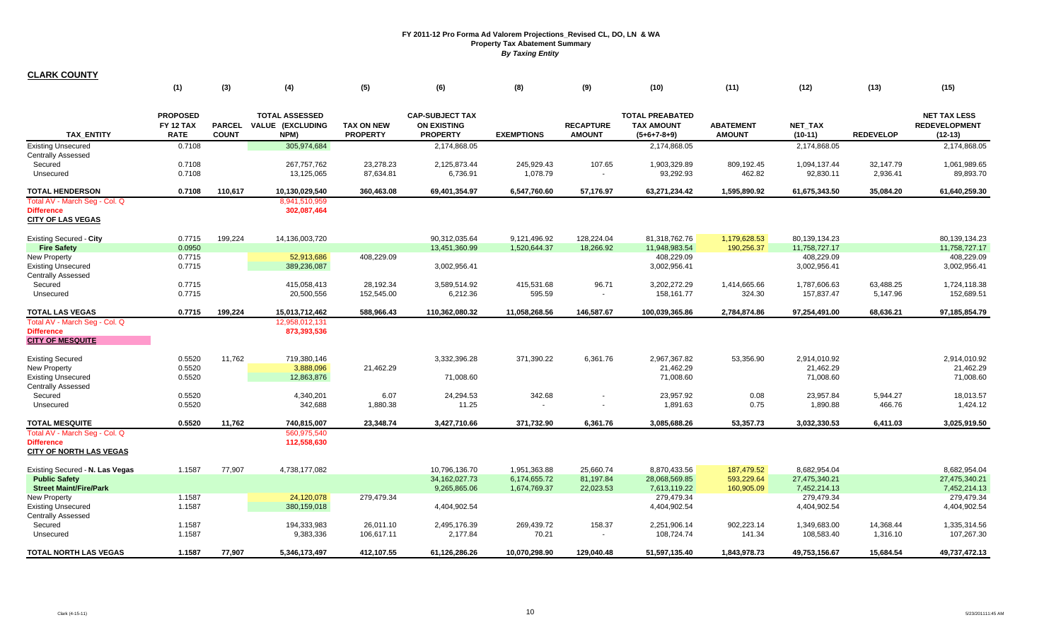# FY 2011-12 Pro Forma Ad Valorem Projections_Revised CL, DO, LN & WA

## Property Tax Abatement Summary

### *By Taxing Entity*

**CLARK COUNTY**

| TAX_ENTITY | (1) PROPOSED FY 12 TAX RATE | (3) PARCEL COUNT | (4) TOTAL ASSESSED VALUE (EXCLUDING NPM) | (5) TAX ON NEW PROPERTY | (6) CAP-SUBJECT TAX ON EXISTING PROPERTY | (8) EXEMPTIONS | (9) RECAPTURE AMOUNT | (10) TOTAL PREABATED TAX AMOUNT (5+6+7-8+9) | (11) ABATEMENT AMOUNT | (12) NET_TAX (10-11) | (13) REDEVELOP | (15) NET TAX LESS REDEVELOPMENT (12-13) |
|---|---|---|---|---|---|---|---|---|---|---|---|---|
| Existing Unsecured | 0.7108 | | 305,974,684 | | 2,174,868.05 | | | 2,174,868.05 | | 2,174,868.05 | | 2,174,868.05 |
| Centrally Assessed | | | | | | | | | | | | |
| Secured | 0.7108 | | 267,757,762 | 23,278.23 | 2,125,873.44 | 245,929.43 | 107.65 | 1,903,329.89 | 809,192.45 | 1,094,137.44 | 32,147.79 | 1,061,989.65 |
| Unsecured | 0.7108 | | 13,125,065 | 87,634.81 | 6,736.91 | 1,078.79 | - | 93,292.93 | 462.82 | 92,830.11 | 2,936.41 | 89,893.70 |
| **TOTAL HENDERSON** | **0.7108** | **110,617** | **10,130,029,540** | **360,463.08** | **69,401,354.97** | **6,547,760.60** | **57,176.97** | **63,271,234.42** | **1,595,890.92** | **61,675,343.50** | **35,084.20** | **61,640,259.30** |
| Total AV - March Seg - Col. Q | | | 8,941,510,959 | | | | | | | | | |
| Difference | | | 302,087,464 | | | | | | | | | |
| **CITY OF LAS VEGAS** | | | | | | | | | | | | |
| Existing Secured - **City** | 0.7715 | 199,224 | 14,136,003,720 | | 90,312,035.64 | 9,121,496.92 | 128,224.04 | 81,318,762.76 | 1,179,628.53 | 80,139,134.23 | | 80,139,134.23 |
| **Fire Safety** | 0.0950 | | | | 13,451,360.99 | 1,520,644.37 | 18,266.92 | 11,948,983.54 | 190,256.37 | 11,758,727.17 | | 11,758,727.17 |
| New Property | 0.7715 | | 52,913,686 | 408,229.09 | | | | 408,229.09 | | 408,229.09 | | 408,229.09 |
| Existing Unsecured | 0.7715 | | 389,236,087 | | 3,002,956.41 | | | 3,002,956.41 | | 3,002,956.41 | | 3,002,956.41 |
| Centrally Assessed | | | | | | | | | | | | |
| Secured | 0.7715 | | 415,058,413 | 28,192.34 | 3,589,514.92 | 415,531.68 | 96.71 | 3,202,272.29 | 1,414,665.66 | 1,787,606.63 | 63,488.25 | 1,724,118.38 |
| Unsecured | 0.7715 | | 20,500,556 | 152,545.00 | 6,212.36 | 595.59 | - | 158,161.77 | 324.30 | 157,837.47 | 5,147.96 | 152,689.51 |
| **TOTAL LAS VEGAS** | **0.7715** | **199,224** | **15,013,712,462** | **588,966.43** | **110,362,080.32** | **11,058,268.56** | **146,587.67** | **100,039,365.86** | **2,784,874.86** | **97,254,491.00** | **68,636.21** | **97,185,854.79** |
| Total AV - March Seg - Col. Q | | | 12,958,012,131 | | | | | | | | | |
| Difference | | | 873,393,536 | | | | | | | | | |
| **CITY OF MESQUITE** | | | | | | | | | | | | |
| Existing Secured | 0.5520 | 11,762 | 719,380,146 | | 3,332,396.28 | 371,390.22 | 6,361.76 | 2,967,367.82 | 53,356.90 | 2,914,010.92 | | 2,914,010.92 |
| New Property | 0.5520 | | 3,888,096 | 21,462.29 | | | | 21,462.29 | | 21,462.29 | | 21,462.29 |
| Existing Unsecured | 0.5520 | | 12,863,876 | | 71,008.60 | | | 71,008.60 | | 71,008.60 | | 71,008.60 |
| Centrally Assessed | | | | | | | | | | | | |
| Secured | 0.5520 | | 4,340,201 | 6.07 | 24,294.53 | 342.68 | - | 23,957.92 | 0.08 | 23,957.84 | 5,944.27 | 18,013.57 |
| Unsecured | 0.5520 | | 342,688 | 1,880.38 | 11.25 | - | - | 1,891.63 | 0.75 | 1,890.88 | 466.76 | 1,424.12 |
| **TOTAL MESQUITE** | **0.5520** | **11,762** | **740,815,007** | **23,348.74** | **3,427,710.66** | **371,732.90** | **6,361.76** | **3,085,688.26** | **53,357.73** | **3,032,330.53** | **6,411.03** | **3,025,919.50** |
| Total AV - March Seg - Col. Q | | | 560,975,540 | | | | | | | | | |
| Difference | | | 112,558,630 | | | | | | | | | |
| **CITY OF NORTH LAS VEGAS** | | | | | | | | | | | | |
| Existing Secured - **N. Las Vegas** | 1.1587 | 77,907 | 4,738,177,082 | | 10,796,136.70 | 1,951,363.88 | 25,660.74 | 8,870,433.56 | 187,479.52 | 8,682,954.04 | | 8,682,954.04 |
| **Public Safety** | | | | | 34,162,027.73 | 6,174,655.72 | 81,197.84 | 28,068,569.85 | 593,229.64 | 27,475,340.21 | | 27,475,340.21 |
| **Street Maint/Fire/Park** | | | | | 9,265,865.06 | 1,674,769.37 | 22,023.53 | 7,613,119.22 | 160,905.09 | 7,452,214.13 | | 7,452,214.13 |
| New Property | 1.1587 | | 24,120,078 | 279,479.34 | | | | 279,479.34 | | 279,479.34 | | 279,479.34 |
| Existing Unsecured | 1.1587 | | 380,159,018 | | 4,404,902.54 | | | 4,404,902.54 | | 4,404,902.54 | | 4,404,902.54 |
| Centrally Assessed | | | | | | | | | | | | |
| Secured | 1.1587 | | 194,333,983 | 26,011.10 | 2,495,176.39 | 269,439.72 | 158.37 | 2,251,906.14 | 902,223.14 | 1,349,683.00 | 14,368.44 | 1,335,314.56 |
| Unsecured | 1.1587 | | 9,383,336 | 106,617.11 | 2,177.84 | 70.21 | - | 108,724.74 | 141.34 | 108,583.40 | 1,316.10 | 107,267.30 |
| **TOTAL NORTH LAS VEGAS** | **1.1587** | **77,907** | **5,346,173,497** | **412,107.55** | **61,126,286.26** | **10,070,298.90** | **129,040.48** | **51,597,135.40** | **1,843,978.73** | **49,753,156.67** | **15,684.54** | **49,737,472.13** |

Clark (4-15-11) 5/23/2011 11:45 AM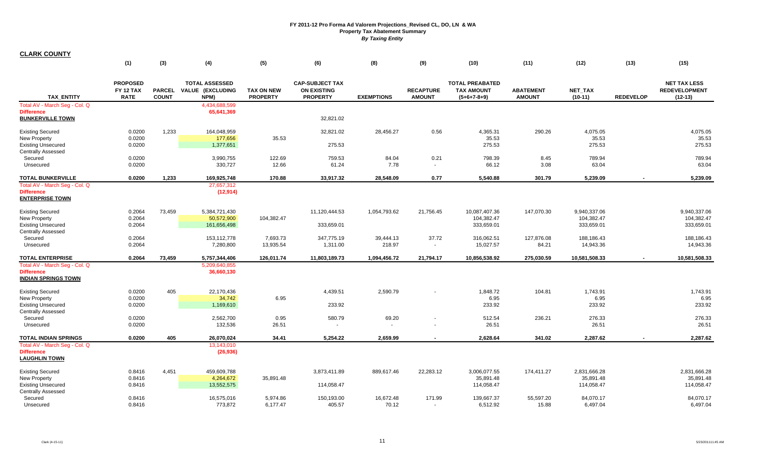# FY 2011-12 Pro Forma Ad Valorem Projections_Revised CL, DO, LN & WA
## Property Tax Abatement Summary
### *By Taxing Entity*

**CLARK COUNTY**

| | (1) | (3) | (4) | (5) | (6) | (8) | (9) | (10) | (11) | (12) | (13) | (15) |
|---|---|---|---|---|---|---|---|---|---|---|---|---|
| **TAX_ENTITY** | **PROPOSED FY 12 TAX RATE** | **PARCEL COUNT** | **TOTAL ASSESSED VALUE (EXCLUDING NPM)** | **TAX ON NEW PROPERTY** | **CAP-SUBJECT TAX ON EXISTING PROPERTY** | **EXEMPTIONS** | **RECAPTURE AMOUNT** | **TOTAL PREABATED TAX AMOUNT (5+6+7-8+9)** | **ABATEMENT AMOUNT** | **NET_TAX (10-11)** | **REDEVELOP** | **NET TAX LESS REDEVELOPMENT (12-13)** |
| Total AV - March Seg - Col. Q | | | 4,434,688,599 | | | | | | | | | |
| **Difference** | | | 65,641,369 | | | | | | | | | |
| **BUNKERVILLE TOWN** | | | | | 32,821.02 | | | | | | | |
| Existing Secured | 0.0200 | 1,233 | 164,048,959 | | 32,821.02 | 28,456.27 | 0.56 | 4,365.31 | 290.26 | 4,075.05 | | 4,075.05 |
| New Property | 0.0200 | | 177,656 | 35.53 | | | | 35.53 | | 35.53 | | 35.53 |
| Existing Unsecured | 0.0200 | | 1,377,651 | | 275.53 | | | 275.53 | | 275.53 | | 275.53 |
| Centrally Assessed | | | | | | | | | | | | |
| Secured | 0.0200 | | 3,990,755 | 122.69 | 759.53 | 84.04 | 0.21 | 798.39 | 8.45 | 789.94 | | 789.94 |
| Unsecured | 0.0200 | | 330,727 | 12.66 | 61.24 | 7.78 | - | 66.12 | 3.08 | 63.04 | | 63.04 |
| **TOTAL BUNKERVILLE** | **0.0200** | **1,233** | **169,925,748** | **170.88** | **33,917.32** | **28,548.09** | **0.77** | **5,540.88** | **301.79** | **5,239.09** | **-** | **5,239.09** |
| Total AV - March Seg - Col. Q | | | 27,657,312 | | | | | | | | | |
| **Difference** | | | (12,914) | | | | | | | | | |
| **ENTERPRISE TOWN** | | | | | | | | | | | | |
| Existing Secured | 0.2064 | 73,459 | 5,384,721,430 | | 11,120,444.53 | 1,054,793.62 | 21,756.45 | 10,087,407.36 | 147,070.30 | 9,940,337.06 | | 9,940,337.06 |
| New Property | 0.2064 | | 50,572,900 | 104,382.47 | | | | 104,382.47 | | 104,382.47 | | 104,382.47 |
| Existing Unsecured | 0.2064 | | 161,656,498 | | 333,659.01 | | | 333,659.01 | | 333,659.01 | | 333,659.01 |
| Centrally Assessed | | | | | | | | | | | | |
| Secured | 0.2064 | | 153,112,778 | 7,693.73 | 347,775.19 | 39,444.13 | 37.72 | 316,062.51 | 127,876.08 | 188,186.43 | | 188,186.43 |
| Unsecured | 0.2064 | | 7,280,800 | 13,935.54 | 1,311.00 | 218.97 | - | 15,027.57 | 84.21 | 14,943.36 | | 14,943.36 |
| **TOTAL ENTERPRISE** | **0.2064** | **73,459** | **5,757,344,406** | **126,011.74** | **11,803,189.73** | **1,094,456.72** | **21,794.17** | **10,856,538.92** | **275,030.59** | **10,581,508.33** | **-** | **10,581,508.33** |
| Total AV - March Seg - Col. Q | | | 5,209,640,855 | | | | | | | | | |
| **Difference** | | | 36,660,130 | | | | | | | | | |
| **INDIAN SPRINGS TOWN** | | | | | | | | | | | | |
| Existing Secured | 0.0200 | 405 | 22,170,436 | | 4,439.51 | 2,590.79 | - | 1,848.72 | 104.81 | 1,743.91 | | 1,743.91 |
| New Property | 0.0200 | | 34,742 | 6.95 | | | | 6.95 | | 6.95 | | 6.95 |
| Existing Unsecured | 0.0200 | | 1,169,610 | | 233.92 | | | 233.92 | | 233.92 | | 233.92 |
| Centrally Assessed | | | | | | | | | | | | |
| Secured | 0.0200 | | 2,562,700 | 0.95 | 580.79 | 69.20 | - | 512.54 | 236.21 | 276.33 | | 276.33 |
| Unsecured | 0.0200 | | 132,536 | 26.51 | - | - | - | 26.51 | | 26.51 | | 26.51 |
| **TOTAL INDIAN SPRINGS** | **0.0200** | **405** | **26,070,024** | **34.41** | **5,254.22** | **2,659.99** | **-** | **2,628.64** | **341.02** | **2,287.62** | **-** | **2,287.62** |
| Total AV - March Seg - Col. Q | | | 13,143,010 | | | | | | | | | |
| **Difference** | | | (26,936) | | | | | | | | | |
| **LAUGHLIN TOWN** | | | | | | | | | | | | |
| Existing Secured | 0.8416 | 4,451 | 459,609,788 | | 3,873,411.89 | 889,617.46 | 22,283.12 | 3,006,077.55 | 174,411.27 | 2,831,666.28 | | 2,831,666.28 |
| New Property | 0.8416 | | 4,264,672 | 35,891.48 | | | | 35,891.48 | | 35,891.48 | | 35,891.48 |
| Existing Unsecured | 0.8416 | | 13,552,575 | | 114,058.47 | | | 114,058.47 | | 114,058.47 | | 114,058.47 |
| Centrally Assessed | | | | | | | | | | | | |
| Secured | 0.8416 | | 16,575,016 | 5,974.86 | 150,193.00 | 16,672.48 | 171.99 | 139,667.37 | 55,597.20 | 84,070.17 | | 84,070.17 |
| Unsecured | 0.8416 | | 773,872 | 6,177.47 | 405.57 | 70.12 | - | 6,512.92 | 15.88 | 6,497.04 | | 6,497.04 |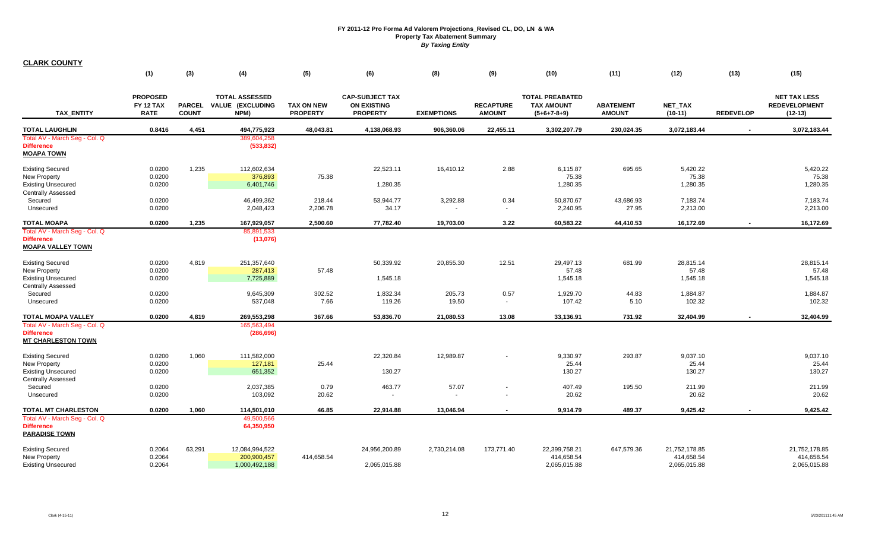# FY 2011-12 Pro Forma Ad Valorem Projections_Revised CL, DO, LN & WA

**Property Tax Abatement Summary**

***By Taxing Entity***

**CLARK COUNTY**

| TAX_ENTITY | (1) PROPOSED FY 12 TAX RATE | (3) PARCEL COUNT | (4) TOTAL ASSESSED VALUE (EXCLUDING NPM) | (5) TAX ON NEW PROPERTY | (6) CAP-SUBJECT TAX ON EXISTING PROPERTY | (8) EXEMPTIONS | (9) RECAPTURE AMOUNT | (10) TOTAL PREABATED TAX AMOUNT (5+6+7-8+9) | (11) ABATEMENT AMOUNT | (12) NET_TAX (10-11) | (13) REDEVELOP | (15) NET TAX LESS REDEVELOPMENT (12-13) |
|---|---|---|---|---|---|---|---|---|---|---|---|---|
| **TOTAL LAUGHLIN** | **0.8416** | **4,451** | **494,775,923** | **48,043.81** | **4,138,068.93** | **906,360.06** | **22,455.11** | **3,302,207.79** | **230,024.35** | **3,072,183.44** | **-** | **3,072,183.44** |
| Total AV - March Seg - Col. Q | | | 389,604,258 | | | | | | | | | |
| **Difference** | | | **(533,832)** | | | | | | | | | |
| **MOAPA TOWN** | | | | | | | | | | | | |
| Existing Secured | 0.0200 | 1,235 | 112,602,634 | | 22,523.11 | 16,410.12 | 2.88 | 6,115.87 | 695.65 | 5,420.22 | | 5,420.22 |
| New Property | 0.0200 | | 376,893 | 75.38 | | | | 75.38 | | 75.38 | | 75.38 |
| Existing Unsecured | 0.0200 | | 6,401,746 | | 1,280.35 | | | 1,280.35 | | 1,280.35 | | 1,280.35 |
| Centrally Assessed | | | | | | | | | | | | |
| Secured | 0.0200 | | 46,499,362 | 218.44 | 53,944.77 | 3,292.88 | 0.34 | 50,870.67 | 43,686.93 | 7,183.74 | | 7,183.74 |
| Unsecured | 0.0200 | | 2,048,423 | 2,206.78 | 34.17 | - | - | 2,240.95 | 27.95 | 2,213.00 | | 2,213.00 |
| **TOTAL MOAPA** | **0.0200** | **1,235** | **167,929,057** | **2,500.60** | **77,782.40** | **19,703.00** | **3.22** | **60,583.22** | **44,410.53** | **16,172.69** | **-** | **16,172.69** |
| Total AV - March Seg - Col. Q | | | 85,891,533 | | | | | | | | | |
| **Difference** | | | **(13,076)** | | | | | | | | | |
| **MOAPA VALLEY TOWN** | | | | | | | | | | | | |
| Existing Secured | 0.0200 | 4,819 | 251,357,640 | | 50,339.92 | 20,855.30 | 12.51 | 29,497.13 | 681.99 | 28,815.14 | | 28,815.14 |
| New Property | 0.0200 | | 287,413 | 57.48 | | | | 57.48 | | 57.48 | | 57.48 |
| Existing Unsecured | 0.0200 | | 7,725,889 | | 1,545.18 | | | 1,545.18 | | 1,545.18 | | 1,545.18 |
| Centrally Assessed | | | | | | | | | | | | |
| Secured | 0.0200 | | 9,645,309 | 302.52 | 1,832.34 | 205.73 | 0.57 | 1,929.70 | 44.83 | 1,884.87 | | 1,884.87 |
| Unsecured | 0.0200 | | 537,048 | 7.66 | 119.26 | 19.50 | - | 107.42 | 5.10 | 102.32 | | 102.32 |
| **TOTAL MOAPA VALLEY** | **0.0200** | **4,819** | **269,553,298** | **367.66** | **53,836.70** | **21,080.53** | **13.08** | **33,136.91** | **731.92** | **32,404.99** | **-** | **32,404.99** |
| Total AV - March Seg - Col. Q | | | 165,563,494 | | | | | | | | | |
| **Difference** | | | **(286,696)** | | | | | | | | | |
| **MT CHARLESTON TOWN** | | | | | | | | | | | | |
| Existing Secured | 0.0200 | 1,060 | 111,582,000 | | 22,320.84 | 12,989.87 | - | 9,330.97 | 293.87 | 9,037.10 | | 9,037.10 |
| New Property | 0.0200 | | 127,181 | 25.44 | | | | 25.44 | | 25.44 | | 25.44 |
| Existing Unsecured | 0.0200 | | 651,352 | | 130.27 | | | 130.27 | | 130.27 | | 130.27 |
| Centrally Assessed | | | | | | | | | | | | |
| Secured | 0.0200 | | 2,037,385 | 0.79 | 463.77 | 57.07 | - | 407.49 | 195.50 | 211.99 | | 211.99 |
| Unsecured | 0.0200 | | 103,092 | 20.62 | - | - | - | 20.62 | | 20.62 | | 20.62 |
| **TOTAL MT CHARLESTON** | **0.0200** | **1,060** | **114,501,010** | **46.85** | **22,914.88** | **13,046.94** | **-** | **9,914.79** | **489.37** | **9,425.42** | **-** | **9,425.42** |
| Total AV - March Seg - Col. Q | | | 49,500,566 | | | | | | | | | |
| **Difference** | | | **64,350,950** | | | | | | | | | |
| **PARADISE TOWN** | | | | | | | | | | | | |
| Existing Secured | 0.2064 | 63,291 | 12,084,994,522 | | 24,956,200.89 | 2,730,214.08 | 173,771.40 | 22,399,758.21 | 647,579.36 | 21,752,178.85 | | 21,752,178.85 |
| New Property | 0.2064 | | 200,900,457 | 414,658.54 | | | | 414,658.54 | | 414,658.54 | | 414,658.54 |
| Existing Unsecured | 0.2064 | | 1,000,492,188 | | 2,065,015.88 | | | 2,065,015.88 | | 2,065,015.88 | | 2,065,015.88 |

Clark (4-15-11) 5/23/2011 11:45 AM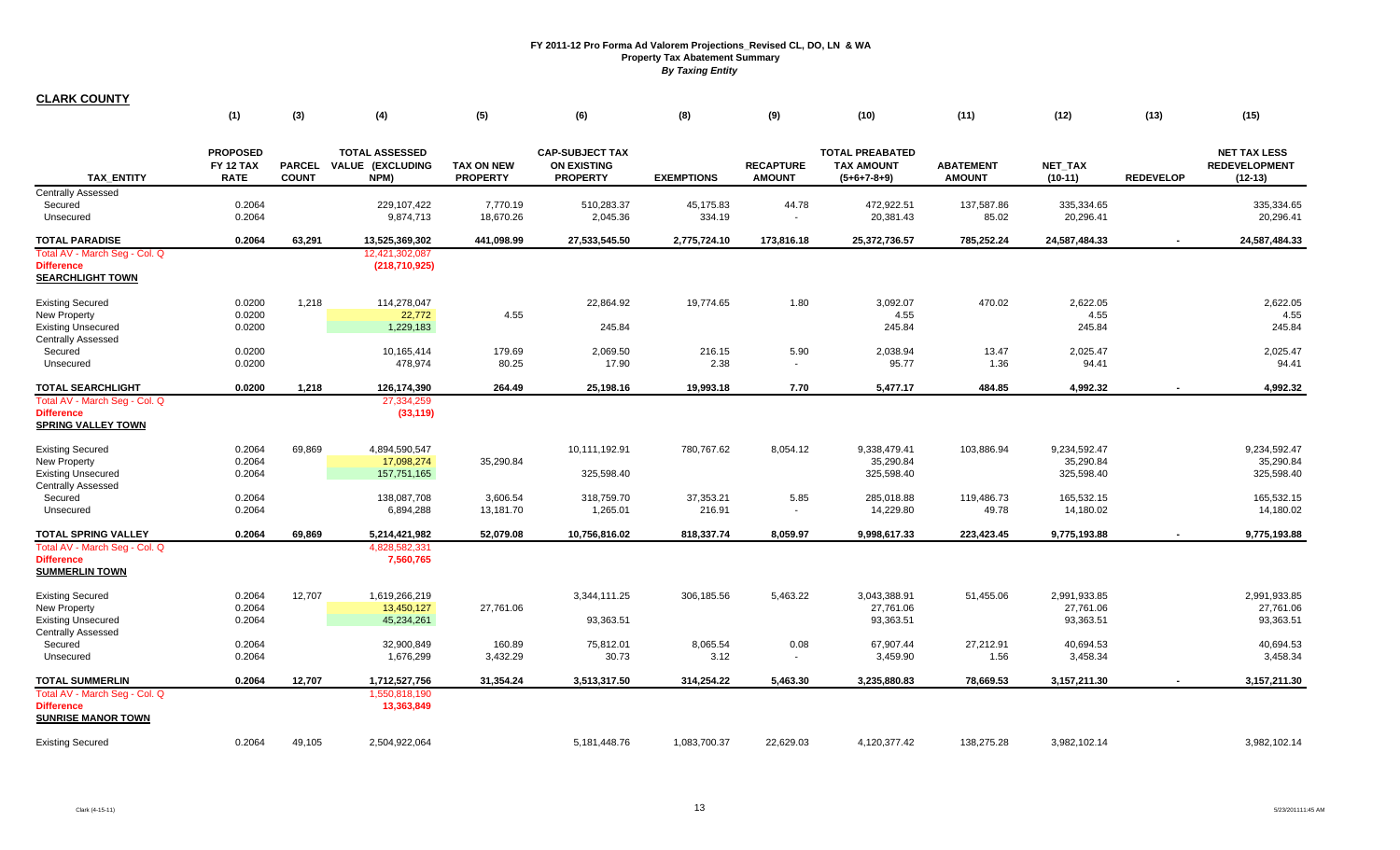# FY 2011-12 Pro Forma Ad Valorem Projections_Revised CL, DO, LN & WA

## Property Tax Abatement Summary

*By Taxing Entity*

**CLARK COUNTY**

| | (1) | (3) | (4) | (5) | (6) | (8) | (9) | (10) | (11) | (12) | (13) | (15) |
|---|---|---|---|---|---|---|---|---|---|---|---|---|
| **TAX_ENTITY** | **PROPOSED FY 12 TAX RATE** | **PARCEL COUNT** | **TOTAL ASSESSED VALUE (EXCLUDING NPM)** | **TAX ON NEW PROPERTY** | **CAP-SUBJECT TAX ON EXISTING PROPERTY** | **EXEMPTIONS** | **RECAPTURE AMOUNT** | **TOTAL PREABATED TAX AMOUNT (5+6+7-8+9)** | **ABATEMENT AMOUNT** | **NET_TAX (10-11)** | **REDEVELOP** | **NET TAX LESS REDEVELOPMENT (12-13)** |
| Centrally Assessed | | | | | | | | | | | | |
| Secured | 0.2064 | | 229,107,422 | 7,770.19 | 510,283.37 | 45,175.83 | 44.78 | 472,922.51 | 137,587.86 | 335,334.65 | | 335,334.65 |
| Unsecured | 0.2064 | | 9,874,713 | 18,670.26 | 2,045.36 | 334.19 | - | 20,381.43 | 85.02 | 20,296.41 | | 20,296.41 |
| **TOTAL PARADISE** | **0.2064** | **63,291** | **13,525,369,302** | **441,098.99** | **27,533,545.50** | **2,775,724.10** | **173,816.18** | **25,372,736.57** | **785,252.24** | **24,587,484.33** | **-** | **24,587,484.33** |
| Total AV - March Seg - Col. Q | | | 12,421,302,087 | | | | | | | | | |
| **Difference** | | | **(218,710,925)** | | | | | | | | | |
| **SEARCHLIGHT TOWN** | | | | | | | | | | | | |
| Existing Secured | 0.0200 | 1,218 | 114,278,047 | | 22,864.92 | 19,774.65 | 1.80 | 3,092.07 | 470.02 | 2,622.05 | | 2,622.05 |
| New Property | 0.0200 | | 22,772 | 4.55 | | | | 4.55 | | 4.55 | | 4.55 |
| Existing Unsecured | 0.0200 | | 1,229,183 | | 245.84 | | | 245.84 | | 245.84 | | 245.84 |
| Centrally Assessed | | | | | | | | | | | | |
| Secured | 0.0200 | | 10,165,414 | 179.69 | 2,069.50 | 216.15 | 5.90 | 2,038.94 | 13.47 | 2,025.47 | | 2,025.47 |
| Unsecured | 0.0200 | | 478,974 | 80.25 | 17.90 | 2.38 | - | 95.77 | 1.36 | 94.41 | | 94.41 |
| **TOTAL SEARCHLIGHT** | **0.0200** | **1,218** | **126,174,390** | **264.49** | **25,198.16** | **19,993.18** | **7.70** | **5,477.17** | **484.85** | **4,992.32** | **-** | **4,992.32** |
| Total AV - March Seg - Col. Q | | | 27,334,259 | | | | | | | | | |
| **Difference** | | | **(33,119)** | | | | | | | | | |
| **SPRING VALLEY TOWN** | | | | | | | | | | | | |
| Existing Secured | 0.2064 | 69,869 | 4,894,590,547 | | 10,111,192.91 | 780,767.62 | 8,054.12 | 9,338,479.41 | 103,886.94 | 9,234,592.47 | | 9,234,592.47 |
| New Property | 0.2064 | | 17,098,274 | 35,290.84 | | | | 35,290.84 | | 35,290.84 | | 35,290.84 |
| Existing Unsecured | 0.2064 | | 157,751,165 | | 325,598.40 | | | 325,598.40 | | 325,598.40 | | 325,598.40 |
| Centrally Assessed | | | | | | | | | | | | |
| Secured | 0.2064 | | 138,087,708 | 3,606.54 | 318,759.70 | 37,353.21 | 5.85 | 285,018.88 | 119,486.73 | 165,532.15 | | 165,532.15 |
| Unsecured | 0.2064 | | 6,894,288 | 13,181.70 | 1,265.01 | 216.91 | - | 14,229.80 | 49.78 | 14,180.02 | | 14,180.02 |
| **TOTAL SPRING VALLEY** | **0.2064** | **69,869** | **5,214,421,982** | **52,079.08** | **10,756,816.02** | **818,337.74** | **8,059.97** | **9,998,617.33** | **223,423.45** | **9,775,193.88** | **-** | **9,775,193.88** |
| Total AV - March Seg - Col. Q | | | 4,828,582,331 | | | | | | | | | |
| **Difference** | | | **7,560,765** | | | | | | | | | |
| **SUMMERLIN TOWN** | | | | | | | | | | | | |
| Existing Secured | 0.2064 | 12,707 | 1,619,266,219 | | 3,344,111.25 | 306,185.56 | 5,463.22 | 3,043,388.91 | 51,455.06 | 2,991,933.85 | | 2,991,933.85 |
| New Property | 0.2064 | | 13,450,127 | 27,761.06 | | | | 27,761.06 | | 27,761.06 | | 27,761.06 |
| Existing Unsecured | 0.2064 | | 45,234,261 | | 93,363.51 | | | 93,363.51 | | 93,363.51 | | 93,363.51 |
| Centrally Assessed | | | | | | | | | | | | |
| Secured | 0.2064 | | 32,900,849 | 160.89 | 75,812.01 | 8,065.54 | 0.08 | 67,907.44 | 27,212.91 | 40,694.53 | | 40,694.53 |
| Unsecured | 0.2064 | | 1,676,299 | 3,432.29 | 30.73 | 3.12 | - | 3,459.90 | 1.56 | 3,458.34 | | 3,458.34 |
| **TOTAL SUMMERLIN** | **0.2064** | **12,707** | **1,712,527,756** | **31,354.24** | **3,513,317.50** | **314,254.22** | **5,463.30** | **3,235,880.83** | **78,669.53** | **3,157,211.30** | **-** | **3,157,211.30** |
| Total AV - March Seg - Col. Q | | | 1,550,818,190 | | | | | | | | | |
| **Difference** | | | **13,363,849** | | | | | | | | | |
| **SUNRISE MANOR TOWN** | | | | | | | | | | | | |
| Existing Secured | 0.2064 | 49,105 | 2,504,922,064 | | 5,181,448.76 | 1,083,700.37 | 22,629.03 | 4,120,377.42 | 138,275.28 | 3,982,102.14 | | 3,982,102.14 |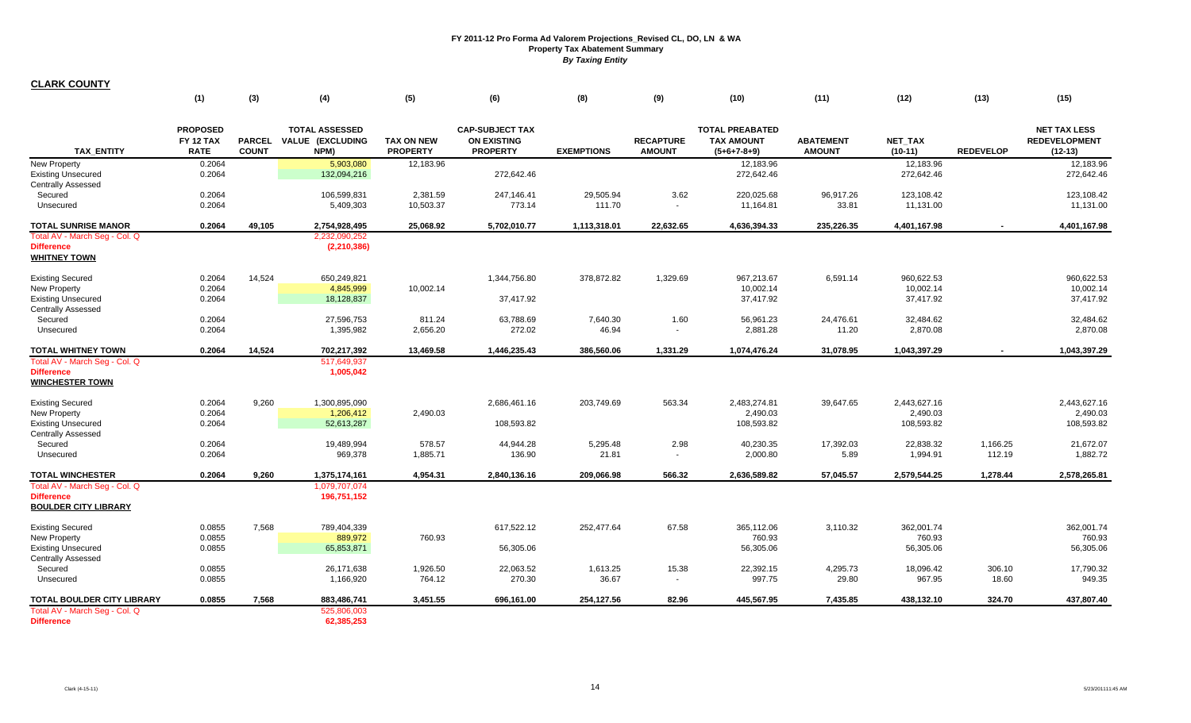# FY 2011-12 Pro Forma Ad Valorem Projections_Revised CL, DO, LN & WA
## Property Tax Abatement Summary
### *By Taxing Entity*

**CLARK COUNTY**

| TAX_ENTITY | (1) PROPOSED FY 12 TAX RATE | (3) PARCEL COUNT | (4) TOTAL ASSESSED VALUE (EXCLUDING NPM) | (5) TAX ON NEW PROPERTY | (6) CAP-SUBJECT TAX ON EXISTING PROPERTY | (8) EXEMPTIONS | (9) RECAPTURE AMOUNT | (10) TOTAL PREABATED TAX AMOUNT (5+6+7-8+9) | (11) ABATEMENT AMOUNT | (12) NET_TAX (10-11) | (13) REDEVELOP | (15) NET TAX LESS REDEVELOPMENT (12-13) |
|---|---|---|---|---|---|---|---|---|---|---|---|---|
| New Property | 0.2064 | | 5,903,080 | 12,183.96 | | | | 12,183.96 | | 12,183.96 | | 12,183.96 |
| Existing Unsecured | 0.2064 | | 132,094,216 | | 272,642.46 | | | 272,642.46 | | 272,642.46 | | 272,642.46 |
| Centrally Assessed | | | | | | | | | | | | |
| Secured | 0.2064 | | 106,599,831 | 2,381.59 | 247,146.41 | 29,505.94 | 3.62 | 220,025.68 | 96,917.26 | 123,108.42 | | 123,108.42 |
| Unsecured | 0.2064 | | 5,409,303 | 10,503.37 | 773.14 | 111.70 | - | 11,164.81 | 33.81 | 11,131.00 | | 11,131.00 |
| **TOTAL SUNRISE MANOR** | **0.2064** | **49,105** | **2,754,928,495** | **25,068.92** | **5,702,010.77** | **1,113,318.01** | **22,632.65** | **4,636,394.33** | **235,226.35** | **4,401,167.98** | **-** | **4,401,167.98** |
| Total AV - March Seg - Col. Q | | | 2,232,090,252 | | | | | | | | | |
| Difference | | | (2,210,386) | | | | | | | | | |
| **WHITNEY TOWN** | | | | | | | | | | | | |
| Existing Secured | 0.2064 | 14,524 | 650,249,821 | | 1,344,756.80 | 378,872.82 | 1,329.69 | 967,213.67 | 6,591.14 | 960,622.53 | | 960,622.53 |
| New Property | 0.2064 | | 4,845,999 | 10,002.14 | | | | 10,002.14 | | 10,002.14 | | 10,002.14 |
| Existing Unsecured | 0.2064 | | 18,128,837 | | 37,417.92 | | | 37,417.92 | | 37,417.92 | | 37,417.92 |
| Centrally Assessed | | | | | | | | | | | | |
| Secured | 0.2064 | | 27,596,753 | 811.24 | 63,788.69 | 7,640.30 | 1.60 | 56,961.23 | 24,476.61 | 32,484.62 | | 32,484.62 |
| Unsecured | 0.2064 | | 1,395,982 | 2,656.20 | 272.02 | 46.94 | - | 2,881.28 | 11.20 | 2,870.08 | | 2,870.08 |
| **TOTAL WHITNEY TOWN** | **0.2064** | **14,524** | **702,217,392** | **13,469.58** | **1,446,235.43** | **386,560.06** | **1,331.29** | **1,074,476.24** | **31,078.95** | **1,043,397.29** | **-** | **1,043,397.29** |
| Total AV - March Seg - Col. Q | | | 517,649,937 | | | | | | | | | |
| Difference | | | 1,005,042 | | | | | | | | | |
| **WINCHESTER TOWN** | | | | | | | | | | | | |
| Existing Secured | 0.2064 | 9,260 | 1,300,895,090 | | 2,686,461.16 | 203,749.69 | 563.34 | 2,483,274.81 | 39,647.65 | 2,443,627.16 | | 2,443,627.16 |
| New Property | 0.2064 | | 1,206,412 | 2,490.03 | | | | 2,490.03 | | 2,490.03 | | 2,490.03 |
| Existing Unsecured | 0.2064 | | 52,613,287 | | 108,593.82 | | | 108,593.82 | | 108,593.82 | | 108,593.82 |
| Centrally Assessed | | | | | | | | | | | | |
| Secured | 0.2064 | | 19,489,994 | 578.57 | 44,944.28 | 5,295.48 | 2.98 | 40,230.35 | 17,392.03 | 22,838.32 | 1,166.25 | 21,672.07 |
| Unsecured | 0.2064 | | 969,378 | 1,885.71 | 136.90 | 21.81 | - | 2,000.80 | 5.89 | 1,994.91 | 112.19 | 1,882.72 |
| **TOTAL WINCHESTER** | **0.2064** | **9,260** | **1,375,174,161** | **4,954.31** | **2,840,136.16** | **209,066.98** | **566.32** | **2,636,589.82** | **57,045.57** | **2,579,544.25** | **1,278.44** | **2,578,265.81** |
| Total AV - March Seg - Col. Q | | | 1,079,707,074 | | | | | | | | | |
| Difference | | | 196,751,152 | | | | | | | | | |
| **BOULDER CITY LIBRARY** | | | | | | | | | | | | |
| Existing Secured | 0.0855 | 7,568 | 789,404,339 | | 617,522.12 | 252,477.64 | 67.58 | 365,112.06 | 3,110.32 | 362,001.74 | | 362,001.74 |
| New Property | 0.0855 | | 889,972 | 760.93 | | | | 760.93 | | 760.93 | | 760.93 |
| Existing Unsecured | 0.0855 | | 65,853,871 | | 56,305.06 | | | 56,305.06 | | 56,305.06 | | 56,305.06 |
| Centrally Assessed | | | | | | | | | | | | |
| Secured | 0.0855 | | 26,171,638 | 1,926.50 | 22,063.52 | 1,613.25 | 15.38 | 22,392.15 | 4,295.73 | 18,096.42 | 306.10 | 17,790.32 |
| Unsecured | 0.0855 | | 1,166,920 | 764.12 | 270.30 | 36.67 | - | 997.75 | 29.80 | 967.95 | 18.60 | 949.35 |
| **TOTAL BOULDER CITY LIBRARY** | **0.0855** | **7,568** | **883,486,741** | **3,451.55** | **696,161.00** | **254,127.56** | **82.96** | **445,567.95** | **7,435.85** | **438,132.10** | **324.70** | **437,807.40** |
| Total AV - March Seg - Col. Q | | | 525,806,003 | | | | | | | | | |
| Difference | | | 62,385,253 | | | | | | | | | |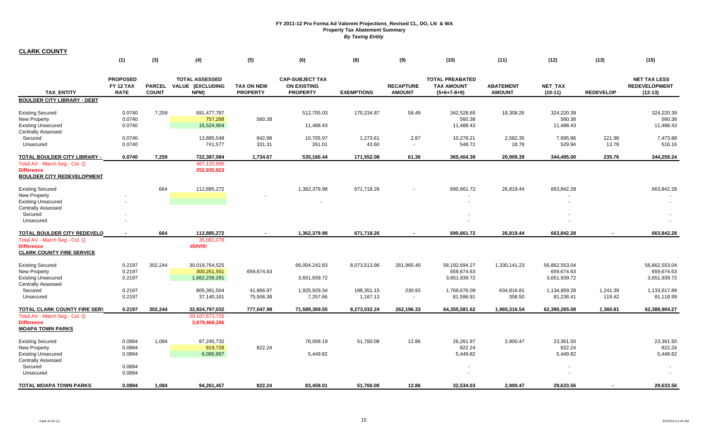# FY 2011-12 Pro Forma Ad Valorem Projections_Revised CL, DO, LN & WA
## Property Tax Abatement Summary
### *By Taxing Entity*

**CLARK COUNTY**

| | (1) | (3) | (4) | (5) | (6) | (8) | (9) | (10) | (11) | (12) | (13) | (15) |
|---|---|---|---|---|---|---|---|---|---|---|---|---|
| **TAX_ENTITY** | **PROPOSED FY 12 TAX RATE** | **PARCEL COUNT** | **TOTAL ASSESSED VALUE (EXCLUDING NPM)** | **TAX ON NEW PROPERTY** | **CAP-SUBJECT TAX ON EXISTING PROPERTY** | **EXEMPTIONS** | **RECAPTURE AMOUNT** | **TOTAL PREABATED TAX AMOUNT (5+6+7-8+9)** | **ABATEMENT AMOUNT** | **NET_TAX (10-11)** | **REDEVELOP** | **NET TAX LESS REDEVELOPMENT (12-13)** |
| **BOULDER CITY LIBRARY - DEBT** | | | | | | | | | | | | |
| Existing Secured | 0.0740 | 7,259 | 691,477,787 | | 512,705.03 | 170,234.87 | 58.49 | 342,528.65 | 18,308.26 | 324,220.39 | | 324,220.39 |
| New Property | 0.0740 | | 757,268 | 560.38 | | | | 560.38 | | 560.38 | | 560.38 |
| Existing Unsecured | 0.0740 | | 15,524,904 | | 11,488.43 | | | 11,488.43 | | 11,488.43 | | 11,488.43 |
| Centrally Assessed | | | | | | | | | | | | |
| Secured | 0.0740 | | 13,885,548 | 842.98 | 10,705.97 | 1,273.61 | 2.87 | 10,278.21 | 2,582.35 | 7,695.86 | 221.98 | 7,473.88 |
| Unsecured | 0.0740 | | 741,577 | 331.31 | 261.01 | 43.60 | - | 548.72 | 18.78 | 529.94 | 13.78 | 516.16 |
| **TOTAL BOULDER CITY LIBRARY -** | **0.0740** | **7,259** | **722,387,084** | **1,734.67** | **535,160.44** | **171,552.08** | **61.36** | **365,404.39** | **20,909.39** | **344,495.00** | **235.76** | **344,259.24** |
| Total AV - March Seg - Col. Q | | | 467,132,890 | | | | | | | | | |
| Difference | | | 252,935,923 | | | | | | | | | |
| **BOULDER CITY REDEVELOPMENT** | | | | | | | | | | | | |
| Existing Secured | | 664 | 112,885,272 | | 1,362,379.98 | 671,718.26 | - | 690,661.72 | 26,819.44 | 663,842.28 | | 663,842.28 |
| New Property | - | | | - | | | | - | | - | | - |
| Existing Unsecured | - | | | | - | | | - | | - | | - |
| Centrally Assessed | | | | | | | | | | | | |
| Secured | - | | | | | | | - | | - | | - |
| Unsecured | - | | | | | | | - | | - | | - |
| **TOTAL BOULDER CITY REDEVELO** | **-** | **664** | **112,885,272** | **-** | **1,362,379.98** | **671,718.26** | **-** | **690,661.72** | **26,819.44** | **663,842.28** | **-** | **663,842.28** |
| Total AV - March Seg - Col. Q | | | 35,081,078 | | | | | | | | | |
| Difference | | | #DIV/0! | | | | | | | | | |
| **CLARK COUNTY FIRE SERVICE** | | | | | | | | | | | | |
| Existing Secured | 0.2197 | 302,244 | 30,019,764,525 | | 66,004,242.83 | 8,073,513.96 | 261,965.40 | 58,192,694.27 | 1,330,141.23 | 56,862,553.04 | | 56,862,553.04 |
| New Property | 0.2197 | | 300,261,551 | 659,674.63 | | | | 659,674.63 | | 659,674.63 | | 659,674.63 |
| Existing Unsecured | 0.2197 | | 1,662,239,291 | | 3,651,939.72 | | | 3,651,939.72 | | 3,651,939.72 | | 3,651,939.72 |
| Centrally Assessed | | | | | | | | | | | | |
| Secured | 0.2197 | | 805,391,504 | 41,866.97 | 1,925,929.34 | 198,351.15 | 230.93 | 1,769,676.09 | 634,816.81 | 1,134,859.28 | 1,241.39 | 1,133,617.89 |
| Unsecured | 0.2197 | | 37,140,161 | 75,506.38 | 7,257.66 | 1,167.13 | - | 81,596.91 | 358.50 | 81,238.41 | 119.42 | 81,118.99 |
| **TOTAL CLARK COUNTY FIRE SERV** | **0.2197** | **302,244** | **32,824,797,032** | **777,047.98** | **71,589,369.55** | **8,273,032.24** | **262,196.33** | **64,355,581.62** | **1,965,316.54** | **62,390,265.08** | **1,360.81** | **62,388,904.27** |
| Total AV - March Seg - Col. Q | | | 29,107,672,725 | | | | | | | | | |
| Difference | | | 3,679,468,266 | | | | | | | | | |
| **MOAPA TOWN PARKS** | | | | | | | | | | | | |
| Existing Secured | 0.0894 | 1,084 | 87,245,732 | | 78,009.19 | 51,760.08 | 12.86 | 26,261.97 | 2,900.47 | 23,361.50 | | 23,361.50 |
| New Property | 0.0894 | | 919,728 | 822.24 | | | | 822.24 | | 822.24 | | 822.24 |
| Existing Unsecured | 0.0894 | | 6,095,997 | | 5,449.82 | | | 5,449.82 | | 5,449.82 | | 5,449.82 |
| Centrally Assessed | | | | | | | | | | | | |
| Secured | 0.0894 | | | | | | | - | | - | | - |
| Unsecured | 0.0894 | | | | | | | - | | - | | - |
| **TOTAL MOAPA TOWN PARKS** | **0.0894** | **1,084** | **94,261,457** | **822.24** | **83,459.01** | **51,760.08** | **12.86** | **32,534.03** | **2,900.47** | **29,633.56** | **-** | **29,633.56** |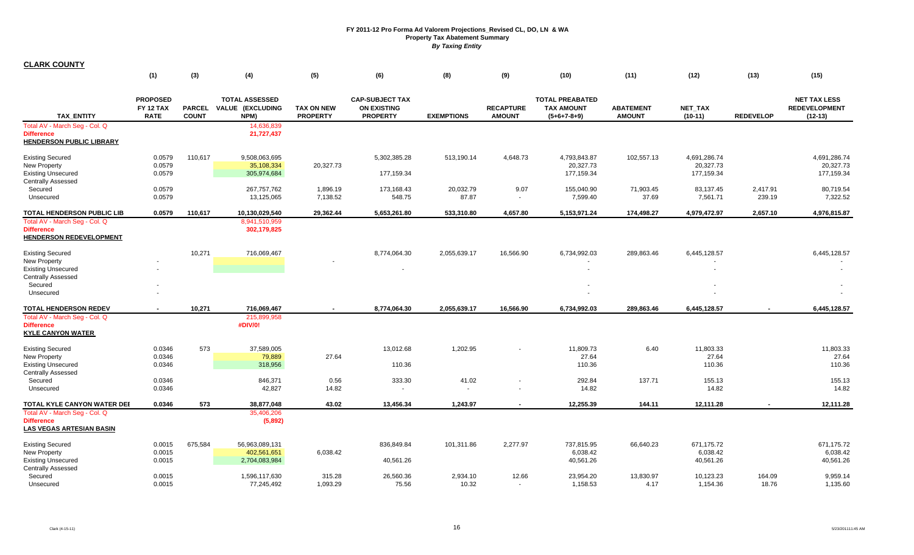**FY 2011-12 Pro Forma Ad Valorem Projections_Revised CL, DO, LN & WA**
**Property Tax Abatement Summary**
***By Taxing Entity***

**CLARK COUNTY**

| | (1) | (3) | (4) | (5) | (6) | (8) | (9) | (10) | (11) | (12) | (13) | (15) |
|---|---|---|---|---|---|---|---|---|---|---|---|---|
| **TAX_ENTITY** | **PROPOSED FY 12 TAX RATE** | **PARCEL COUNT** | **TOTAL ASSESSED VALUE (EXCLUDING NPM)** | **TAX ON NEW PROPERTY** | **CAP-SUBJECT TAX ON EXISTING PROPERTY** | **EXEMPTIONS** | **RECAPTURE AMOUNT** | **TOTAL PREABATED TAX AMOUNT (5+6+7-8+9)** | **ABATEMENT AMOUNT** | **NET_TAX (10-11)** | **REDEVELOP** | **NET TAX LESS REDEVELOPMENT (12-13)** |
| Total AV - March Seg - Col. Q | | | 14,636,839 | | | | | | | | | |
| **Difference** | | | **21,727,437** | | | | | | | | | |
| **HENDERSON PUBLIC LIBRARY** | | | | | | | | | | | | |
| Existing Secured | 0.0579 | 110,617 | 9,508,063,695 | | 5,302,385.28 | 513,190.14 | 4,648.73 | 4,793,843.87 | 102,557.13 | 4,691,286.74 | | 4,691,286.74 |
| New Property | 0.0579 | | 35,108,334 | 20,327.73 | | | | 20,327.73 | | 20,327.73 | | 20,327.73 |
| Existing Unsecured | 0.0579 | | 305,974,684 | | 177,159.34 | | | 177,159.34 | | 177,159.34 | | 177,159.34 |
| Centrally Assessed | | | | | | | | | | | | |
| Secured | 0.0579 | | 267,757,762 | 1,896.19 | 173,168.43 | 20,032.79 | 9.07 | 155,040.90 | 71,903.45 | 83,137.45 | 2,417.91 | 80,719.54 |
| Unsecured | 0.0579 | | 13,125,065 | 7,138.52 | 548.75 | 87.87 | - | 7,599.40 | 37.69 | 7,561.71 | 239.19 | 7,322.52 |
| **TOTAL HENDERSON PUBLIC LIB** | **0.0579** | **110,617** | **10,130,029,540** | **29,362.44** | **5,653,261.80** | **533,310.80** | **4,657.80** | **5,153,971.24** | **174,498.27** | **4,979,472.97** | **2,657.10** | **4,976,815.87** |
| Total AV - March Seg - Col. Q | | | 8,941,510,959 | | | | | | | | | |
| **Difference** | | | **302,179,825** | | | | | | | | | |
| **HENDERSON REDEVELOPMENT** | | | | | | | | | | | | |
| Existing Secured | | 10,271 | 716,069,467 | | 8,774,064.30 | 2,055,639.17 | 16,566.90 | 6,734,992.03 | 289,863.46 | 6,445,128.57 | | 6,445,128.57 |
| New Property | - | | | - | | | | - | | - | | - |
| Existing Unsecured | - | | | | - | | | - | | - | | - |
| Centrally Assessed | | | | | | | | | | | | |
| Secured | - | | | | | | | - | | - | | - |
| Unsecured | - | | | | | | | - | | - | | - |
| **TOTAL HENDERSON REDEV** | **-** | **10,271** | **716,069,467** | **-** | **8,774,064.30** | **2,055,639.17** | **16,566.90** | **6,734,992.03** | **289,863.46** | **6,445,128.57** | **-** | **6,445,128.57** |
| Total AV - March Seg - Col. Q | | | 215,899,958 | | | | | | | | | |
| **Difference** | | | **#DIV/0!** | | | | | | | | | |
| **KYLE CANYON WATER** | | | | | | | | | | | | |
| Existing Secured | 0.0346 | 573 | 37,589,005 | | 13,012.68 | 1,202.95 | - | 11,809.73 | 6.40 | 11,803.33 | | 11,803.33 |
| New Property | 0.0346 | | 79,889 | 27.64 | | | | 27.64 | | 27.64 | | 27.64 |
| Existing Unsecured | 0.0346 | | 318,956 | | 110.36 | | | 110.36 | | 110.36 | | 110.36 |
| Centrally Assessed | | | | | | | | | | | | |
| Secured | 0.0346 | | 846,371 | 0.56 | 333.30 | 41.02 | - | 292.84 | 137.71 | 155.13 | | 155.13 |
| Unsecured | 0.0346 | | 42,827 | 14.82 | - | - | - | 14.82 | | 14.82 | | 14.82 |
| **TOTAL KYLE CANYON WATER DEI** | **0.0346** | **573** | **38,877,048** | **43.02** | **13,456.34** | **1,243.97** | **-** | **12,255.39** | **144.11** | **12,111.28** | **-** | **12,111.28** |
| Total AV - March Seg - Col. Q | | | 35,406,206 | | | | | | | | | |
| **Difference** | | | **(5,892)** | | | | | | | | | |
| **LAS VEGAS ARTESIAN BASIN** | | | | | | | | | | | | |
| Existing Secured | 0.0015 | 675,584 | 56,963,089,131 | | 836,849.84 | 101,311.86 | 2,277.97 | 737,815.95 | 66,640.23 | 671,175.72 | | 671,175.72 |
| New Property | 0.0015 | | 402,561,651 | 6,038.42 | | | | 6,038.42 | | 6,038.42 | | 6,038.42 |
| Existing Unsecured | 0.0015 | | 2,704,083,984 | | 40,561.26 | | | 40,561.26 | | 40,561.26 | | 40,561.26 |
| Centrally Assessed | | | | | | | | | | | | |
| Secured | 0.0015 | | 1,596,117,630 | 315.28 | 26,560.36 | 2,934.10 | 12.66 | 23,954.20 | 13,830.97 | 10,123.23 | 164.09 | 9,959.14 |
| Unsecured | 0.0015 | | 77,245,492 | 1,093.29 | 75.56 | 10.32 | - | 1,158.53 | 4.17 | 1,154.36 | 18.76 | 1,135.60 |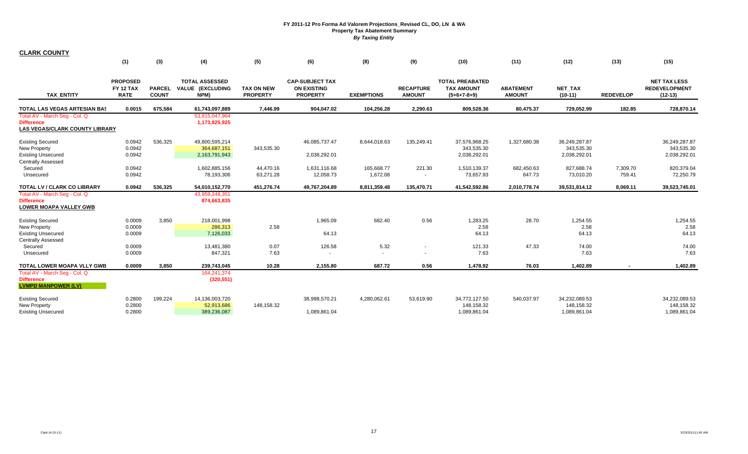# FY 2011-12 Pro Forma Ad Valorem Projections_Revised CL, DO, LN & WA

## Property Tax Abatement Summary

### *By Taxing Entity*

**CLARK COUNTY**

| | (1) | (3) | (4) | (5) | (6) | (8) | (9) | (10) | (11) | (12) | (13) | (15) |
|---|---|---|---|---|---|---|---|---|---|---|---|---|
| **TAX_ENTITY** | **PROPOSED FY 12 TAX RATE** | **PARCEL COUNT** | **TOTAL ASSESSED VALUE (EXCLUDING NPM)** | **TAX ON NEW PROPERTY** | **CAP-SUBJECT TAX ON EXISTING PROPERTY** | **EXEMPTIONS** | **RECAPTURE AMOUNT** | **TOTAL PREABATED TAX AMOUNT (5+6+7-8+9)** | **ABATEMENT AMOUNT** | **NET_TAX (10-11)** | **REDEVELOP** | **NET TAX LESS REDEVELOPMENT (12-13)** |
| **TOTAL LAS VEGAS ARTESIAN BAS** | **0.0015** | **675,584** | **61,743,097,889** | **7,446.99** | **904,047.02** | **104,256.28** | **2,290.63** | **809,528.36** | **80,475.37** | **729,052.99** | **182.85** | **728,870.14** |
| Total AV - March Seg - Col. Q | | | 53,815,047,964 | | | | | | | | | |
| **Difference** | | | **1,173,925,925** | | | | | | | | | |
| **LAS VEGAS/CLARK COUNTY LIBRARY** | | | | | | | | | | | | |
| Existing Secured | 0.0942 | 536,325 | 49,800,595,214 | | 46,085,737.47 | 8,644,018.63 | 135,249.41 | 37,576,968.25 | 1,327,680.38 | 36,249,287.87 | | 36,249,287.87 |
| New Property | 0.0942 | | 364,687,151 | 343,535.30 | | | | 343,535.30 | | 343,535.30 | | 343,535.30 |
| Existing Unsecured | 0.0942 | | 2,163,791,943 | | 2,038,292.01 | | | 2,038,292.01 | | 2,038,292.01 | | 2,038,292.01 |
| Centrally Assessed | | | | | | | | | | | | |
| Secured | 0.0942 | | 1,602,885,156 | 44,470.16 | 1,631,116.68 | 165,668.77 | 221.30 | 1,510,139.37 | 682,450.63 | 827,688.74 | 7,309.70 | 820,379.04 |
| Unsecured | 0.0942 | | 78,193,306 | 63,271.28 | 12,058.73 | 1,672.08 | - | 73,657.93 | 647.73 | 73,010.20 | 759.41 | 72,250.79 |
| **TOTAL LV / CLARK CO LIBRARY** | **0.0942** | **536,325** | **54,010,152,770** | **451,276.74** | **49,767,204.89** | **8,811,359.48** | **135,470.71** | **41,542,592.86** | **2,010,778.74** | **39,531,814.12** | **8,069.11** | **39,523,745.01** |
| Total AV - March Seg - Col. Q | | | 43,959,248,351 | | | | | | | | | |
| **Difference** | | | **874,663,835** | | | | | | | | | |
| **LOWER MOAPA VALLEY GWB** | | | | | | | | | | | | |
| Existing Secured | 0.0009 | 3,850 | 218,001,998 | | 1,965.09 | 682.40 | 0.56 | 1,283.25 | 28.70 | 1,254.55 | | 1,254.55 |
| New Property | 0.0009 | | 286,313 | 2.58 | | | | 2.58 | | 2.58 | | 2.58 |
| Existing Unsecured | 0.0009 | | 7,126,033 | | 64.13 | | | 64.13 | | 64.13 | | 64.13 |
| Centrally Assessed | | | | | | | | | | | | |
| Secured | 0.0009 | | 13,481,380 | 0.07 | 126.58 | 5.32 | - | 121.33 | 47.33 | 74.00 | | 74.00 |
| Unsecured | 0.0009 | | 847,321 | 7.63 | - | - | - | 7.63 | | 7.63 | | 7.63 |
| **TOTAL LOWER MOAPA VLLY GWB** | **0.0009** | **3,850** | **239,743,045** | **10.28** | **2,155.80** | **687.72** | **0.56** | **1,478.92** | **76.03** | **1,402.89** | **-** | **1,402.89** |
| Total AV - March Seg - Col. Q | | | 164,241,374 | | | | | | | | | |
| **Difference** | | | **(320,551)** | | | | | | | | | |
| **LVMPD MANPOWER (LV)** | | | | | | | | | | | | |
| Existing Secured | 0.2800 | 199,224 | 14,136,003,720 | | 38,998,570.21 | 4,280,062.61 | 53,619.90 | 34,772,127.50 | 540,037.97 | 34,232,089.53 | | 34,232,089.53 |
| New Property | 0.2800 | | 52,913,686 | 148,158.32 | | | | 148,158.32 | | 148,158.32 | | 148,158.32 |
| Existing Unsecured | 0.2800 | | 389,236,087 | | 1,089,861.04 | | | 1,089,861.04 | | 1,089,861.04 | | 1,089,861.04 |

Clark (4-15-11)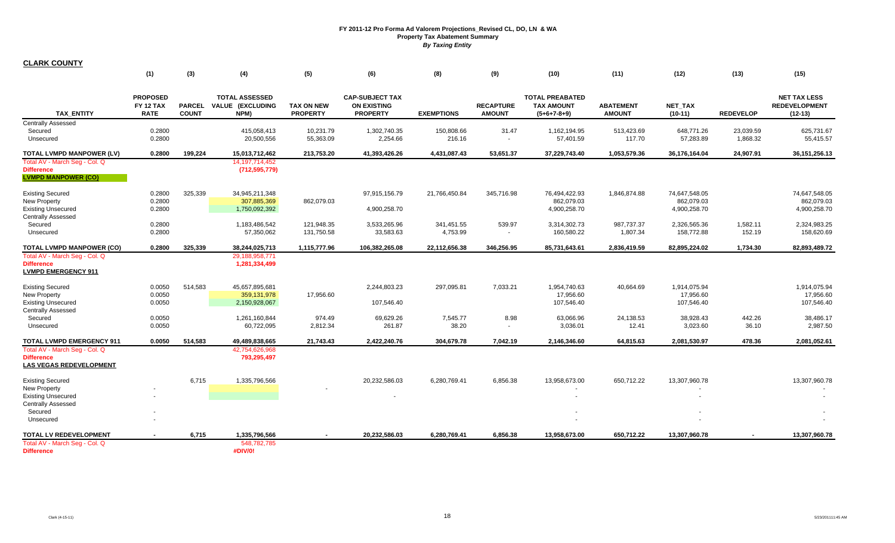# FY 2011-12 Pro Forma Ad Valorem Projections_Revised CL, DO, LN & WA
## Property Tax Abatement Summary
### *By Taxing Entity*

**CLARK COUNTY**

| TAX_ENTITY | (1) PROPOSED FY 12 TAX RATE | (3) PARCEL COUNT | (4) TOTAL ASSESSED VALUE (EXCLUDING NPM) | (5) TAX ON NEW PROPERTY | (6) CAP-SUBJECT TAX ON EXISTING PROPERTY | (8) EXEMPTIONS | (9) RECAPTURE AMOUNT | (10) TOTAL PREABATED TAX AMOUNT (5+6+7-8+9) | (11) ABATEMENT AMOUNT | (12) NET_TAX (10-11) | (13) REDEVELOP | (15) NET TAX LESS REDEVELOPMENT (12-13) |
|---|---|---|---|---|---|---|---|---|---|---|---|---|
| Centrally Assessed | | | | | | | | | | | | |
| Secured | 0.2800 | | 415,058,413 | 10,231.79 | 1,302,740.35 | 150,808.66 | 31.47 | 1,162,194.95 | 513,423.69 | 648,771.26 | 23,039.59 | 625,731.67 |
| Unsecured | 0.2800 | | 20,500,556 | 55,363.09 | 2,254.66 | 216.16 | - | 57,401.59 | 117.70 | 57,283.89 | 1,868.32 | 55,415.57 |
| **TOTAL LVMPD MANPOWER (LV)** | **0.2800** | **199,224** | **15,013,712,462** | **213,753.20** | **41,393,426.26** | **4,431,087.43** | **53,651.37** | **37,229,743.40** | **1,053,579.36** | **36,176,164.04** | **24,907.91** | **36,151,256.13** |
| Total AV - March Seg - Col. Q | | | 14,197,714,452 | | | | | | | | | |
| **Difference** | | | **(712,595,779)** | | | | | | | | | |
| **LVMPD MANPOWER (CO)** | | | | | | | | | | | | |
| Existing Secured | 0.2800 | 325,339 | 34,945,211,348 | | 97,915,156.79 | 21,766,450.84 | 345,716.98 | 76,494,422.93 | 1,846,874.88 | 74,647,548.05 | | 74,647,548.05 |
| New Property | 0.2800 | | 307,885,369 | 862,079.03 | | | | 862,079.03 | | 862,079.03 | | 862,079.03 |
| Existing Unsecured | 0.2800 | | 1,750,092,392 | | 4,900,258.70 | | | 4,900,258.70 | | 4,900,258.70 | | 4,900,258.70 |
| Centrally Assessed | | | | | | | | | | | | |
| Secured | 0.2800 | | 1,183,486,542 | 121,948.35 | 3,533,265.96 | 341,451.55 | 539.97 | 3,314,302.73 | 987,737.37 | 2,326,565.36 | 1,582.11 | 2,324,983.25 |
| Unsecured | 0.2800 | | 57,350,062 | 131,750.58 | 33,583.63 | 4,753.99 | - | 160,580.22 | 1,807.34 | 158,772.88 | 152.19 | 158,620.69 |
| **TOTAL LVMPD MANPOWER (CO)** | **0.2800** | **325,339** | **38,244,025,713** | **1,115,777.96** | **106,382,265.08** | **22,112,656.38** | **346,256.95** | **85,731,643.61** | **2,836,419.59** | **82,895,224.02** | **1,734.30** | **82,893,489.72** |
| Total AV - March Seg - Col. Q | | | 29,188,958,771 | | | | | | | | | |
| **Difference** | | | **1,281,334,499** | | | | | | | | | |
| **LVMPD EMERGENCY 911** | | | | | | | | | | | | |
| Existing Secured | 0.0050 | 514,583 | 45,657,895,681 | | 2,244,803.23 | 297,095.81 | 7,033.21 | 1,954,740.63 | 40,664.69 | 1,914,075.94 | | 1,914,075.94 |
| New Property | 0.0050 | | 359,131,978 | 17,956.60 | | | | 17,956.60 | | 17,956.60 | | 17,956.60 |
| Existing Unsecured | 0.0050 | | 2,150,928,067 | | 107,546.40 | | | 107,546.40 | | 107,546.40 | | 107,546.40 |
| Centrally Assessed | | | | | | | | | | | | |
| Secured | 0.0050 | | 1,261,160,844 | 974.49 | 69,629.26 | 7,545.77 | 8.98 | 63,066.96 | 24,138.53 | 38,928.43 | 442.26 | 38,486.17 |
| Unsecured | 0.0050 | | 60,722,095 | 2,812.34 | 261.87 | 38.20 | - | 3,036.01 | 12.41 | 3,023.60 | 36.10 | 2,987.50 |
| **TOTAL LVMPD EMERGENCY 911** | **0.0050** | **514,583** | **49,489,838,665** | **21,743.43** | **2,422,240.76** | **304,679.78** | **7,042.19** | **2,146,346.60** | **64,815.63** | **2,081,530.97** | **478.36** | **2,081,052.61** |
| Total AV - March Seg - Col. Q | | | 42,754,626,968 | | | | | | | | | |
| **Difference** | | | **793,295,497** | | | | | | | | | |
| **LAS VEGAS REDEVELOPMENT** | | | | | | | | | | | | |
| Existing Secured | | 6,715 | 1,335,796,566 | | 20,232,586.03 | 6,280,769.41 | 6,856.38 | 13,958,673.00 | 650,712.22 | 13,307,960.78 | | 13,307,960.78 |
| New Property | - | | | - | | | | - | | - | | - |
| Existing Unsecured | - | | | | - | | | - | | - | | - |
| Centrally Assessed | | | | | | | | | | | | |
| Secured | - | | | | | | | - | | - | | - |
| Unsecured | - | | | | | | | - | | - | | - |
| **TOTAL LV REDEVELOPMENT** | **-** | **6,715** | **1,335,796,566** | **-** | **20,232,586.03** | **6,280,769.41** | **6,856.38** | **13,958,673.00** | **650,712.22** | **13,307,960.78** | **-** | **13,307,960.78** |
| Total AV - March Seg - Col. Q | | | 548,782,785 | | | | | | | | | |
| **Difference** | | | **#DIV/0!** | | | | | | | | | |

Clark (4-15-11) 5/23/2011 11:45 AM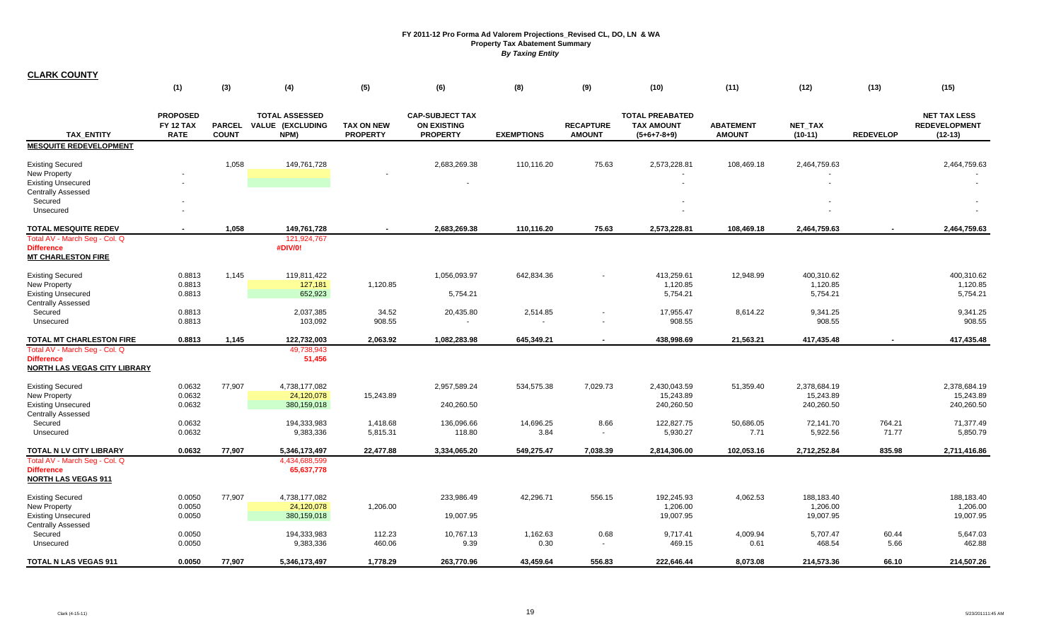# FY 2011-12 Pro Forma Ad Valorem Projections_Revised CL, DO, LN & WA
## Property Tax Abatement Summary
### *By Taxing Entity*

**CLARK COUNTY**

| TAX_ENTITY | (1) PROPOSED FY 12 TAX RATE | (3) PARCEL COUNT | (4) TOTAL ASSESSED VALUE (EXCLUDING NPM) | (5) TAX ON NEW PROPERTY | (6) CAP-SUBJECT TAX ON EXISTING PROPERTY | (8) EXEMPTIONS | (9) RECAPTURE AMOUNT | (10) TOTAL PREABATED TAX AMOUNT (5+6+7-8+9) | (11) ABATEMENT AMOUNT | (12) NET_TAX (10-11) | (13) REDEVELOP | (15) NET TAX LESS REDEVELOPMENT (12-13) |
|---|---|---|---|---|---|---|---|---|---|---|---|---|
| **MESQUITE REDEVELOPMENT** | | | | | | | | | | | | |
| Existing Secured | | 1,058 | 149,761,728 | | 2,683,269.38 | 110,116.20 | 75.63 | 2,573,228.81 | 108,469.18 | 2,464,759.63 | | 2,464,759.63 |
| New Property | - | | | - | | | | - | | - | | - |
| Existing Unsecured | - | | | | - | | | - | | - | | - |
| Centrally Assessed | | | | | | | | | | | | |
| Secured | - | | | | | | | - | | - | | - |
| Unsecured | - | | | | | | | - | | - | | - |
| **TOTAL MESQUITE REDEV** | **-** | **1,058** | **149,761,728** | **-** | **2,683,269.38** | **110,116.20** | **75.63** | **2,573,228.81** | **108,469.18** | **2,464,759.63** | **-** | **2,464,759.63** |
| Total AV - March Seg - Col. Q | | | 121,924,767 | | | | | | | | | |
| Difference | | | #DIV/0! | | | | | | | | | |
| **MT CHARLESTON FIRE** | | | | | | | | | | | | |
| Existing Secured | 0.8813 | 1,145 | 119,811,422 | | 1,056,093.97 | 642,834.36 | - | 413,259.61 | 12,948.99 | 400,310.62 | | 400,310.62 |
| New Property | 0.8813 | | 127,181 | 1,120.85 | | | | 1,120.85 | | 1,120.85 | | 1,120.85 |
| Existing Unsecured | 0.8813 | | 652,923 | | 5,754.21 | | | 5,754.21 | | 5,754.21 | | 5,754.21 |
| Centrally Assessed | | | | | | | | | | | | |
| Secured | 0.8813 | | 2,037,385 | 34.52 | 20,435.80 | 2,514.85 | - | 17,955.47 | 8,614.22 | 9,341.25 | | 9,341.25 |
| Unsecured | 0.8813 | | 103,092 | 908.55 | - | - | - | 908.55 | | 908.55 | | 908.55 |
| **TOTAL MT CHARLESTON FIRE** | **0.8813** | **1,145** | **122,732,003** | **2,063.92** | **1,082,283.98** | **645,349.21** | **-** | **438,998.69** | **21,563.21** | **417,435.48** | **-** | **417,435.48** |
| Total AV - March Seg - Col. Q | | | 49,738,943 | | | | | | | | | |
| Difference | | | 51,456 | | | | | | | | | |
| **NORTH LAS VEGAS CITY LIBRARY** | | | | | | | | | | | | |
| Existing Secured | 0.0632 | 77,907 | 4,738,177,082 | | 2,957,589.24 | 534,575.38 | 7,029.73 | 2,430,043.59 | 51,359.40 | 2,378,684.19 | | 2,378,684.19 |
| New Property | 0.0632 | | 24,120,078 | 15,243.89 | | | | 15,243.89 | | 15,243.89 | | 15,243.89 |
| Existing Unsecured | 0.0632 | | 380,159,018 | | 240,260.50 | | | 240,260.50 | | 240,260.50 | | 240,260.50 |
| Centrally Assessed | | | | | | | | | | | | |
| Secured | 0.0632 | | 194,333,983 | 1,418.68 | 136,096.66 | 14,696.25 | 8.66 | 122,827.75 | 50,686.05 | 72,141.70 | 764.21 | 71,377.49 |
| Unsecured | 0.0632 | | 9,383,336 | 5,815.31 | 118.80 | 3.84 | - | 5,930.27 | 7.71 | 5,922.56 | 71.77 | 5,850.79 |
| **TOTAL N LV CITY LIBRARY** | **0.0632** | **77,907** | **5,346,173,497** | **22,477.88** | **3,334,065.20** | **549,275.47** | **7,038.39** | **2,814,306.00** | **102,053.16** | **2,712,252.84** | **835.98** | **2,711,416.86** |
| Total AV - March Seg - Col. Q | | | 4,434,688,599 | | | | | | | | | |
| Difference | | | 65,637,778 | | | | | | | | | |
| **NORTH LAS VEGAS 911** | | | | | | | | | | | | |
| Existing Secured | 0.0050 | 77,907 | 4,738,177,082 | | 233,986.49 | 42,296.71 | 556.15 | 192,245.93 | 4,062.53 | 188,183.40 | | 188,183.40 |
| New Property | 0.0050 | | 24,120,078 | 1,206.00 | | | | 1,206.00 | | 1,206.00 | | 1,206.00 |
| Existing Unsecured | 0.0050 | | 380,159,018 | | 19,007.95 | | | 19,007.95 | | 19,007.95 | | 19,007.95 |
| Centrally Assessed | | | | | | | | | | | | |
| Secured | 0.0050 | | 194,333,983 | 112.23 | 10,767.13 | 1,162.63 | 0.68 | 9,717.41 | 4,009.94 | 5,707.47 | 60.44 | 5,647.03 |
| Unsecured | 0.0050 | | 9,383,336 | 460.06 | 9.39 | 0.30 | - | 469.15 | 0.61 | 468.54 | 5.66 | 462.88 |
| **TOTAL N LAS VEGAS 911** | **0.0050** | **77,907** | **5,346,173,497** | **1,778.29** | **263,770.96** | **43,459.64** | **556.83** | **222,646.44** | **8,073.08** | **214,573.36** | **66.10** | **214,507.26** |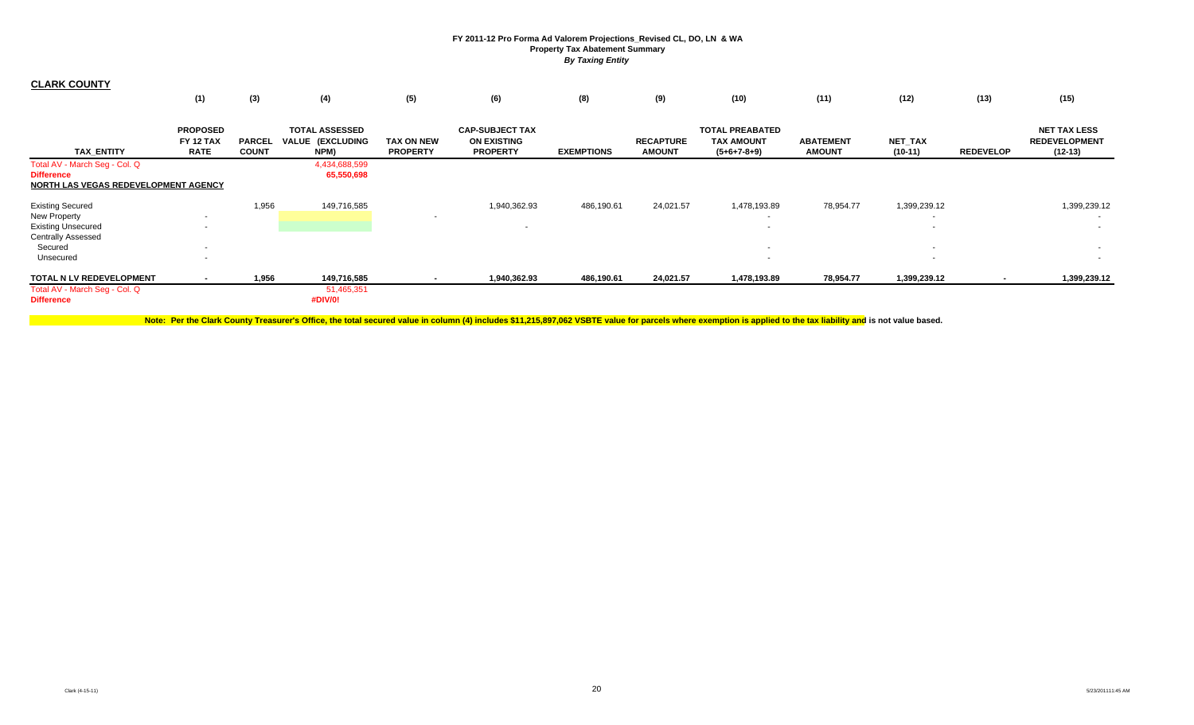**FY 2011-12 Pro Forma Ad Valorem Projections_Revised CL, DO, LN & WA**
**Property Tax Abatement Summary**
***By Taxing Entity***

**CLARK COUNTY**

| | (1) | (3) | (4) | (5) | (6) | (8) | (9) | (10) | (11) | (12) | (13) | (15) |
|---|---|---|---|---|---|---|---|---|---|---|---|---|
| **TAX_ENTITY** | **PROPOSED FY 12 TAX RATE** | **PARCEL COUNT** | **TOTAL ASSESSED VALUE (EXCLUDING NPM)** | **TAX ON NEW PROPERTY** | **CAP-SUBJECT TAX ON EXISTING PROPERTY** | **EXEMPTIONS** | **RECAPTURE AMOUNT** | **TOTAL PREABATED TAX AMOUNT (5+6+7-8+9)** | **ABATEMENT AMOUNT** | **NET_TAX (10-11)** | **REDEVELOP** | **NET TAX LESS REDEVELOPMENT (12-13)** |
| Total AV - March Seg - Col. Q | | | 4,434,688,599 | | | | | | | | | |
| **Difference** | | | **65,550,698** | | | | | | | | | |
| **NORTH LAS VEGAS REDEVELOPMENT AGENCY** | | | | | | | | | | | | |
| Existing Secured | | 1,956 | 149,716,585 | | 1,940,362.93 | 486,190.61 | 24,021.57 | 1,478,193.89 | 78,954.77 | 1,399,239.12 | | 1,399,239.12 |
| New Property | - | | | - | | | | - | | - | | - |
| Existing Unsecured | - | | | | - | | | - | | - | | - |
| Centrally Assessed | | | | | | | | | | | | |
| Secured | - | | | | | | | - | | - | | - |
| Unsecured | - | | | | | | | - | | - | | - |
| **TOTAL N LV REDEVELOPMENT** | **-** | **1,956** | **149,716,585** | **-** | **1,940,362.93** | **486,190.61** | **24,021.57** | **1,478,193.89** | **78,954.77** | **1,399,239.12** | **-** | **1,399,239.12** |
| Total AV - March Seg - Col. Q | | | 51,465,351 | | | | | | | | | |
| **Difference** | | | **#DIV/0!** | | | | | | | | | |

**Note: Per the Clark County Treasurer's Office, the total secured value in column (4) includes $11,215,897,062 VSBTE value for parcels where exemption is applied to the tax liability and is not value based.**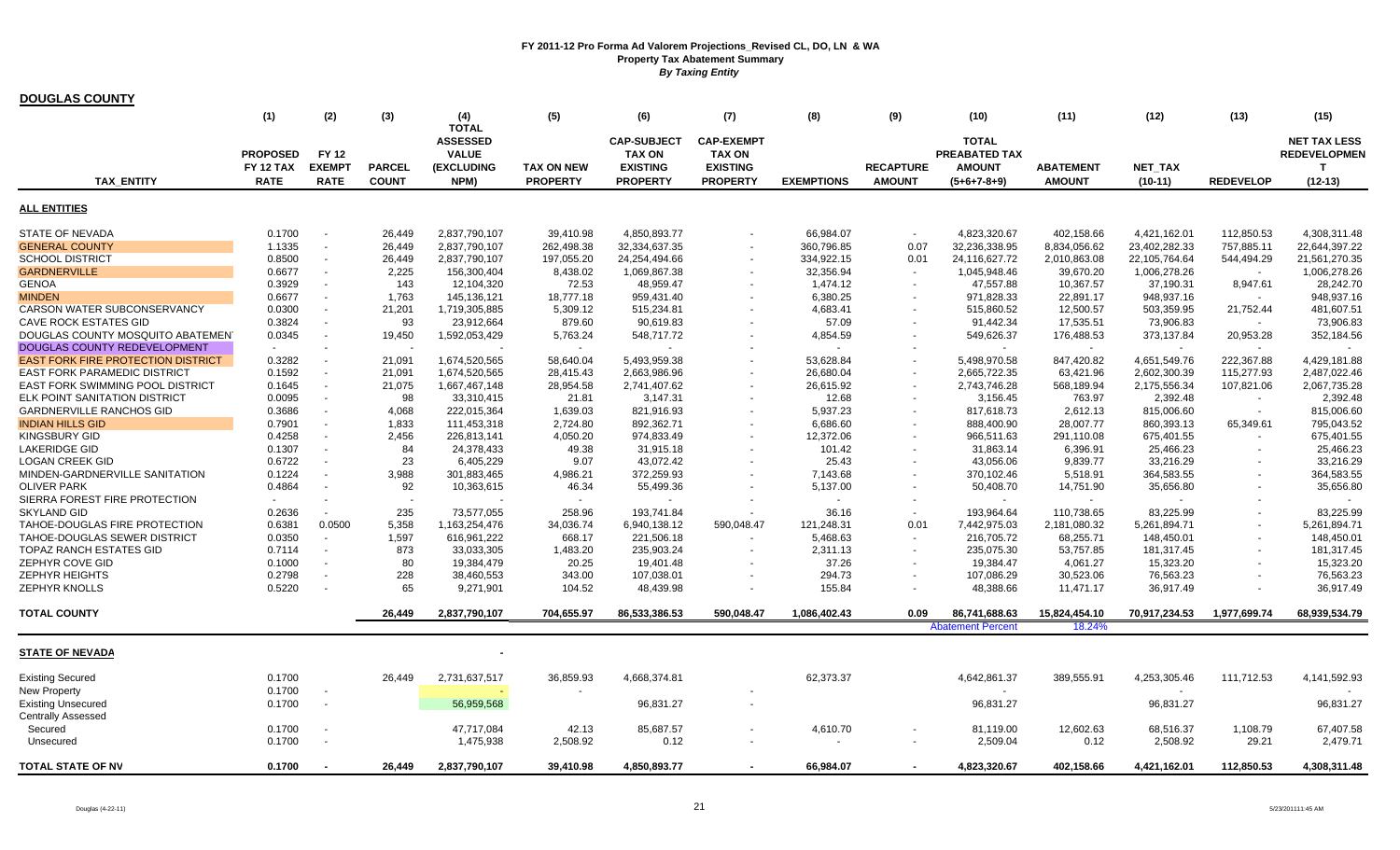# FY 2011-12 Pro Forma Ad Valorem Projections_Revised CL, DO, LN & WA
## Property Tax Abatement Summary
### *By Taxing Entity*

**DOUGLAS COUNTY**

| TAX_ENTITY | (1) PROPOSED FY 12 TAX RATE | (2) FY 12 EXEMPT RATE | (3) PARCEL COUNT | (4) TOTAL ASSESSED VALUE (EXCLUDING NPM) | (5) TAX ON NEW PROPERTY | (6) CAP-SUBJECT TAX ON EXISTING PROPERTY | (7) CAP-EXEMPT TAX ON EXISTING PROPERTY | (8) EXEMPTIONS | (9) RECAPTURE AMOUNT | (10) TOTAL PREABATED TAX AMOUNT (5+6+7-8+9) | (11) ABATEMENT AMOUNT | (12) NET_TAX (10-11) | (13) REDEVELOP | (15) NET TAX LESS REDEVELOPMENT (12-13) |
|---|---|---|---|---|---|---|---|---|---|---|---|---|---|---|
| **ALL ENTITIES** | | | | | | | | | | | | | | |
| STATE OF NEVADA | 0.1700 | - | 26,449 | 2,837,790,107 | 39,410.98 | 4,850,893.77 | - | 66,984.07 | - | 4,823,320.67 | 402,158.66 | 4,421,162.01 | 112,850.53 | 4,308,311.48 |
| GENERAL COUNTY | 1.1335 | - | 26,449 | 2,837,790,107 | 262,498.38 | 32,334,637.35 | - | 360,796.85 | 0.07 | 32,236,338.95 | 8,834,056.62 | 23,402,282.33 | 757,885.11 | 22,644,397.22 |
| SCHOOL DISTRICT | 0.8500 | - | 26,449 | 2,837,790,107 | 197,055.20 | 24,254,494.66 | - | 334,922.15 | 0.01 | 24,116,627.72 | 2,010,863.08 | 22,105,764.64 | 544,494.29 | 21,561,270.35 |
| GARDNERVILLE | 0.6677 | - | 2,225 | 156,300,404 | 8,438.02 | 1,069,867.38 | - | 32,356.94 | - | 1,045,948.46 | 39,670.20 | 1,006,278.26 | - | 1,006,278.26 |
| GENOA | 0.3929 | - | 143 | 12,104,320 | 72.53 | 48,959.47 | - | 1,474.12 | - | 47,557.88 | 10,367.57 | 37,190.31 | 8,947.61 | 28,242.70 |
| MINDEN | 0.6677 | - | 1,763 | 145,136,121 | 18,777.18 | 959,431.40 | - | 6,380.25 | - | 971,828.33 | 22,891.17 | 948,937.16 | - | 948,937.16 |
| CARSON WATER SUBCONSERVANCY | 0.0300 | - | 21,201 | 1,719,305,885 | 5,309.12 | 515,234.81 | - | 4,683.41 | - | 515,860.52 | 12,500.57 | 503,359.95 | 21,752.44 | 481,607.51 |
| CAVE ROCK ESTATES GID | 0.3824 | - | 93 | 23,912,664 | 879.60 | 90,619.83 | - | 57.09 | - | 91,442.34 | 17,535.51 | 73,906.83 | - | 73,906.83 |
| DOUGLAS COUNTY MOSQUITO ABATEMENT | 0.0345 | - | 19,450 | 1,592,053,429 | 5,763.24 | 548,717.72 | - | 4,854.59 | - | 549,626.37 | 176,488.53 | 373,137.84 | 20,953.28 | 352,184.56 |
| DOUGLAS COUNTY REDEVELOPMENT | - | - | - | - | - | - | - | - | - | - | - | - | - | - |
| EAST FORK FIRE PROTECTION DISTRICT | 0.3282 | - | 21,091 | 1,674,520,565 | 58,640.04 | 5,493,959.38 | - | 53,628.84 | - | 5,498,970.58 | 847,420.82 | 4,651,549.76 | 222,367.88 | 4,429,181.88 |
| EAST FORK PARAMEDIC DISTRICT | 0.1592 | - | 21,091 | 1,674,520,565 | 28,415.43 | 2,663,986.96 | - | 26,680.04 | - | 2,665,722.35 | 63,421.96 | 2,602,300.39 | 115,277.93 | 2,487,022.46 |
| EAST FORK SWIMMING POOL DISTRICT | 0.1645 | - | 21,075 | 1,667,467,148 | 28,954.58 | 2,741,407.62 | - | 26,615.92 | - | 2,743,746.28 | 568,189.94 | 2,175,556.34 | 107,821.06 | 2,067,735.28 |
| ELK POINT SANITATION DISTRICT | 0.0095 | - | 98 | 33,310,415 | 21.81 | 3,147.31 | - | 12.68 | - | 3,156.45 | 763.97 | 2,392.48 | - | 2,392.48 |
| GARDNERVILLE RANCHOS GID | 0.3686 | - | 4,068 | 222,015,364 | 1,639.03 | 821,916.93 | - | 5,937.23 | - | 817,618.73 | 2,612.13 | 815,006.60 | - | 815,006.60 |
| INDIAN HILLS GID | 0.7901 | - | 1,833 | 111,453,318 | 2,724.80 | 892,362.71 | - | 6,686.60 | - | 888,400.90 | 28,007.77 | 860,393.13 | 65,349.61 | 795,043.52 |
| KINGSBURY GID | 0.4258 | - | 2,456 | 226,813,141 | 4,050.20 | 974,833.49 | - | 12,372.06 | - | 966,511.63 | 291,110.08 | 675,401.55 | - | 675,401.55 |
| LAKERIDGE GID | 0.1307 | - | 84 | 24,378,433 | 49.38 | 31,915.18 | - | 101.42 | - | 31,863.14 | 6,396.91 | 25,466.23 | - | 25,466.23 |
| LOGAN CREEK GID | 0.6722 | - | 23 | 6,405,229 | 9.07 | 43,072.42 | - | 25.43 | - | 43,056.06 | 9,839.77 | 33,216.29 | - | 33,216.29 |
| MINDEN-GARDNERVILLE SANITATION | 0.1224 | - | 3,988 | 301,883,465 | 4,986.21 | 372,259.93 | - | 7,143.68 | - | 370,102.46 | 5,518.91 | 364,583.55 | - | 364,583.55 |
| OLIVER PARK | 0.4864 | - | 92 | 10,363,615 | 46.34 | 55,499.36 | - | 5,137.00 | - | 50,408.70 | 14,751.90 | 35,656.80 | - | 35,656.80 |
| SIERRA FOREST FIRE PROTECTION | - | - | - | - | - | - | - | - | - | - | - | - | - | - |
| SKYLAND GID | 0.2636 | - | 235 | 73,577,055 | 258.96 | 193,741.84 | - | 36.16 | - | 193,964.64 | 110,738.65 | 83,225.99 | - | 83,225.99 |
| TAHOE-DOUGLAS FIRE PROTECTION | 0.6381 | 0.0500 | 5,358 | 1,163,254,476 | 34,036.74 | 6,940,138.12 | 590,048.47 | 121,248.31 | 0.01 | 7,442,975.03 | 2,181,080.32 | 5,261,894.71 | - | 5,261,894.71 |
| TAHOE-DOUGLAS SEWER DISTRICT | 0.0350 | - | 1,597 | 616,961,222 | 668.17 | 221,506.18 | - | 5,468.63 | - | 216,705.72 | 68,255.71 | 148,450.01 | - | 148,450.01 |
| TOPAZ RANCH ESTATES GID | 0.7114 | - | 873 | 33,033,305 | 1,483.20 | 235,903.24 | - | 2,311.13 | - | 235,075.30 | 53,757.85 | 181,317.45 | - | 181,317.45 |
| ZEPHYR COVE GID | 0.1000 | - | 80 | 19,384,479 | 20.25 | 19,401.48 | - | 37.26 | - | 19,384.47 | 4,061.27 | 15,323.20 | - | 15,323.20 |
| ZEPHYR HEIGHTS | 0.2798 | - | 228 | 38,460,553 | 343.00 | 107,038.01 | - | 294.73 | - | 107,086.29 | 30,523.06 | 76,563.23 | - | 76,563.23 |
| ZEPHYR KNOLLS | 0.5220 | - | 65 | 9,271,901 | 104.52 | 48,439.98 | - | 155.84 | - | 48,388.66 | 11,471.17 | 36,917.49 | - | 36,917.49 |
| **TOTAL COUNTY** | | | **26,449** | **2,837,790,107** | **704,655.97** | **86,533,386.53** | **590,048.47** | **1,086,402.43** | **0.09** | **86,741,688.63** | **15,824,454.10** | **70,917,234.53** | **1,977,699.74** | **68,939,534.79** |
| | | | | | | | | | | Abatement Percent | 18.24% | | | |
| **STATE OF NEVADA** | | | | - | | | | | | | | | | |
| Existing Secured | 0.1700 | | 26,449 | 2,731,637,517 | 36,859.93 | 4,668,374.81 | | 62,373.37 | | 4,642,861.37 | 389,555.91 | 4,253,305.46 | 111,712.53 | 4,141,592.93 |
| New Property | 0.1700 | - | | - | - | | - | | | - | | - | | - |
| Existing Unsecured | 0.1700 | - | | 56,959,568 | | 96,831.27 | - | | | 96,831.27 | | 96,831.27 | | 96,831.27 |
| Centrally Assessed | | | | | | | | | | | | | | |
| Secured | 0.1700 | - | | 47,717,084 | 42.13 | 85,687.57 | - | 4,610.70 | - | 81,119.00 | 12,602.63 | 68,516.37 | 1,108.79 | 67,407.58 |
| Unsecured | 0.1700 | - | | 1,475,938 | 2,508.92 | 0.12 | - | - | - | 2,509.04 | 0.12 | 2,508.92 | 29.21 | 2,479.71 |
| **TOTAL STATE OF NV** | **0.1700** | **-** | **26,449** | **2,837,790,107** | **39,410.98** | **4,850,893.77** | **-** | **66,984.07** | **-** | **4,823,320.67** | **402,158.66** | **4,421,162.01** | **112,850.53** | **4,308,311.48** |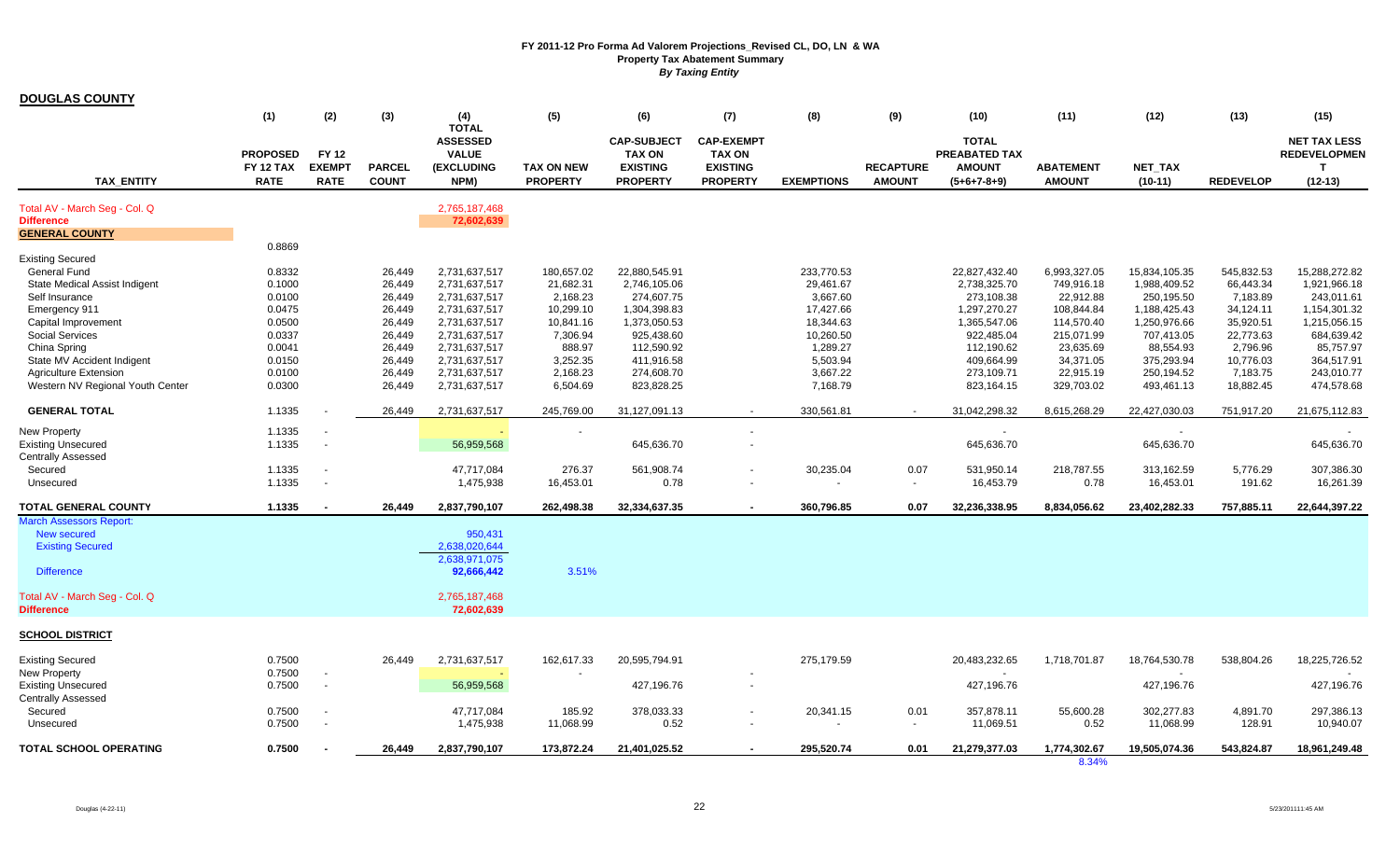**FY 2011-12 Pro Forma Ad Valorem Projections_Revised CL, DO, LN & WA**
**Property Tax Abatement Summary**
*By Taxing Entity*

## DOUGLAS COUNTY

| TAX_ENTITY | (1) PROPOSED FY 12 TAX RATE | (2) FY 12 EXEMPT RATE | (3) PARCEL COUNT | (4) TOTAL ASSESSED VALUE (EXCLUDING NPM) | (5) TAX ON NEW PROPERTY | (6) CAP-SUBJECT TAX ON EXISTING PROPERTY | (7) CAP-EXEMPT TAX ON EXISTING PROPERTY | (8) EXEMPTIONS | (9) RECAPTURE AMOUNT | (10) TOTAL PREABATED TAX AMOUNT (5+6+7-8+9) | (11) ABATEMENT AMOUNT | (12) NET_TAX (10-11) | (13) REDEVELOP | (15) NET TAX LESS REDEVELOPMENT (12-13) |
|---|---|---|---|---|---|---|---|---|---|---|---|---|---|---|
| Total AV - March Seg - Col. Q | | | | 2,765,187,468 | | | | | | | | | | |
| Difference | | | | 72,602,639 | | | | | | | | | | |
| **GENERAL COUNTY** | | | | | | | | | | | | | | |
| | 0.8869 | | | | | | | | | | | | | |
| Existing Secured | | | | | | | | | | | | | | |
| General Fund | 0.8332 | | 26,449 | 2,731,637,517 | 180,657.02 | 22,880,545.91 | | 233,770.53 | | 22,827,432.40 | 6,993,327.05 | 15,834,105.35 | 545,832.53 | 15,288,272.82 |
| State Medical Assist Indigent | 0.1000 | | 26,449 | 2,731,637,517 | 21,682.31 | 2,746,105.06 | | 29,461.67 | | 2,738,325.70 | 749,916.18 | 1,988,409.52 | 66,443.34 | 1,921,966.18 |
| Self Insurance | 0.0100 | | 26,449 | 2,731,637,517 | 2,168.23 | 274,607.75 | | 3,667.60 | | 273,108.38 | 22,912.88 | 250,195.50 | 7,183.89 | 243,011.61 |
| Emergency 911 | 0.0475 | | 26,449 | 2,731,637,517 | 10,299.10 | 1,304,398.83 | | 17,427.66 | | 1,297,270.27 | 108,844.84 | 1,188,425.43 | 34,124.11 | 1,154,301.32 |
| Capital Improvement | 0.0500 | | 26,449 | 2,731,637,517 | 10,841.16 | 1,373,050.53 | | 18,344.63 | | 1,365,547.06 | 114,570.40 | 1,250,976.66 | 35,920.51 | 1,215,056.15 |
| Social Services | 0.0337 | | 26,449 | 2,731,637,517 | 7,306.94 | 925,438.60 | | 10,260.50 | | 922,485.04 | 215,071.99 | 707,413.05 | 22,773.63 | 684,639.42 |
| China Spring | 0.0041 | | 26,449 | 2,731,637,517 | 888.97 | 112,590.92 | | 1,289.27 | | 112,190.62 | 23,635.69 | 88,554.93 | 2,796.96 | 85,757.97 |
| State MV Accident Indigent | 0.0150 | | 26,449 | 2,731,637,517 | 3,252.35 | 411,916.58 | | 5,503.94 | | 409,664.99 | 34,371.05 | 375,293.94 | 10,776.03 | 364,517.91 |
| Agriculture Extension | 0.0100 | | 26,449 | 2,731,637,517 | 2,168.23 | 274,608.70 | | 3,667.22 | | 273,109.71 | 22,915.19 | 250,194.52 | 7,183.75 | 243,010.77 |
| Western NV Regional Youth Center | 0.0300 | | 26,449 | 2,731,637,517 | 6,504.69 | 823,828.25 | | 7,168.79 | | 823,164.15 | 329,703.02 | 493,461.13 | 18,882.45 | 474,578.68 |
| **GENERAL TOTAL** | 1.1335 | - | 26,449 | 2,731,637,517 | 245,769.00 | 31,127,091.13 | - | 330,561.81 | - | 31,042,298.32 | 8,615,268.29 | 22,427,030.03 | 751,917.20 | 21,675,112.83 |
| New Property | 1.1335 | - | | - | - | | - | | | - | | - | | - |
| Existing Unsecured | 1.1335 | - | | 56,959,568 | | 645,636.70 | - | | | 645,636.70 | | 645,636.70 | | 645,636.70 |
| Centrally Assessed | | | | | | | | | | | | | | |
| Secured | 1.1335 | - | | 47,717,084 | 276.37 | 561,908.74 | - | 30,235.04 | 0.07 | 531,950.14 | 218,787.55 | 313,162.59 | 5,776.29 | 307,386.30 |
| Unsecured | 1.1335 | - | | 1,475,938 | 16,453.01 | 0.78 | - | - | - | 16,453.79 | 0.78 | 16,453.01 | 191.62 | 16,261.39 |
| **TOTAL GENERAL COUNTY** | **1.1335** | **-** | **26,449** | **2,837,790,107** | **262,498.38** | **32,334,637.35** | **-** | **360,796.85** | **0.07** | **32,236,338.95** | **8,834,056.62** | **23,402,282.33** | **757,885.11** | **22,644,397.22** |
| March Assessors Report: | | | | | | | | | | | | | | |
| New secured | | | | 950,431 | | | | | | | | | | |
| Existing Secured | | | | 2,638,020,644 | | | | | | | | | | |
| | | | | 2,638,971,075 | | | | | | | | | | |
| Difference | | | | 92,666,442 | 3.51% | | | | | | | | | |
| Total AV - March Seg - Col. Q | | | | 2,765,187,468 | | | | | | | | | | |
| Difference | | | | 72,602,639 | | | | | | | | | | |
| **SCHOOL DISTRICT** | | | | | | | | | | | | | | |
| Existing Secured | 0.7500 | | 26,449 | 2,731,637,517 | 162,617.33 | 20,595,794.91 | | 275,179.59 | | 20,483,232.65 | 1,718,701.87 | 18,764,530.78 | 538,804.26 | 18,225,726.52 |
| New Property | 0.7500 | - | | - | - | | - | | | - | | - | | - |
| Existing Unsecured | 0.7500 | - | | 56,959,568 | | 427,196.76 | - | | | 427,196.76 | | 427,196.76 | | 427,196.76 |
| Centrally Assessed | | | | | | | | | | | | | | |
| Secured | 0.7500 | - | | 47,717,084 | 185.92 | 378,033.33 | - | 20,341.15 | 0.01 | 357,878.11 | 55,600.28 | 302,277.83 | 4,891.70 | 297,386.13 |
| Unsecured | 0.7500 | - | | 1,475,938 | 11,068.99 | 0.52 | - | - | - | 11,069.51 | 0.52 | 11,068.99 | 128.91 | 10,940.07 |
| **TOTAL SCHOOL OPERATING** | **0.7500** | **-** | **26,449** | **2,837,790,107** | **173,872.24** | **21,401,025.52** | **-** | **295,520.74** | **0.01** | **21,279,377.03** | **1,774,302.67** | **19,505,074.36** | **543,824.87** | **18,961,249.48** |
| | | | | | | | | | | | 8.34% | | | |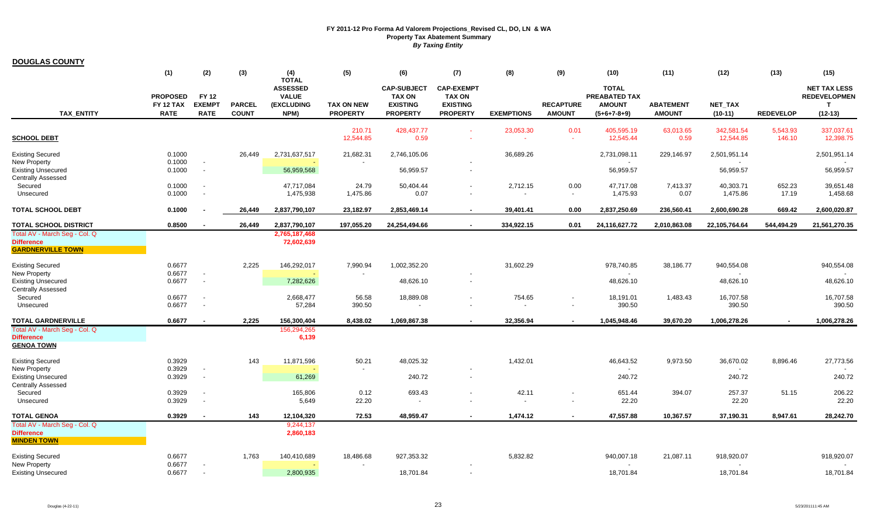**FY 2011-12 Pro Forma Ad Valorem Projections_Revised CL, DO, LN & WA**
**Property Tax Abatement Summary**
***By Taxing Entity***

**DOUGLAS COUNTY**

| TAX_ENTITY | (1) PROPOSED FY 12 TAX RATE | (2) FY 12 EXEMPT RATE | (3) PARCEL COUNT | (4) TOTAL ASSESSED VALUE (EXCLUDING NPM) | (5) TAX ON NEW PROPERTY | (6) CAP-SUBJECT TAX ON EXISTING PROPERTY | (7) CAP-EXEMPT TAX ON EXISTING PROPERTY | (8) EXEMPTIONS | (9) RECAPTURE AMOUNT | (10) TOTAL PREABATED TAX AMOUNT (5+6+7-8+9) | (11) ABATEMENT AMOUNT | (12) NET_TAX (10-11) | (13) REDEVELOP | (15) NET TAX LESS REDEVELOPMENT (12-13) |
|---|---|---|---|---|---|---|---|---|---|---|---|---|---|---|
| **SCHOOL DEBT** | | | | | 210.71 | 428,437.77 | - | 23,053.30 | 0.01 | 405,595.19 | 63,013.65 | 342,581.54 | 5,543.93 | 337,037.61 |
| | | | | | 12,544.85 | 0.59 | - | - | - | 12,545.44 | 0.59 | 12,544.85 | 146.10 | 12,398.75 |
| Existing Secured | 0.1000 | | 26,449 | 2,731,637,517 | 21,682.31 | 2,746,105.06 | | 36,689.26 | | 2,731,098.11 | 229,146.97 | 2,501,951.14 | | 2,501,951.14 |
| New Property | 0.1000 | - | | - | - | | - | | | - | | - | | - |
| Existing Unsecured | 0.1000 | - | | 56,959,568 | | 56,959.57 | - | | | 56,959.57 | | 56,959.57 | | 56,959.57 |
| Centrally Assessed | | | | | | | | | | | | | | |
| Secured | 0.1000 | - | | 47,717,084 | 24.79 | 50,404.44 | - | 2,712.15 | 0.00 | 47,717.08 | 7,413.37 | 40,303.71 | 652.23 | 39,651.48 |
| Unsecured | 0.1000 | - | | 1,475,938 | 1,475.86 | 0.07 | - | - | - | 1,475.93 | 0.07 | 1,475.86 | 17.19 | 1,458.68 |
| **TOTAL SCHOOL DEBT** | **0.1000** | **-** | **26,449** | **2,837,790,107** | **23,182.97** | **2,853,469.14** | **-** | **39,401.41** | **0.00** | **2,837,250.69** | **236,560.41** | **2,600,690.28** | **669.42** | **2,600,020.87** |
| **TOTAL SCHOOL DISTRICT** | **0.8500** | **-** | **26,449** | **2,837,790,107** | **197,055.20** | **24,254,494.66** | **-** | **334,922.15** | **0.01** | **24,116,627.72** | **2,010,863.08** | **22,105,764.64** | **544,494.29** | **21,561,270.35** |
| Total AV - March Seg - Col. Q | | | | 2,765,187,468 | | | | | | | | | | |
| Difference | | | | 72,602,639 | | | | | | | | | | |
| **GARDNERVILLE TOWN** | | | | | | | | | | | | | | |
| Existing Secured | 0.6677 | | 2,225 | 146,292,017 | 7,990.94 | 1,002,352.20 | | 31,602.29 | | 978,740.85 | 38,186.77 | 940,554.08 | | 940,554.08 |
| New Property | 0.6677 | - | | - | - | | - | | | - | | - | | - |
| Existing Unsecured | 0.6677 | - | | 7,282,626 | | 48,626.10 | - | | | 48,626.10 | | 48,626.10 | | 48,626.10 |
| Centrally Assessed | | | | | | | | | | | | | | |
| Secured | 0.6677 | - | | 2,668,477 | 56.58 | 18,889.08 | - | 754.65 | - | 18,191.01 | 1,483.43 | 16,707.58 | | 16,707.58 |
| Unsecured | 0.6677 | - | | 57,284 | 390.50 | - | - | - | - | 390.50 | | 390.50 | | 390.50 |
| **TOTAL GARDNERVILLE** | **0.6677** | **-** | **2,225** | **156,300,404** | **8,438.02** | **1,069,867.38** | **-** | **32,356.94** | **-** | **1,045,948.46** | **39,670.20** | **1,006,278.26** | **-** | **1,006,278.26** |
| Total AV - March Seg - Col. Q | | | | 156,294,265 | | | | | | | | | | |
| Difference | | | | 6,139 | | | | | | | | | | |
| **GENOA TOWN** | | | | | | | | | | | | | | |
| Existing Secured | 0.3929 | | 143 | 11,871,596 | 50.21 | 48,025.32 | | 1,432.01 | | 46,643.52 | 9,973.50 | 36,670.02 | 8,896.46 | 27,773.56 |
| New Property | 0.3929 | - | | - | - | | - | | | - | | - | | - |
| Existing Unsecured | 0.3929 | - | | 61,269 | | 240.72 | - | | | 240.72 | | 240.72 | | 240.72 |
| Centrally Assessed | | | | | | | | | | | | | | |
| Secured | 0.3929 | - | | 165,806 | 0.12 | 693.43 | - | 42.11 | - | 651.44 | 394.07 | 257.37 | 51.15 | 206.22 |
| Unsecured | 0.3929 | - | | 5,649 | 22.20 | - | - | - | - | 22.20 | | 22.20 | | 22.20 |
| **TOTAL GENOA** | **0.3929** | **-** | **143** | **12,104,320** | **72.53** | **48,959.47** | **-** | **1,474.12** | **-** | **47,557.88** | **10,367.57** | **37,190.31** | **8,947.61** | **28,242.70** |
| Total AV - March Seg - Col. Q | | | | 9,244,137 | | | | | | | | | | |
| Difference | | | | 2,860,183 | | | | | | | | | | |
| **MINDEN TOWN** | | | | | | | | | | | | | | |
| Existing Secured | 0.6677 | | 1,763 | 140,410,689 | 18,486.68 | 927,353.32 | | 5,832.82 | | 940,007.18 | 21,087.11 | 918,920.07 | | 918,920.07 |
| New Property | 0.6677 | - | | - | - | | - | | | - | | - | | - |
| Existing Unsecured | 0.6677 | - | | 2,800,935 | | 18,701.84 | - | | | 18,701.84 | | 18,701.84 | | 18,701.84 |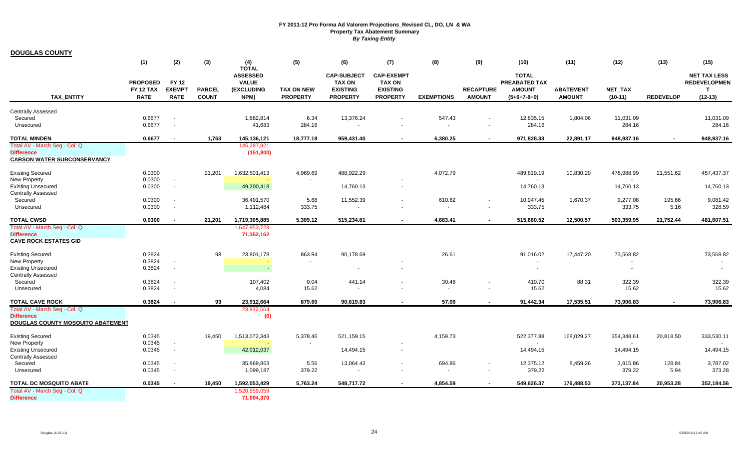# FY 2011-12 Pro Forma Ad Valorem Projections_Revised CL, DO, LN & WA

## Property Tax Abatement Summary

*By Taxing Entity*

**DOUGLAS COUNTY**

| TAX_ENTITY | (1) PROPOSED FY 12 TAX RATE | (2) FY 12 EXEMPT RATE | (3) PARCEL COUNT | (4) TOTAL ASSESSED VALUE (EXCLUDING NPM) | (5) TAX ON NEW PROPERTY | (6) CAP-SUBJECT TAX ON EXISTING PROPERTY | (7) CAP-EXEMPT TAX ON EXISTING PROPERTY | (8) EXEMPTIONS | (9) RECAPTURE AMOUNT | (10) TOTAL PREABATED TAX AMOUNT (5+6+7-8+9) | (11) ABATEMENT AMOUNT | (12) NET_TAX (10-11) | (13) REDEVELOP | (15) NET TAX LESS REDEVELOPMENT (12-13) |
|---|---|---|---|---|---|---|---|---|---|---|---|---|---|---|
| Centrally Assessed | | | | | | | | | | | | | | |
| Secured | 0.6677 | - | | 1,882,814 | 6.34 | 13,376.24 | - | 547.43 | - | 12,835.15 | 1,804.06 | 11,031.09 | | 11,031.09 |
| Unsecured | 0.6677 | - | | 41,683 | 284.16 | - | - | - | - | 284.16 | | 284.16 | | 284.16 |
| **TOTAL MINDEN** | **0.6677** | **-** | **1,763** | **145,136,121** | **18,777.18** | **959,431.40** | **-** | **6,380.25** | **-** | **971,828.33** | **22,891.17** | **948,937.16** | **-** | **948,937.16** |
| Total AV - March Seg - Col. Q | | | | 145,287,921 | | | | | | | | | | |
| Difference | | | | (151,800) | | | | | | | | | | |
| **CARSON WATER SUBCONSERVANCY** | | | | | | | | | | | | | | |
| Existing Secured | 0.0300 | | 21,201 | 1,632,501,413 | 4,969.69 | 488,922.29 | | 4,072.79 | | 489,819.19 | 10,830.20 | 478,988.99 | 21,551.62 | 457,437.37 |
| New Property | 0.0300 | - | | - | - | | - | | | - | | - | | - |
| Existing Unsecured | 0.0300 | - | | 49,200,418 | | 14,760.13 | - | | | 14,760.13 | | 14,760.13 | | 14,760.13 |
| Centrally Assessed | | | | | | | | | | | | | | |
| Secured | 0.0300 | - | | 36,491,570 | 5.68 | 11,552.39 | - | 610.62 | - | 10,947.45 | 1,670.37 | 9,277.08 | 195.66 | 9,081.42 |
| Unsecured | 0.0300 | - | | 1,112,484 | 333.75 | - | - | - | - | 333.75 | | 333.75 | 5.16 | 328.59 |
| **TOTAL CWSD** | **0.0300** | **-** | **21,201** | **1,719,305,885** | **5,309.12** | **515,234.81** | **-** | **4,683.41** | **-** | **515,860.52** | **12,500.57** | **503,359.95** | **21,752.44** | **481,607.51** |
| Total AV - March Seg - Col. Q | | | | 1,647,953,723 | | | | | | | | | | |
| Difference | | | | 71,352,162 | | | | | | | | | | |
| **CAVE ROCK ESTATES GID** | | | | | | | | | | | | | | |
| Existing Secured | 0.3824 | | 93 | 23,801,178 | 863.94 | 90,178.69 | | 26.61 | | 91,016.02 | 17,447.20 | 73,568.82 | | 73,568.82 |
| New Property | 0.3824 | - | | - | - | | - | | | - | | - | | - |
| Existing Unsecured | 0.3824 | - | | - | | - | - | | | - | | - | | - |
| Centrally Assessed | | | | | | | | | | | | | | |
| Secured | 0.3824 | - | | 107,402 | 0.04 | 441.14 | - | 30.48 | - | 410.70 | 88.31 | 322.39 | | 322.39 |
| Unsecured | 0.3824 | - | | 4,084 | 15.62 | - | - | - | - | 15.62 | | 15.62 | | 15.62 |
| **TOTAL CAVE ROCK** | **0.3824** | **-** | **93** | **23,912,664** | **879.60** | **90,619.83** | **-** | **57.09** | **-** | **91,442.34** | **17,535.51** | **73,906.83** | **-** | **73,906.83** |
| Total AV - March Seg - Col. Q | | | | 23,912,664 | | | | | | | | | | |
| Difference | | | | (0) | | | | | | | | | | |
| **DOUGLAS COUNTY MOSQUITO ABATEMENT** | | | | | | | | | | | | | | |
| Existing Secured | 0.0345 | | 19,450 | 1,513,072,343 | 5,378.46 | 521,159.15 | | 4,159.73 | | 522,377.88 | 168,029.27 | 354,348.61 | 20,818.50 | 333,530.11 |
| New Property | 0.0345 | - | | - | - | | - | | | - | | - | | - |
| Existing Unsecured | 0.0345 | - | | 42,012,037 | | 14,494.15 | - | | | 14,494.15 | | 14,494.15 | | 14,494.15 |
| Centrally Assessed | | | | | | | | | | | | | | |
| Secured | 0.0345 | - | | 35,869,863 | 5.56 | 13,064.42 | - | 694.86 | - | 12,375.12 | 8,459.26 | 3,915.86 | 128.84 | 3,787.02 |
| Unsecured | 0.0345 | - | | 1,099,187 | 379.22 | - | - | - | - | 379.22 | | 379.22 | 5.94 | 373.28 |
| **TOTAL DC MOSQUITO ABATE** | **0.0345** | **-** | **19,450** | **1,592,053,429** | **5,763.24** | **548,717.72** | **-** | **4,854.59** | **-** | **549,626.37** | **176,488.53** | **373,137.84** | **20,953.28** | **352,184.56** |
| Total AV - March Seg - Col. Q | | | | 1,520,959,059 | | | | | | | | | | |
| Difference | | | | 71,094,370 | | | | | | | | | | |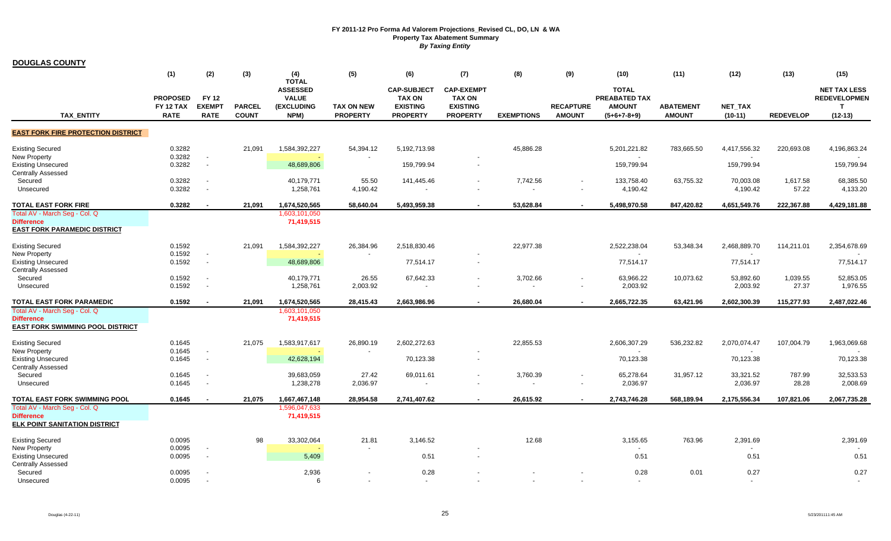# FY 2011-12 Pro Forma Ad Valorem Projections_Revised CL, DO, LN & WA

## Property Tax Abatement Summary

*By Taxing Entity*

**DOUGLAS COUNTY**

| TAX_ENTITY | (1) PROPOSED FY 12 TAX RATE | (2) FY 12 EXEMPT RATE | (3) PARCEL COUNT | (4) TOTAL ASSESSED VALUE (EXCLUDING NPM) | (5) TAX ON NEW PROPERTY | (6) CAP-SUBJECT TAX ON EXISTING PROPERTY | (7) CAP-EXEMPT TAX ON EXISTING PROPERTY | (8) EXEMPTIONS | (9) RECAPTURE AMOUNT | (10) TOTAL PREABATED TAX AMOUNT (5+6+7-8+9) | (11) ABATEMENT AMOUNT | (12) NET_TAX (10-11) | (13) REDEVELOP | (15) NET TAX LESS REDEVELOPMENT (12-13) |
|---|---|---|---|---|---|---|---|---|---|---|---|---|---|---|
| **EAST FORK FIRE PROTECTION DISTRICT** | | | | | | | | | | | | | | |
| Existing Secured | 0.3282 | | 21,091 | 1,584,392,227 | 54,394.12 | 5,192,713.98 | | 45,886.28 | | 5,201,221.82 | 783,665.50 | 4,417,556.32 | 220,693.08 | 4,196,863.24 |
| New Property | 0.3282 | - | | - | - | | - | | | - | | - | | - |
| Existing Unsecured | 0.3282 | - | | 48,689,806 | | 159,799.94 | - | | | 159,799.94 | | 159,799.94 | | 159,799.94 |
| Centrally Assessed | | | | | | | | | | | | | | |
| Secured | 0.3282 | - | | 40,179,771 | 55.50 | 141,445.46 | - | 7,742.56 | - | 133,758.40 | 63,755.32 | 70,003.08 | 1,617.58 | 68,385.50 |
| Unsecured | 0.3282 | - | | 1,258,761 | 4,190.42 | - | - | - | - | 4,190.42 | | 4,190.42 | 57.22 | 4,133.20 |
| **TOTAL EAST FORK FIRE** | **0.3282** | **-** | **21,091** | **1,674,520,565** | **58,640.04** | **5,493,959.38** | **-** | **53,628.84** | **-** | **5,498,970.58** | **847,420.82** | **4,651,549.76** | **222,367.88** | **4,429,181.88** |
| Total AV - March Seg - Col. Q | | | | 1,603,101,050 | | | | | | | | | | |
| Difference | | | | 71,419,515 | | | | | | | | | | |
| **EAST FORK PARAMEDIC DISTRICT** | | | | | | | | | | | | | | |
| Existing Secured | 0.1592 | | 21,091 | 1,584,392,227 | 26,384.96 | 2,518,830.46 | | 22,977.38 | | 2,522,238.04 | 53,348.34 | 2,468,889.70 | 114,211.01 | 2,354,678.69 |
| New Property | 0.1592 | - | | - | - | | - | | | - | | - | | - |
| Existing Unsecured | 0.1592 | - | | 48,689,806 | | 77,514.17 | - | | | 77,514.17 | | 77,514.17 | | 77,514.17 |
| Centrally Assessed | | | | | | | | | | | | | | |
| Secured | 0.1592 | - | | 40,179,771 | 26.55 | 67,642.33 | - | 3,702.66 | - | 63,966.22 | 10,073.62 | 53,892.60 | 1,039.55 | 52,853.05 |
| Unsecured | 0.1592 | - | | 1,258,761 | 2,003.92 | - | - | - | - | 2,003.92 | | 2,003.92 | 27.37 | 1,976.55 |
| **TOTAL EAST FORK PARAMEDIC** | **0.1592** | **-** | **21,091** | **1,674,520,565** | **28,415.43** | **2,663,986.96** | **-** | **26,680.04** | **-** | **2,665,722.35** | **63,421.96** | **2,602,300.39** | **115,277.93** | **2,487,022.46** |
| Total AV - March Seg - Col. Q | | | | 1,603,101,050 | | | | | | | | | | |
| Difference | | | | 71,419,515 | | | | | | | | | | |
| **EAST FORK SWIMMING POOL DISTRICT** | | | | | | | | | | | | | | |
| Existing Secured | 0.1645 | | 21,075 | 1,583,917,617 | 26,890.19 | 2,602,272.63 | | 22,855.53 | | 2,606,307.29 | 536,232.82 | 2,070,074.47 | 107,004.79 | 1,963,069.68 |
| New Property | 0.1645 | - | | - | - | | - | | | - | | - | | - |
| Existing Unsecured | 0.1645 | - | | 42,628,194 | | 70,123.38 | - | | | 70,123.38 | | 70,123.38 | | 70,123.38 |
| Centrally Assessed | | | | | | | | | | | | | | |
| Secured | 0.1645 | - | | 39,683,059 | 27.42 | 69,011.61 | - | 3,760.39 | - | 65,278.64 | 31,957.12 | 33,321.52 | 787.99 | 32,533.53 |
| Unsecured | 0.1645 | - | | 1,238,278 | 2,036.97 | - | - | - | - | 2,036.97 | | 2,036.97 | 28.28 | 2,008.69 |
| **TOTAL EAST FORK SWIMMING POOL** | **0.1645** | **-** | **21,075** | **1,667,467,148** | **28,954.58** | **2,741,407.62** | **-** | **26,615.92** | **-** | **2,743,746.28** | **568,189.94** | **2,175,556.34** | **107,821.06** | **2,067,735.28** |
| Total AV - March Seg - Col. Q | | | | 1,596,047,633 | | | | | | | | | | |
| Difference | | | | 71,419,515 | | | | | | | | | | |
| **ELK POINT SANITATION DISTRICT** | | | | | | | | | | | | | | |
| Existing Secured | 0.0095 | | 98 | 33,302,064 | 21.81 | 3,146.52 | | 12.68 | | 3,155.65 | 763.96 | 2,391.69 | | 2,391.69 |
| New Property | 0.0095 | - | | - | - | | - | | | - | | - | | - |
| Existing Unsecured | 0.0095 | - | | 5,409 | | 0.51 | - | | | 0.51 | | 0.51 | | 0.51 |
| Centrally Assessed | | | | | | | | | | | | | | |
| Secured | 0.0095 | - | | 2,936 | - | 0.28 | - | - | - | 0.28 | 0.01 | 0.27 | | 0.27 |
| Unsecured | 0.0095 | - | | 6 | - | - | - | - | - | - | | - | | - |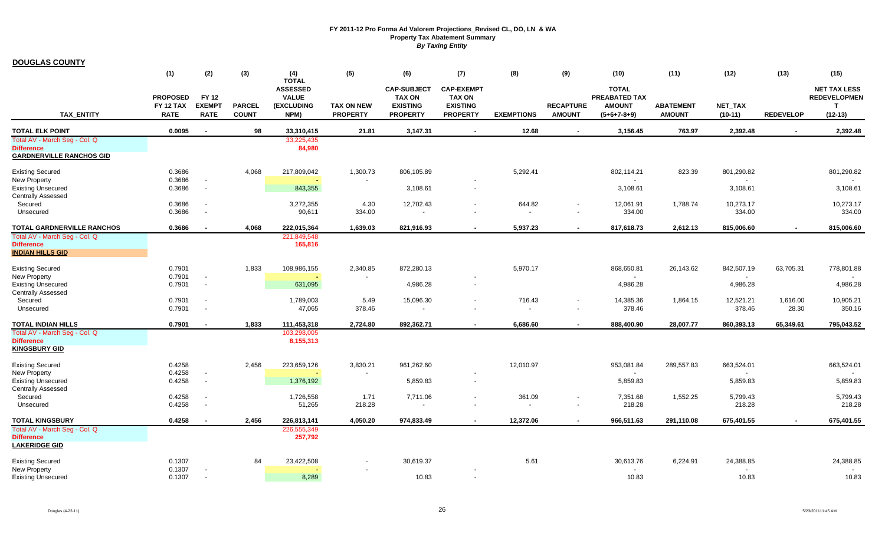# FY 2011-12 Pro Forma Ad Valorem Projections_Revised CL, DO, LN & WA
## Property Tax Abatement Summary
### *By Taxing Entity*

**DOUGLAS COUNTY**

| TAX_ENTITY | (1) PROPOSED FY 12 TAX RATE | (2) FY 12 EXEMPT RATE | (3) PARCEL COUNT | (4) TOTAL ASSESSED VALUE (EXCLUDING NPM) | (5) TAX ON NEW PROPERTY | (6) CAP-SUBJECT TAX ON EXISTING PROPERTY | (7) CAP-EXEMPT TAX ON EXISTING PROPERTY | (8) EXEMPTIONS | (9) RECAPTURE AMOUNT | (10) TOTAL PREABATED TAX AMOUNT (5+6+7-8+9) | (11) ABATEMENT AMOUNT | (12) NET_TAX (10-11) | (13) REDEVELOP | (15) NET TAX LESS REDEVELOPMENT (12-13) |
|---|---|---|---|---|---|---|---|---|---|---|---|---|---|---|
| **TOTAL ELK POINT** | **0.0095** | **-** | **98** | **33,310,415** | **21.81** | **3,147.31** | **-** | **12.68** | **-** | **3,156.45** | **763.97** | **2,392.48** | **-** | **2,392.48** |
| Total AV - March Seg - Col. Q | | | | 33,225,435 | | | | | | | | | | |
| **Difference** | | | | **84,980** | | | | | | | | | | |
| **GARDNERVILLE RANCHOS GID** | | | | | | | | | | | | | | |
| Existing Secured | 0.3686 | | 4,068 | 217,809,042 | 1,300.73 | 806,105.89 | | 5,292.41 | | 802,114.21 | 823.39 | 801,290.82 | | 801,290.82 |
| New Property | 0.3686 | - | | - | - | | - | | | - | | - | | - |
| Existing Unsecured | 0.3686 | - | | 843,355 | | 3,108.61 | - | | | 3,108.61 | | 3,108.61 | | 3,108.61 |
| Centrally Assessed | | | | | | | | | | | | | | |
| Secured | 0.3686 | - | | 3,272,355 | 4.30 | 12,702.43 | - | 644.82 | - | 12,061.91 | 1,788.74 | 10,273.17 | | 10,273.17 |
| Unsecured | 0.3686 | - | | 90,611 | 334.00 | - | - | - | - | 334.00 | | 334.00 | | 334.00 |
| **TOTAL GARDNERVILLE RANCHOS** | **0.3686** | **-** | **4,068** | **222,015,364** | **1,639.03** | **821,916.93** | **-** | **5,937.23** | **-** | **817,618.73** | **2,612.13** | **815,006.60** | **-** | **815,006.60** |
| Total AV - March Seg - Col. Q | | | | 221,849,548 | | | | | | | | | | |
| **Difference** | | | | **165,816** | | | | | | | | | | |
| **INDIAN HILLS GID** | | | | | | | | | | | | | | |
| Existing Secured | 0.7901 | | 1,833 | 108,986,155 | 2,340.85 | 872,280.13 | | 5,970.17 | | 868,650.81 | 26,143.62 | 842,507.19 | 63,705.31 | 778,801.88 |
| New Property | 0.7901 | - | | - | - | | - | | | - | | - | | - |
| Existing Unsecured | 0.7901 | - | | 631,095 | | 4,986.28 | - | | | 4,986.28 | | 4,986.28 | | 4,986.28 |
| Centrally Assessed | | | | | | | | | | | | | | |
| Secured | 0.7901 | - | | 1,789,003 | 5.49 | 15,096.30 | - | 716.43 | - | 14,385.36 | 1,864.15 | 12,521.21 | 1,616.00 | 10,905.21 |
| Unsecured | 0.7901 | - | | 47,065 | 378.46 | - | - | - | - | 378.46 | | 378.46 | 28.30 | 350.16 |
| **TOTAL INDIAN HILLS** | **0.7901** | **-** | **1,833** | **111,453,318** | **2,724.80** | **892,362.71** | **-** | **6,686.60** | **-** | **888,400.90** | **28,007.77** | **860,393.13** | **65,349.61** | **795,043.52** |
| Total AV - March Seg - Col. Q | | | | 103,298,005 | | | | | | | | | | |
| **Difference** | | | | **8,155,313** | | | | | | | | | | |
| **KINGSBURY GID** | | | | | | | | | | | | | | |
| Existing Secured | 0.4258 | | 2,456 | 223,659,126 | 3,830.21 | 961,262.60 | | 12,010.97 | | 953,081.84 | 289,557.83 | 663,524.01 | | 663,524.01 |
| New Property | 0.4258 | - | | - | - | | - | | | - | | - | | - |
| Existing Unsecured | 0.4258 | - | | 1,376,192 | | 5,859.83 | - | | | 5,859.83 | | 5,859.83 | | 5,859.83 |
| Centrally Assessed | | | | | | | | | | | | | | |
| Secured | 0.4258 | - | | 1,726,558 | 1.71 | 7,711.06 | - | 361.09 | - | 7,351.68 | 1,552.25 | 5,799.43 | | 5,799.43 |
| Unsecured | 0.4258 | - | | 51,265 | 218.28 | - | - | - | - | 218.28 | | 218.28 | | 218.28 |
| **TOTAL KINGSBURY** | **0.4258** | **-** | **2,456** | **226,813,141** | **4,050.20** | **974,833.49** | **-** | **12,372.06** | **-** | **966,511.63** | **291,110.08** | **675,401.55** | **-** | **675,401.55** |
| Total AV - March Seg - Col. Q | | | | 226,555,349 | | | | | | | | | | |
| **Difference** | | | | **257,792** | | | | | | | | | | |
| **LAKERIDGE GID** | | | | | | | | | | | | | | |
| Existing Secured | 0.1307 | | 84 | 23,422,508 | - | 30,619.37 | | 5.61 | | 30,613.76 | 6,224.91 | 24,388.85 | | 24,388.85 |
| New Property | 0.1307 | - | | - | - | | - | | | - | | - | | - |
| Existing Unsecured | 0.1307 | - | | 8,289 | | 10.83 | - | | | 10.83 | | 10.83 | | 10.83 |

Douglas (4-22-11)

5/23/2011 11:45 AM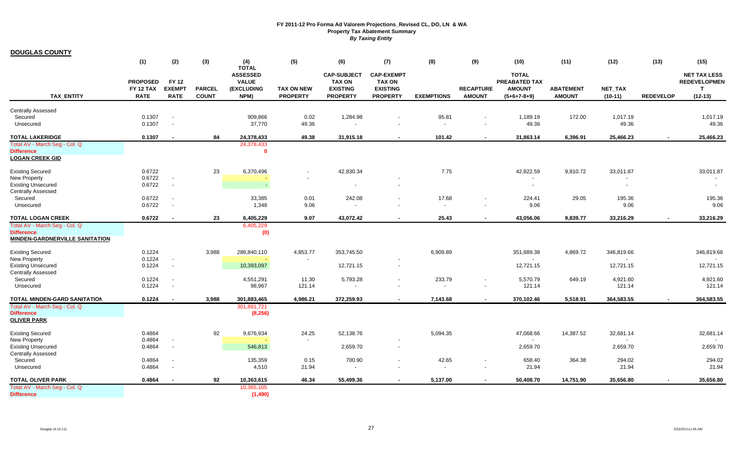**FY 2011-12 Pro Forma Ad Valorem Projections_Revised CL, DO, LN & WA**
**Property Tax Abatement Summary**
***By Taxing Entity***

**DOUGLAS COUNTY**

| TAX_ENTITY | (1) PROPOSED FY 12 TAX RATE | (2) FY 12 EXEMPT RATE | (3) PARCEL COUNT | (4) TOTAL ASSESSED VALUE (EXCLUDING NPM) | (5) TAX ON NEW PROPERTY | (6) CAP-SUBJECT TAX ON EXISTING PROPERTY | (7) CAP-EXEMPT TAX ON EXISTING PROPERTY | (8) EXEMPTIONS | (9) RECAPTURE AMOUNT | (10) TOTAL PREABATED TAX AMOUNT (5+6+7-8+9) | (11) ABATEMENT AMOUNT | (12) NET_TAX (10-11) | (13) REDEVELOP | (15) NET TAX LESS REDEVELOPMENT (12-13) |
|---|---|---|---|---|---|---|---|---|---|---|---|---|---|---|
| Centrally Assessed | | | | | | | | | | | | | | |
| Secured | 0.1307 | - | | 909,866 | 0.02 | 1,284.98 | - | 95.81 | - | 1,189.19 | 172.00 | 1,017.19 | | 1,017.19 |
| Unsecured | 0.1307 | - | | 37,770 | 49.36 | - | - | - | - | 49.36 | | 49.36 | | 49.36 |
| **TOTAL LAKERIDGE** | **0.1307** | **-** | **84** | **24,378,433** | **49.38** | **31,915.18** | **-** | **101.42** | **-** | **31,863.14** | **6,396.91** | **25,466.23** | **-** | **25,466.23** |
| Total AV - March Seg - Col. Q | | | | 24,378,433 | | | | | | | | | | |
| **Difference** | | | | **0** | | | | | | | | | | |
| **LOGAN CREEK GID** | | | | | | | | | | | | | | |
| Existing Secured | 0.6722 | | 23 | 6,370,496 | - | 42,830.34 | | 7.75 | | 42,822.59 | 9,810.72 | 33,011.87 | | 33,011.87 |
| New Property | 0.6722 | - | | - | - | | - | | | - | | - | | - |
| Existing Unsecured | 0.6722 | - | | - | | - | - | | | - | | - | | - |
| Centrally Assessed | | | | | | | | | | | | | | |
| Secured | 0.6722 | - | | 33,385 | 0.01 | 242.08 | - | 17.68 | - | 224.41 | 29.05 | 195.36 | | 195.36 |
| Unsecured | 0.6722 | - | | 1,348 | 9.06 | - | - | - | - | 9.06 | | 9.06 | | 9.06 |
| **TOTAL LOGAN CREEK** | **0.6722** | **-** | **23** | **6,405,229** | **9.07** | **43,072.42** | **-** | **25.43** | **-** | **43,056.06** | **9,839.77** | **33,216.29** | **-** | **33,216.29** |
| Total AV - March Seg - Col. Q | | | | 6,405,229 | | | | | | | | | | |
| **Difference** | | | | **(0)** | | | | | | | | | | |
| **MINDEN-GARDNERVILLE SANITATION** | | | | | | | | | | | | | | |
| Existing Secured | 0.1224 | | 3,988 | 286,840,110 | 4,853.77 | 353,745.50 | | 6,909.89 | | 351,689.38 | 4,869.72 | 346,819.66 | | 346,819.66 |
| New Property | 0.1224 | - | | - | - | | - | | | - | | - | | - |
| Existing Unsecured | 0.1224 | - | | 10,393,097 | | 12,721.15 | - | | | 12,721.15 | | 12,721.15 | | 12,721.15 |
| Centrally Assessed | | | | | | | | | | | | | | |
| Secured | 0.1224 | - | | 4,551,291 | 11.30 | 5,793.28 | - | 233.79 | - | 5,570.79 | 649.19 | 4,921.60 | | 4,921.60 |
| Unsecured | 0.1224 | - | | 98,967 | 121.14 | - | - | - | - | 121.14 | | 121.14 | | 121.14 |
| **TOTAL MINDEN-GARD SANITATION** | **0.1224** | **-** | **3,988** | **301,883,465** | **4,986.21** | **372,259.93** | **-** | **7,143.68** | **-** | **370,102.46** | **5,518.91** | **364,583.55** | **-** | **364,583.55** |
| Total AV - March Seg - Col. Q | | | | 301,891,721 | | | | | | | | | | |
| **Difference** | | | | **(8,256)** | | | | | | | | | | |
| **OLIVER PARK** | | | | | | | | | | | | | | |
| Existing Secured | 0.4864 | | 92 | 9,676,934 | 24.25 | 52,138.76 | | 5,094.35 | | 47,068.66 | 14,387.52 | 32,681.14 | | 32,681.14 |
| New Property | 0.4864 | - | | - | - | | - | | | - | | - | | - |
| Existing Unsecured | 0.4864 | - | | 546,813 | | 2,659.70 | - | | | 2,659.70 | | 2,659.70 | | 2,659.70 |
| Centrally Assessed | | | | | | | | | | | | | | |
| Secured | 0.4864 | - | | 135,359 | 0.15 | 700.90 | - | 42.65 | - | 658.40 | 364.38 | 294.02 | | 294.02 |
| Unsecured | 0.4864 | - | | 4,510 | 21.94 | - | - | - | - | 21.94 | | 21.94 | | 21.94 |
| **TOTAL OLIVER PARK** | **0.4864** | **-** | **92** | **10,363,615** | **46.34** | **55,499.36** | **-** | **5,137.00** | **-** | **50,408.70** | **14,751.90** | **35,656.80** | **-** | **35,656.80** |
| Total AV - March Seg - Col. Q | | | | 10,365,105 | | | | | | | | | | |
| **Difference** | | | | **(1,490)** | | | | | | | | | | |

Douglas (4-22-11)

5/23/2011 11:45 AM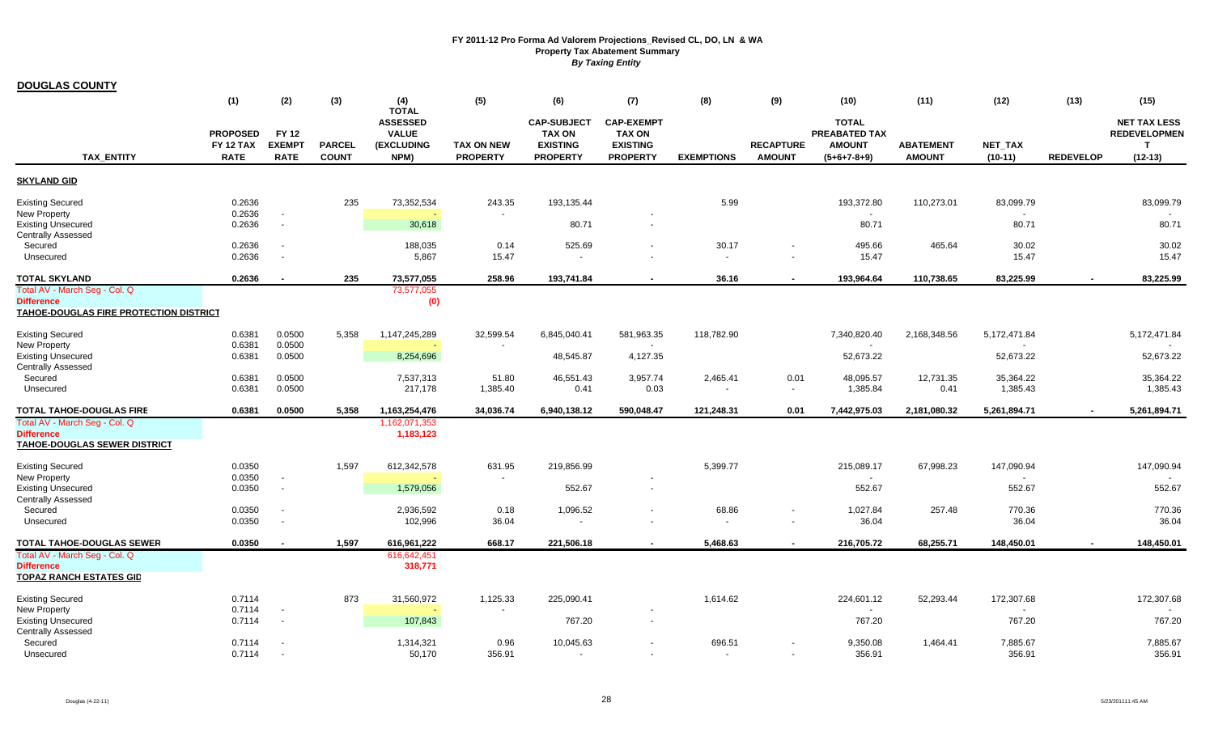# FY 2011-12 Pro Forma Ad Valorem Projections_Revised CL, DO, LN & WA
## Property Tax Abatement Summary
*By Taxing Entity*

**DOUGLAS COUNTY**

| TAX_ENTITY | (1) PROPOSED FY 12 TAX RATE | (2) FY 12 EXEMPT RATE | (3) PARCEL COUNT | (4) TOTAL ASSESSED VALUE (EXCLUDING NPM) | (5) TAX ON NEW PROPERTY | (6) CAP-SUBJECT TAX ON EXISTING PROPERTY | (7) CAP-EXEMPT TAX ON EXISTING PROPERTY | (8) EXEMPTIONS | (9) RECAPTURE AMOUNT | (10) TOTAL PREABATED TAX AMOUNT (5+6+7-8+9) | (11) ABATEMENT AMOUNT | (12) NET_TAX (10-11) | (13) REDEVELOP | (15) NET TAX LESS REDEVELOPMENT (12-13) |
|---|---|---|---|---|---|---|---|---|---|---|---|---|---|---|
| **SKYLAND GID** | | | | | | | | | | | | | | |
| Existing Secured | 0.2636 | | 235 | 73,352,534 | 243.35 | 193,135.44 | | 5.99 | | 193,372.80 | 110,273.01 | 83,099.79 | | 83,099.79 |
| New Property | 0.2636 | - | | - | - | | - | | | - | | - | | - |
| Existing Unsecured | 0.2636 | - | | 30,618 | | 80.71 | - | | | 80.71 | | 80.71 | | 80.71 |
| Centrally Assessed | | | | | | | | | | | | | | |
| Secured | 0.2636 | - | | 188,035 | 0.14 | 525.69 | - | 30.17 | - | 495.66 | 465.64 | 30.02 | | 30.02 |
| Unsecured | 0.2636 | - | | 5,867 | 15.47 | - | - | - | - | 15.47 | | 15.47 | | 15.47 |
| **TOTAL SKYLAND** | **0.2636** | **-** | **235** | **73,577,055** | **258.96** | **193,741.84** | **-** | **36.16** | **-** | **193,964.64** | **110,738.65** | **83,225.99** | **-** | **83,225.99** |
| Total AV - March Seg - Col. Q | | | | 73,577,055 | | | | | | | | | | |
| Difference | | | | (0) | | | | | | | | | | |
| **TAHOE-DOUGLAS FIRE PROTECTION DISTRICT** | | | | | | | | | | | | | | |
| Existing Secured | 0.6381 | 0.0500 | 5,358 | 1,147,245,289 | 32,599.54 | 6,845,040.41 | 581,963.35 | 118,782.90 | | 7,340,820.40 | 2,168,348.56 | 5,172,471.84 | | 5,172,471.84 |
| New Property | 0.6381 | 0.0500 | | - | - | | - | | | - | | - | | - |
| Existing Unsecured | 0.6381 | 0.0500 | | 8,254,696 | | 48,545.87 | 4,127.35 | | | 52,673.22 | | 52,673.22 | | 52,673.22 |
| Centrally Assessed | | | | | | | | | | | | | | |
| Secured | 0.6381 | 0.0500 | | 7,537,313 | 51.80 | 46,551.43 | 3,957.74 | 2,465.41 | 0.01 | 48,095.57 | 12,731.35 | 35,364.22 | | 35,364.22 |
| Unsecured | 0.6381 | 0.0500 | | 217,178 | 1,385.40 | 0.41 | 0.03 | - | - | 1,385.84 | 0.41 | 1,385.43 | | 1,385.43 |
| **TOTAL TAHOE-DOUGLAS FIRE** | **0.6381** | **0.0500** | **5,358** | **1,163,254,476** | **34,036.74** | **6,940,138.12** | **590,048.47** | **121,248.31** | **0.01** | **7,442,975.03** | **2,181,080.32** | **5,261,894.71** | **-** | **5,261,894.71** |
| Total AV - March Seg - Col. Q | | | | 1,162,071,353 | | | | | | | | | | |
| Difference | | | | 1,183,123 | | | | | | | | | | |
| **TAHOE-DOUGLAS SEWER DISTRICT** | | | | | | | | | | | | | | |
| Existing Secured | 0.0350 | | 1,597 | 612,342,578 | 631.95 | 219,856.99 | | 5,399.77 | | 215,089.17 | 67,998.23 | 147,090.94 | | 147,090.94 |
| New Property | 0.0350 | - | | - | - | | - | | | - | | - | | - |
| Existing Unsecured | 0.0350 | - | | 1,579,056 | | 552.67 | - | | | 552.67 | | 552.67 | | 552.67 |
| Centrally Assessed | | | | | | | | | | | | | | |
| Secured | 0.0350 | - | | 2,936,592 | 0.18 | 1,096.52 | - | 68.86 | - | 1,027.84 | 257.48 | 770.36 | | 770.36 |
| Unsecured | 0.0350 | - | | 102,996 | 36.04 | - | - | - | - | 36.04 | | 36.04 | | 36.04 |
| **TOTAL TAHOE-DOUGLAS SEWER** | **0.0350** | **-** | **1,597** | **616,961,222** | **668.17** | **221,506.18** | **-** | **5,468.63** | **-** | **216,705.72** | **68,255.71** | **148,450.01** | **-** | **148,450.01** |
| Total AV - March Seg - Col. Q | | | | 616,642,451 | | | | | | | | | | |
| Difference | | | | 318,771 | | | | | | | | | | |
| **TOPAZ RANCH ESTATES GID** | | | | | | | | | | | | | | |
| Existing Secured | 0.7114 | | 873 | 31,560,972 | 1,125.33 | 225,090.41 | | 1,614.62 | | 224,601.12 | 52,293.44 | 172,307.68 | | 172,307.68 |
| New Property | 0.7114 | - | | - | - | | - | | | - | | - | | - |
| Existing Unsecured | 0.7114 | - | | 107,843 | | 767.20 | - | | | 767.20 | | 767.20 | | 767.20 |
| Centrally Assessed | | | | | | | | | | | | | | |
| Secured | 0.7114 | - | | 1,314,321 | 0.96 | 10,045.63 | - | 696.51 | - | 9,350.08 | 1,464.41 | 7,885.67 | | 7,885.67 |
| Unsecured | 0.7114 | - | | 50,170 | 356.91 | - | - | - | - | 356.91 | | 356.91 | | 356.91 |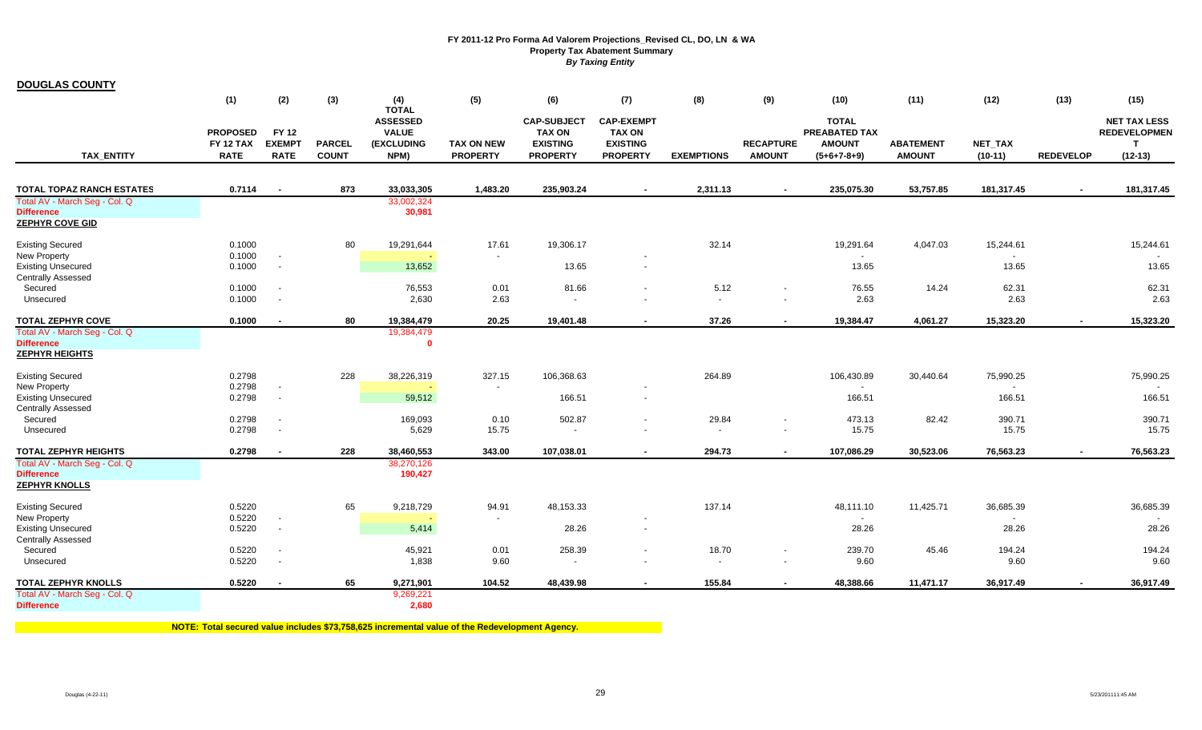**FY 2011-12 Pro Forma Ad Valorem Projections_Revised CL, DO, LN & WA**
**Property Tax Abatement Summary**
***By Taxing Entity***

**DOUGLAS COUNTY**

| | (1) | (2) | (3) | (4) | (5) | (6) | (7) | (8) | (9) | (10) | (11) | (12) | (13) | (15) |
|---|---|---|---|---|---|---|---|---|---|---|---|---|---|---|
| **TAX_ENTITY** | **PROPOSED FY 12 TAX RATE** | **FY 12 EXEMPT RATE** | **PARCEL COUNT** | **TOTAL ASSESSED VALUE (EXCLUDING NPM)** | **TAX ON NEW PROPERTY** | **CAP-SUBJECT TAX ON EXISTING PROPERTY** | **CAP-EXEMPT TAX ON EXISTING PROPERTY** | **EXEMPTIONS** | **RECAPTURE AMOUNT** | **TOTAL PREABATED TAX AMOUNT (5+6+7-8+9)** | **ABATEMENT AMOUNT** | **NET_TAX (10-11)** | **REDEVELOP** | **NET TAX LESS REDEVELOPMENT (12-13)** |
| **TOTAL TOPAZ RANCH ESTATES** | **0.7114** | **-** | **873** | **33,033,305** | **1,483.20** | **235,903.24** | **-** | **2,311.13** | **-** | **235,075.30** | **53,757.85** | **181,317.45** | **-** | **181,317.45** |
| Total AV - March Seg - Col. Q | | | | 33,002,324 | | | | | | | | | | |
| **Difference** | | | | **30,981** | | | | | | | | | | |
| **ZEPHYR COVE GID** | | | | | | | | | | | | | | |
| Existing Secured | 0.1000 | | 80 | 19,291,644 | 17.61 | 19,306.17 | | 32.14 | | 19,291.64 | 4,047.03 | 15,244.61 | | 15,244.61 |
| New Property | 0.1000 | - | | - | - | | - | | | - | | - | | - |
| Existing Unsecured | 0.1000 | - | | 13,652 | | 13.65 | - | | | 13.65 | | 13.65 | | 13.65 |
| Centrally Assessed | | | | | | | | | | | | | | |
| Secured | 0.1000 | - | | 76,553 | 0.01 | 81.66 | - | 5.12 | - | 76.55 | 14.24 | 62.31 | | 62.31 |
| Unsecured | 0.1000 | - | | 2,630 | 2.63 | - | - | - | - | 2.63 | | 2.63 | | 2.63 |
| **TOTAL ZEPHYR COVE** | **0.1000** | **-** | **80** | **19,384,479** | **20.25** | **19,401.48** | **-** | **37.26** | **-** | **19,384.47** | **4,061.27** | **15,323.20** | **-** | **15,323.20** |
| Total AV - March Seg - Col. Q | | | | 19,384,479 | | | | | | | | | | |
| **Difference** | | | | **0** | | | | | | | | | | |
| **ZEPHYR HEIGHTS** | | | | | | | | | | | | | | |
| Existing Secured | 0.2798 | | 228 | 38,226,319 | 327.15 | 106,368.63 | | 264.89 | | 106,430.89 | 30,440.64 | 75,990.25 | | 75,990.25 |
| New Property | 0.2798 | - | | - | - | | - | | | - | | - | | - |
| Existing Unsecured | 0.2798 | - | | 59,512 | | 166.51 | - | | | 166.51 | | 166.51 | | 166.51 |
| Centrally Assessed | | | | | | | | | | | | | | |
| Secured | 0.2798 | - | | 169,093 | 0.10 | 502.87 | - | 29.84 | - | 473.13 | 82.42 | 390.71 | | 390.71 |
| Unsecured | 0.2798 | - | | 5,629 | 15.75 | - | - | - | - | 15.75 | | 15.75 | | 15.75 |
| **TOTAL ZEPHYR HEIGHTS** | **0.2798** | **-** | **228** | **38,460,553** | **343.00** | **107,038.01** | **-** | **294.73** | **-** | **107,086.29** | **30,523.06** | **76,563.23** | **-** | **76,563.23** |
| Total AV - March Seg - Col. Q | | | | 38,270,126 | | | | | | | | | | |
| **Difference** | | | | **190,427** | | | | | | | | | | |
| **ZEPHYR KNOLLS** | | | | | | | | | | | | | | |
| Existing Secured | 0.5220 | | 65 | 9,218,729 | 94.91 | 48,153.33 | | 137.14 | | 48,111.10 | 11,425.71 | 36,685.39 | | 36,685.39 |
| New Property | 0.5220 | - | | - | - | | - | | | - | | - | | - |
| Existing Unsecured | 0.5220 | - | | 5,414 | | 28.26 | - | | | 28.26 | | 28.26 | | 28.26 |
| Centrally Assessed | | | | | | | | | | | | | | |
| Secured | 0.5220 | - | | 45,921 | 0.01 | 258.39 | - | 18.70 | - | 239.70 | 45.46 | 194.24 | | 194.24 |
| Unsecured | 0.5220 | - | | 1,838 | 9.60 | - | - | - | - | 9.60 | | 9.60 | | 9.60 |
| **TOTAL ZEPHYR KNOLLS** | **0.5220** | **-** | **65** | **9,271,901** | **104.52** | **48,439.98** | **-** | **155.84** | **-** | **48,388.66** | **11,471.17** | **36,917.49** | **-** | **36,917.49** |
| Total AV - March Seg - Col. Q | | | | 9,269,221 | | | | | | | | | | |
| **Difference** | | | | **2,680** | | | | | | | | | | |

**NOTE: Total secured value includes $73,758,625 incremental value of the Redevelopment Agency.**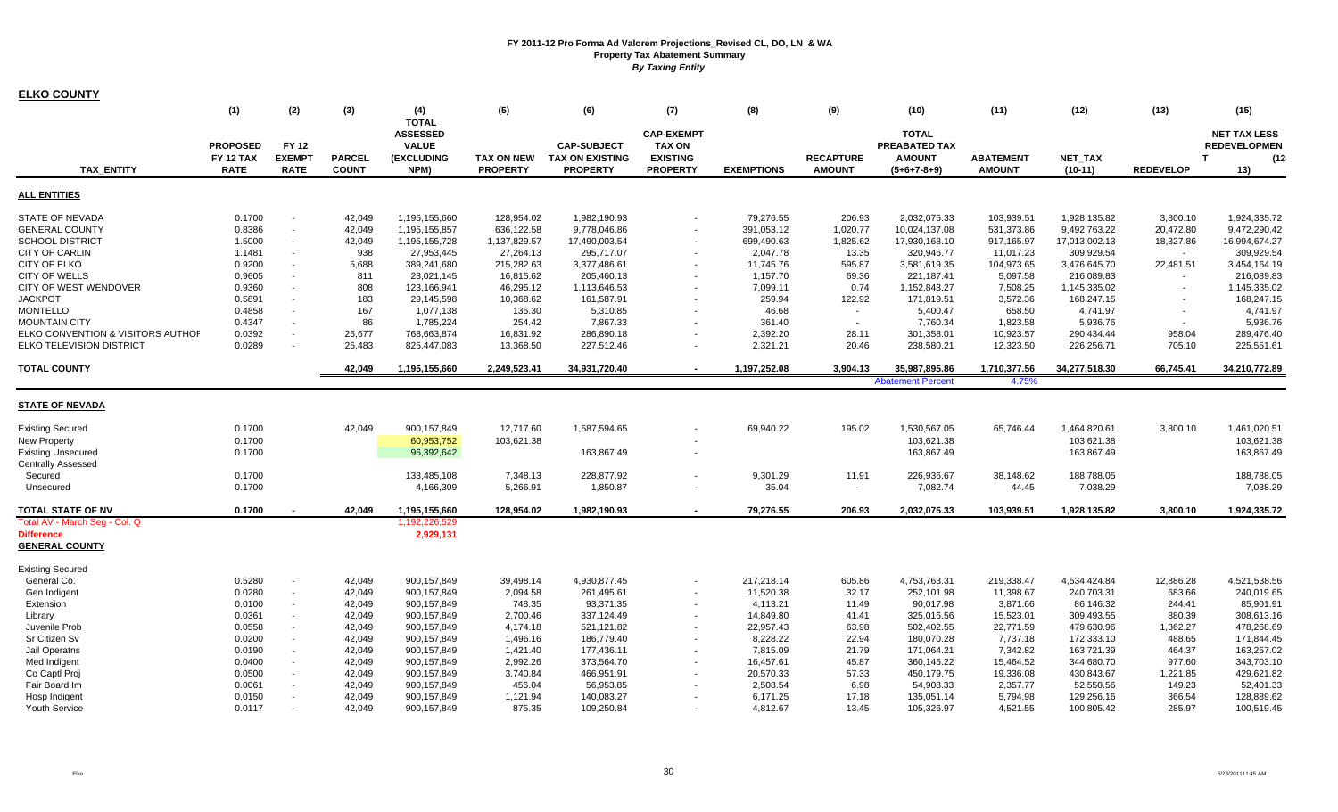# FY 2011-12 Pro Forma Ad Valorem Projections_Revised CL, DO, LN & WA

## Property Tax Abatement Summary

*By Taxing Entity*

**ELKO COUNTY**

| TAX_ENTITY | (1) PROPOSED FY 12 TAX RATE | (2) FY 12 EXEMPT RATE | (3) PARCEL COUNT | (4) TOTAL ASSESSED VALUE (EXCLUDING NPM) | (5) TAX ON NEW PROPERTY | (6) CAP-SUBJECT TAX ON EXISTING PROPERTY | (7) CAP-EXEMPT TAX ON EXISTING PROPERTY | (8) EXEMPTIONS | (9) RECAPTURE AMOUNT | (10) TOTAL PREABATED TAX AMOUNT (5+6+7-8+9) | (11) ABATEMENT AMOUNT | (12) NET_TAX (10-11) | (13) REDEVELOP | (15) NET TAX LESS REDEVELOPMENT (12-13) |
|---|---|---|---|---|---|---|---|---|---|---|---|---|---|---|
| **ALL ENTITIES** | | | | | | | | | | | | | | |
| STATE OF NEVADA | 0.1700 | - | 42,049 | 1,195,155,660 | 128,954.02 | 1,982,190.93 | - | 79,276.55 | 206.93 | 2,032,075.33 | 103,939.51 | 1,928,135.82 | 3,800.10 | 1,924,335.72 |
| GENERAL COUNTY | 0.8386 | - | 42,049 | 1,195,155,857 | 636,122.58 | 9,778,046.86 | - | 391,053.12 | 1,020.77 | 10,024,137.08 | 531,373.86 | 9,492,763.22 | 20,472.80 | 9,472,290.42 |
| SCHOOL DISTRICT | 1.5000 | - | 42,049 | 1,195,155,728 | 1,137,829.57 | 17,490,003.54 | - | 699,490.63 | 1,825.62 | 17,930,168.10 | 917,165.97 | 17,013,002.13 | 18,327.86 | 16,994,674.27 |
| CITY OF CARLIN | 1.1481 | - | 938 | 27,953,445 | 27,264.13 | 295,717.07 | - | 2,047.78 | 13.35 | 320,946.77 | 11,017.23 | 309,929.54 | - | 309,929.54 |
| CITY OF ELKO | 0.9200 | - | 5,688 | 389,241,680 | 215,282.63 | 3,377,486.61 | - | 11,745.76 | 595.87 | 3,581,619.35 | 104,973.65 | 3,476,645.70 | 22,481.51 | 3,454,164.19 |
| CITY OF WELLS | 0.9605 | - | 811 | 23,021,145 | 16,815.62 | 205,460.13 | - | 1,157.70 | 69.36 | 221,187.41 | 5,097.58 | 216,089.83 | - | 216,089.83 |
| CITY OF WEST WENDOVER | 0.9360 | - | 808 | 123,166,941 | 46,295.12 | 1,113,646.53 | - | 7,099.11 | 0.74 | 1,152,843.27 | 7,508.25 | 1,145,335.02 | - | 1,145,335.02 |
| JACKPOT | 0.5891 | - | 183 | 29,145,598 | 10,368.62 | 161,587.91 | - | 259.94 | 122.92 | 171,819.51 | 3,572.36 | 168,247.15 | - | 168,247.15 |
| MONTELLO | 0.4858 | - | 167 | 1,077,138 | 136.30 | 5,310.85 | - | 46.68 | - | 5,400.47 | 658.50 | 4,741.97 | - | 4,741.97 |
| MOUNTAIN CITY | 0.4347 | - | 86 | 1,785,224 | 254.42 | 7,867.33 | - | 361.40 | - | 7,760.34 | 1,823.58 | 5,936.76 | - | 5,936.76 |
| ELKO CONVENTION & VISITORS AUTHOR | 0.0392 | - | 25,677 | 768,663,874 | 16,831.92 | 286,890.18 | - | 2,392.20 | 28.11 | 301,358.01 | 10,923.57 | 290,434.44 | 958.04 | 289,476.40 |
| ELKO TELEVISION DISTRICT | 0.0289 | - | 25,483 | 825,447,083 | 13,368.50 | 227,512.46 | - | 2,321.21 | 20.46 | 238,580.21 | 12,323.50 | 226,256.71 | 705.10 | 225,551.61 |
| **TOTAL COUNTY** | | | 42,049 | 1,195,155,660 | 2,249,523.41 | 34,931,720.40 | - | 1,197,252.08 | 3,904.13 | 35,987,895.86 | 1,710,377.56 | 34,277,518.30 | 66,745.41 | 34,210,772.89 |
| | | | | | | | | | | Abatement Percent | 4.75% | | | |
| **STATE OF NEVADA** | | | | | | | | | | | | | | |
| Existing Secured | 0.1700 | | 42,049 | 900,157,849 | 12,717.60 | 1,587,594.65 | - | 69,940.22 | 195.02 | 1,530,567.05 | 65,746.44 | 1,464,820.61 | 3,800.10 | 1,461,020.51 |
| New Property | 0.1700 | | | 60,953,752 | 103,621.38 | | - | | | 103,621.38 | | 103,621.38 | | 103,621.38 |
| Existing Unsecured | 0.1700 | | | 96,392,642 | | 163,867.49 | - | | | 163,867.49 | | 163,867.49 | | 163,867.49 |
| Centrally Assessed | | | | | | | | | | | | | | |
| Secured | 0.1700 | | | 133,485,108 | 7,348.13 | 228,877.92 | - | 9,301.29 | 11.91 | 226,936.67 | 38,148.62 | 188,788.05 | | 188,788.05 |
| Unsecured | 0.1700 | | | 4,166,309 | 5,266.91 | 1,850.87 | - | 35.04 | - | 7,082.74 | 44.45 | 7,038.29 | | 7,038.29 |
| **TOTAL STATE OF NV** | 0.1700 | - | 42,049 | 1,195,155,660 | 128,954.02 | 1,982,190.93 | - | 79,276.55 | 206.93 | 2,032,075.33 | 103,939.51 | 1,928,135.82 | 3,800.10 | 1,924,335.72 |
| Total AV - March Seg - Col. Q | | | | 1,192,226,529 | | | | | | | | | | |
| Difference | | | | 2,929,131 | | | | | | | | | | |
| **GENERAL COUNTY** | | | | | | | | | | | | | | |
| Existing Secured | | | | | | | | | | | | | | |
| General Co. | 0.5280 | - | 42,049 | 900,157,849 | 39,498.14 | 4,930,877.45 | - | 217,218.14 | 605.86 | 4,753,763.31 | 219,338.47 | 4,534,424.84 | 12,886.28 | 4,521,538.56 |
| Gen Indigent | 0.0280 | - | 42,049 | 900,157,849 | 2,094.58 | 261,495.61 | - | 11,520.38 | 32.17 | 252,101.98 | 11,398.67 | 240,703.31 | 683.66 | 240,019.65 |
| Extension | 0.0100 | - | 42,049 | 900,157,849 | 748.35 | 93,371.35 | - | 4,113.21 | 11.49 | 90,017.98 | 3,871.66 | 86,146.32 | 244.41 | 85,901.91 |
| Library | 0.0361 | - | 42,049 | 900,157,849 | 2,700.46 | 337,124.49 | - | 14,849.80 | 41.41 | 325,016.56 | 15,523.01 | 309,493.55 | 880.39 | 308,613.16 |
| Juvenile Prob | 0.0558 | - | 42,049 | 900,157,849 | 4,174.18 | 521,121.82 | - | 22,957.43 | 63.98 | 502,402.55 | 22,771.59 | 479,630.96 | 1,362.27 | 478,268.69 |
| Sr Citizen Sv | 0.0200 | - | 42,049 | 900,157,849 | 1,496.16 | 186,779.40 | - | 8,228.22 | 22.94 | 180,070.28 | 7,737.18 | 172,333.10 | 488.65 | 171,844.45 |
| Jail Operatns | 0.0190 | - | 42,049 | 900,157,849 | 1,421.40 | 177,436.11 | - | 7,815.09 | 21.79 | 171,064.21 | 7,342.82 | 163,721.39 | 464.37 | 163,257.02 |
| Med Indigent | 0.0400 | - | 42,049 | 900,157,849 | 2,992.26 | 373,564.70 | - | 16,457.61 | 45.87 | 360,145.22 | 15,464.52 | 344,680.70 | 977.60 | 343,703.10 |
| Co Captl Proj | 0.0500 | - | 42,049 | 900,157,849 | 3,740.84 | 466,951.91 | - | 20,570.33 | 57.33 | 450,179.75 | 19,336.08 | 430,843.67 | 1,221.85 | 429,621.82 |
| Fair Board Im | 0.0061 | - | 42,049 | 900,157,849 | 456.04 | 56,953.85 | - | 2,508.54 | 6.98 | 54,908.33 | 2,357.77 | 52,550.56 | 149.23 | 52,401.33 |
| Hosp Indigent | 0.0150 | - | 42,049 | 900,157,849 | 1,121.94 | 140,083.27 | - | 6,171.25 | 17.18 | 135,051.14 | 5,794.98 | 129,256.16 | 366.54 | 128,889.62 |
| Youth Service | 0.0117 | - | 42,049 | 900,157,849 | 875.35 | 109,250.84 | - | 4,812.67 | 13.45 | 105,326.97 | 4,521.55 | 100,805.42 | 285.97 | 100,519.45 |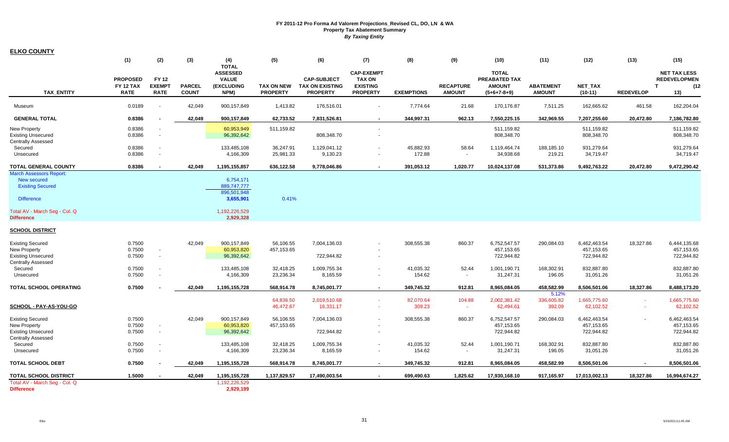# FY 2011-12 Pro Forma Ad Valorem Projections_Revised CL, DO, LN & WA

## Property Tax Abatement Summary

*By Taxing Entity*

**ELKO COUNTY**

| TAX_ENTITY | (1) PROPOSED FY 12 TAX RATE | (2) FY 12 EXEMPT RATE | (3) PARCEL COUNT | (4) TOTAL ASSESSED VALUE (EXCLUDING NPM) | (5) TAX ON NEW PROPERTY | (6) CAP-SUBJECT TAX ON EXISTING PROPERTY | (7) CAP-EXEMPT TAX ON EXISTING PROPERTY | (8) EXEMPTIONS | (9) RECAPTURE AMOUNT | (10) TOTAL PREABATED TAX AMOUNT (5+6+7-8+9) | (11) ABATEMENT AMOUNT | (12) NET_TAX (10-11) | (13) REDEVELOP | (15) NET TAX LESS REDEVELOPMENT (12-13) |
|---|---|---|---|---|---|---|---|---|---|---|---|---|---|---|
| Museum | 0.0189 | - | 42,049 | 900,157,849 | 1,413.82 | 176,516.01 | - | 7,774.64 | 21.68 | 170,176.87 | 7,511.25 | 162,665.62 | 461.58 | 162,204.04 |
| **GENERAL TOTAL** | **0.8386** | **-** | **42,049** | **900,157,849** | **62,733.52** | **7,831,526.81** | **-** | **344,997.31** | **962.13** | **7,550,225.15** | **342,969.55** | **7,207,255.60** | **20,472.80** | **7,186,782.80** |
| New Property | 0.8386 | - | | 60,953,949 | 511,159.82 | | - | | | 511,159.82 | | 511,159.82 | | 511,159.82 |
| Existing Unsecured | 0.8386 | - | | 96,392,642 | | 808,348.70 | - | | | 808,348.70 | | 808,348.70 | | 808,348.70 |
| Centrally Assessed | | | | | | | | | | | | | | |
| Secured | 0.8386 | - | | 133,485,108 | 36,247.91 | 1,129,041.12 | - | 45,882.93 | 58.64 | 1,119,464.74 | 188,185.10 | 931,279.64 | | 931,279.64 |
| Unsecured | 0.8386 | - | | 4,166,309 | 25,981.33 | 9,130.23 | - | 172.88 | - | 34,938.68 | 219.21 | 34,719.47 | | 34,719.47 |
| **TOTAL GENERAL COUNTY** | **0.8386** | **-** | **42,049** | **1,195,155,857** | **636,122.58** | **9,778,046.86** | **-** | **391,053.12** | **1,020.77** | **10,024,137.08** | **531,373.86** | **9,492,763.22** | **20,472.80** | **9,472,290.42** |
| March Assessors Report: | | | | | | | | | | | | | | |
| New secured | | | | 6,754,171 | | | | | | | | | | |
| Existing Secured | | | | 889,747,777 | | | | | | | | | | |
| | | | | 896,501,948 | | | | | | | | | | |
| Difference | | | | 3,655,901 | 0.41% | | | | | | | | | |
| Total AV - March Seg - Col. Q | | | | 1,192,226,529 | | | | | | | | | | |
| **Difference** | | | | **2,929,328** | | | | | | | | | | |
| **SCHOOL DISTRICT** | | | | | | | | | | | | | | |
| Existing Secured | 0.7500 | | 42,049 | 900,157,849 | 56,106.55 | 7,004,136.03 | - | 308,555.38 | 860.37 | 6,752,547.57 | 290,084.03 | 6,462,463.54 | 18,327.86 | 6,444,135.68 |
| New Property | 0.7500 | - | | 60,953,820 | 457,153.65 | | - | | | 457,153.65 | | 457,153.65 | | 457,153.65 |
| Existing Unsecured | 0.7500 | - | | 96,392,642 | | 722,944.82 | - | | | 722,944.82 | | 722,944.82 | | 722,944.82 |
| Centrally Assessed | | | | | | | | | | | | | | |
| Secured | 0.7500 | - | | 133,485,108 | 32,418.25 | 1,009,755.34 | - | 41,035.32 | 52.44 | 1,001,190.71 | 168,302.91 | 832,887.80 | | 832,887.80 |
| Unsecured | 0.7500 | - | | 4,166,309 | 23,236.34 | 8,165.59 | - | 154.62 | - | 31,247.31 | 196.05 | 31,051.26 | | 31,051.26 |
| **TOTAL SCHOOL OPERATING** | **0.7500** | **-** | **42,049** | **1,195,155,728** | **568,914.78** | **8,745,001.77** | **-** | **349,745.32** | **912.81** | **8,965,084.05** | **458,582.99** | **8,506,501.06** | **18,327.86** | **8,488,173.20** |
| | | | | | | | | | | | 5.12% | | | |
| | | | | | 64,836.50 | 2,019,510.68 | - | 82,070.64 | 104.88 | 2,002,381.42 | 336,605.82 | 1,665,775.60 | - | 1,665,775.60 |
| **SCHOOL - PAY-AS-YOU-GO** | | | | | 46,472.67 | 16,331.17 | - | 309.23 | - | 62,494.61 | 392.09 | 62,102.52 | - | 62,102.52 |
| Existing Secured | 0.7500 | | 42,049 | 900,157,849 | 56,106.55 | 7,004,136.03 | - | 308,555.38 | 860.37 | 6,752,547.57 | 290,084.03 | 6,462,463.54 | - | 6,462,463.54 |
| New Property | 0.7500 | - | | 60,953,820 | 457,153.65 | | - | | | 457,153.65 | | 457,153.65 | | 457,153.65 |
| Existing Unsecured | 0.7500 | - | | 96,392,642 | | 722,944.82 | - | | | 722,944.82 | | 722,944.82 | | 722,944.82 |
| Centrally Assessed | | | | | | | | | | | | | | |
| Secured | 0.7500 | - | | 133,485,108 | 32,418.25 | 1,009,755.34 | - | 41,035.32 | 52.44 | 1,001,190.71 | 168,302.91 | 832,887.80 | | 832,887.80 |
| Unsecured | 0.7500 | - | | 4,166,309 | 23,236.34 | 8,165.59 | - | 154.62 | - | 31,247.31 | 196.05 | 31,051.26 | | 31,051.26 |
| **TOTAL SCHOOL DEBT** | **0.7500** | **-** | **42,049** | **1,195,155,728** | **568,914.78** | **8,745,001.77** | **-** | **349,745.32** | **912.81** | **8,965,084.05** | **458,582.99** | **8,506,501.06** | **-** | **8,506,501.06** |
| **TOTAL SCHOOL DISTRICT** | **1.5000** | **-** | **42,049** | **1,195,155,728** | **1,137,829.57** | **17,490,003.54** | **-** | **699,490.63** | **1,825.62** | **17,930,168.10** | **917,165.97** | **17,013,002.13** | **18,327.86** | **16,994,674.27** |
| Total AV - March Seg - Col. Q | | | | 1,192,226,529 | | | | | | | | | | |
| **Difference** | | | | **2,929,199** | | | | | | | | | | |

Elko

5/23/201111:45 AM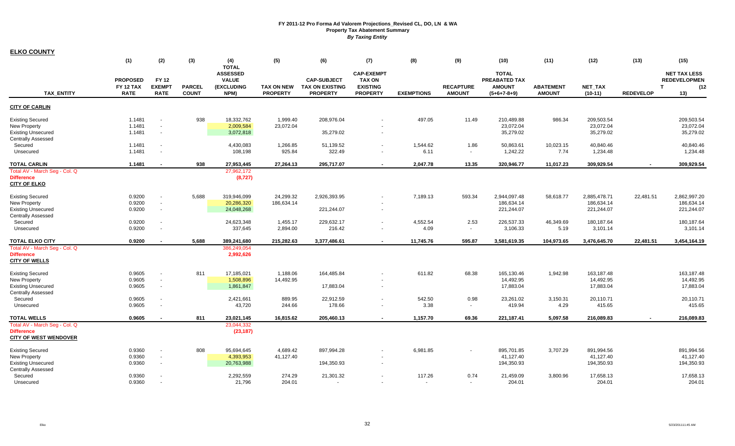# FY 2011-12 Pro Forma Ad Valorem Projections_Revised CL, DO, LN & WA
## Property Tax Abatement Summary
### *By Taxing Entity*

**ELKO COUNTY**

| TAX_ENTITY | (1) PROPOSED FY 12 TAX RATE | (2) FY 12 EXEMPT RATE | (3) PARCEL COUNT | (4) TOTAL ASSESSED VALUE (EXCLUDING NPM) | (5) TAX ON NEW PROPERTY | (6) CAP-SUBJECT TAX ON EXISTING PROPERTY | (7) CAP-EXEMPT TAX ON EXISTING PROPERTY | (8) EXEMPTIONS | (9) RECAPTURE AMOUNT | (10) TOTAL PREABATED TAX AMOUNT (5+6+7-8+9) | (11) ABATEMENT AMOUNT | (12) NET_TAX (10-11) | (13) REDEVELOP | (15) NET TAX LESS REDEVELOPMENT (12-13) |
|---|---|---|---|---|---|---|---|---|---|---|---|---|---|---|
| **CITY OF CARLIN** | | | | | | | | | | | | | | |
| Existing Secured | 1.1481 | - | 938 | 18,332,762 | 1,999.40 | 208,976.04 | - | 497.05 | 11.49 | 210,489.88 | 986.34 | 209,503.54 | | 209,503.54 |
| New Property | 1.1481 | - | | 2,009,584 | 23,072.04 | | - | | | 23,072.04 | | 23,072.04 | | 23,072.04 |
| Existing Unsecured | 1.1481 | - | | 3,072,818 | | 35,279.02 | - | | | 35,279.02 | | 35,279.02 | | 35,279.02 |
| Centrally Assessed | | | | | | | | | | | | | | |
| Secured | 1.1481 | - | | 4,430,083 | 1,266.85 | 51,139.52 | - | 1,544.62 | 1.86 | 50,863.61 | 10,023.15 | 40,840.46 | | 40,840.46 |
| Unsecured | 1.1481 | - | | 108,198 | 925.84 | 322.49 | - | 6.11 | - | 1,242.22 | 7.74 | 1,234.48 | | 1,234.48 |
| **TOTAL CARLIN** | **1.1481** | **-** | **938** | **27,953,445** | **27,264.13** | **295,717.07** | **-** | **2,047.78** | **13.35** | **320,946.77** | **11,017.23** | **309,929.54** | **-** | **309,929.54** |
| Total AV - March Seg - Col. Q | | | | 27,962,172 | | | | | | | | | | |
| **Difference** | | | | **(8,727)** | | | | | | | | | | |
| **CITY OF ELKO** | | | | | | | | | | | | | | |
| Existing Secured | 0.9200 | - | 5,688 | 319,946,099 | 24,299.32 | 2,926,393.95 | - | 7,189.13 | 593.34 | 2,944,097.48 | 58,618.77 | 2,885,478.71 | 22,481.51 | 2,862,997.20 |
| New Property | 0.9200 | - | | 20,286,320 | 186,634.14 | | - | | | 186,634.14 | | 186,634.14 | | 186,634.14 |
| Existing Unsecured | 0.9200 | - | | 24,048,268 | | 221,244.07 | - | | | 221,244.07 | | 221,244.07 | | 221,244.07 |
| Centrally Assessed | | | | | | | | | | | | | | |
| Secured | 0.9200 | - | | 24,623,348 | 1,455.17 | 229,632.17 | - | 4,552.54 | 2.53 | 226,537.33 | 46,349.69 | 180,187.64 | | 180,187.64 |
| Unsecured | 0.9200 | - | | 337,645 | 2,894.00 | 216.42 | - | 4.09 | - | 3,106.33 | 5.19 | 3,101.14 | | 3,101.14 |
| **TOTAL ELKO CITY** | **0.9200** | **-** | **5,688** | **389,241,680** | **215,282.63** | **3,377,486.61** | **-** | **11,745.76** | **595.87** | **3,581,619.35** | **104,973.65** | **3,476,645.70** | **22,481.51** | **3,454,164.19** |
| Total AV - March Seg - Col. Q | | | | 386,249,054 | | | | | | | | | | |
| **Difference** | | | | **2,992,626** | | | | | | | | | | |
| **CITY OF WELLS** | | | | | | | | | | | | | | |
| Existing Secured | 0.9605 | - | 811 | 17,185,021 | 1,188.06 | 164,485.84 | - | 611.82 | 68.38 | 165,130.46 | 1,942.98 | 163,187.48 | | 163,187.48 |
| New Property | 0.9605 | - | | 1,508,896 | 14,492.95 | | - | | | 14,492.95 | | 14,492.95 | | 14,492.95 |
| Existing Unsecured | 0.9605 | - | | 1,861,847 | | 17,883.04 | - | | | 17,883.04 | | 17,883.04 | | 17,883.04 |
| Centrally Assessed | | | | | | | | | | | | | | |
| Secured | 0.9605 | - | | 2,421,661 | 889.95 | 22,912.59 | - | 542.50 | 0.98 | 23,261.02 | 3,150.31 | 20,110.71 | | 20,110.71 |
| Unsecured | 0.9605 | - | | 43,720 | 244.66 | 178.66 | - | 3.38 | - | 419.94 | 4.29 | 415.65 | | 415.65 |
| **TOTAL WELLS** | **0.9605** | **-** | **811** | **23,021,145** | **16,815.62** | **205,460.13** | **-** | **1,157.70** | **69.36** | **221,187.41** | **5,097.58** | **216,089.83** | **-** | **216,089.83** |
| Total AV - March Seg - Col. Q | | | | 23,044,332 | | | | | | | | | | |
| **Difference** | | | | **(23,187)** | | | | | | | | | | |
| **CITY OF WEST WENDOVER** | | | | | | | | | | | | | | |
| Existing Secured | 0.9360 | - | 808 | 95,694,645 | 4,689.42 | 897,994.28 | - | 6,981.85 | - | 895,701.85 | 3,707.29 | 891,994.56 | | 891,994.56 |
| New Property | 0.9360 | - | | 4,393,953 | 41,127.40 | | - | | | 41,127.40 | | 41,127.40 | | 41,127.40 |
| Existing Unsecured | 0.9360 | - | | 20,763,988 | | 194,350.93 | - | | | 194,350.93 | | 194,350.93 | | 194,350.93 |
| Centrally Assessed | | | | | | | | | | | | | | |
| Secured | 0.9360 | - | | 2,292,559 | 274.29 | 21,301.32 | - | 117.26 | 0.74 | 21,459.09 | 3,800.96 | 17,658.13 | | 17,658.13 |
| Unsecured | 0.9360 | - | | 21,796 | 204.01 | - | - | - | - | 204.01 | | 204.01 | | 204.01 |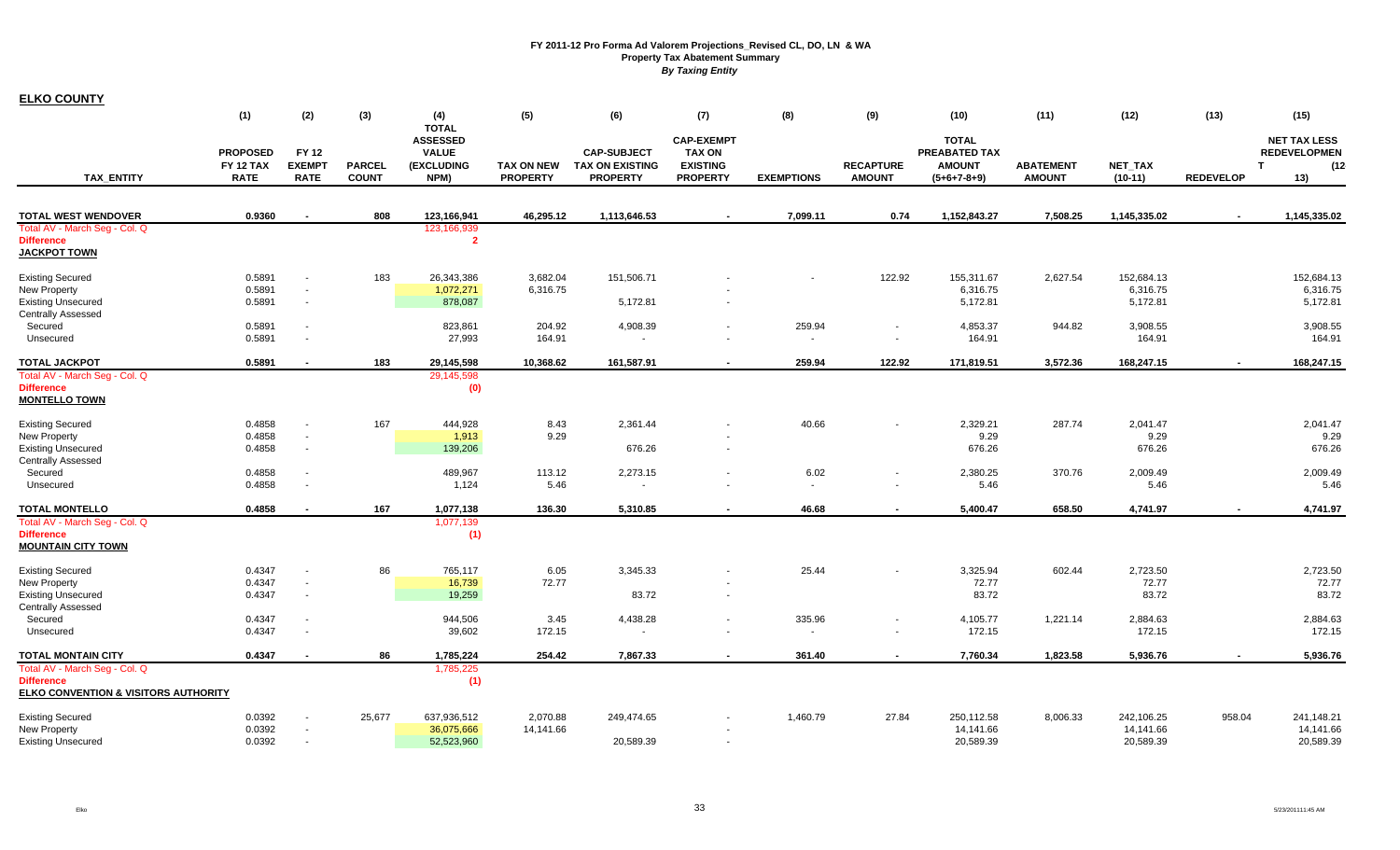# FY 2011-12 Pro Forma Ad Valorem Projections_Revised CL, DO, LN & WA
## Property Tax Abatement Summary
### *By Taxing Entity*

**ELKO COUNTY**

| TAX_ENTITY | (1) PROPOSED FY 12 TAX RATE | (2) FY 12 EXEMPT RATE | (3) PARCEL COUNT | (4) TOTAL ASSESSED VALUE (EXCLUDING NPM) | (5) TAX ON NEW PROPERTY | (6) CAP-SUBJECT TAX ON EXISTING PROPERTY | (7) CAP-EXEMPT TAX ON EXISTING PROPERTY | (8) EXEMPTIONS | (9) RECAPTURE AMOUNT | (10) TOTAL PREABATED TAX AMOUNT (5+6+7-8+9) | (11) ABATEMENT AMOUNT | (12) NET_TAX (10-11) | (13) REDEVELOP | (15) NET TAX LESS REDEVELOPMENT (12-13) |
|---|---|---|---|---|---|---|---|---|---|---|---|---|---|---|
| **TOTAL WEST WENDOVER** | **0.9360** | **-** | **808** | **123,166,941** | **46,295.12** | **1,113,646.53** | **-** | **7,099.11** | **0.74** | **1,152,843.27** | **7,508.25** | **1,145,335.02** | **-** | **1,145,335.02** |
| Total AV - March Seg - Col. Q | | | | 123,166,939 | | | | | | | | | | |
| **Difference** | | | | **2** | | | | | | | | | | |
| **JACKPOT TOWN** | | | | | | | | | | | | | | |
| Existing Secured | 0.5891 | - | 183 | 26,343,386 | 3,682.04 | 151,506.71 | - | - | 122.92 | 155,311.67 | 2,627.54 | 152,684.13 | | 152,684.13 |
| New Property | 0.5891 | - | | 1,072,271 | 6,316.75 | | - | | | 6,316.75 | | 6,316.75 | | 6,316.75 |
| Existing Unsecured | 0.5891 | - | | 878,087 | | 5,172.81 | - | | | 5,172.81 | | 5,172.81 | | 5,172.81 |
| Centrally Assessed | | | | | | | | | | | | | | |
| Secured | 0.5891 | - | | 823,861 | 204.92 | 4,908.39 | - | 259.94 | - | 4,853.37 | 944.82 | 3,908.55 | | 3,908.55 |
| Unsecured | 0.5891 | - | | 27,993 | 164.91 | - | - | - | - | 164.91 | | 164.91 | | 164.91 |
| **TOTAL JACKPOT** | **0.5891** | **-** | **183** | **29,145,598** | **10,368.62** | **161,587.91** | **-** | **259.94** | **122.92** | **171,819.51** | **3,572.36** | **168,247.15** | **-** | **168,247.15** |
| Total AV - March Seg - Col. Q | | | | 29,145,598 | | | | | | | | | | |
| **Difference** | | | | **(0)** | | | | | | | | | | |
| **MONTELLO TOWN** | | | | | | | | | | | | | | |
| Existing Secured | 0.4858 | - | 167 | 444,928 | 8.43 | 2,361.44 | - | 40.66 | - | 2,329.21 | 287.74 | 2,041.47 | | 2,041.47 |
| New Property | 0.4858 | - | | 1,913 | 9.29 | | - | | | 9.29 | | 9.29 | | 9.29 |
| Existing Unsecured | 0.4858 | - | | 139,206 | | 676.26 | - | | | 676.26 | | 676.26 | | 676.26 |
| Centrally Assessed | | | | | | | | | | | | | | |
| Secured | 0.4858 | - | | 489,967 | 113.12 | 2,273.15 | - | 6.02 | - | 2,380.25 | 370.76 | 2,009.49 | | 2,009.49 |
| Unsecured | 0.4858 | - | | 1,124 | 5.46 | - | - | - | - | 5.46 | | 5.46 | | 5.46 |
| **TOTAL MONTELLO** | **0.4858** | **-** | **167** | **1,077,138** | **136.30** | **5,310.85** | **-** | **46.68** | **-** | **5,400.47** | **658.50** | **4,741.97** | **-** | **4,741.97** |
| Total AV - March Seg - Col. Q | | | | 1,077,139 | | | | | | | | | | |
| **Difference** | | | | **(1)** | | | | | | | | | | |
| **MOUNTAIN CITY TOWN** | | | | | | | | | | | | | | |
| Existing Secured | 0.4347 | - | 86 | 765,117 | 6.05 | 3,345.33 | - | 25.44 | - | 3,325.94 | 602.44 | 2,723.50 | | 2,723.50 |
| New Property | 0.4347 | - | | 16,739 | 72.77 | | - | | | 72.77 | | 72.77 | | 72.77 |
| Existing Unsecured | 0.4347 | - | | 19,259 | | 83.72 | - | | | 83.72 | | 83.72 | | 83.72 |
| Centrally Assessed | | | | | | | | | | | | | | |
| Secured | 0.4347 | - | | 944,506 | 3.45 | 4,438.28 | - | 335.96 | - | 4,105.77 | 1,221.14 | 2,884.63 | | 2,884.63 |
| Unsecured | 0.4347 | - | | 39,602 | 172.15 | - | - | - | - | 172.15 | | 172.15 | | 172.15 |
| **TOTAL MONTAIN CITY** | **0.4347** | **-** | **86** | **1,785,224** | **254.42** | **7,867.33** | **-** | **361.40** | **-** | **7,760.34** | **1,823.58** | **5,936.76** | **-** | **5,936.76** |
| Total AV - March Seg - Col. Q | | | | 1,785,225 | | | | | | | | | | |
| **Difference** | | | | **(1)** | | | | | | | | | | |
| **ELKO CONVENTION & VISITORS AUTHORITY** | | | | | | | | | | | | | | |
| Existing Secured | 0.0392 | - | 25,677 | 637,936,512 | 2,070.88 | 249,474.65 | - | 1,460.79 | 27.84 | 250,112.58 | 8,006.33 | 242,106.25 | 958.04 | 241,148.21 |
| New Property | 0.0392 | - | | 36,075,666 | 14,141.66 | | - | | | 14,141.66 | | 14,141.66 | | 14,141.66 |
| Existing Unsecured | 0.0392 | - | | 52,523,960 | | 20,589.39 | - | | | 20,589.39 | | 20,589.39 | | 20,589.39 |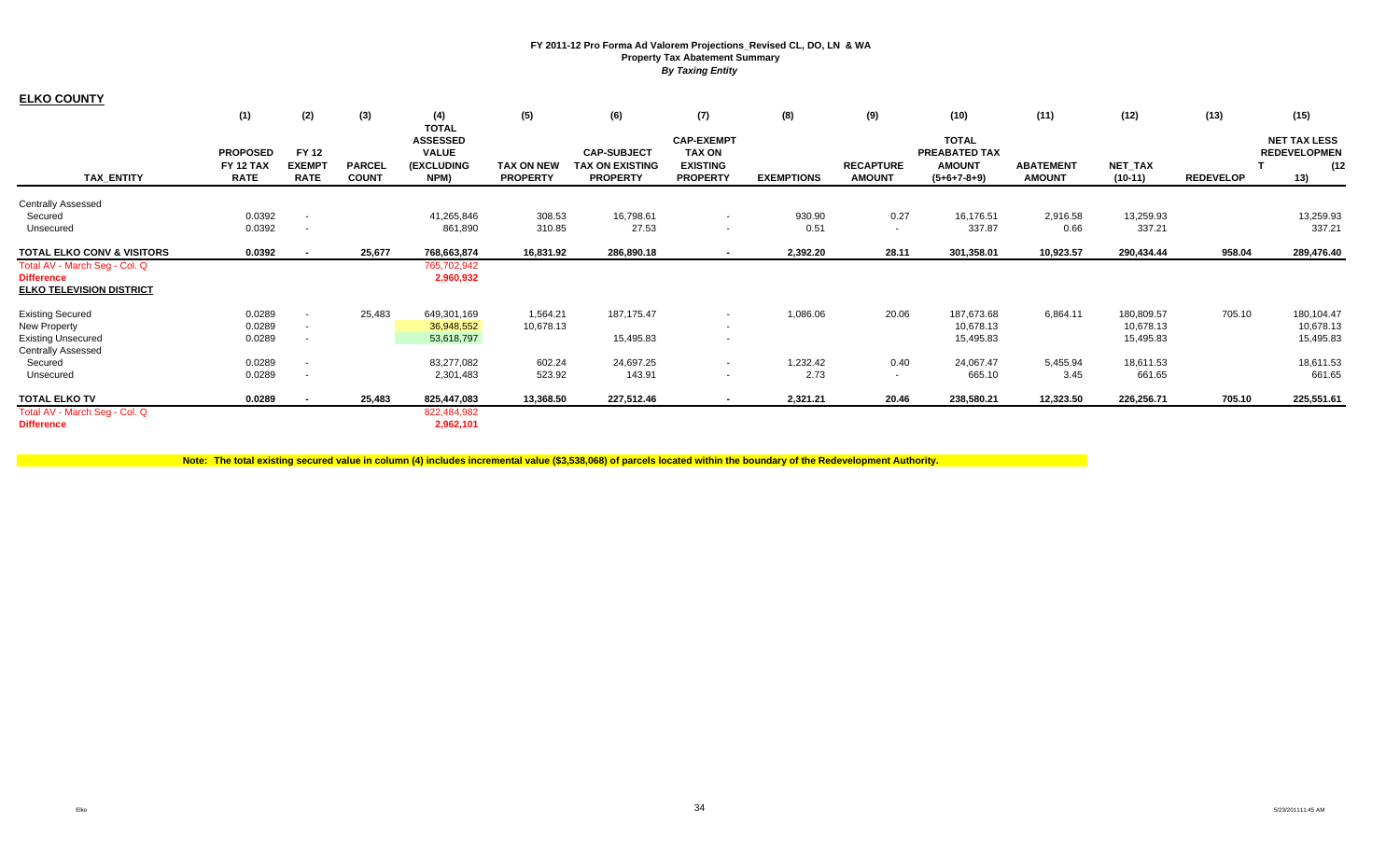**FY 2011-12 Pro Forma Ad Valorem Projections_Revised CL, DO, LN & WA**
**Property Tax Abatement Summary**
***By Taxing Entity***

**ELKO COUNTY**

| TAX_ENTITY | (1) PROPOSED FY 12 TAX RATE | (2) FY 12 EXEMPT RATE | (3) PARCEL COUNT | (4) TOTAL ASSESSED VALUE (EXCLUDING NPM) | (5) TAX ON NEW PROPERTY | (6) CAP-SUBJECT TAX ON EXISTING PROPERTY | (7) CAP-EXEMPT TAX ON EXISTING PROPERTY | (8) EXEMPTIONS | (9) RECAPTURE AMOUNT | (10) TOTAL PREABATED TAX AMOUNT (5+6+7-8+9) | (11) ABATEMENT AMOUNT | (12) NET_TAX (10-11) | (13) REDEVELOP | (15) NET TAX LESS REDEVELOPMENT (12-13) |
|---|---|---|---|---|---|---|---|---|---|---|---|---|---|---|
| Centrally Assessed | | | | | | | | | | | | | | |
| Secured | 0.0392 | - | | 41,265,846 | 308.53 | 16,798.61 | - | 930.90 | 0.27 | 16,176.51 | 2,916.58 | 13,259.93 | | 13,259.93 |
| Unsecured | 0.0392 | - | | 861,890 | 310.85 | 27.53 | - | 0.51 | - | 337.87 | 0.66 | 337.21 | | 337.21 |
| **TOTAL ELKO CONV & VISITORS** | **0.0392** | **-** | **25,677** | **768,663,874** | **16,831.92** | **286,890.18** | **-** | **2,392.20** | **28.11** | **301,358.01** | **10,923.57** | **290,434.44** | **958.04** | **289,476.40** |
| Total AV - March Seg - Col. Q | | | | 765,702,942 | | | | | | | | | | |
| **Difference** | | | | **2,960,932** | | | | | | | | | | |
| **ELKO TELEVISION DISTRICT** | | | | | | | | | | | | | | |
| Existing Secured | 0.0289 | - | 25,483 | 649,301,169 | 1,564.21 | 187,175.47 | - | 1,086.06 | 20.06 | 187,673.68 | 6,864.11 | 180,809.57 | 705.10 | 180,104.47 |
| New Property | 0.0289 | - | | 36,948,552 | 10,678.13 | | - | | | 10,678.13 | | 10,678.13 | | 10,678.13 |
| Existing Unsecured | 0.0289 | - | | 53,618,797 | | 15,495.83 | - | | | 15,495.83 | | 15,495.83 | | 15,495.83 |
| Centrally Assessed | | | | | | | | | | | | | | |
| Secured | 0.0289 | - | | 83,277,082 | 602.24 | 24,697.25 | - | 1,232.42 | 0.40 | 24,067.47 | 5,455.94 | 18,611.53 | | 18,611.53 |
| Unsecured | 0.0289 | - | | 2,301,483 | 523.92 | 143.91 | - | 2.73 | - | 665.10 | 3.45 | 661.65 | | 661.65 |
| **TOTAL ELKO TV** | **0.0289** | **-** | **25,483** | **825,447,083** | **13,368.50** | **227,512.46** | **-** | **2,321.21** | **20.46** | **238,580.21** | **12,323.50** | **226,256.71** | **705.10** | **225,551.61** |
| Total AV - March Seg - Col. Q | | | | 822,484,982 | | | | | | | | | | |
| **Difference** | | | | **2,962,101** | | | | | | | | | | |

**Note: The total existing secured value in column (4) includes incremental value ($3,538,068) of parcels located within the boundary of the Redevelopment Authority.**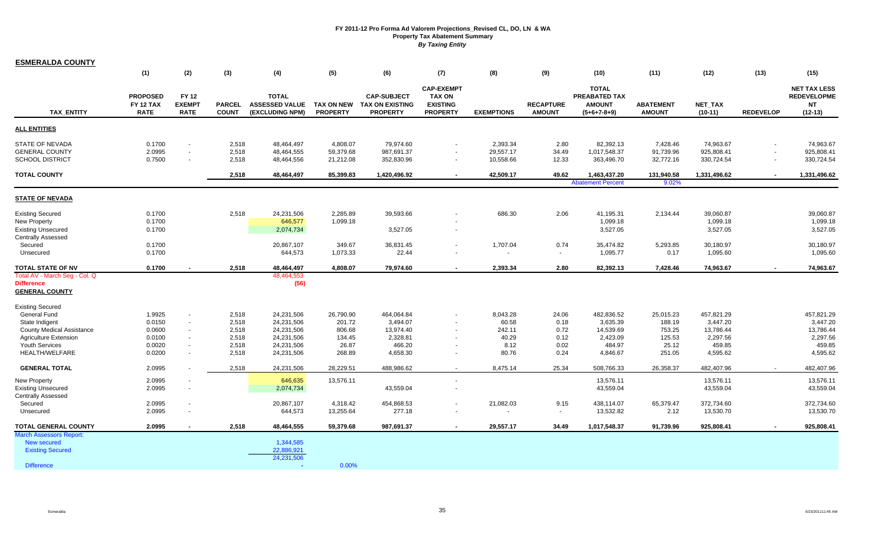# FY 2011-12 Pro Forma Ad Valorem Projections_Revised CL, DO, LN & WA
## Property Tax Abatement Summary
### *By Taxing Entity*

**ESMERALDA COUNTY**

| | (1) | (2) | (3) | (4) | (5) | (6) | (7) | (8) | (9) | (10) | (11) | (12) | (13) | (15) |
|---|---|---|---|---|---|---|---|---|---|---|---|---|---|---|
| **TAX_ENTITY** | **PROPOSED FY 12 TAX RATE** | **FY 12 EXEMPT RATE** | **PARCEL COUNT** | **TOTAL ASSESSED VALUE (EXCLUDING NPM)** | **TAX ON NEW PROPERTY** | **CAP-SUBJECT TAX ON EXISTING PROPERTY** | **CAP-EXEMPT TAX ON EXISTING PROPERTY** | **EXEMPTIONS** | **RECAPTURE AMOUNT** | **TOTAL PREABATED TAX AMOUNT (5+6+7-8+9)** | **ABATEMENT AMOUNT** | **NET_TAX (10-11)** | **REDEVELOP** | **NET TAX LESS REDEVELOPME NT (12-13)** |
| **ALL ENTITIES** | | | | | | | | | | | | | | |
| STATE OF NEVADA | 0.1700 | - | 2,518 | 48,464,497 | 4,808.07 | 79,974.60 | - | 2,393.34 | 2.80 | 82,392.13 | 7,428.46 | 74,963.67 | - | 74,963.67 |
| GENERAL COUNTY | 2.0995 | - | 2,518 | 48,464,555 | 59,379.68 | 987,691.37 | - | 29,557.17 | 34.49 | 1,017,548.37 | 91,739.96 | 925,808.41 | - | 925,808.41 |
| SCHOOL DISTRICT | 0.7500 | - | 2,518 | 48,464,556 | 21,212.08 | 352,830.96 | - | 10,558.66 | 12.33 | 363,496.70 | 32,772.16 | 330,724.54 | - | 330,724.54 |
| **TOTAL COUNTY** | | | **2,518** | **48,464,497** | **85,399.83** | **1,420,496.92** | **-** | **42,509.17** | **49.62** | **1,463,437.20** | **131,940.58** | **1,331,496.62** | **-** | **1,331,496.62** |
| | | | | | | | | | | Abatement Percent | 9.02% | | | |
| **STATE OF NEVADA** | | | | | | | | | | | | | | |
| Existing Secured | 0.1700 | | 2,518 | 24,231,506 | 2,285.89 | 39,593.66 | - | 686.30 | 2.06 | 41,195.31 | 2,134.44 | 39,060.87 | | 39,060.87 |
| New Property | 0.1700 | | | 646,577 | 1,099.18 | | - | | | 1,099.18 | | 1,099.18 | | 1,099.18 |
| Existing Unsecured | 0.1700 | | | 2,074,734 | | 3,527.05 | - | | | 3,527.05 | | 3,527.05 | | 3,527.05 |
| Centrally Assessed | | | | | | | | | | | | | | |
| Secured | 0.1700 | | | 20,867,107 | 349.67 | 36,831.45 | - | 1,707.04 | 0.74 | 35,474.82 | 5,293.85 | 30,180.97 | | 30,180.97 |
| Unsecured | 0.1700 | | | 644,573 | 1,073.33 | 22.44 | - | - | - | 1,095.77 | 0.17 | 1,095.60 | | 1,095.60 |
| **TOTAL STATE OF NV** | **0.1700** | **-** | **2,518** | **48,464,497** | **4,808.07** | **79,974.60** | **-** | **2,393.34** | **2.80** | **82,392.13** | **7,428.46** | **74,963.67** | **-** | **74,963.67** |
| Total AV - March Seg - Col. Q | | | | 48,464,553 | | | | | | | | | | |
| **Difference** | | | | (56) | | | | | | | | | | |
| **GENERAL COUNTY** | | | | | | | | | | | | | | |
| Existing Secured | | | | | | | | | | | | | | |
| General Fund | 1.9925 | - | 2,518 | 24,231,506 | 26,790.90 | 464,064.84 | - | 8,043.28 | 24.06 | 482,836.52 | 25,015.23 | 457,821.29 | | 457,821.29 |
| State Indigent | 0.0150 | - | 2,518 | 24,231,506 | 201.72 | 3,494.07 | - | 60.58 | 0.18 | 3,635.39 | 188.19 | 3,447.20 | | 3,447.20 |
| County Medical Assistance | 0.0600 | - | 2,518 | 24,231,506 | 806.68 | 13,974.40 | - | 242.11 | 0.72 | 14,539.69 | 753.25 | 13,786.44 | | 13,786.44 |
| Agriculture Extension | 0.0100 | - | 2,518 | 24,231,506 | 134.45 | 2,328.81 | - | 40.29 | 0.12 | 2,423.09 | 125.53 | 2,297.56 | | 2,297.56 |
| Youth Services | 0.0020 | - | 2,518 | 24,231,506 | 26.87 | 466.20 | - | 8.12 | 0.02 | 484.97 | 25.12 | 459.85 | | 459.85 |
| HEALTH/WELFARE | 0.0200 | - | 2,518 | 24,231,506 | 268.89 | 4,658.30 | - | 80.76 | 0.24 | 4,846.67 | 251.05 | 4,595.62 | | 4,595.62 |
| **GENERAL TOTAL** | 2.0995 | - | 2,518 | 24,231,506 | 28,229.51 | 488,986.62 | - | 8,475.14 | 25.34 | 508,766.33 | 26,358.37 | 482,407.96 | - | 482,407.96 |
| New Property | 2.0995 | - | | 646,635 | 13,576.11 | | - | | | 13,576.11 | | 13,576.11 | | 13,576.11 |
| Existing Unsecured | 2.0995 | - | | 2,074,734 | | 43,559.04 | - | | | 43,559.04 | | 43,559.04 | | 43,559.04 |
| Centrally Assessed | | | | | | | | | | | | | | |
| Secured | 2.0995 | - | | 20,867,107 | 4,318.42 | 454,868.53 | - | 21,082.03 | 9.15 | 438,114.07 | 65,379.47 | 372,734.60 | | 372,734.60 |
| Unsecured | 2.0995 | - | | 644,573 | 13,255.64 | 277.18 | - | - | - | 13,532.82 | 2.12 | 13,530.70 | | 13,530.70 |
| **TOTAL GENERAL COUNTY** | **2.0995** | **-** | **2,518** | **48,464,555** | **59,379.68** | **987,691.37** | **-** | **29,557.17** | **34.49** | **1,017,548.37** | **91,739.96** | **925,808.41** | **-** | **925,808.41** |
| March Assessors Report: | | | | | | | | | | | | | | |
| New secured | | | | 1,344,585 | | | | | | | | | | |
| Existing Secured | | | | 22,886,921 | | | | | | | | | | |
| | | | | 24,231,506 | | | | | | | | | | |
| Difference | | | | - | 0.00% | | | | | | | | | |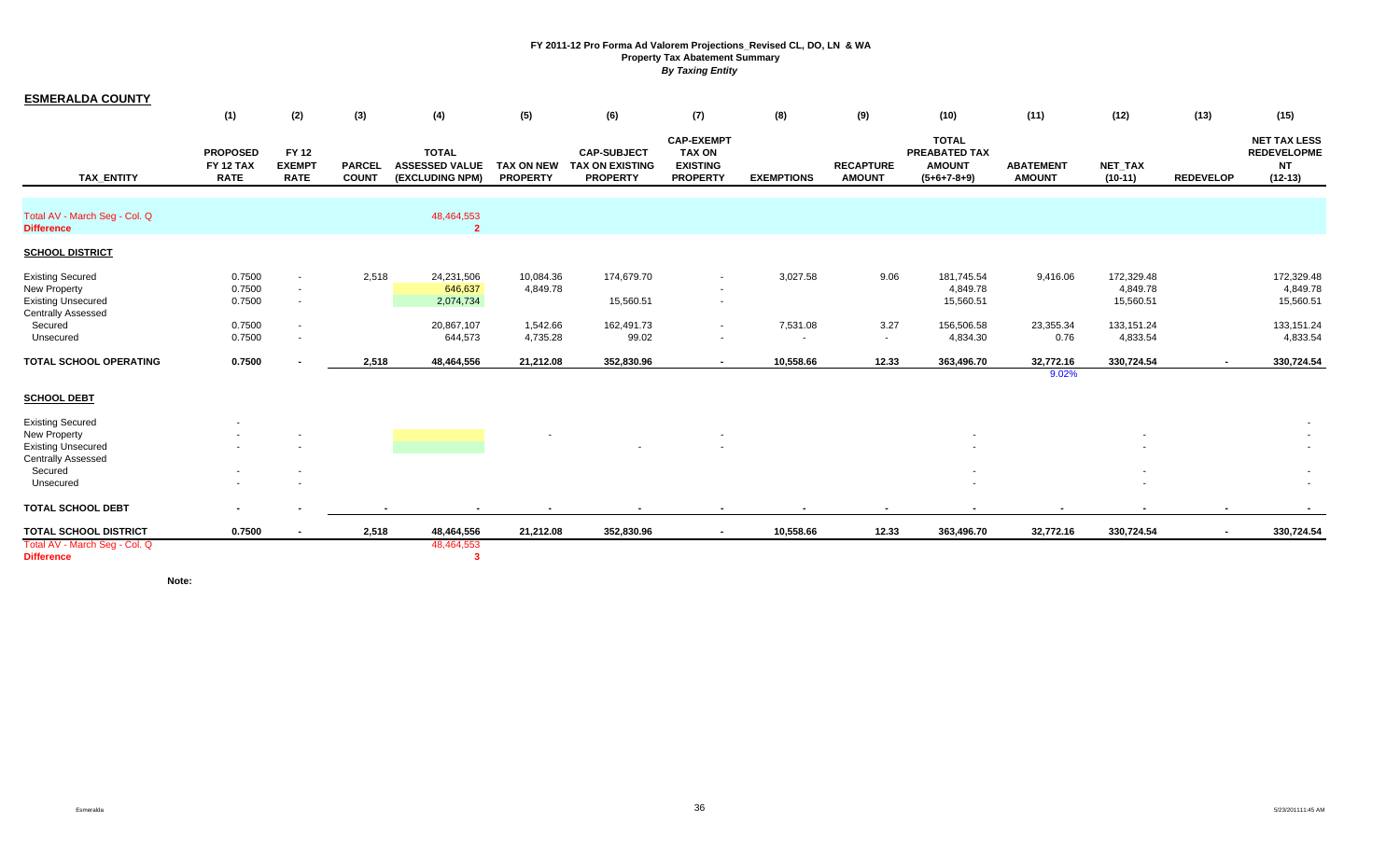# FY 2011-12 Pro Forma Ad Valorem Projections_Revised CL, DO, LN & WA
## Property Tax Abatement Summary
*By Taxing Entity*

**ESMERALDA COUNTY**

| TAX_ENTITY | (1) PROPOSED FY 12 TAX RATE | (2) FY 12 EXEMPT RATE | (3) PARCEL COUNT | (4) TOTAL ASSESSED VALUE (EXCLUDING NPM) | (5) TAX ON NEW PROPERTY | (6) CAP-SUBJECT TAX ON EXISTING PROPERTY | (7) CAP-EXEMPT TAX ON EXISTING PROPERTY | (8) EXEMPTIONS | (9) RECAPTURE AMOUNT | (10) TOTAL PREABATED TAX AMOUNT (5+6+7-8+9) | (11) ABATEMENT AMOUNT | (12) NET_TAX (10-11) | (13) REDEVELOP | (15) NET TAX LESS REDEVELOPMENT (12-13) |
|---|---|---|---|---|---|---|---|---|---|---|---|---|---|---|
| Total AV - March Seg - Col. Q | | | | 48,464,553 | | | | | | | | | | |
| **Difference** | | | | **2** | | | | | | | | | | |
| **SCHOOL DISTRICT** | | | | | | | | | | | | | | |
| Existing Secured | 0.7500 | - | 2,518 | 24,231,506 | 10,084.36 | 174,679.70 | - | 3,027.58 | 9.06 | 181,745.54 | 9,416.06 | 172,329.48 | | 172,329.48 |
| New Property | 0.7500 | - | | 646,637 | 4,849.78 | | - | | | 4,849.78 | | 4,849.78 | | 4,849.78 |
| Existing Unsecured | 0.7500 | - | | 2,074,734 | | 15,560.51 | - | | | 15,560.51 | | 15,560.51 | | 15,560.51 |
| Centrally Assessed | | | | | | | | | | | | | | |
| Secured | 0.7500 | - | | 20,867,107 | 1,542.66 | 162,491.73 | - | 7,531.08 | 3.27 | 156,506.58 | 23,355.34 | 133,151.24 | | 133,151.24 |
| Unsecured | 0.7500 | - | | 644,573 | 4,735.28 | 99.02 | - | - | - | 4,834.30 | 0.76 | 4,833.54 | | 4,833.54 |
| **TOTAL SCHOOL OPERATING** | **0.7500** | **-** | **2,518** | **48,464,556** | **21,212.08** | **352,830.96** | **-** | **10,558.66** | **12.33** | **363,496.70** | **32,772.16** | **330,724.54** | **-** | **330,724.54** |
| | | | | | | | | | | | 9.02% | | | |
| **SCHOOL DEBT** | | | | | | | | | | | | | | |
| Existing Secured | - | | | | | | | | | | | | | - |
| New Property | - | - | | | - | | - | | | - | | - | | - |
| Existing Unsecured | - | - | | | | - | - | | | - | | - | | - |
| Centrally Assessed | | | | | | | | | | | | | | |
| Secured | - | - | | | | | | | | - | | - | | - |
| Unsecured | - | - | | | | | | | | - | | - | | - |
| **TOTAL SCHOOL DEBT** | **-** | **-** | **-** | **-** | **-** | **-** | **-** | **-** | **-** | **-** | **-** | **-** | **-** | **-** |
| **TOTAL SCHOOL DISTRICT** | **0.7500** | **-** | **2,518** | **48,464,556** | **21,212.08** | **352,830.96** | **-** | **10,558.66** | **12.33** | **363,496.70** | **32,772.16** | **330,724.54** | **-** | **330,724.54** |
| Total AV - March Seg - Col. Q | | | | 48,464,553 | | | | | | | | | | |
| **Difference** | | | | **3** | | | | | | | | | | |

**Note:**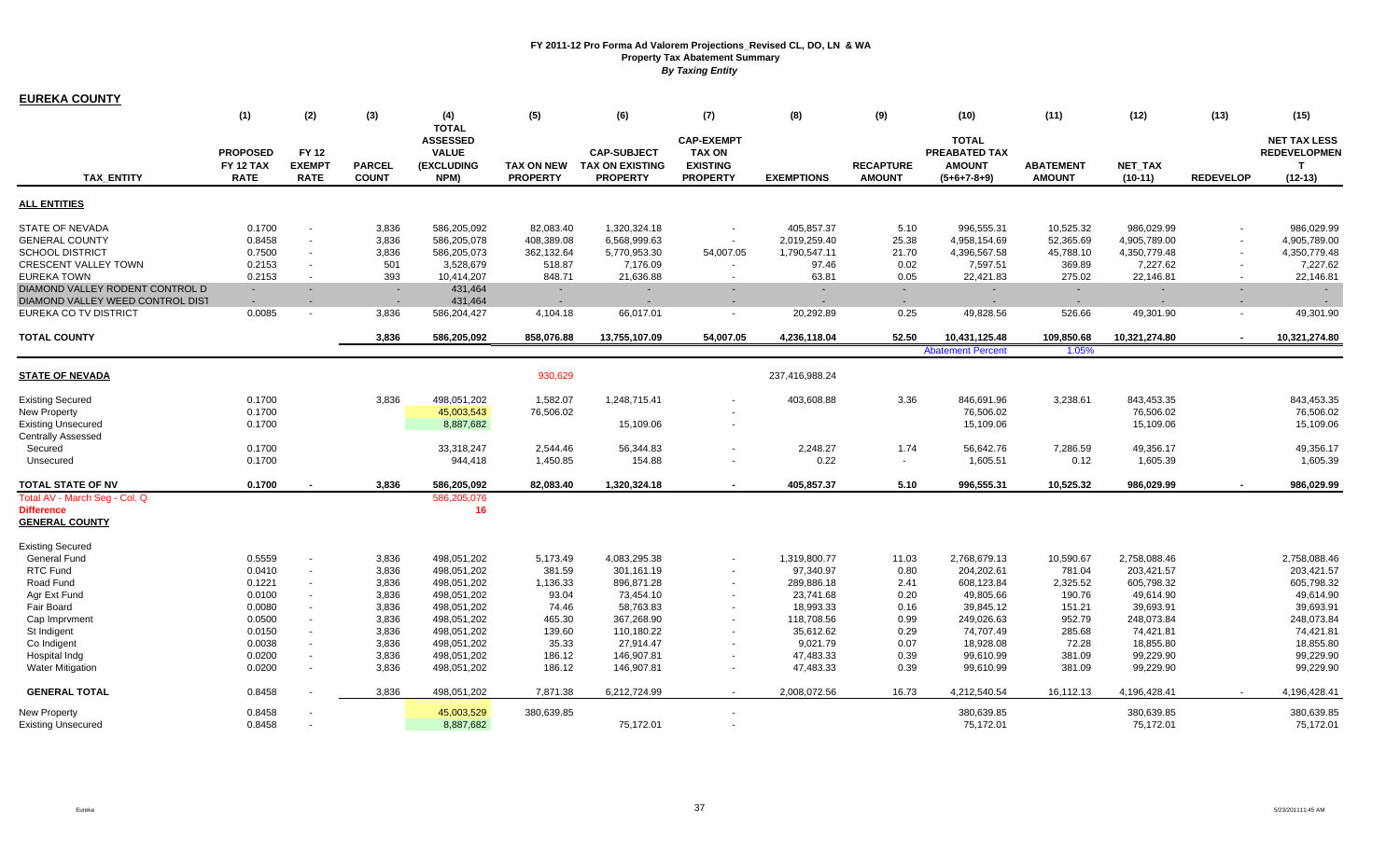# FY 2011-12 Pro Forma Ad Valorem Projections_Revised CL, DO, LN & WA
## Property Tax Abatement Summary
### *By Taxing Entity*

**EUREKA COUNTY**

| TAX_ENTITY | (1) PROPOSED FY 12 TAX RATE | (2) FY 12 EXEMPT RATE | (3) PARCEL COUNT | (4) TOTAL ASSESSED VALUE (EXCLUDING NPM) | (5) TAX ON NEW PROPERTY | (6) CAP-SUBJECT TAX ON EXISTING PROPERTY | (7) CAP-EXEMPT TAX ON EXISTING PROPERTY | (8) EXEMPTIONS | (9) RECAPTURE AMOUNT | (10) TOTAL PREABATED TAX AMOUNT (5+6+7-8+9) | (11) ABATEMENT AMOUNT | (12) NET_TAX (10-11) | (13) REDEVELOP | (15) NET TAX LESS REDEVELOPMENT (12-13) |
|---|---|---|---|---|---|---|---|---|---|---|---|---|---|---|
| **ALL ENTITIES** | | | | | | | | | | | | | | |
| STATE OF NEVADA | 0.1700 | - | 3,836 | 586,205,092 | 82,083.40 | 1,320,324.18 | - | 405,857.37 | 5.10 | 996,555.31 | 10,525.32 | 986,029.99 | - | 986,029.99 |
| GENERAL COUNTY | 0.8458 | - | 3,836 | 586,205,078 | 408,389.08 | 6,568,999.63 | - | 2,019,259.40 | 25.38 | 4,958,154.69 | 52,365.69 | 4,905,789.00 | - | 4,905,789.00 |
| SCHOOL DISTRICT | 0.7500 | - | 3,836 | 586,205,073 | 362,132.64 | 5,770,953.30 | 54,007.05 | 1,790,547.11 | 21.70 | 4,396,567.58 | 45,788.10 | 4,350,779.48 | - | 4,350,779.48 |
| CRESCENT VALLEY TOWN | 0.2153 | - | 501 | 3,528,679 | 518.87 | 7,176.09 | - | 97.46 | 0.02 | 7,597.51 | 369.89 | 7,227.62 | - | 7,227.62 |
| EUREKA TOWN | 0.2153 | - | 393 | 10,414,207 | 848.71 | 21,636.88 | - | 63.81 | 0.05 | 22,421.83 | 275.02 | 22,146.81 | - | 22,146.81 |
| DIAMOND VALLEY RODENT CONTROL D | - | - | - | 431,464 | - | - | - | - | - | - | - | - | - | - |
| DIAMOND VALLEY WEED CONTROL DIST | - | - | - | 431,464 | - | - | - | - | - | - | - | - | - | - |
| EUREKA CO TV DISTRICT | 0.0085 | - | 3,836 | 586,204,427 | 4,104.18 | 66,017.01 | - | 20,292.89 | 0.25 | 49,828.56 | 526.66 | 49,301.90 | - | 49,301.90 |
| **TOTAL COUNTY** | | | **3,836** | **586,205,092** | **858,076.88** | **13,755,107.09** | **54,007.05** | **4,236,118.04** | **52.50** | **10,431,125.48** | **109,850.68** | **10,321,274.80** | **-** | **10,321,274.80** |
| | | | | | | | | | | Abatement Percent | 1.05% | | | |
| **STATE OF NEVADA** | | | | | 930,629 | | | 237,416,988.24 | | | | | | |
| Existing Secured | 0.1700 | | 3,836 | 498,051,202 | 1,582.07 | 1,248,715.41 | - | 403,608.88 | 3.36 | 846,691.96 | 3,238.61 | 843,453.35 | | 843,453.35 |
| New Property | 0.1700 | | | 45,003,543 | 76,506.02 | | - | | | 76,506.02 | | 76,506.02 | | 76,506.02 |
| Existing Unsecured | 0.1700 | | | 8,887,682 | | 15,109.06 | - | | | 15,109.06 | | 15,109.06 | | 15,109.06 |
| Centrally Assessed | | | | | | | | | | | | | | |
| Secured | 0.1700 | | | 33,318,247 | 2,544.46 | 56,344.83 | - | 2,248.27 | 1.74 | 56,642.76 | 7,286.59 | 49,356.17 | | 49,356.17 |
| Unsecured | 0.1700 | | | 944,418 | 1,450.85 | 154.88 | - | 0.22 | - | 1,605.51 | 0.12 | 1,605.39 | | 1,605.39 |
| **TOTAL STATE OF NV** | **0.1700** | **-** | **3,836** | **586,205,092** | **82,083.40** | **1,320,324.18** | **-** | **405,857.37** | **5.10** | **996,555.31** | **10,525.32** | **986,029.99** | **-** | **986,029.99** |
| Total AV - March Seg - Col. Q | | | | 586,205,076 | | | | | | | | | | |
| **Difference** | | | | **16** | | | | | | | | | | |
| **GENERAL COUNTY** | | | | | | | | | | | | | | |
| Existing Secured | | | | | | | | | | | | | | |
| General Fund | 0.5559 | - | 3,836 | 498,051,202 | 5,173.49 | 4,083,295.38 | - | 1,319,800.77 | 11.03 | 2,768,679.13 | 10,590.67 | 2,758,088.46 | | 2,758,088.46 |
| RTC Fund | 0.0410 | - | 3,836 | 498,051,202 | 381.59 | 301,161.19 | - | 97,340.97 | 0.80 | 204,202.61 | 781.04 | 203,421.57 | | 203,421.57 |
| Road Fund | 0.1221 | - | 3,836 | 498,051,202 | 1,136.33 | 896,871.28 | - | 289,886.18 | 2.41 | 608,123.84 | 2,325.52 | 605,798.32 | | 605,798.32 |
| Agr Ext Fund | 0.0100 | - | 3,836 | 498,051,202 | 93.04 | 73,454.10 | - | 23,741.68 | 0.20 | 49,805.66 | 190.76 | 49,614.90 | | 49,614.90 |
| Fair Board | 0.0080 | - | 3,836 | 498,051,202 | 74.46 | 58,763.83 | - | 18,993.33 | 0.16 | 39,845.12 | 151.21 | 39,693.91 | | 39,693.91 |
| Cap Imprvment | 0.0500 | - | 3,836 | 498,051,202 | 465.30 | 367,268.90 | - | 118,708.56 | 0.99 | 249,026.63 | 952.79 | 248,073.84 | | 248,073.84 |
| St Indigent | 0.0150 | - | 3,836 | 498,051,202 | 139.60 | 110,180.22 | - | 35,612.62 | 0.29 | 74,707.49 | 285.68 | 74,421.81 | | 74,421.81 |
| Co Indigent | 0.0038 | - | 3,836 | 498,051,202 | 35.33 | 27,914.47 | - | 9,021.79 | 0.07 | 18,928.08 | 72.28 | 18,855.80 | | 18,855.80 |
| Hospital Indg | 0.0200 | - | 3,836 | 498,051,202 | 186.12 | 146,907.81 | - | 47,483.33 | 0.39 | 99,610.99 | 381.09 | 99,229.90 | | 99,229.90 |
| Water Mitigation | 0.0200 | - | 3,836 | 498,051,202 | 186.12 | 146,907.81 | - | 47,483.33 | 0.39 | 99,610.99 | 381.09 | 99,229.90 | | 99,229.90 |
| **GENERAL TOTAL** | **0.8458** | **-** | **3,836** | **498,051,202** | **7,871.38** | **6,212,724.99** | **-** | **2,008,072.56** | **16.73** | **4,212,540.54** | **16,112.13** | **4,196,428.41** | **-** | **4,196,428.41** |
| New Property | 0.8458 | - | | 45,003,529 | 380,639.85 | | - | | | 380,639.85 | | 380,639.85 | | 380,639.85 |
| Existing Unsecured | 0.8458 | - | | 8,887,682 | | 75,172.01 | - | | | 75,172.01 | | 75,172.01 | | 75,172.01 |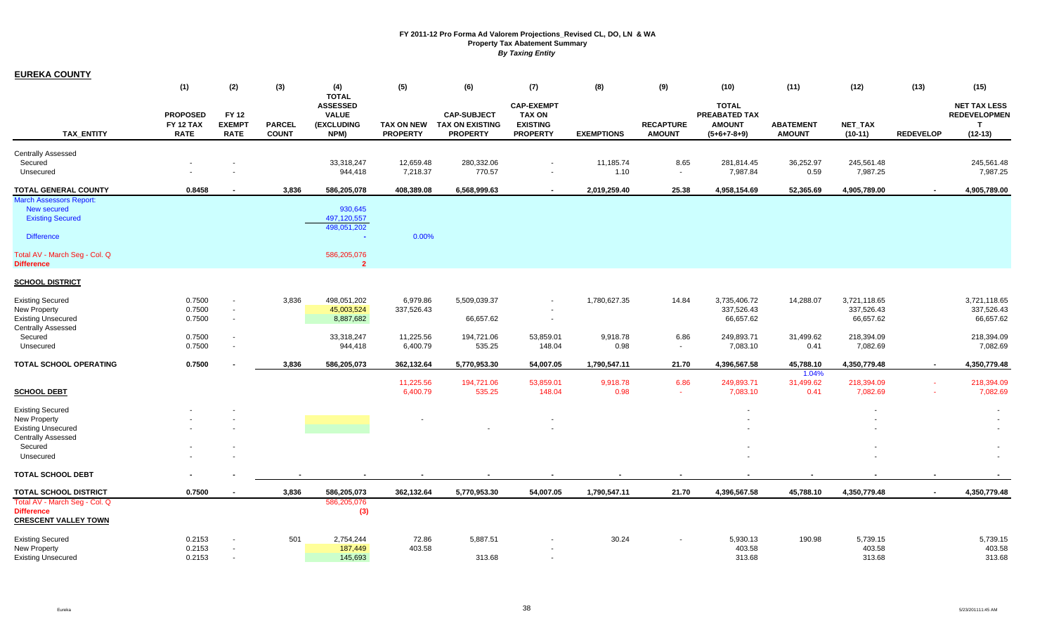**FY 2011-12 Pro Forma Ad Valorem Projections_Revised CL, DO, LN & WA**
**Property Tax Abatement Summary**
***By Taxing Entity***

## EUREKA COUNTY

| TAX_ENTITY | (1) PROPOSED FY 12 TAX RATE | (2) FY 12 EXEMPT RATE | (3) PARCEL COUNT | (4) TOTAL ASSESSED VALUE (EXCLUDING NPM) | (5) TAX ON NEW PROPERTY | (6) CAP-SUBJECT TAX ON EXISTING PROPERTY | (7) CAP-EXEMPT TAX ON EXISTING PROPERTY | (8) EXEMPTIONS | (9) RECAPTURE AMOUNT | (10) TOTAL PREABATED TAX AMOUNT (5+6+7-8+9) | (11) ABATEMENT AMOUNT | (12) NET_TAX (10-11) | (13) REDEVELOP | (15) NET TAX LESS REDEVELOPMENT (12-13) |
|---|---|---|---|---|---|---|---|---|---|---|---|---|---|---|
| Centrally Assessed | | | | | | | | | | | | | | |
| Secured | - | - | | 33,318,247 | 12,659.48 | 280,332.06 | - | 11,185.74 | 8.65 | 281,814.45 | 36,252.97 | 245,561.48 | | 245,561.48 |
| Unsecured | - | - | | 944,418 | 7,218.37 | 770.57 | - | 1.10 | - | 7,987.84 | 0.59 | 7,987.25 | | 7,987.25 |
| **TOTAL GENERAL COUNTY** | **0.8458** | **-** | **3,836** | **586,205,078** | **408,389.08** | **6,568,999.63** | **-** | **2,019,259.40** | **25.38** | **4,958,154.69** | **52,365.69** | **4,905,789.00** | **-** | **4,905,789.00** |
| March Assessors Report: | | | | | | | | | | | | | | |
| New secured | | | | 930,645 | | | | | | | | | | |
| Existing Secured | | | | 497,120,557 | | | | | | | | | | |
| | | | | 498,051,202 | | | | | | | | | | |
| Difference | | | | - | 0.00% | | | | | | | | | |
| Total AV - March Seg - Col. Q | | | | 586,205,076 | | | | | | | | | | |
| **Difference** | | | | **2** | | | | | | | | | | |
| **SCHOOL DISTRICT** | | | | | | | | | | | | | | |
| Existing Secured | 0.7500 | - | 3,836 | 498,051,202 | 6,979.86 | 5,509,039.37 | - | 1,780,627.35 | 14.84 | 3,735,406.72 | 14,288.07 | 3,721,118.65 | | 3,721,118.65 |
| New Property | 0.7500 | - | | 45,003,524 | 337,526.43 | | - | | | 337,526.43 | | 337,526.43 | | 337,526.43 |
| Existing Unsecured | 0.7500 | - | | 8,887,682 | | 66,657.62 | - | | | 66,657.62 | | 66,657.62 | | 66,657.62 |
| Centrally Assessed | | | | | | | | | | | | | | |
| Secured | 0.7500 | - | | 33,318,247 | 11,225.56 | 194,721.06 | 53,859.01 | 9,918.78 | 6.86 | 249,893.71 | 31,499.62 | 218,394.09 | | 218,394.09 |
| Unsecured | 0.7500 | - | | 944,418 | 6,400.79 | 535.25 | 148.04 | 0.98 | - | 7,083.10 | 0.41 | 7,082.69 | | 7,082.69 |
| **TOTAL SCHOOL OPERATING** | **0.7500** | **-** | **3,836** | **586,205,073** | **362,132.64** | **5,770,953.30** | **54,007.05** | **1,790,547.11** | **21.70** | **4,396,567.58** | **45,788.10** | **4,350,779.48** | **-** | **4,350,779.48** |
| | | | | | | | | | | | 1.04% | | | |
| **SCHOOL DEBT** | | | | | 11,225.56 | 194,721.06 | 53,859.01 | 9,918.78 | 6.86 | 249,893.71 | 31,499.62 | 218,394.09 | - | 218,394.09 |
| | | | | | 6,400.79 | 535.25 | 148.04 | 0.98 | - | 7,083.10 | 0.41 | 7,082.69 | - | 7,082.69 |
| Existing Secured | - | - | | | | | | | | - | | - | | - |
| New Property | - | - | | | - | | - | | | - | | - | | - |
| Existing Unsecured | - | - | | | | - | - | | | - | | - | | - |
| Centrally Assessed | | | | | | | | | | | | | | |
| Secured | - | - | | | | | | | | - | | - | | - |
| Unsecured | - | - | | | | | | | | - | | - | | - |
| **TOTAL SCHOOL DEBT** | **-** | **-** | **-** | **-** | **-** | **-** | **-** | **-** | **-** | **-** | **-** | **-** | **-** | **-** |
| **TOTAL SCHOOL DISTRICT** | **0.7500** | **-** | **3,836** | **586,205,073** | **362,132.64** | **5,770,953.30** | **54,007.05** | **1,790,547.11** | **21.70** | **4,396,567.58** | **45,788.10** | **4,350,779.48** | **-** | **4,350,779.48** |
| Total AV - March Seg - Col. Q | | | | 586,205,076 | | | | | | | | | | |
| **Difference** | | | | **(3)** | | | | | | | | | | |
| **CRESCENT VALLEY TOWN** | | | | | | | | | | | | | | |
| Existing Secured | 0.2153 | - | 501 | 2,754,244 | 72.86 | 5,887.51 | - | 30.24 | - | 5,930.13 | 190.98 | 5,739.15 | | 5,739.15 |
| New Property | 0.2153 | - | | 187,449 | 403.58 | | - | | | 403.58 | | 403.58 | | 403.58 |
| Existing Unsecured | 0.2153 | - | | 145,693 | | 313.68 | - | | | 313.68 | | 313.68 | | 313.68 |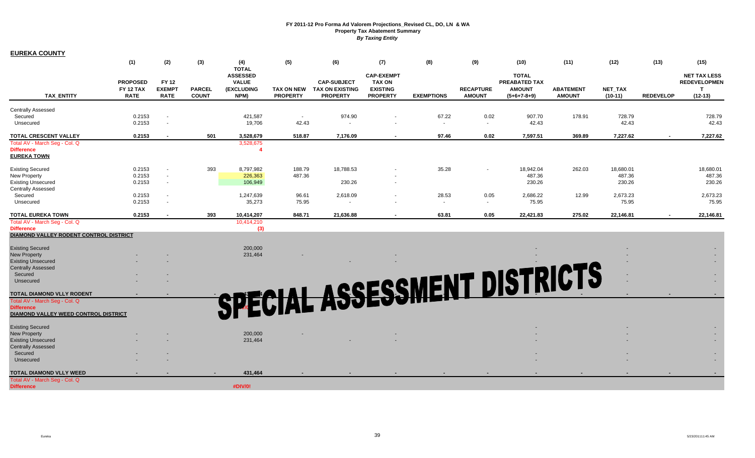**FY 2011-12 Pro Forma Ad Valorem Projections_Revised CL, DO, LN & WA**
**Property Tax Abatement Summary**
***By Taxing Entity***

**EUREKA COUNTY**

| TAX_ENTITY | (1) PROPOSED FY 12 TAX RATE | (2) FY 12 EXEMPT RATE | (3) PARCEL COUNT | (4) TOTAL ASSESSED VALUE (EXCLUDING NPM) | (5) TAX ON NEW PROPERTY | (6) CAP-SUBJECT TAX ON EXISTING PROPERTY | (7) CAP-EXEMPT TAX ON EXISTING PROPERTY | (8) EXEMPTIONS | (9) RECAPTURE AMOUNT | (10) TOTAL PREABATED TAX AMOUNT (5+6+7-8+9) | (11) ABATEMENT AMOUNT | (12) NET_TAX (10-11) | (13) REDEVELOP | (15) NET TAX LESS REDEVELOPMENT (12-13) |
|---|---|---|---|---|---|---|---|---|---|---|---|---|---|---|
| Centrally Assessed | | | | | | | | | | | | | | |
| Secured | 0.2153 | - | | 421,587 | - | 974.90 | - | 67.22 | 0.02 | 907.70 | 178.91 | 728.79 | | 728.79 |
| Unsecured | 0.2153 | - | | 19,706 | 42.43 | - | - | - | - | 42.43 | | 42.43 | | 42.43 |
| **TOTAL CRESCENT VALLEY** | **0.2153** | **-** | **501** | **3,528,679** | **518.87** | **7,176.09** | **-** | **97.46** | **0.02** | **7,597.51** | **369.89** | **7,227.62** | **-** | **7,227.62** |
| Total AV - March Seg - Col. Q | | | | 3,528,675 | | | | | | | | | | |
| **Difference** | | | | **4** | | | | | | | | | | |
| **EUREKA TOWN** | | | | | | | | | | | | | | |
| Existing Secured | 0.2153 | - | 393 | 8,797,982 | 188.79 | 18,788.53 | - | 35.28 | - | 18,942.04 | 262.03 | 18,680.01 | | 18,680.01 |
| New Property | 0.2153 | - | | 226,363 | 487.36 | | - | | | 487.36 | | 487.36 | | 487.36 |
| Existing Unsecured | 0.2153 | - | | 106,949 | | 230.26 | - | | | 230.26 | | 230.26 | | 230.26 |
| Centrally Assessed | | | | | | | | | | | | | | |
| Secured | 0.2153 | - | | 1,247,639 | 96.61 | 2,618.09 | - | 28.53 | 0.05 | 2,686.22 | 12.99 | 2,673.23 | | 2,673.23 |
| Unsecured | 0.2153 | - | | 35,273 | 75.95 | - | - | - | - | 75.95 | | 75.95 | | 75.95 |
| **TOTAL EUREKA TOWN** | **0.2153** | **-** | **393** | **10,414,207** | **848.71** | **21,636.88** | **-** | **63.81** | **0.05** | **22,421.83** | **275.02** | **22,146.81** | **-** | **22,146.81** |
| Total AV - March Seg - Col. Q | | | | 10,414,210 | | | | | | | | | | |
| **Difference** | | | | **(3)** | | | | | | | | | | |
| **DIAMOND VALLEY RODENT CONTROL DISTRICT** | | | | | | | | | | | | | | |
| Existing Secured | | | | 200,000 | | | | | | - | | - | | - |
| New Property | - | - | | 231,464 | - | | - | | | - | | - | | - |
| Existing Unsecured | - | - | | | | - | - | | | - | | - | | - |
| Centrally Assessed | | | | | | | | | | | | | | |
| Secured | - | - | | | | | | | | - | | - | | - |
| Unsecured | - | - | | | | | | | | - | | - | | - |
| **TOTAL DIAMOND VLLY RODENT** | **-** | **-** | **-** | **431,464** | **-** | **-** | **-** | **-** | **-** | **-** | **-** | **-** | **-** | **-** |
| Total AV - March Seg - Col. Q | | | | | | | | | | | | | | |
| **Difference** | | | | **#DIV/0!** | | | | | | | | | | |
| **DIAMOND VALLEY WEED CONTROL DISTRICT** | | | | | | | | | | | | | | |
| Existing Secured | | | | | | | | | | - | | - | | - |
| New Property | - | - | | 200,000 | - | | - | | | - | | - | | - |
| Existing Unsecured | - | - | | 231,464 | | - | - | | | - | | - | | - |
| Centrally Assessed | | | | | | | | | | | | | | |
| Secured | - | - | | | | | | | | - | | - | | - |
| Unsecured | - | - | | | | | | | | - | | - | | - |
| **TOTAL DIAMOND VLLY WEED** | **-** | **-** | **-** | **431,464** | **-** | **-** | **-** | **-** | **-** | **-** | **-** | **-** | **-** | **-** |
| Total AV - March Seg - Col. Q | | | | | | | | | | | | | | |
| **Difference** | | | | **#DIV/0!** | | | | | | | | | | |

**SPECIAL ASSESSMENT DISTRICTS**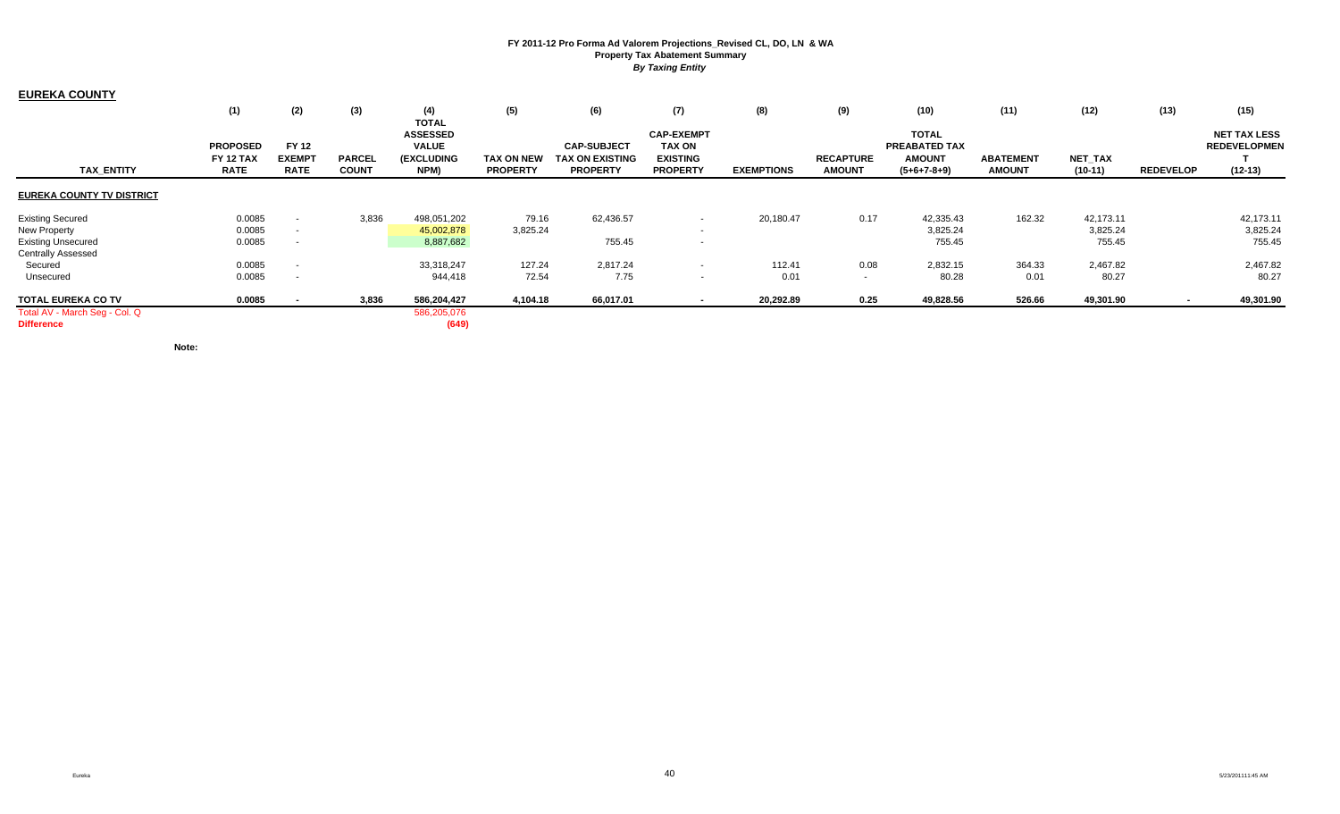# FY 2011-12 Pro Forma Ad Valorem Projections_Revised CL, DO, LN & WA
## Property Tax Abatement Summary
*By Taxing Entity*

**EUREKA COUNTY**

| TAX_ENTITY | (1) PROPOSED FY 12 TAX RATE | (2) FY 12 EXEMPT RATE | (3) PARCEL COUNT | (4) TOTAL ASSESSED VALUE (EXCLUDING NPM) | (5) TAX ON NEW PROPERTY | (6) CAP-SUBJECT TAX ON EXISTING PROPERTY | (7) CAP-EXEMPT TAX ON EXISTING PROPERTY | (8) EXEMPTIONS | (9) RECAPTURE AMOUNT | (10) TOTAL PREABATED TAX AMOUNT (5+6+7-8+9) | (11) ABATEMENT AMOUNT | (12) NET_TAX (10-11) | (13) REDEVELOP | (15) NET TAX LESS REDEVELOPMENT (12-13) |
|---|---|---|---|---|---|---|---|---|---|---|---|---|---|---|
| **EUREKA COUNTY TV DISTRICT** | | | | | | | | | | | | | | |
| Existing Secured | 0.0085 | - | 3,836 | 498,051,202 | 79.16 | 62,436.57 | - | 20,180.47 | 0.17 | 42,335.43 | 162.32 | 42,173.11 | | 42,173.11 |
| New Property | 0.0085 | - | | 45,002,878 | 3,825.24 | | - | | | 3,825.24 | | 3,825.24 | | 3,825.24 |
| Existing Unsecured | 0.0085 | - | | 8,887,682 | | 755.45 | - | | | 755.45 | | 755.45 | | 755.45 |
| Centrally Assessed | | | | | | | | | | | | | | |
| Secured | 0.0085 | - | | 33,318,247 | 127.24 | 2,817.24 | - | 112.41 | 0.08 | 2,832.15 | 364.33 | 2,467.82 | | 2,467.82 |
| Unsecured | 0.0085 | - | | 944,418 | 72.54 | 7.75 | - | 0.01 | - | 80.28 | 0.01 | 80.27 | | 80.27 |
| **TOTAL EUREKA CO TV** | **0.0085** | **-** | **3,836** | **586,204,427** | **4,104.18** | **66,017.01** | **-** | **20,292.89** | **0.25** | **49,828.56** | **526.66** | **49,301.90** | **-** | **49,301.90** |
| Total AV - March Seg - Col. Q | | | | 586,205,076 | | | | | | | | | | |
| **Difference** | | | | **(649)** | | | | | | | | | | |

**Note:**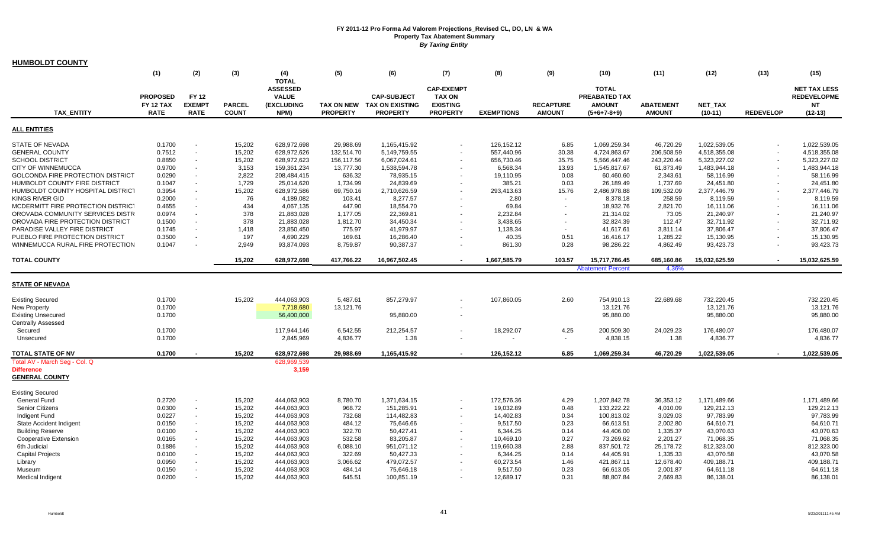# FY 2011-12 Pro Forma Ad Valorem Projections_Revised CL, DO, LN & WA
## Property Tax Abatement Summary
### *By Taxing Entity*

**HUMBOLDT COUNTY**

| TAX_ENTITY | (1) PROPOSED FY 12 TAX RATE | (2) FY 12 EXEMPT RATE | (3) PARCEL COUNT | (4) TOTAL ASSESSED VALUE (EXCLUDING NPM) | (5) TAX ON NEW PROPERTY | (6) CAP-SUBJECT TAX ON EXISTING PROPERTY | (7) CAP-EXEMPT TAX ON EXISTING PROPERTY | (8) EXEMPTIONS | (9) RECAPTURE AMOUNT | (10) TOTAL PREABATED TAX AMOUNT (5+6+7-8+9) | (11) ABATEMENT AMOUNT | (12) NET_TAX (10-11) | (13) REDEVELOP | (15) NET TAX LESS REDEVELOPME NT (12-13) |
|---|---|---|---|---|---|---|---|---|---|---|---|---|---|---|
| **ALL ENTITIES** | | | | | | | | | | | | | | |
| STATE OF NEVADA | 0.1700 | - | 15,202 | 628,972,698 | 29,988.69 | 1,165,415.92 | - | 126,152.12 | 6.85 | 1,069,259.34 | 46,720.29 | 1,022,539.05 | - | 1,022,539.05 |
| GENERAL COUNTY | 0.7512 | - | 15,202 | 628,972,626 | 132,514.70 | 5,149,759.55 | - | 557,440.96 | 30.38 | 4,724,863.67 | 206,508.59 | 4,518,355.08 | - | 4,518,355.08 |
| SCHOOL DISTRICT | 0.8850 | - | 15,202 | 628,972,623 | 156,117.56 | 6,067,024.61 | - | 656,730.46 | 35.75 | 5,566,447.46 | 243,220.44 | 5,323,227.02 | - | 5,323,227.02 |
| CITY OF WINNEMUCCA | 0.9700 | - | 3,153 | 159,361,234 | 13,777.30 | 1,538,594.78 | - | 6,568.34 | 13.93 | 1,545,817.67 | 61,873.49 | 1,483,944.18 | - | 1,483,944.18 |
| GOLCONDA FIRE PROTECTION DISTRICT | 0.0290 | - | 2,822 | 208,484,415 | 636.32 | 78,935.15 | - | 19,110.95 | 0.08 | 60,460.60 | 2,343.61 | 58,116.99 | - | 58,116.99 |
| HUMBOLDT COUNTY FIRE DISTRICT | 0.1047 | - | 1,729 | 25,014,620 | 1,734.99 | 24,839.69 | - | 385.21 | 0.03 | 26,189.49 | 1,737.69 | 24,451.80 | - | 24,451.80 |
| HUMBOLDT COUNTY HOSPITAL DISTRICT | 0.3954 | - | 15,202 | 628,972,586 | 69,750.16 | 2,710,626.59 | - | 293,413.63 | 15.76 | 2,486,978.88 | 109,532.09 | 2,377,446.79 | - | 2,377,446.79 |
| KINGS RIVER GID | 0.2000 | - | 76 | 4,189,082 | 103.41 | 8,277.57 | - | 2.80 | - | 8,378.18 | 258.59 | 8,119.59 | - | 8,119.59 |
| MCDERMITT FIRE PROTECTION DISTRICT | 0.4655 | - | 434 | 4,067,135 | 447.90 | 18,554.70 | - | 69.84 | - | 18,932.76 | 2,821.70 | 16,111.06 | - | 16,111.06 |
| OROVADA COMMUNITY SERVICES DISTR | 0.0974 | - | 378 | 21,883,028 | 1,177.05 | 22,369.81 | - | 2,232.84 | - | 21,314.02 | 73.05 | 21,240.97 | - | 21,240.97 |
| OROVADA FIRE PROTECTION DISTRICT | 0.1500 | - | 378 | 21,883,028 | 1,812.70 | 34,450.34 | - | 3,438.65 | - | 32,824.39 | 112.47 | 32,711.92 | - | 32,711.92 |
| PARADISE VALLEY FIRE DISTRICT | 0.1745 | - | 1,418 | 23,850,450 | 775.97 | 41,979.97 | - | 1,138.34 | - | 41,617.61 | 3,811.14 | 37,806.47 | - | 37,806.47 |
| PUEBLO FIRE PROTECTION DISTRICT | 0.3500 | - | 197 | 4,690,229 | 169.61 | 16,286.40 | - | 40.35 | 0.51 | 16,416.17 | 1,285.22 | 15,130.95 | - | 15,130.95 |
| WINNEMUCCA RURAL FIRE PROTECTION | 0.1047 | - | 2,949 | 93,874,093 | 8,759.87 | 90,387.37 | - | 861.30 | 0.28 | 98,286.22 | 4,862.49 | 93,423.73 | - | 93,423.73 |
| **TOTAL COUNTY** | | | **15,202** | **628,972,698** | **417,766.22** | **16,967,502.45** | **-** | **1,667,585.79** | **103.57** | **15,717,786.45** | **685,160.86** | **15,032,625.59** | **-** | **15,032,625.59** |
| | | | | | | | | | | Abatement Percent | 4.36% | | | |
| **STATE OF NEVADA** | | | | | | | | | | | | | | |
| Existing Secured | 0.1700 | | 15,202 | 444,063,903 | 5,487.61 | 857,279.97 | - | 107,860.05 | 2.60 | 754,910.13 | 22,689.68 | 732,220.45 | | 732,220.45 |
| New Property | 0.1700 | | | 7,718,680 | 13,121.76 | | - | | | 13,121.76 | | 13,121.76 | | 13,121.76 |
| Existing Unsecured | 0.1700 | | | 56,400,000 | | 95,880.00 | - | | | 95,880.00 | | 95,880.00 | | 95,880.00 |
| Centrally Assessed | | | | | | | | | | | | | | |
| Secured | 0.1700 | | | 117,944,146 | 6,542.55 | 212,254.57 | - | 18,292.07 | 4.25 | 200,509.30 | 24,029.23 | 176,480.07 | | 176,480.07 |
| Unsecured | 0.1700 | | | 2,845,969 | 4,836.77 | 1.38 | - | - | - | 4,838.15 | 1.38 | 4,836.77 | | 4,836.77 |
| **TOTAL STATE OF NV** | **0.1700** | **-** | **15,202** | **628,972,698** | **29,988.69** | **1,165,415.92** | **-** | **126,152.12** | **6.85** | **1,069,259.34** | **46,720.29** | **1,022,539.05** | **-** | **1,022,539.05** |
| Total AV - March Seg - Col. Q | | | | 628,969,539 | | | | | | | | | | |
| **Difference** | | | | **3,159** | | | | | | | | | | |
| **GENERAL COUNTY** | | | | | | | | | | | | | | |
| Existing Secured | | | | | | | | | | | | | | |
| General Fund | 0.2720 | - | 15,202 | 444,063,903 | 8,780.70 | 1,371,634.15 | - | 172,576.36 | 4.29 | 1,207,842.78 | 36,353.12 | 1,171,489.66 | | 1,171,489.66 |
| Senior Citizens | 0.0300 | - | 15,202 | 444,063,903 | 968.72 | 151,285.91 | - | 19,032.89 | 0.48 | 133,222.22 | 4,010.09 | 129,212.13 | | 129,212.13 |
| Indigent Fund | 0.0227 | - | 15,202 | 444,063,903 | 732.68 | 114,482.83 | - | 14,402.83 | 0.34 | 100,813.02 | 3,029.03 | 97,783.99 | | 97,783.99 |
| State Accident Indigent | 0.0150 | - | 15,202 | 444,063,903 | 484.12 | 75,646.66 | - | 9,517.50 | 0.23 | 66,613.51 | 2,002.80 | 64,610.71 | | 64,610.71 |
| Building Reserve | 0.0100 | - | 15,202 | 444,063,903 | 322.70 | 50,427.41 | - | 6,344.25 | 0.14 | 44,406.00 | 1,335.37 | 43,070.63 | | 43,070.63 |
| Cooperative Extension | 0.0165 | - | 15,202 | 444,063,903 | 532.58 | 83,205.87 | - | 10,469.10 | 0.27 | 73,269.62 | 2,201.27 | 71,068.35 | | 71,068.35 |
| 6th Judicial | 0.1886 | - | 15,202 | 444,063,903 | 6,088.10 | 951,071.12 | - | 119,660.38 | 2.88 | 837,501.72 | 25,178.72 | 812,323.00 | | 812,323.00 |
| Capital Projects | 0.0100 | - | 15,202 | 444,063,903 | 322.69 | 50,427.33 | - | 6,344.25 | 0.14 | 44,405.91 | 1,335.33 | 43,070.58 | | 43,070.58 |
| Library | 0.0950 | - | 15,202 | 444,063,903 | 3,066.62 | 479,072.57 | - | 60,273.54 | 1.46 | 421,867.11 | 12,678.40 | 409,188.71 | | 409,188.71 |
| Museum | 0.0150 | - | 15,202 | 444,063,903 | 484.14 | 75,646.18 | - | 9,517.50 | 0.23 | 66,613.05 | 2,001.87 | 64,611.18 | | 64,611.18 |
| Medical Indigent | 0.0200 | - | 15,202 | 444,063,903 | 645.51 | 100,851.19 | - | 12,689.17 | 0.31 | 88,807.84 | 2,669.83 | 86,138.01 | | 86,138.01 |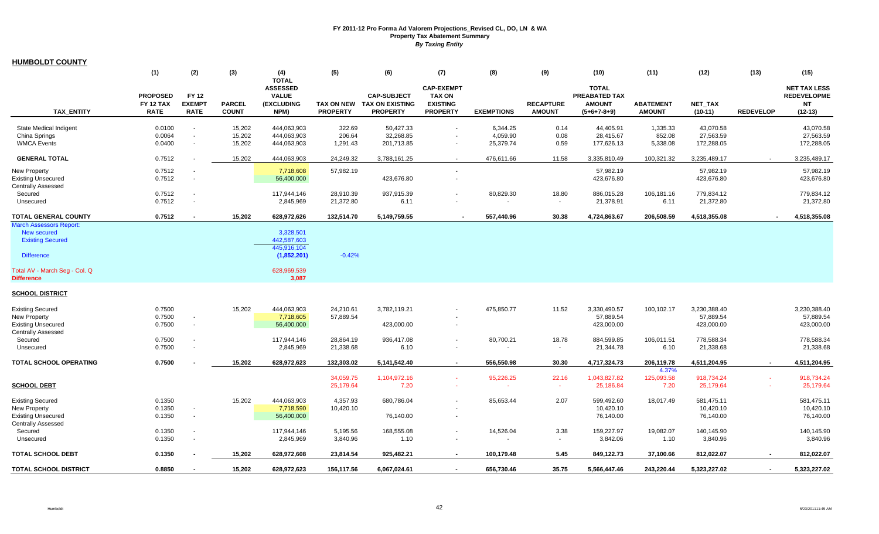# FY 2011-12 Pro Forma Ad Valorem Projections_Revised CL, DO, LN & WA

## Property Tax Abatement Summary

### *By Taxing Entity*

**HUMBOLDT COUNTY**

| TAX_ENTITY | (1) PROPOSED FY 12 TAX RATE | (2) FY 12 EXEMPT RATE | (3) PARCEL COUNT | (4) TOTAL ASSESSED VALUE (EXCLUDING NPM) | (5) TAX ON NEW PROPERTY | (6) CAP-SUBJECT TAX ON EXISTING PROPERTY | (7) CAP-EXEMPT TAX ON EXISTING PROPERTY | (8) EXEMPTIONS | (9) RECAPTURE AMOUNT | (10) TOTAL PREABATED TAX AMOUNT (5+6+7-8+9) | (11) ABATEMENT AMOUNT | (12) NET_TAX (10-11) | (13) REDEVELOP | (15) NET TAX LESS REDEVELOPMENT (12-13) |
|---|---|---|---|---|---|---|---|---|---|---|---|---|---|---|
| State Medical Indigent | 0.0100 | - | 15,202 | 444,063,903 | 322.69 | 50,427.33 | - | 6,344.25 | 0.14 | 44,405.91 | 1,335.33 | 43,070.58 | | 43,070.58 |
| China Springs | 0.0064 | - | 15,202 | 444,063,903 | 206.64 | 32,268.85 | - | 4,059.90 | 0.08 | 28,415.67 | 852.08 | 27,563.59 | | 27,563.59 |
| WMCA Events | 0.0400 | - | 15,202 | 444,063,903 | 1,291.43 | 201,713.85 | - | 25,379.74 | 0.59 | 177,626.13 | 5,338.08 | 172,288.05 | | 172,288.05 |
| **GENERAL TOTAL** | 0.7512 | - | 15,202 | 444,063,903 | 24,249.32 | 3,788,161.25 | - | 476,611.66 | 11.58 | 3,335,810.49 | 100,321.32 | 3,235,489.17 | - | 3,235,489.17 |
| New Property | 0.7512 | - | | 7,718,608 | 57,982.19 | | - | | | 57,982.19 | | 57,982.19 | | 57,982.19 |
| Existing Unsecured | 0.7512 | - | | 56,400,000 | | 423,676.80 | - | | | 423,676.80 | | 423,676.80 | | 423,676.80 |
| Centrally Assessed | | | | | | | | | | | | | | |
| Secured | 0.7512 | - | | 117,944,146 | 28,910.39 | 937,915.39 | - | 80,829.30 | 18.80 | 886,015.28 | 106,181.16 | 779,834.12 | | 779,834.12 |
| Unsecured | 0.7512 | - | | 2,845,969 | 21,372.80 | 6.11 | - | - | - | 21,378.91 | 6.11 | 21,372.80 | | 21,372.80 |
| **TOTAL GENERAL COUNTY** | **0.7512** | **-** | **15,202** | **628,972,626** | **132,514.70** | **5,149,759.55** | **-** | **557,440.96** | **30.38** | **4,724,863.67** | **206,508.59** | **4,518,355.08** | **-** | **4,518,355.08** |
| March Assessors Report: | | | | | | | | | | | | | | |
| New secured | | | | 3,328,501 | | | | | | | | | | |
| Existing Secured | | | | 442,587,603 | | | | | | | | | | |
| | | | | 445,916,104 | | | | | | | | | | |
| Difference | | | | (1,852,201) | -0.42% | | | | | | | | | |
| Total AV - March Seg - Col. Q | | | | 628,969,539 | | | | | | | | | | |
| **Difference** | | | | **3,087** | | | | | | | | | | |
| **SCHOOL DISTRICT** | | | | | | | | | | | | | | |
| Existing Secured | 0.7500 | | 15,202 | 444,063,903 | 24,210.61 | 3,782,119.21 | - | 475,850.77 | 11.52 | 3,330,490.57 | 100,102.17 | 3,230,388.40 | | 3,230,388.40 |
| New Property | 0.7500 | - | | 7,718,605 | 57,889.54 | | - | | | 57,889.54 | | 57,889.54 | | 57,889.54 |
| Existing Unsecured | 0.7500 | - | | 56,400,000 | | 423,000.00 | - | | | 423,000.00 | | 423,000.00 | | 423,000.00 |
| Centrally Assessed | | | | | | | | | | | | | | |
| Secured | 0.7500 | - | | 117,944,146 | 28,864.19 | 936,417.08 | - | 80,700.21 | 18.78 | 884,599.85 | 106,011.51 | 778,588.34 | | 778,588.34 |
| Unsecured | 0.7500 | - | | 2,845,969 | 21,338.68 | 6.10 | - | - | - | 21,344.78 | 6.10 | 21,338.68 | | 21,338.68 |
| **TOTAL SCHOOL OPERATING** | **0.7500** | **-** | **15,202** | **628,972,623** | **132,303.02** | **5,141,542.40** | **-** | **556,550.98** | **30.30** | **4,717,324.73** | **206,119.78** | **4,511,204.95** | **-** | **4,511,204.95** |
| | | | | | | | | | | | 4.37% | | | |
| | | | | | 34,059.75 | 1,104,972.16 | - | 95,226.25 | 22.16 | 1,043,827.82 | 125,093.58 | 918,734.24 | - | 918,734.24 |
| **SCHOOL DEBT** | | | | | 25,179.64 | 7.20 | - | - | - | 25,186.84 | 7.20 | 25,179.64 | - | 25,179.64 |
| Existing Secured | 0.1350 | | 15,202 | 444,063,903 | 4,357.93 | 680,786.04 | - | 85,653.44 | 2.07 | 599,492.60 | 18,017.49 | 581,475.11 | | 581,475.11 |
| New Property | 0.1350 | - | | 7,718,590 | 10,420.10 | | - | | | 10,420.10 | | 10,420.10 | | 10,420.10 |
| Existing Unsecured | 0.1350 | - | | 56,400,000 | | 76,140.00 | - | | | 76,140.00 | | 76,140.00 | | 76,140.00 |
| Centrally Assessed | | | | | | | | | | | | | | |
| Secured | 0.1350 | - | | 117,944,146 | 5,195.56 | 168,555.08 | - | 14,526.04 | 3.38 | 159,227.97 | 19,082.07 | 140,145.90 | | 140,145.90 |
| Unsecured | 0.1350 | - | | 2,845,969 | 3,840.96 | 1.10 | - | - | - | 3,842.06 | 1.10 | 3,840.96 | | 3,840.96 |
| **TOTAL SCHOOL DEBT** | **0.1350** | **-** | **15,202** | **628,972,608** | **23,814.54** | **925,482.21** | **-** | **100,179.48** | **5.45** | **849,122.73** | **37,100.66** | **812,022.07** | **-** | **812,022.07** |
| **TOTAL SCHOOL DISTRICT** | **0.8850** | **-** | **15,202** | **628,972,623** | **156,117.56** | **6,067,024.61** | **-** | **656,730.46** | **35.75** | **5,566,447.46** | **243,220.44** | **5,323,227.02** | **-** | **5,323,227.02** |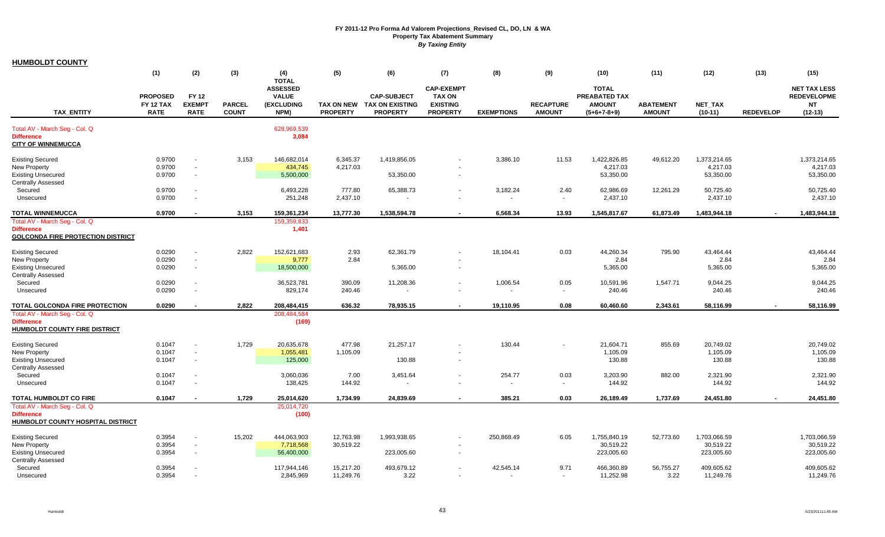# FY 2011-12 Pro Forma Ad Valorem Projections_Revised CL, DO, LN & WA
## Property Tax Abatement Summary
*By Taxing Entity*

**HUMBOLDT COUNTY**

| TAX_ENTITY | (1) PROPOSED FY 12 TAX RATE | (2) FY 12 EXEMPT RATE | (3) PARCEL COUNT | (4) TOTAL ASSESSED VALUE (EXCLUDING NPM) | (5) TAX ON NEW PROPERTY | (6) CAP-SUBJECT TAX ON EXISTING PROPERTY | (7) CAP-EXEMPT TAX ON EXISTING PROPERTY | (8) EXEMPTIONS | (9) RECAPTURE AMOUNT | (10) TOTAL PREABATED TAX AMOUNT (5+6+7-8+9) | (11) ABATEMENT AMOUNT | (12) NET_TAX (10-11) | (13) REDEVELOP | (15) NET TAX LESS REDEVELOPMENT (12-13) |
|---|---|---|---|---|---|---|---|---|---|---|---|---|---|---|
| Total AV - March Seg - Col. Q | | | | 628,969,539 | | | | | | | | | | |
| Difference | | | | 3,084 | | | | | | | | | | |
| **CITY OF WINNEMUCCA** | | | | | | | | | | | | | | |
| Existing Secured | 0.9700 | - | 3,153 | 146,682,014 | 6,345.37 | 1,419,856.05 | - | 3,386.10 | 11.53 | 1,422,826.85 | 49,612.20 | 1,373,214.65 | | 1,373,214.65 |
| New Property | 0.9700 | - | | 434,745 | 4,217.03 | | - | | | 4,217.03 | | 4,217.03 | | 4,217.03 |
| Existing Unsecured | 0.9700 | - | | 5,500,000 | | 53,350.00 | - | | | 53,350.00 | | 53,350.00 | | 53,350.00 |
| Centrally Assessed | | | | | | | | | | | | | | |
| Secured | 0.9700 | - | | 6,493,228 | 777.80 | 65,388.73 | - | 3,182.24 | 2.40 | 62,986.69 | 12,261.29 | 50,725.40 | | 50,725.40 |
| Unsecured | 0.9700 | - | | 251,248 | 2,437.10 | - | - | - | - | 2,437.10 | | 2,437.10 | | 2,437.10 |
| **TOTAL WINNEMUCCA** | **0.9700** | **-** | **3,153** | **159,361,234** | **13,777.30** | **1,538,594.78** | **-** | **6,568.34** | **13.93** | **1,545,817.67** | **61,873.49** | **1,483,944.18** | **-** | **1,483,944.18** |
| Total AV - March Seg - Col. Q | | | | 159,359,833 | | | | | | | | | | |
| Difference | | | | 1,401 | | | | | | | | | | |
| **GOLCONDA FIRE PROTECTION DISTRICT** | | | | | | | | | | | | | | |
| Existing Secured | 0.0290 | - | 2,822 | 152,621,683 | 2.93 | 62,361.79 | - | 18,104.41 | 0.03 | 44,260.34 | 795.90 | 43,464.44 | | 43,464.44 |
| New Property | 0.0290 | - | | 9,777 | 2.84 | | - | | | 2.84 | | 2.84 | | 2.84 |
| Existing Unsecured | 0.0290 | - | | 18,500,000 | | 5,365.00 | - | | | 5,365.00 | | 5,365.00 | | 5,365.00 |
| Centrally Assessed | | | | | | | | | | | | | | |
| Secured | 0.0290 | - | | 36,523,781 | 390.09 | 11,208.36 | - | 1,006.54 | 0.05 | 10,591.96 | 1,547.71 | 9,044.25 | | 9,044.25 |
| Unsecured | 0.0290 | - | | 829,174 | 240.46 | - | - | - | - | 240.46 | | 240.46 | | 240.46 |
| **TOTAL GOLCONDA FIRE PROTECTION** | **0.0290** | **-** | **2,822** | **208,484,415** | **636.32** | **78,935.15** | **-** | **19,110.95** | **0.08** | **60,460.60** | **2,343.61** | **58,116.99** | **-** | **58,116.99** |
| Total AV - March Seg - Col. Q | | | | 208,484,584 | | | | | | | | | | |
| Difference | | | | (169) | | | | | | | | | | |
| **HUMBOLDT COUNTY FIRE DISTRICT** | | | | | | | | | | | | | | |
| Existing Secured | 0.1047 | - | 1,729 | 20,635,678 | 477.98 | 21,257.17 | - | 130.44 | - | 21,604.71 | 855.69 | 20,749.02 | | 20,749.02 |
| New Property | 0.1047 | - | | 1,055,481 | 1,105.09 | | - | | | 1,105.09 | | 1,105.09 | | 1,105.09 |
| Existing Unsecured | 0.1047 | - | | 125,000 | | 130.88 | - | | | 130.88 | | 130.88 | | 130.88 |
| Centrally Assessed | | | | | | | | | | | | | | |
| Secured | 0.1047 | - | | 3,060,036 | 7.00 | 3,451.64 | - | 254.77 | 0.03 | 3,203.90 | 882.00 | 2,321.90 | | 2,321.90 |
| Unsecured | 0.1047 | - | | 138,425 | 144.92 | - | - | - | - | 144.92 | | 144.92 | | 144.92 |
| **TOTAL HUMBOLDT CO FIRE** | **0.1047** | **-** | **1,729** | **25,014,620** | **1,734.99** | **24,839.69** | **-** | **385.21** | **0.03** | **26,189.49** | **1,737.69** | **24,451.80** | **-** | **24,451.80** |
| Total AV - March Seg - Col. Q | | | | 25,014,720 | | | | | | | | | | |
| Difference | | | | (100) | | | | | | | | | | |
| **HUMBOLDT COUNTY HOSPITAL DISTRICT** | | | | | | | | | | | | | | |
| Existing Secured | 0.3954 | - | 15,202 | 444,063,903 | 12,763.98 | 1,993,938.65 | - | 250,868.49 | 6.05 | 1,755,840.19 | 52,773.60 | 1,703,066.59 | | 1,703,066.59 |
| New Property | 0.3954 | - | | 7,718,568 | 30,519.22 | | - | | | 30,519.22 | | 30,519.22 | | 30,519.22 |
| Existing Unsecured | 0.3954 | - | | 56,400,000 | | 223,005.60 | - | | | 223,005.60 | | 223,005.60 | | 223,005.60 |
| Centrally Assessed | | | | | | | | | | | | | | |
| Secured | 0.3954 | - | | 117,944,146 | 15,217.20 | 493,679.12 | - | 42,545.14 | 9.71 | 466,360.89 | 56,755.27 | 409,605.62 | | 409,605.62 |
| Unsecured | 0.3954 | - | | 2,845,969 | 11,249.76 | 3.22 | - | - | - | 11,252.98 | 3.22 | 11,249.76 | | 11,249.76 |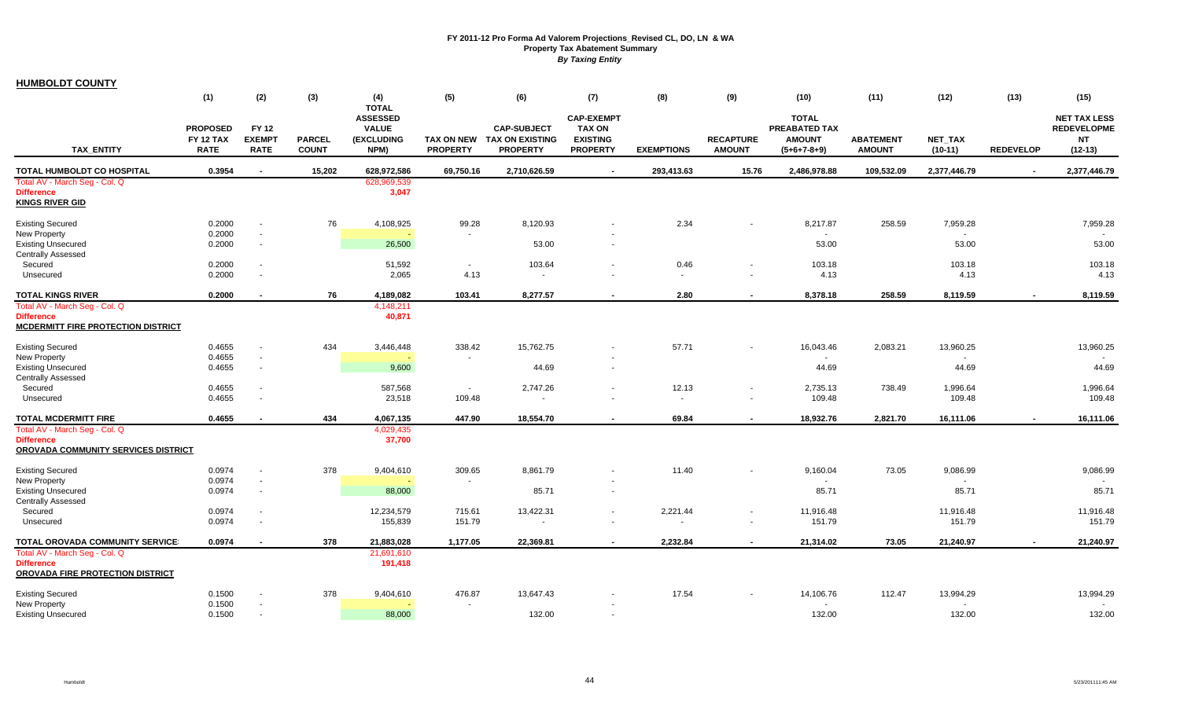# FY 2011-12 Pro Forma Ad Valorem Projections_Revised CL, DO, LN & WA
## Property Tax Abatement Summary
### *By Taxing Entity*

**HUMBOLDT COUNTY**

| TAX_ENTITY | (1) PROPOSED FY 12 TAX RATE | (2) FY 12 EXEMPT RATE | (3) PARCEL COUNT | (4) TOTAL ASSESSED VALUE (EXCLUDING NPM) | (5) TAX ON NEW PROPERTY | (6) CAP-SUBJECT TAX ON EXISTING PROPERTY | (7) CAP-EXEMPT TAX ON EXISTING PROPERTY | (8) EXEMPTIONS | (9) RECAPTURE AMOUNT | (10) TOTAL PREABATED TAX AMOUNT (5+6+7-8+9) | (11) ABATEMENT AMOUNT | (12) NET_TAX (10-11) | (13) REDEVELOP | (15) NET TAX LESS REDEVELOPME NT (12-13) |
|---|---|---|---|---|---|---|---|---|---|---|---|---|---|---|
| **TOTAL HUMBOLDT CO HOSPITAL** | **0.3954** | **-** | **15,202** | **628,972,586** | **69,750.16** | **2,710,626.59** | **-** | **293,413.63** | **15.76** | **2,486,978.88** | **109,532.09** | **2,377,446.79** | **-** | **2,377,446.79** |
| Total AV - March Seg - Col. Q | | | | 628,969,539 | | | | | | | | | | |
| **Difference** | | | | **3,047** | | | | | | | | | | |
| **KINGS RIVER GID** | | | | | | | | | | | | | | |
| Existing Secured | 0.2000 | - | 76 | 4,108,925 | 99.28 | 8,120.93 | - | 2.34 | - | 8,217.87 | 258.59 | 7,959.28 | | 7,959.28 |
| New Property | 0.2000 | - | | - | - | | - | | | - | | - | | - |
| Existing Unsecured | 0.2000 | - | | 26,500 | | 53.00 | - | | | 53.00 | | 53.00 | | 53.00 |
| Centrally Assessed | | | | | | | | | | | | | | |
| Secured | 0.2000 | - | | 51,592 | - | 103.64 | - | 0.46 | - | 103.18 | | 103.18 | | 103.18 |
| Unsecured | 0.2000 | - | | 2,065 | 4.13 | - | - | - | - | 4.13 | | 4.13 | | 4.13 |
| **TOTAL KINGS RIVER** | **0.2000** | **-** | **76** | **4,189,082** | **103.41** | **8,277.57** | **-** | **2.80** | **-** | **8,378.18** | **258.59** | **8,119.59** | **-** | **8,119.59** |
| Total AV - March Seg - Col. Q | | | | 4,148,211 | | | | | | | | | | |
| **Difference** | | | | **40,871** | | | | | | | | | | |
| **MCDERMITT FIRE PROTECTION DISTRICT** | | | | | | | | | | | | | | |
| Existing Secured | 0.4655 | - | 434 | 3,446,448 | 338.42 | 15,762.75 | - | 57.71 | - | 16,043.46 | 2,083.21 | 13,960.25 | | 13,960.25 |
| New Property | 0.4655 | - | | - | - | | - | | | - | | - | | - |
| Existing Unsecured | 0.4655 | - | | 9,600 | | 44.69 | - | | | 44.69 | | 44.69 | | 44.69 |
| Centrally Assessed | | | | | | | | | | | | | | |
| Secured | 0.4655 | - | | 587,568 | - | 2,747.26 | - | 12.13 | - | 2,735.13 | 738.49 | 1,996.64 | | 1,996.64 |
| Unsecured | 0.4655 | - | | 23,518 | 109.48 | - | - | - | - | 109.48 | | 109.48 | | 109.48 |
| **TOTAL MCDERMITT FIRE** | **0.4655** | **-** | **434** | **4,067,135** | **447.90** | **18,554.70** | **-** | **69.84** | **-** | **18,932.76** | **2,821.70** | **16,111.06** | **-** | **16,111.06** |
| Total AV - March Seg - Col. Q | | | | 4,029,435 | | | | | | | | | | |
| **Difference** | | | | **37,700** | | | | | | | | | | |
| **OROVADA COMMUNITY SERVICES DISTRICT** | | | | | | | | | | | | | | |
| Existing Secured | 0.0974 | - | 378 | 9,404,610 | 309.65 | 8,861.79 | - | 11.40 | - | 9,160.04 | 73.05 | 9,086.99 | | 9,086.99 |
| New Property | 0.0974 | - | | - | - | | - | | | - | | - | | - |
| Existing Unsecured | 0.0974 | - | | 88,000 | | 85.71 | - | | | 85.71 | | 85.71 | | 85.71 |
| Centrally Assessed | | | | | | | | | | | | | | |
| Secured | 0.0974 | - | | 12,234,579 | 715.61 | 13,422.31 | - | 2,221.44 | - | 11,916.48 | | 11,916.48 | | 11,916.48 |
| Unsecured | 0.0974 | - | | 155,839 | 151.79 | - | - | - | - | 151.79 | | 151.79 | | 151.79 |
| **TOTAL OROVADA COMMUNITY SERVICE** | **0.0974** | **-** | **378** | **21,883,028** | **1,177.05** | **22,369.81** | **-** | **2,232.84** | **-** | **21,314.02** | **73.05** | **21,240.97** | **-** | **21,240.97** |
| Total AV - March Seg - Col. Q | | | | 21,691,610 | | | | | | | | | | |
| **Difference** | | | | **191,418** | | | | | | | | | | |
| **OROVADA FIRE PROTECTION DISTRICT** | | | | | | | | | | | | | | |
| Existing Secured | 0.1500 | - | 378 | 9,404,610 | 476.87 | 13,647.43 | - | 17.54 | - | 14,106.76 | 112.47 | 13,994.29 | | 13,994.29 |
| New Property | 0.1500 | - | | - | - | | - | | | - | | - | | - |
| Existing Unsecured | 0.1500 | - | | 88,000 | | 132.00 | - | | | 132.00 | | 132.00 | | 132.00 |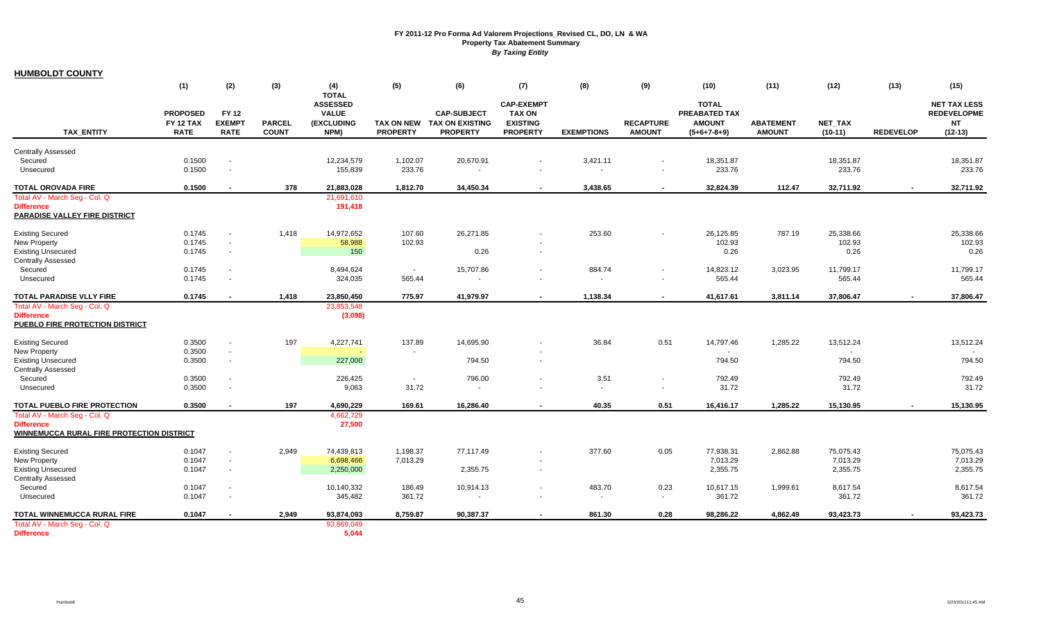# FY 2011-12 Pro Forma Ad Valorem Projections_Revised CL, DO, LN & WA

## Property Tax Abatement Summary

*By Taxing Entity*

**HUMBOLDT COUNTY**

| TAX_ENTITY | (1) PROPOSED FY 12 TAX RATE | (2) FY 12 EXEMPT RATE | (3) PARCEL COUNT | (4) TOTAL ASSESSED VALUE (EXCLUDING NPM) | (5) TAX ON NEW PROPERTY | (6) CAP-SUBJECT TAX ON EXISTING PROPERTY | (7) CAP-EXEMPT TAX ON EXISTING PROPERTY | (8) EXEMPTIONS | (9) RECAPTURE AMOUNT | (10) TOTAL PREABATED TAX AMOUNT (5+6+7-8+9) | (11) ABATEMENT AMOUNT | (12) NET_TAX (10-11) | (13) REDEVELOP | (15) NET TAX LESS REDEVELOPMENT (12-13) |
|---|---|---|---|---|---|---|---|---|---|---|---|---|---|---|
| Centrally Assessed | | | | | | | | | | | | | | |
| Secured | 0.1500 | - | | 12,234,579 | 1,102.07 | 20,670.91 | - | 3,421.11 | - | 18,351.87 | | 18,351.87 | | 18,351.87 |
| Unsecured | 0.1500 | - | | 155,839 | 233.76 | - | - | - | - | 233.76 | | 233.76 | | 233.76 |
| **TOTAL OROVADA FIRE** | **0.1500** | **-** | **378** | **21,883,028** | **1,812.70** | **34,450.34** | **-** | **3,438.65** | **-** | **32,824.39** | **112.47** | **32,711.92** | **-** | **32,711.92** |
| Total AV - March Seg - Col. Q | | | | 21,691,610 | | | | | | | | | | |
| Difference | | | | 191,418 | | | | | | | | | | |
| **PARADISE VALLEY FIRE DISTRICT** | | | | | | | | | | | | | | |
| Existing Secured | 0.1745 | - | 1,418 | 14,972,652 | 107.60 | 26,271.85 | - | 253.60 | - | 26,125.85 | 787.19 | 25,338.66 | | 25,338.66 |
| New Property | 0.1745 | - | | 58,988 | 102.93 | | - | | | 102.93 | | 102.93 | | 102.93 |
| Existing Unsecured | 0.1745 | - | | 150 | | 0.26 | - | | | 0.26 | | 0.26 | | 0.26 |
| Centrally Assessed | | | | | | | | | | | | | | |
| Secured | 0.1745 | - | | 8,494,624 | - | 15,707.86 | - | 884.74 | - | 14,823.12 | 3,023.95 | 11,799.17 | | 11,799.17 |
| Unsecured | 0.1745 | - | | 324,035 | 565.44 | - | - | - | - | 565.44 | | 565.44 | | 565.44 |
| **TOTAL PARADISE VLLY FIRE** | **0.1745** | **-** | **1,418** | **23,850,450** | **775.97** | **41,979.97** | **-** | **1,138.34** | **-** | **41,617.61** | **3,811.14** | **37,806.47** | **-** | **37,806.47** |
| Total AV - March Seg - Col. Q | | | | 23,853,548 | | | | | | | | | | |
| Difference | | | | (3,098) | | | | | | | | | | |
| **PUEBLO FIRE PROTECTION DISTRICT** | | | | | | | | | | | | | | |
| Existing Secured | 0.3500 | - | 197 | 4,227,741 | 137.89 | 14,695.90 | - | 36.84 | 0.51 | 14,797.46 | 1,285.22 | 13,512.24 | | 13,512.24 |
| New Property | 0.3500 | - | | - | - | | - | | | - | | - | | - |
| Existing Unsecured | 0.3500 | - | | 227,000 | | 794.50 | - | | | 794.50 | | 794.50 | | 794.50 |
| Centrally Assessed | | | | | | | | | | | | | | |
| Secured | 0.3500 | - | | 226,425 | - | 796.00 | - | 3.51 | - | 792.49 | | 792.49 | | 792.49 |
| Unsecured | 0.3500 | - | | 9,063 | 31.72 | - | - | - | - | 31.72 | | 31.72 | | 31.72 |
| **TOTAL PUEBLO FIRE PROTECTION** | **0.3500** | **-** | **197** | **4,690,229** | **169.61** | **16,286.40** | **-** | **40.35** | **0.51** | **16,416.17** | **1,285.22** | **15,130.95** | **-** | **15,130.95** |
| Total AV - March Seg - Col. Q | | | | 4,662,729 | | | | | | | | | | |
| Difference | | | | 27,500 | | | | | | | | | | |
| **WINNEMUCCA RURAL FIRE PROTECTION DISTRICT** | | | | | | | | | | | | | | |
| Existing Secured | 0.1047 | - | 2,949 | 74,439,813 | 1,198.37 | 77,117.49 | - | 377.60 | 0.05 | 77,938.31 | 2,862.88 | 75,075.43 | | 75,075.43 |
| New Property | 0.1047 | - | | 6,698,466 | 7,013.29 | | - | | | 7,013.29 | | 7,013.29 | | 7,013.29 |
| Existing Unsecured | 0.1047 | - | | 2,250,000 | | 2,355.75 | - | | | 2,355.75 | | 2,355.75 | | 2,355.75 |
| Centrally Assessed | | | | | | | | | | | | | | |
| Secured | 0.1047 | - | | 10,140,332 | 186.49 | 10,914.13 | - | 483.70 | 0.23 | 10,617.15 | 1,999.61 | 8,617.54 | | 8,617.54 |
| Unsecured | 0.1047 | - | | 345,482 | 361.72 | - | - | - | - | 361.72 | | 361.72 | | 361.72 |
| **TOTAL WINNEMUCCA RURAL FIRE** | **0.1047** | **-** | **2,949** | **93,874,093** | **8,759.87** | **90,387.37** | **-** | **861.30** | **0.28** | **98,286.22** | **4,862.49** | **93,423.73** | **-** | **93,423.73** |
| Total AV - March Seg - Col. Q | | | | 93,869,049 | | | | | | | | | | |
| Difference | | | | 5,044 | | | | | | | | | | |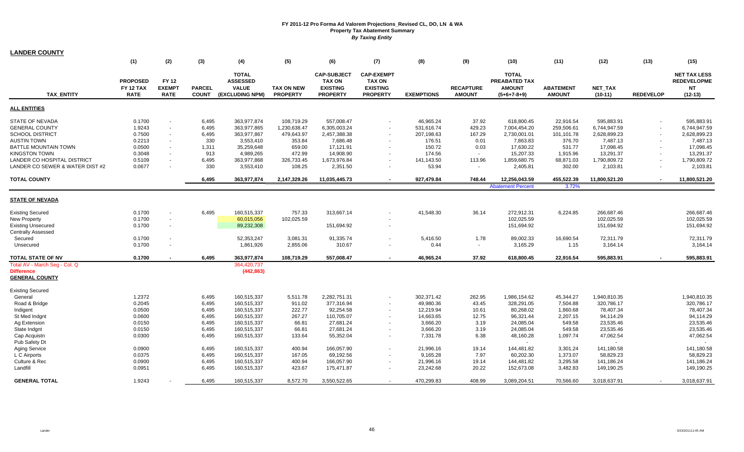# FY 2011-12 Pro Forma Ad Valorem Projections_Revised CL, DO, LN & WA
## Property Tax Abatement Summary
### *By Taxing Entity*

**LANDER COUNTY**

| TAX_ENTITY | (1) PROPOSED FY 12 TAX RATE | (2) FY 12 EXEMPT RATE | (3) PARCEL COUNT | (4) TOTAL ASSESSED VALUE (EXCLUDING NPM) | (5) TAX ON NEW PROPERTY | (6) CAP-SUBJECT TAX ON EXISTING PROPERTY | (7) CAP-EXEMPT TAX ON EXISTING PROPERTY | (8) EXEMPTIONS | (9) RECAPTURE AMOUNT | (10) TOTAL PREABATED TAX AMOUNT (5+6+7-8+9) | (11) ABATEMENT AMOUNT | (12) NET_TAX (10-11) | (13) REDEVELOP | (14) NET TAX LESS REDEVELOPME NT (12-13) |
|---|---|---|---|---|---|---|---|---|---|---|---|---|---|---|
| **ALL ENTITIES** | | | | | | | | | | | | | | |
| STATE OF NEVADA | 0.1700 | - | 6,495 | 363,977,874 | 108,719.29 | 557,008.47 | - | 46,965.24 | 37.92 | 618,800.45 | 22,916.54 | 595,883.91 | - | 595,883.91 |
| GENERAL COUNTY | 1.9243 | - | 6,495 | 363,977,865 | 1,230,638.47 | 6,305,003.24 | - | 531,616.74 | 429.23 | 7,004,454.20 | 259,506.61 | 6,744,947.59 | - | 6,744,947.59 |
| SCHOOL DISTRICT | 0.7500 | - | 6,495 | 363,977,867 | 479,643.97 | 2,457,388.38 | - | 207,198.63 | 167.29 | 2,730,001.01 | 101,101.78 | 2,628,899.23 | - | 2,628,899.23 |
| AUSTIN TOWN | 0.2213 | - | 330 | 3,553,410 | 353.84 | 7,686.48 | - | 176.51 | 0.01 | 7,863.83 | 376.70 | 7,487.13 | - | 7,487.13 |
| BATTLE MOUNTAIN TOWN | 0.0500 | - | 1,311 | 35,259,648 | 659.00 | 17,121.91 | - | 150.72 | 0.03 | 17,630.22 | 531.77 | 17,098.45 | - | 17,098.45 |
| KINGSTON TOWN | 0.3048 | - | 913 | 4,989,265 | 472.99 | 14,908.90 | - | 174.56 | - | 15,207.33 | 1,915.96 | 13,291.37 | - | 13,291.37 |
| LANDER CO HOSPITAL DISTRICT | 0.5109 | - | 6,495 | 363,977,868 | 326,733.45 | 1,673,976.84 | - | 141,143.50 | 113.96 | 1,859,680.75 | 68,871.03 | 1,790,809.72 | - | 1,790,809.72 |
| LANDER CO SEWER & WATER DIST #2 | 0.0677 | - | 330 | 3,553,410 | 108.25 | 2,351.50 | - | 53.94 | - | 2,405.81 | 302.00 | 2,103.81 | - | 2,103.81 |
| **TOTAL COUNTY** | | | **6,495** | **363,977,874** | **2,147,329.26** | **11,035,445.73** | **-** | **927,479.84** | **748.44** | **12,256,043.59** | **455,522.39** | **11,800,521.20** | **-** | **11,800,521.20** |
| | | | | | | | | | | Abatement Percent | 3.72% | | | |
| **STATE OF NEVADA** | | | | | | | | | | | | | | |
| Existing Secured | 0.1700 | - | 6,495 | 160,515,337 | 757.33 | 313,667.14 | - | 41,548.30 | 36.14 | 272,912.31 | 6,224.85 | 266,687.46 | | 266,687.46 |
| New Property | 0.1700 | - | | 60,015,056 | 102,025.59 | | - | | | 102,025.59 | | 102,025.59 | | 102,025.59 |
| Existing Unsecured | 0.1700 | - | | 89,232,308 | | 151,694.92 | - | | | 151,694.92 | | 151,694.92 | | 151,694.92 |
| Centrally Assessed | | | | | | | | | | | | | | |
| Secured | 0.1700 | - | | 52,353,247 | 3,081.31 | 91,335.74 | - | 5,416.50 | 1.78 | 89,002.33 | 16,690.54 | 72,311.79 | | 72,311.79 |
| Unsecured | 0.1700 | - | | 1,861,926 | 2,855.06 | 310.67 | - | 0.44 | - | 3,165.29 | 1.15 | 3,164.14 | | 3,164.14 |
| **TOTAL STATE OF NV** | **0.1700** | **-** | **6,495** | **363,977,874** | **108,719.29** | **557,008.47** | **-** | **46,965.24** | **37.92** | **618,800.45** | **22,916.54** | **595,883.91** | **-** | **595,883.91** |
| Total AV - March Seg - Col. Q | | | | 364,420,737 | | | | | | | | | | |
| **Difference** | | | | **(442,863)** | | | | | | | | | | |
| **GENERAL COUNTY** | | | | | | | | | | | | | | |
| Existing Secured | | | | | | | | | | | | | | |
| General | 1.2372 | | 6,495 | 160,515,337 | 5,511.78 | 2,282,751.31 | - | 302,371.42 | 262.95 | 1,986,154.62 | 45,344.27 | 1,940,810.35 | | 1,940,810.35 |
| Road & Bridge | 0.2045 | | 6,495 | 160,515,337 | 911.02 | 377,316.94 | - | 49,980.36 | 43.45 | 328,291.05 | 7,504.88 | 320,786.17 | | 320,786.17 |
| Indigent | 0.0500 | | 6,495 | 160,515,337 | 222.77 | 92,254.58 | - | 12,219.94 | 10.61 | 80,268.02 | 1,860.68 | 78,407.34 | | 78,407.34 |
| St Med Indgnt | 0.0600 | | 6,495 | 160,515,337 | 267.27 | 110,705.07 | - | 14,663.65 | 12.75 | 96,321.44 | 2,207.15 | 94,114.29 | | 94,114.29 |
| Ag Extension | 0.0150 | | 6,495 | 160,515,337 | 66.81 | 27,681.24 | - | 3,666.20 | 3.19 | 24,085.04 | 549.58 | 23,535.46 | | 23,535.46 |
| State Indgnt | 0.0150 | | 6,495 | 160,515,337 | 66.81 | 27,681.24 | - | 3,666.20 | 3.19 | 24,085.04 | 549.58 | 23,535.46 | | 23,535.46 |
| Cap Acquistn | 0.0300 | | 6,495 | 160,515,337 | 133.64 | 55,352.04 | - | 7,331.78 | 6.38 | 48,160.28 | 1,097.74 | 47,062.54 | | 47,062.54 |
| Pub Safety Dt | | | | | | | | | | - | | - | | - |
| Aging Service | 0.0900 | | 6,495 | 160,515,337 | 400.94 | 166,057.90 | - | 21,996.16 | 19.14 | 144,481.82 | 3,301.24 | 141,180.58 | | 141,180.58 |
| L C Airports | 0.0375 | | 6,495 | 160,515,337 | 167.05 | 69,192.56 | - | 9,165.28 | 7.97 | 60,202.30 | 1,373.07 | 58,829.23 | | 58,829.23 |
| Culture & Rec | 0.0900 | | 6,495 | 160,515,337 | 400.94 | 166,057.90 | - | 21,996.16 | 19.14 | 144,481.82 | 3,295.58 | 141,186.24 | | 141,186.24 |
| Landfill | 0.0951 | | 6,495 | 160,515,337 | 423.67 | 175,471.87 | - | 23,242.68 | 20.22 | 152,673.08 | 3,482.83 | 149,190.25 | | 149,190.25 |
| **GENERAL TOTAL** | 1.9243 | - | 6,495 | 160,515,337 | 8,572.70 | 3,550,522.65 | - | 470,299.83 | 408.99 | 3,089,204.51 | 70,566.60 | 3,018,637.91 | - | 3,018,637.91 |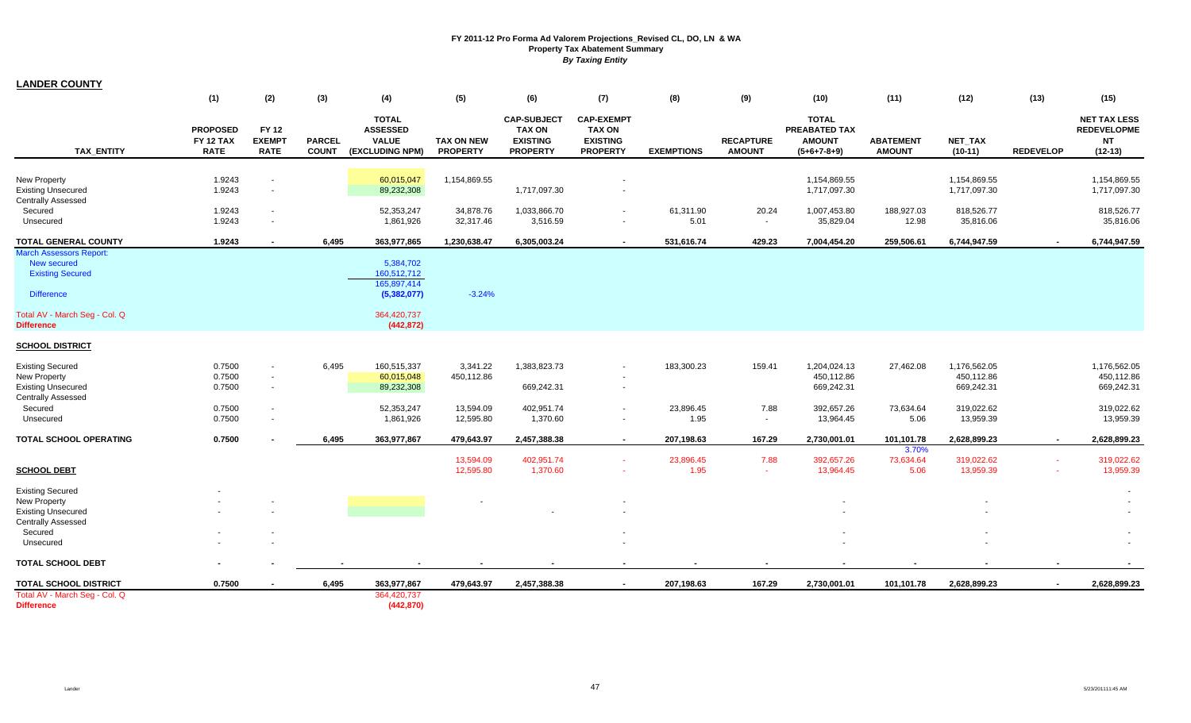**FY 2011-12 Pro Forma Ad Valorem Projections_Revised CL, DO, LN & WA**
**Property Tax Abatement Summary**
***By Taxing Entity***

## LANDER COUNTY

| TAX_ENTITY | (1) PROPOSED FY 12 TAX RATE | (2) FY 12 EXEMPT RATE | (3) PARCEL COUNT | (4) TOTAL ASSESSED VALUE (EXCLUDING NPM) | (5) TAX ON NEW PROPERTY | (6) CAP-SUBJECT TAX ON EXISTING PROPERTY | (7) CAP-EXEMPT TAX ON EXISTING PROPERTY | (8) EXEMPTIONS | (9) RECAPTURE AMOUNT | (10) TOTAL PREABATED TAX AMOUNT (5+6+7-8+9) | (11) ABATEMENT AMOUNT | (12) NET_TAX (10-11) | (13) REDEVELOP | (15) NET TAX LESS REDEVELOPMENT (12-13) |
|---|---|---|---|---|---|---|---|---|---|---|---|---|---|---|
| New Property | 1.9243 | - | | 60,015,047 | 1,154,869.55 | | - | | | 1,154,869.55 | | 1,154,869.55 | | 1,154,869.55 |
| Existing Unsecured | 1.9243 | - | | 89,232,308 | | 1,717,097.30 | - | | | 1,717,097.30 | | 1,717,097.30 | | 1,717,097.30 |
| Centrally Assessed | | | | | | | | | | | | | | |
| Secured | 1.9243 | - | | 52,353,247 | 34,878.76 | 1,033,866.70 | - | 61,311.90 | 20.24 | 1,007,453.80 | 188,927.03 | 818,526.77 | | 818,526.77 |
| Unsecured | 1.9243 | - | | 1,861,926 | 32,317.46 | 3,516.59 | - | 5.01 | - | 35,829.04 | 12.98 | 35,816.06 | | 35,816.06 |
| **TOTAL GENERAL COUNTY** | **1.9243** | **-** | **6,495** | **363,977,865** | **1,230,638.47** | **6,305,003.24** | **-** | **531,616.74** | **429.23** | **7,004,454.20** | **259,506.61** | **6,744,947.59** | **-** | **6,744,947.59** |
| March Assessors Report: | | | | | | | | | | | | | | |
| New secured | | | | 5,384,702 | | | | | | | | | | |
| Existing Secured | | | | 160,512,712 | | | | | | | | | | |
| | | | | 165,897,414 | | | | | | | | | | |
| Difference | | | | (5,382,077) | -3.24% | | | | | | | | | |
| Total AV - March Seg - Col. Q | | | | 364,420,737 | | | | | | | | | | |
| **Difference** | | | | **(442,872)** | | | | | | | | | | |
| **SCHOOL DISTRICT** | | | | | | | | | | | | | | |
| Existing Secured | 0.7500 | - | 6,495 | 160,515,337 | 3,341.22 | 1,383,823.73 | - | 183,300.23 | 159.41 | 1,204,024.13 | 27,462.08 | 1,176,562.05 | | 1,176,562.05 |
| New Property | 0.7500 | - | | 60,015,048 | 450,112.86 | | - | | | 450,112.86 | | 450,112.86 | | 450,112.86 |
| Existing Unsecured | 0.7500 | - | | 89,232,308 | | 669,242.31 | - | | | 669,242.31 | | 669,242.31 | | 669,242.31 |
| Centrally Assessed | | | | | | | | | | | | | | |
| Secured | 0.7500 | - | | 52,353,247 | 13,594.09 | 402,951.74 | - | 23,896.45 | 7.88 | 392,657.26 | 73,634.64 | 319,022.62 | | 319,022.62 |
| Unsecured | 0.7500 | - | | 1,861,926 | 12,595.80 | 1,370.60 | - | 1.95 | - | 13,964.45 | 5.06 | 13,959.39 | | 13,959.39 |
| **TOTAL SCHOOL OPERATING** | **0.7500** | **-** | **6,495** | **363,977,867** | **479,643.97** | **2,457,388.38** | **-** | **207,198.63** | **167.29** | **2,730,001.01** | **101,101.78** | **2,628,899.23** | **-** | **2,628,899.23** |
| | | | | | | | | | | | 3.70% | | | |
| | | | | | 13,594.09 | 402,951.74 | - | 23,896.45 | 7.88 | 392,657.26 | 73,634.64 | 319,022.62 | - | 319,022.62 |
| **SCHOOL DEBT** | | | | | 12,595.80 | 1,370.60 | - | 1.95 | - | 13,964.45 | 5.06 | 13,959.39 | - | 13,959.39 |
| Existing Secured | - | | | | | | | | | | | | | - |
| New Property | - | - | | | - | | - | | | - | | - | | - |
| Existing Unsecured | - | - | | | | - | - | | | - | | - | | - |
| Centrally Assessed | | | | | | | | | | | | | | |
| Secured | - | - | | | | | - | | | - | | - | | - |
| Unsecured | - | - | | | | | - | | | - | | - | | - |
| **TOTAL SCHOOL DEBT** | **-** | **-** | **-** | **-** | **-** | **-** | **-** | **-** | **-** | **-** | **-** | **-** | **-** | **-** |
| **TOTAL SCHOOL DISTRICT** | **0.7500** | **-** | **6,495** | **363,977,867** | **479,643.97** | **2,457,388.38** | **-** | **207,198.63** | **167.29** | **2,730,001.01** | **101,101.78** | **2,628,899.23** | **-** | **2,628,899.23** |
| Total AV - March Seg - Col. Q | | | | 364,420,737 | | | | | | | | | | |
| **Difference** | | | | **(442,870)** | | | | | | | | | | |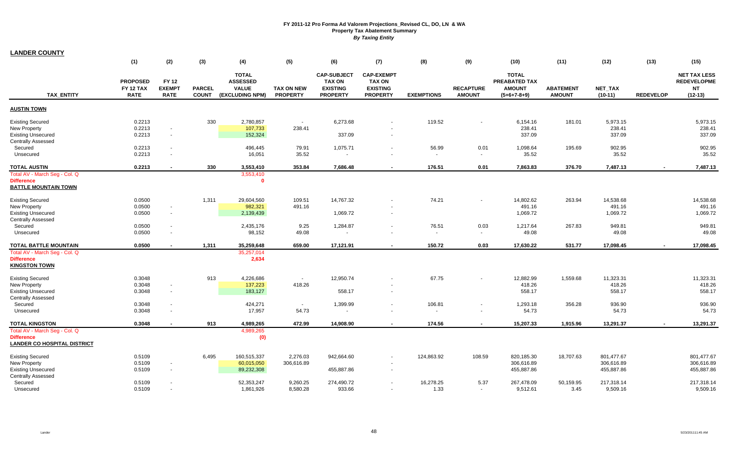# FY 2011-12 Pro Forma Ad Valorem Projections_Revised CL, DO, LN & WA
## Property Tax Abatement Summary
### *By Taxing Entity*

**LANDER COUNTY**

| TAX_ENTITY | (1) PROPOSED FY 12 TAX RATE | (2) FY 12 EXEMPT RATE | (3) PARCEL COUNT | (4) TOTAL ASSESSED VALUE (EXCLUDING NPM) | (5) TAX ON NEW PROPERTY | (6) CAP-SUBJECT TAX ON EXISTING PROPERTY | (7) CAP-EXEMPT TAX ON EXISTING PROPERTY | (8) EXEMPTIONS | (9) RECAPTURE AMOUNT | (10) TOTAL PREABATED TAX AMOUNT (5+6+7-8+9) | (11) ABATEMENT AMOUNT | (12) NET_TAX (10-11) | (13) REDEVELOP | (15) NET TAX LESS REDEVELOPME NT (12-13) |
|---|---|---|---|---|---|---|---|---|---|---|---|---|---|---|
| **AUSTIN TOWN** | | | | | | | | | | | | | | |
| Existing Secured | 0.2213 | | 330 | 2,780,857 | - | 6,273.68 | - | 119.52 | - | 6,154.16 | 181.01 | 5,973.15 | | 5,973.15 |
| New Property | 0.2213 | - | | 107,733 | 238.41 | | - | | | 238.41 | | 238.41 | | 238.41 |
| Existing Unsecured | 0.2213 | - | | 152,324 | | 337.09 | - | | | 337.09 | | 337.09 | | 337.09 |
| Centrally Assessed | | | | | | | | | | | | | | |
| Secured | 0.2213 | - | | 496,445 | 79.91 | 1,075.71 | - | 56.99 | 0.01 | 1,098.64 | 195.69 | 902.95 | | 902.95 |
| Unsecured | 0.2213 | - | | 16,051 | 35.52 | - | - | - | - | 35.52 | | 35.52 | | 35.52 |
| **TOTAL AUSTIN** | **0.2213** | **-** | **330** | **3,553,410** | **353.84** | **7,686.48** | **-** | **176.51** | **0.01** | **7,863.83** | **376.70** | **7,487.13** | **-** | **7,487.13** |
| Total AV - March Seg - Col. Q | | | | 3,553,410 | | | | | | | | | | |
| **Difference** | | | | **0** | | | | | | | | | | |
| **BATTLE MOUNTAIN TOWN** | | | | | | | | | | | | | | |
| Existing Secured | 0.0500 | | 1,311 | 29,604,560 | 109.51 | 14,767.32 | - | 74.21 | - | 14,802.62 | 263.94 | 14,538.68 | | 14,538.68 |
| New Property | 0.0500 | - | | 982,321 | 491.16 | | - | | | 491.16 | | 491.16 | | 491.16 |
| Existing Unsecured | 0.0500 | - | | 2,139,439 | | 1,069.72 | - | | | 1,069.72 | | 1,069.72 | | 1,069.72 |
| Centrally Assessed | | | | | | | | | | | | | | |
| Secured | 0.0500 | - | | 2,435,176 | 9.25 | 1,284.87 | - | 76.51 | 0.03 | 1,217.64 | 267.83 | 949.81 | | 949.81 |
| Unsecured | 0.0500 | - | | 98,152 | 49.08 | - | - | - | - | 49.08 | | 49.08 | | 49.08 |
| **TOTAL BATTLE MOUNTAIN** | **0.0500** | **-** | **1,311** | **35,259,648** | **659.00** | **17,121.91** | **-** | **150.72** | **0.03** | **17,630.22** | **531.77** | **17,098.45** | **-** | **17,098.45** |
| Total AV - March Seg - Col. Q | | | | 35,257,014 | | | | | | | | | | |
| **Difference** | | | | **2,634** | | | | | | | | | | |
| **KINGSTON TOWN** | | | | | | | | | | | | | | |
| Existing Secured | 0.3048 | | 913 | 4,226,686 | - | 12,950.74 | - | 67.75 | - | 12,882.99 | 1,559.68 | 11,323.31 | | 11,323.31 |
| New Property | 0.3048 | - | | 137,223 | 418.26 | | - | | | 418.26 | | 418.26 | | 418.26 |
| Existing Unsecured | 0.3048 | - | | 183,127 | | 558.17 | - | | | 558.17 | | 558.17 | | 558.17 |
| Centrally Assessed | | | | | | | | | | | | | | |
| Secured | 0.3048 | - | | 424,271 | - | 1,399.99 | - | 106.81 | - | 1,293.18 | 356.28 | 936.90 | | 936.90 |
| Unsecured | 0.3048 | - | | 17,957 | 54.73 | - | - | - | - | 54.73 | | 54.73 | | 54.73 |
| **TOTAL KINGSTON** | **0.3048** | **-** | **913** | **4,989,265** | **472.99** | **14,908.90** | **-** | **174.56** | **-** | **15,207.33** | **1,915.96** | **13,291.37** | **-** | **13,291.37** |
| Total AV - March Seg - Col. Q | | | | 4,989,265 | | | | | | | | | | |
| **Difference** | | | | **(0)** | | | | | | | | | | |
| **LANDER CO HOSPITAL DISTRICT** | | | | | | | | | | | | | | |
| Existing Secured | 0.5109 | | 6,495 | 160,515,337 | 2,276.03 | 942,664.60 | - | 124,863.92 | 108.59 | 820,185.30 | 18,707.63 | 801,477.67 | | 801,477.67 |
| New Property | 0.5109 | - | | 60,015,050 | 306,616.89 | | - | | | 306,616.89 | | 306,616.89 | | 306,616.89 |
| Existing Unsecured | 0.5109 | - | | 89,232,308 | | 455,887.86 | - | | | 455,887.86 | | 455,887.86 | | 455,887.86 |
| Centrally Assessed | | | | | | | | | | | | | | |
| Secured | 0.5109 | - | | 52,353,247 | 9,260.25 | 274,490.72 | - | 16,278.25 | 5.37 | 267,478.09 | 50,159.95 | 217,318.14 | | 217,318.14 |
| Unsecured | 0.5109 | - | | 1,861,926 | 8,580.28 | 933.66 | - | 1.33 | - | 9,512.61 | 3.45 | 9,509.16 | | 9,509.16 |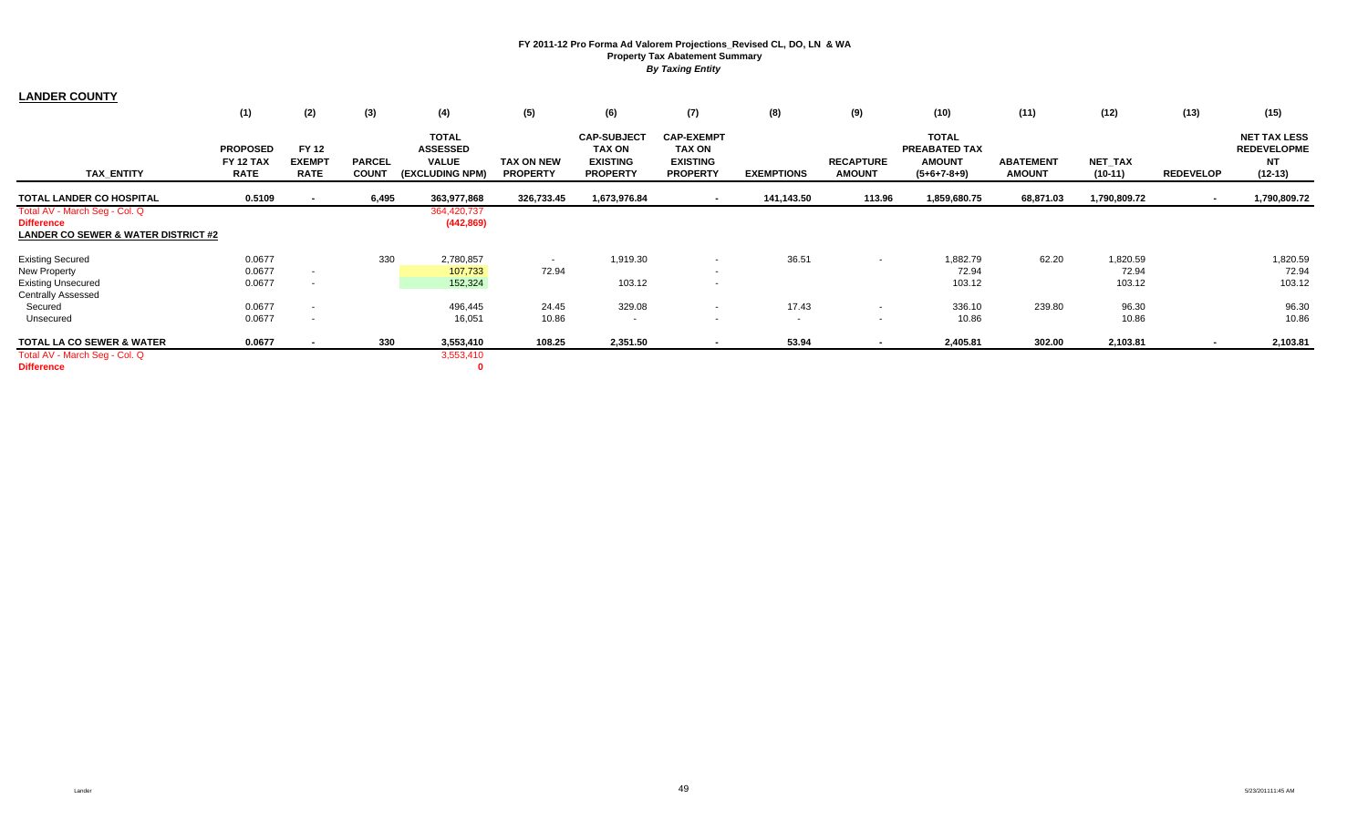**FY 2011-12 Pro Forma Ad Valorem Projections_Revised CL, DO, LN & WA**
**Property Tax Abatement Summary**
***By Taxing Entity***

**LANDER COUNTY**

| | (1) | (2) | (3) | (4) | (5) | (6) | (7) | (8) | (9) | (10) | (11) | (12) | (13) | (15) |
|---|---|---|---|---|---|---|---|---|---|---|---|---|---|---|
| **TAX_ENTITY** | **PROPOSED FY 12 TAX RATE** | **FY 12 EXEMPT RATE** | **PARCEL COUNT** | **TOTAL ASSESSED VALUE (EXCLUDING NPM)** | **TAX ON NEW PROPERTY** | **CAP-SUBJECT TAX ON EXISTING PROPERTY** | **CAP-EXEMPT TAX ON EXISTING PROPERTY** | **EXEMPTIONS** | **RECAPTURE AMOUNT** | **TOTAL PREABATED TAX AMOUNT (5+6+7-8+9)** | **ABATEMENT AMOUNT** | **NET_TAX (10-11)** | **REDEVELOP** | **NET TAX LESS REDEVELOPMENT (12-13)** |
| **TOTAL LANDER CO HOSPITAL** | **0.5109** | **-** | **6,495** | **363,977,868** | **326,733.45** | **1,673,976.84** | **-** | **141,143.50** | **113.96** | **1,859,680.75** | **68,871.03** | **1,790,809.72** | **-** | **1,790,809.72** |
| Total AV - March Seg - Col. Q | | | | 364,420,737 | | | | | | | | | | |
| **Difference** | | | | **(442,869)** | | | | | | | | | | |
| **LANDER CO SEWER & WATER DISTRICT #2** | | | | | | | | | | | | | | |
| Existing Secured | 0.0677 | | 330 | 2,780,857 | - | 1,919.30 | - | 36.51 | - | 1,882.79 | 62.20 | 1,820.59 | | 1,820.59 |
| New Property | 0.0677 | - | | 107,733 | 72.94 | | - | | | 72.94 | | 72.94 | | 72.94 |
| Existing Unsecured | 0.0677 | - | | 152,324 | | 103.12 | - | | | 103.12 | | 103.12 | | 103.12 |
| Centrally Assessed | | | | | | | | | | | | | | |
| Secured | 0.0677 | - | | 496,445 | 24.45 | 329.08 | - | 17.43 | - | 336.10 | 239.80 | 96.30 | | 96.30 |
| Unsecured | 0.0677 | - | | 16,051 | 10.86 | - | - | - | - | 10.86 | | 10.86 | | 10.86 |
| **TOTAL LA CO SEWER & WATER** | **0.0677** | **-** | **330** | **3,553,410** | **108.25** | **2,351.50** | **-** | **53.94** | **-** | **2,405.81** | **302.00** | **2,103.81** | **-** | **2,103.81** |
| Total AV - March Seg - Col. Q | | | | 3,553,410 | | | | | | | | | | |
| **Difference** | | | | **0** | | | | | | | | | | |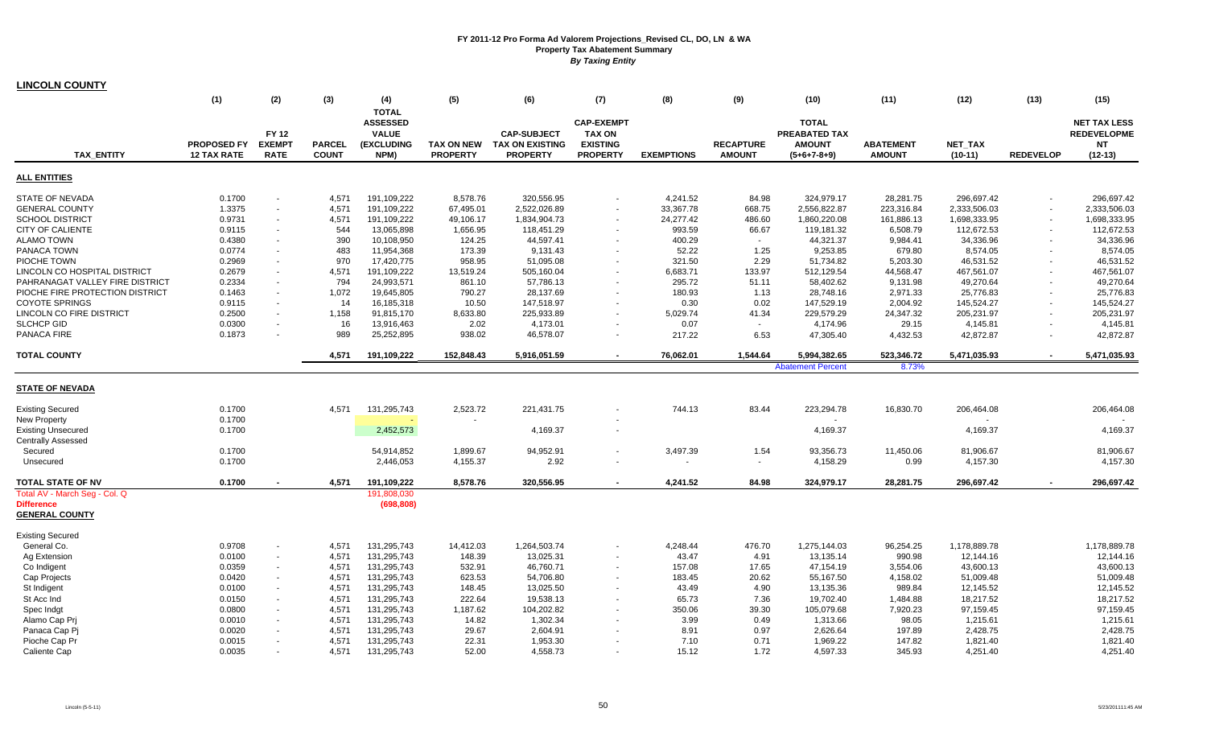# FY 2011-12 Pro Forma Ad Valorem Projections_Revised CL, DO, LN & WA
## Property Tax Abatement Summary
### *By Taxing Entity*

**LINCOLN COUNTY**

| TAX_ENTITY | (1) PROPOSED FY 12 TAX RATE | (2) FY 12 EXEMPT RATE | (3) PARCEL COUNT | (4) TOTAL ASSESSED VALUE (EXCLUDING NPM) | (5) TAX ON NEW PROPERTY | (6) CAP-SUBJECT TAX ON EXISTING PROPERTY | (7) CAP-EXEMPT TAX ON EXISTING PROPERTY | (8) EXEMPTIONS | (9) RECAPTURE AMOUNT | (10) TOTAL PREABATED TAX AMOUNT (5+6+7-8+9) | (11) ABATEMENT AMOUNT | (12) NET_TAX (10-11) | (13) REDEVELOP | (15) NET TAX LESS REDEVELOPME NT (12-13) |
|---|---|---|---|---|---|---|---|---|---|---|---|---|---|---|
| **ALL ENTITIES** | | | | | | | | | | | | | | |
| STATE OF NEVADA | 0.1700 | - | 4,571 | 191,109,222 | 8,578.76 | 320,556.95 | - | 4,241.52 | 84.98 | 324,979.17 | 28,281.75 | 296,697.42 | - | 296,697.42 |
| GENERAL COUNTY | 1.3375 | - | 4,571 | 191,109,222 | 67,495.01 | 2,522,026.89 | - | 33,367.78 | 668.75 | 2,556,822.87 | 223,316.84 | 2,333,506.03 | - | 2,333,506.03 |
| SCHOOL DISTRICT | 0.9731 | - | 4,571 | 191,109,222 | 49,106.17 | 1,834,904.73 | - | 24,277.42 | 486.60 | 1,860,220.08 | 161,886.13 | 1,698,333.95 | - | 1,698,333.95 |
| CITY OF CALIENTE | 0.9115 | - | 544 | 13,065,898 | 1,656.95 | 118,451.29 | - | 993.59 | 66.67 | 119,181.32 | 6,508.79 | 112,672.53 | - | 112,672.53 |
| ALAMO TOWN | 0.4380 | - | 390 | 10,108,950 | 124.25 | 44,597.41 | - | 400.29 | - | 44,321.37 | 9,984.41 | 34,336.96 | - | 34,336.96 |
| PANACA TOWN | 0.0774 | - | 483 | 11,954,368 | 173.39 | 9,131.43 | - | 52.22 | 1.25 | 9,253.85 | 679.80 | 8,574.05 | - | 8,574.05 |
| PIOCHE TOWN | 0.2969 | - | 970 | 17,420,775 | 958.95 | 51,095.08 | - | 321.50 | 2.29 | 51,734.82 | 5,203.30 | 46,531.52 | - | 46,531.52 |
| LINCOLN CO HOSPITAL DISTRICT | 0.2679 | - | 4,571 | 191,109,222 | 13,519.24 | 505,160.04 | - | 6,683.71 | 133.97 | 512,129.54 | 44,568.47 | 467,561.07 | - | 467,561.07 |
| PAHRANAGAT VALLEY FIRE DISTRICT | 0.2334 | - | 794 | 24,993,571 | 861.10 | 57,786.13 | - | 295.72 | 51.11 | 58,402.62 | 9,131.98 | 49,270.64 | - | 49,270.64 |
| PIOCHE FIRE PROTECTION DISTRICT | 0.1463 | - | 1,072 | 19,645,805 | 790.27 | 28,137.69 | - | 180.93 | 1.13 | 28,748.16 | 2,971.33 | 25,776.83 | - | 25,776.83 |
| COYOTE SPRINGS | 0.9115 | - | 14 | 16,185,318 | 10.50 | 147,518.97 | - | 0.30 | 0.02 | 147,529.19 | 2,004.92 | 145,524.27 | - | 145,524.27 |
| LINCOLN CO FIRE DISTRICT | 0.2500 | - | 1,158 | 91,815,170 | 8,633.80 | 225,933.89 | - | 5,029.74 | 41.34 | 229,579.29 | 24,347.32 | 205,231.97 | - | 205,231.97 |
| SLCHCP GID | 0.0300 | - | 16 | 13,916,463 | 2.02 | 4,173.01 | - | 0.07 | - | 4,174.96 | 29.15 | 4,145.81 | - | 4,145.81 |
| PANACA FIRE | 0.1873 | - | 989 | 25,252,895 | 938.02 | 46,578.07 | - | 217.22 | 6.53 | 47,305.40 | 4,432.53 | 42,872.87 | - | 42,872.87 |
| **TOTAL COUNTY** | | | **4,571** | **191,109,222** | **152,848.43** | **5,916,051.59** | **-** | **76,062.01** | **1,544.64** | **5,994,382.65** | **523,346.72** | **5,471,035.93** | **-** | **5,471,035.93** |
| | | | | | | | | | | Abatement Percent | 8.73% | | | |
| **STATE OF NEVADA** | | | | | | | | | | | | | | |
| Existing Secured | 0.1700 | | 4,571 | 131,295,743 | 2,523.72 | 221,431.75 | - | 744.13 | 83.44 | 223,294.78 | 16,830.70 | 206,464.08 | | 206,464.08 |
| New Property | 0.1700 | | | - | - | | - | | | - | | - | | - |
| Existing Unsecured | 0.1700 | | | 2,452,573 | | 4,169.37 | - | | | 4,169.37 | | 4,169.37 | | 4,169.37 |
| Centrally Assessed | | | | | | | | | | | | | | |
| Secured | 0.1700 | | | 54,914,852 | 1,899.67 | 94,952.91 | - | 3,497.39 | 1.54 | 93,356.73 | 11,450.06 | 81,906.67 | | 81,906.67 |
| Unsecured | 0.1700 | | | 2,446,053 | 4,155.37 | 2.92 | - | - | - | 4,158.29 | 0.99 | 4,157.30 | | 4,157.30 |
| **TOTAL STATE OF NV** | **0.1700** | **-** | **4,571** | **191,109,222** | **8,578.76** | **320,556.95** | **-** | **4,241.52** | **84.98** | **324,979.17** | **28,281.75** | **296,697.42** | **-** | **296,697.42** |
| Total AV - March Seg - Col. Q | | | | 191,808,030 | | | | | | | | | | |
| **Difference** | | | | **(698,808)** | | | | | | | | | | |
| **GENERAL COUNTY** | | | | | | | | | | | | | | |
| Existing Secured | | | | | | | | | | | | | | |
| General Co. | 0.9708 | - | 4,571 | 131,295,743 | 14,412.03 | 1,264,503.74 | - | 4,248.44 | 476.70 | 1,275,144.03 | 96,254.25 | 1,178,889.78 | | 1,178,889.78 |
| Ag Extension | 0.0100 | - | 4,571 | 131,295,743 | 148.39 | 13,025.31 | - | 43.47 | 4.91 | 13,135.14 | 990.98 | 12,144.16 | | 12,144.16 |
| Co Indigent | 0.0359 | - | 4,571 | 131,295,743 | 532.91 | 46,760.71 | - | 157.08 | 17.65 | 47,154.19 | 3,554.06 | 43,600.13 | | 43,600.13 |
| Cap Projects | 0.0420 | - | 4,571 | 131,295,743 | 623.53 | 54,706.80 | - | 183.45 | 20.62 | 55,167.50 | 4,158.02 | 51,009.48 | | 51,009.48 |
| St Indigent | 0.0100 | - | 4,571 | 131,295,743 | 148.45 | 13,025.50 | - | 43.49 | 4.90 | 13,135.36 | 989.84 | 12,145.52 | | 12,145.52 |
| St Acc Ind | 0.0150 | - | 4,571 | 131,295,743 | 222.64 | 19,538.13 | - | 65.73 | 7.36 | 19,702.40 | 1,484.88 | 18,217.52 | | 18,217.52 |
| Spec Indgt | 0.0800 | - | 4,571 | 131,295,743 | 1,187.62 | 104,202.82 | - | 350.06 | 39.30 | 105,079.68 | 7,920.23 | 97,159.45 | | 97,159.45 |
| Alamo Cap Prj | 0.0010 | - | 4,571 | 131,295,743 | 14.82 | 1,302.34 | - | 3.99 | 0.49 | 1,313.66 | 98.05 | 1,215.61 | | 1,215.61 |
| Panaca Cap Pj | 0.0020 | - | 4,571 | 131,295,743 | 29.67 | 2,604.91 | - | 8.91 | 0.97 | 2,626.64 | 197.89 | 2,428.75 | | 2,428.75 |
| Pioche Cap Pr | 0.0015 | - | 4,571 | 131,295,743 | 22.31 | 1,953.30 | - | 7.10 | 0.71 | 1,969.22 | 147.82 | 1,821.40 | | 1,821.40 |
| Caliente Cap | 0.0035 | - | 4,571 | 131,295,743 | 52.00 | 4,558.73 | - | 15.12 | 1.72 | 4,597.33 | 345.93 | 4,251.40 | | 4,251.40 |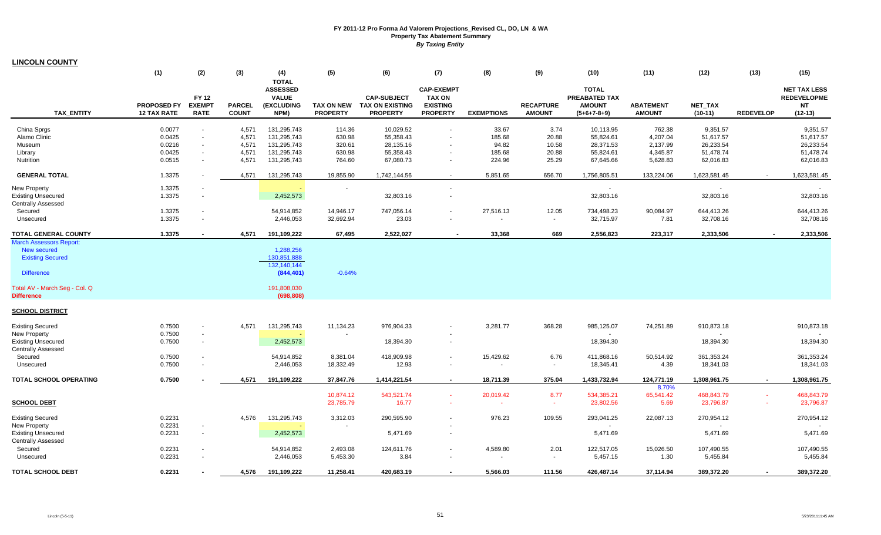# FY 2011-12 Pro Forma Ad Valorem Projections_Revised CL, DO, LN & WA
## Property Tax Abatement Summary
### *By Taxing Entity*

**LINCOLN COUNTY**

| TAX_ENTITY | (1) PROPOSED FY 12 TAX RATE | (2) FY 12 EXEMPT RATE | (3) PARCEL COUNT | (4) TOTAL ASSESSED VALUE (EXCLUDING NPM) | (5) TAX ON NEW PROPERTY | (6) CAP-SUBJECT TAX ON EXISTING PROPERTY | (7) CAP-EXEMPT TAX ON EXISTING PROPERTY | (8) EXEMPTIONS | (9) RECAPTURE AMOUNT | (10) TOTAL PREABATED TAX AMOUNT (5+6+7-8+9) | (11) ABATEMENT AMOUNT | (12) NET_TAX (10-11) | (13) REDEVELOP | (15) NET TAX LESS REDEVELOPME NT (12-13) |
|---|---|---|---|---|---|---|---|---|---|---|---|---|---|---|
| China Sprgs | 0.0077 | - | 4,571 | 131,295,743 | 114.36 | 10,029.52 | - | 33.67 | 3.74 | 10,113.95 | 762.38 | 9,351.57 | | 9,351.57 |
| Alamo Clinic | 0.0425 | - | 4,571 | 131,295,743 | 630.98 | 55,358.43 | - | 185.68 | 20.88 | 55,824.61 | 4,207.04 | 51,617.57 | | 51,617.57 |
| Museum | 0.0216 | - | 4,571 | 131,295,743 | 320.61 | 28,135.16 | - | 94.82 | 10.58 | 28,371.53 | 2,137.99 | 26,233.54 | | 26,233.54 |
| Library | 0.0425 | - | 4,571 | 131,295,743 | 630.98 | 55,358.43 | - | 185.68 | 20.88 | 55,824.61 | 4,345.87 | 51,478.74 | | 51,478.74 |
| Nutrition | 0.0515 | - | 4,571 | 131,295,743 | 764.60 | 67,080.73 | - | 224.96 | 25.29 | 67,645.66 | 5,628.83 | 62,016.83 | | 62,016.83 |
| **GENERAL TOTAL** | 1.3375 | - | 4,571 | 131,295,743 | 19,855.90 | 1,742,144.56 | - | 5,851.65 | 656.70 | 1,756,805.51 | 133,224.06 | 1,623,581.45 | - | 1,623,581.45 |
| New Property | 1.3375 | - | | - | - | | - | | | - | | - | | - |
| Existing Unsecured | 1.3375 | - | | 2,452,573 | | 32,803.16 | - | | | 32,803.16 | | 32,803.16 | | 32,803.16 |
| Centrally Assessed | | | | | | | | | | | | | | |
| Secured | 1.3375 | - | | 54,914,852 | 14,946.17 | 747,056.14 | - | 27,516.13 | 12.05 | 734,498.23 | 90,084.97 | 644,413.26 | | 644,413.26 |
| Unsecured | 1.3375 | - | | 2,446,053 | 32,692.94 | 23.03 | - | - | - | 32,715.97 | 7.81 | 32,708.16 | | 32,708.16 |
| **TOTAL GENERAL COUNTY** | **1.3375** | **-** | **4,571** | **191,109,222** | **67,495** | **2,522,027** | **-** | **33,368** | **669** | **2,556,823** | **223,317** | **2,333,506** | **-** | **2,333,506** |
| March Assessors Report: | | | | | | | | | | | | | | |
| New secured | | | | 1,288,256 | | | | | | | | | | |
| Existing Secured | | | | 130,851,888 | | | | | | | | | | |
| | | | | 132,140,144 | | | | | | | | | | |
| Difference | | | | (844,401) | -0.64% | | | | | | | | | |
| Total AV - March Seg - Col. Q | | | | 191,808,030 | | | | | | | | | | |
| **Difference** | | | | **(698,808)** | | | | | | | | | | |
| **SCHOOL DISTRICT** | | | | | | | | | | | | | | |
| Existing Secured | 0.7500 | - | 4,571 | 131,295,743 | 11,134.23 | 976,904.33 | - | 3,281.77 | 368.28 | 985,125.07 | 74,251.89 | 910,873.18 | | 910,873.18 |
| New Property | 0.7500 | - | | - | - | | - | | | - | | - | | - |
| Existing Unsecured | 0.7500 | - | | 2,452,573 | | 18,394.30 | - | | | 18,394.30 | | 18,394.30 | | 18,394.30 |
| Centrally Assessed | | | | | | | | | | | | | | |
| Secured | 0.7500 | - | | 54,914,852 | 8,381.04 | 418,909.98 | - | 15,429.62 | 6.76 | 411,868.16 | 50,514.92 | 361,353.24 | | 361,353.24 |
| Unsecured | 0.7500 | - | | 2,446,053 | 18,332.49 | 12.93 | - | - | - | 18,345.41 | 4.39 | 18,341.03 | | 18,341.03 |
| **TOTAL SCHOOL OPERATING** | **0.7500** | **-** | **4,571** | **191,109,222** | **37,847.76** | **1,414,221.54** | **-** | **18,711.39** | **375.04** | **1,433,732.94** | **124,771.19** | **1,308,961.75** | **-** | **1,308,961.75** |
| | | | | | | | | | | | 8.70% | | | |
| | | | | | 10,874.12 | 543,521.74 | - | 20,019.42 | 8.77 | 534,385.21 | 65,541.42 | 468,843.79 | - | 468,843.79 |
| **SCHOOL DEBT** | | | | | 23,785.79 | 16.77 | - | - | - | 23,802.56 | 5.69 | 23,796.87 | - | 23,796.87 |
| Existing Secured | 0.2231 | | 4,576 | 131,295,743 | 3,312.03 | 290,595.90 | - | 976.23 | 109.55 | 293,041.25 | 22,087.13 | 270,954.12 | | 270,954.12 |
| New Property | 0.2231 | - | | - | - | | - | | | - | | - | | - |
| Existing Unsecured | 0.2231 | - | | 2,452,573 | | 5,471.69 | - | | | 5,471.69 | | 5,471.69 | | 5,471.69 |
| Centrally Assessed | | | | | | | | | | | | | | |
| Secured | 0.2231 | - | | 54,914,852 | 2,493.08 | 124,611.76 | - | 4,589.80 | 2.01 | 122,517.05 | 15,026.50 | 107,490.55 | | 107,490.55 |
| Unsecured | 0.2231 | - | | 2,446,053 | 5,453.30 | 3.84 | - | - | - | 5,457.15 | 1.30 | 5,455.84 | | 5,455.84 |
| **TOTAL SCHOOL DEBT** | **0.2231** | **-** | **4,576** | **191,109,222** | **11,258.41** | **420,683.19** | **-** | **5,566.03** | **111.56** | **426,487.14** | **37,114.94** | **389,372.20** | **-** | **389,372.20** |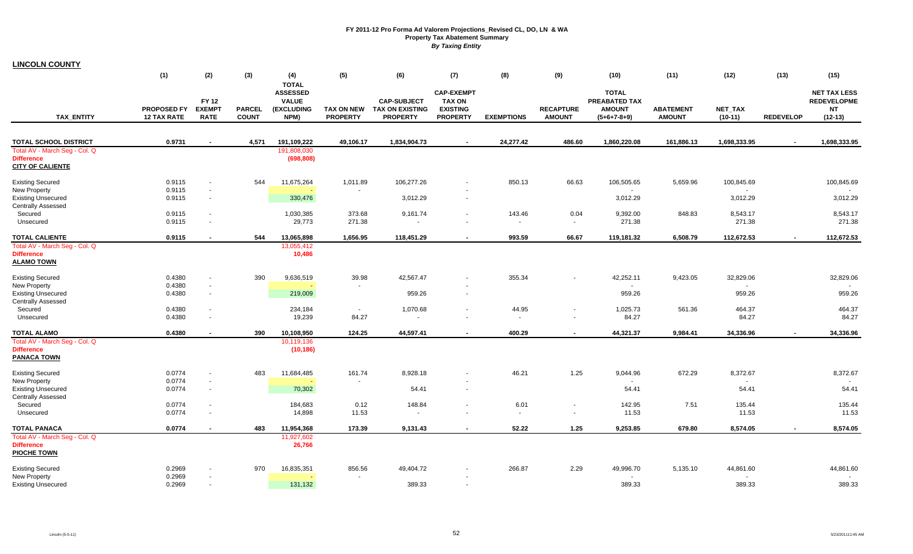# FY 2011-12 Pro Forma Ad Valorem Projections_Revised CL, DO, LN & WA
## Property Tax Abatement Summary
### *By Taxing Entity*

**LINCOLN COUNTY**

| TAX_ENTITY | (1) PROPOSED FY 12 TAX RATE | (2) FY 12 EXEMPT RATE | (3) PARCEL COUNT | (4) TOTAL ASSESSED VALUE (EXCLUDING NPM) | (5) TAX ON NEW PROPERTY | (6) CAP-SUBJECT TAX ON EXISTING PROPERTY | (7) CAP-EXEMPT TAX ON EXISTING PROPERTY | (8) EXEMPTIONS | (9) RECAPTURE AMOUNT | (10) TOTAL PREABATED TAX AMOUNT (5+6+7-8+9) | (11) ABATEMENT AMOUNT | (12) NET_TAX (10-11) | (13) REDEVELOP | (15) NET TAX LESS REDEVELOPME NT (12-13) |
|---|---|---|---|---|---|---|---|---|---|---|---|---|---|---|
| **TOTAL SCHOOL DISTRICT** | **0.9731** | **-** | **4,571** | **191,109,222** | **49,106.17** | **1,834,904.73** | **-** | **24,277.42** | **486.60** | **1,860,220.08** | **161,886.13** | **1,698,333.95** | **-** | **1,698,333.95** |
| Total AV - March Seg - Col. Q | | | | 191,808,030 | | | | | | | | | | |
| **Difference** | | | | **(698,808)** | | | | | | | | | | |
| **CITY OF CALIENTE** | | | | | | | | | | | | | | |
| Existing Secured | 0.9115 | - | 544 | 11,675,264 | 1,011.89 | 106,277.26 | - | 850.13 | 66.63 | 106,505.65 | 5,659.96 | 100,845.69 | | 100,845.69 |
| New Property | 0.9115 | - | | - | - | | - | | | - | | - | | - |
| Existing Unsecured | 0.9115 | - | | 330,476 | | 3,012.29 | - | | | 3,012.29 | | 3,012.29 | | 3,012.29 |
| Centrally Assessed | | | | | | | | | | | | | | |
| Secured | 0.9115 | - | | 1,030,385 | 373.68 | 9,161.74 | - | 143.46 | 0.04 | 9,392.00 | 848.83 | 8,543.17 | | 8,543.17 |
| Unsecured | 0.9115 | - | | 29,773 | 271.38 | - | - | - | - | 271.38 | | 271.38 | | 271.38 |
| **TOTAL CALIENTE** | **0.9115** | **-** | **544** | **13,065,898** | **1,656.95** | **118,451.29** | **-** | **993.59** | **66.67** | **119,181.32** | **6,508.79** | **112,672.53** | **-** | **112,672.53** |
| Total AV - March Seg - Col. Q | | | | 13,055,412 | | | | | | | | | | |
| **Difference** | | | | **10,486** | | | | | | | | | | |
| **ALAMO TOWN** | | | | | | | | | | | | | | |
| Existing Secured | 0.4380 | - | 390 | 9,636,519 | 39.98 | 42,567.47 | - | 355.34 | - | 42,252.11 | 9,423.05 | 32,829.06 | | 32,829.06 |
| New Property | 0.4380 | - | | - | - | | - | | | - | | - | | - |
| Existing Unsecured | 0.4380 | - | | 219,009 | | 959.26 | - | | | 959.26 | | 959.26 | | 959.26 |
| Centrally Assessed | | | | | | | | | | | | | | |
| Secured | 0.4380 | - | | 234,184 | - | 1,070.68 | - | 44.95 | - | 1,025.73 | 561.36 | 464.37 | | 464.37 |
| Unsecured | 0.4380 | - | | 19,239 | 84.27 | - | - | - | - | 84.27 | | 84.27 | | 84.27 |
| **TOTAL ALAMO** | **0.4380** | **-** | **390** | **10,108,950** | **124.25** | **44,597.41** | **-** | **400.29** | **-** | **44,321.37** | **9,984.41** | **34,336.96** | **-** | **34,336.96** |
| Total AV - March Seg - Col. Q | | | | 10,119,136 | | | | | | | | | | |
| **Difference** | | | | **(10,186)** | | | | | | | | | | |
| **PANACA TOWN** | | | | | | | | | | | | | | |
| Existing Secured | 0.0774 | - | 483 | 11,684,485 | 161.74 | 8,928.18 | - | 46.21 | 1.25 | 9,044.96 | 672.29 | 8,372.67 | | 8,372.67 |
| New Property | 0.0774 | - | | - | - | | - | | | - | | - | | - |
| Existing Unsecured | 0.0774 | - | | 70,302 | | 54.41 | - | | | 54.41 | | 54.41 | | 54.41 |
| Centrally Assessed | | | | | | | | | | | | | | |
| Secured | 0.0774 | - | | 184,683 | 0.12 | 148.84 | - | 6.01 | - | 142.95 | 7.51 | 135.44 | | 135.44 |
| Unsecured | 0.0774 | - | | 14,898 | 11.53 | - | - | - | - | 11.53 | | 11.53 | | 11.53 |
| **TOTAL PANACA** | **0.0774** | **-** | **483** | **11,954,368** | **173.39** | **9,131.43** | **-** | **52.22** | **1.25** | **9,253.85** | **679.80** | **8,574.05** | **-** | **8,574.05** |
| Total AV - March Seg - Col. Q | | | | 11,927,602 | | | | | | | | | | |
| **Difference** | | | | **26,766** | | | | | | | | | | |
| **PIOCHE TOWN** | | | | | | | | | | | | | | |
| Existing Secured | 0.2969 | - | 970 | 16,835,351 | 856.56 | 49,404.72 | - | 266.87 | 2.29 | 49,996.70 | 5,135.10 | 44,861.60 | | 44,861.60 |
| New Property | 0.2969 | - | | - | - | | - | | | - | | - | | - |
| Existing Unsecured | 0.2969 | - | | 131,132 | | 389.33 | - | | | 389.33 | | 389.33 | | 389.33 |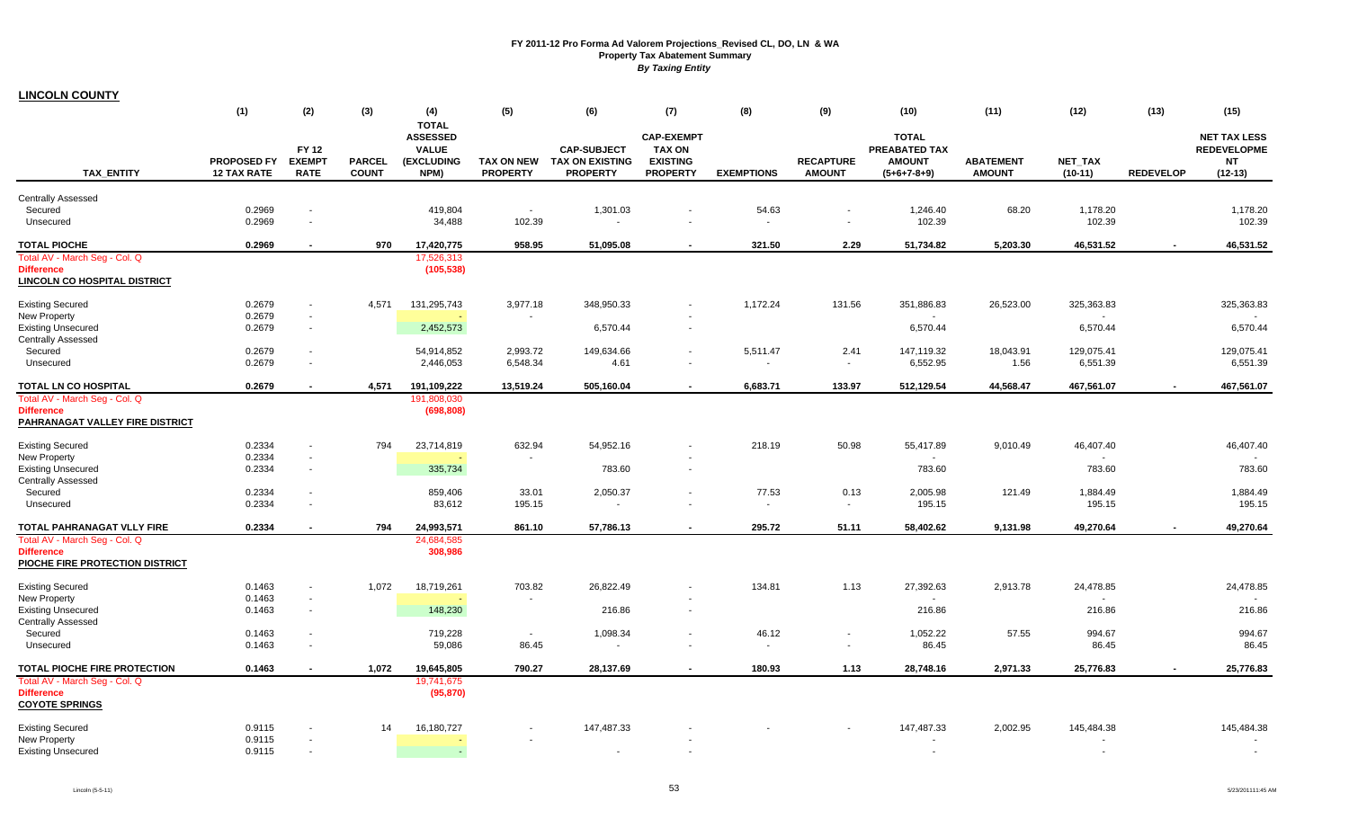# FY 2011-12 Pro Forma Ad Valorem Projections_Revised CL, DO, LN & WA

## Property Tax Abatement Summary

***By Taxing Entity***

**LINCOLN COUNTY**

| TAX_ENTITY | (1) PROPOSED FY 12 TAX RATE | (2) FY 12 EXEMPT RATE | (3) PARCEL COUNT | (4) TOTAL ASSESSED VALUE (EXCLUDING NPM) | (5) TAX ON NEW PROPERTY | (6) CAP-SUBJECT TAX ON EXISTING PROPERTY | (7) CAP-EXEMPT TAX ON EXISTING PROPERTY | (8) EXEMPTIONS | (9) RECAPTURE AMOUNT | (10) TOTAL PREABATED TAX AMOUNT (5+6+7-8+9) | (11) ABATEMENT AMOUNT | (12) NET_TAX (10-11) | (13) REDEVELOP | (15) NET TAX LESS REDEVELOPME NT (12-13) |
|---|---|---|---|---|---|---|---|---|---|---|---|---|---|---|
| Centrally Assessed | | | | | | | | | | | | | | |
| Secured | 0.2969 | - | | 419,804 | - | 1,301.03 | - | 54.63 | - | 1,246.40 | 68.20 | 1,178.20 | | 1,178.20 |
| Unsecured | 0.2969 | - | | 34,488 | 102.39 | - | - | - | - | 102.39 | | 102.39 | | 102.39 |
| **TOTAL PIOCHE** | **0.2969** | **-** | **970** | **17,420,775** | **958.95** | **51,095.08** | **-** | **321.50** | **2.29** | **51,734.82** | **5,203.30** | **46,531.52** | **-** | **46,531.52** |
| Total AV - March Seg - Col. Q | | | | 17,526,313 | | | | | | | | | | |
| **Difference** | | | | **(105,538)** | | | | | | | | | | |
| **LINCOLN CO HOSPITAL DISTRICT** | | | | | | | | | | | | | | |
| Existing Secured | 0.2679 | - | 4,571 | 131,295,743 | 3,977.18 | 348,950.33 | - | 1,172.24 | 131.56 | 351,886.83 | 26,523.00 | 325,363.83 | | 325,363.83 |
| New Property | 0.2679 | - | | - | - | | - | | | - | | - | | - |
| Existing Unsecured | 0.2679 | - | | 2,452,573 | | 6,570.44 | - | | | 6,570.44 | | 6,570.44 | | 6,570.44 |
| Centrally Assessed | | | | | | | | | | | | | | |
| Secured | 0.2679 | - | | 54,914,852 | 2,993.72 | 149,634.66 | - | 5,511.47 | 2.41 | 147,119.32 | 18,043.91 | 129,075.41 | | 129,075.41 |
| Unsecured | 0.2679 | - | | 2,446,053 | 6,548.34 | 4.61 | - | - | - | 6,552.95 | 1.56 | 6,551.39 | | 6,551.39 |
| **TOTAL LN CO HOSPITAL** | **0.2679** | **-** | **4,571** | **191,109,222** | **13,519.24** | **505,160.04** | **-** | **6,683.71** | **133.97** | **512,129.54** | **44,568.47** | **467,561.07** | **-** | **467,561.07** |
| Total AV - March Seg - Col. Q | | | | 191,808,030 | | | | | | | | | | |
| **Difference** | | | | **(698,808)** | | | | | | | | | | |
| **PAHRANAGAT VALLEY FIRE DISTRICT** | | | | | | | | | | | | | | |
| Existing Secured | 0.2334 | - | 794 | 23,714,819 | 632.94 | 54,952.16 | - | 218.19 | 50.98 | 55,417.89 | 9,010.49 | 46,407.40 | | 46,407.40 |
| New Property | 0.2334 | - | | - | - | | - | | | - | | - | | - |
| Existing Unsecured | 0.2334 | - | | 335,734 | | 783.60 | - | | | 783.60 | | 783.60 | | 783.60 |
| Centrally Assessed | | | | | | | | | | | | | | |
| Secured | 0.2334 | - | | 859,406 | 33.01 | 2,050.37 | - | 77.53 | 0.13 | 2,005.98 | 121.49 | 1,884.49 | | 1,884.49 |
| Unsecured | 0.2334 | - | | 83,612 | 195.15 | - | - | - | - | 195.15 | | 195.15 | | 195.15 |
| **TOTAL PAHRANAGAT VLLY FIRE** | **0.2334** | **-** | **794** | **24,993,571** | **861.10** | **57,786.13** | **-** | **295.72** | **51.11** | **58,402.62** | **9,131.98** | **49,270.64** | **-** | **49,270.64** |
| Total AV - March Seg - Col. Q | | | | 24,684,585 | | | | | | | | | | |
| **Difference** | | | | **308,986** | | | | | | | | | | |
| **PIOCHE FIRE PROTECTION DISTRICT** | | | | | | | | | | | | | | |
| Existing Secured | 0.1463 | - | 1,072 | 18,719,261 | 703.82 | 26,822.49 | - | 134.81 | 1.13 | 27,392.63 | 2,913.78 | 24,478.85 | | 24,478.85 |
| New Property | 0.1463 | - | | - | - | | - | | | - | | - | | - |
| Existing Unsecured | 0.1463 | - | | 148,230 | | 216.86 | - | | | 216.86 | | 216.86 | | 216.86 |
| Centrally Assessed | | | | | | | | | | | | | | |
| Secured | 0.1463 | - | | 719,228 | - | 1,098.34 | - | 46.12 | - | 1,052.22 | 57.55 | 994.67 | | 994.67 |
| Unsecured | 0.1463 | - | | 59,086 | 86.45 | - | - | - | - | 86.45 | | 86.45 | | 86.45 |
| **TOTAL PIOCHE FIRE PROTECTION** | **0.1463** | **-** | **1,072** | **19,645,805** | **790.27** | **28,137.69** | **-** | **180.93** | **1.13** | **28,748.16** | **2,971.33** | **25,776.83** | **-** | **25,776.83** |
| Total AV - March Seg - Col. Q | | | | 19,741,675 | | | | | | | | | | |
| **Difference** | | | | **(95,870)** | | | | | | | | | | |
| **COYOTE SPRINGS** | | | | | | | | | | | | | | |
| Existing Secured | 0.9115 | - | 14 | 16,180,727 | - | 147,487.33 | - | - | - | 147,487.33 | 2,002.95 | 145,484.38 | | 145,484.38 |
| New Property | 0.9115 | - | | - | - | | - | | | - | | - | | - |
| Existing Unsecured | 0.9115 | - | | - | | - | - | | | - | | - | | - |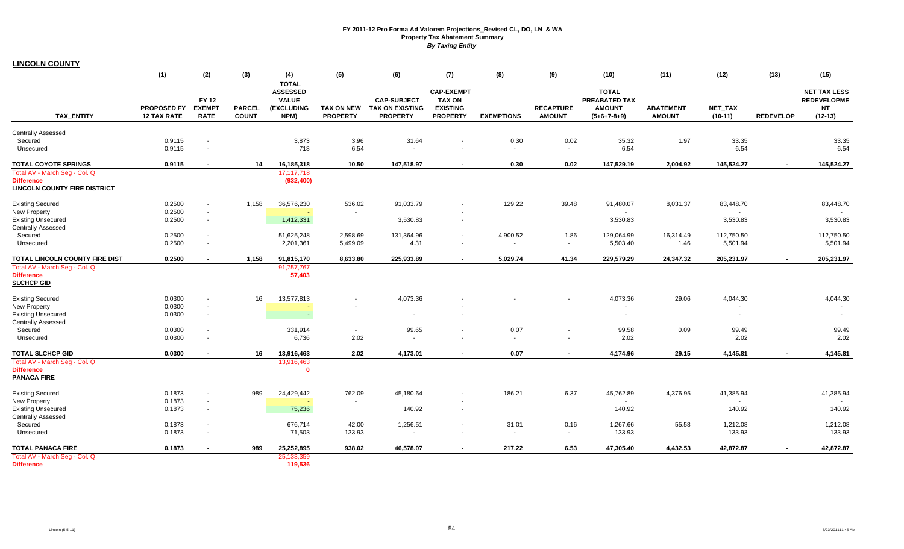# FY 2011-12 Pro Forma Ad Valorem Projections_Revised CL, DO, LN & WA
## Property Tax Abatement Summary
### *By Taxing Entity*

**LINCOLN COUNTY**

| TAX_ENTITY | (1) PROPOSED FY 12 TAX RATE | (2) FY 12 EXEMPT RATE | (3) PARCEL COUNT | (4) TOTAL ASSESSED VALUE (EXCLUDING NPM) | (5) TAX ON NEW PROPERTY | (6) CAP-SUBJECT TAX ON EXISTING PROPERTY | (7) CAP-EXEMPT TAX ON EXISTING PROPERTY | (8) EXEMPTIONS | (9) RECAPTURE AMOUNT | (10) TOTAL PREABATED TAX AMOUNT (5+6+7-8+9) | (11) ABATEMENT AMOUNT | (12) NET_TAX (10-11) | (13) REDEVELOP | (15) NET TAX LESS REDEVELOPME NT (12-13) |
|---|---|---|---|---|---|---|---|---|---|---|---|---|---|---|
| Centrally Assessed | | | | | | | | | | | | | | |
| Secured | 0.9115 | - | | 3,873 | 3.96 | 31.64 | - | 0.30 | 0.02 | 35.32 | 1.97 | 33.35 | | 33.35 |
| Unsecured | 0.9115 | - | | 718 | 6.54 | - | - | - | - | 6.54 | | 6.54 | | 6.54 |
| **TOTAL COYOTE SPRINGS** | **0.9115** | **-** | **14** | **16,185,318** | **10.50** | **147,518.97** | **-** | **0.30** | **0.02** | **147,529.19** | **2,004.92** | **145,524.27** | **-** | **145,524.27** |
| Total AV - March Seg - Col. Q | | | | 17,117,718 | | | | | | | | | | |
| **Difference** | | | | **(932,400)** | | | | | | | | | | |
| **LINCOLN COUNTY FIRE DISTRICT** | | | | | | | | | | | | | | |
| Existing Secured | 0.2500 | - | 1,158 | 36,576,230 | 536.02 | 91,033.79 | - | 129.22 | 39.48 | 91,480.07 | 8,031.37 | 83,448.70 | | 83,448.70 |
| New Property | 0.2500 | - | | - | - | | - | | | - | | - | | - |
| Existing Unsecured | 0.2500 | - | | 1,412,331 | | 3,530.83 | - | | | 3,530.83 | | 3,530.83 | | 3,530.83 |
| Centrally Assessed | | | | | | | | | | | | | | |
| Secured | 0.2500 | - | | 51,625,248 | 2,598.69 | 131,364.96 | - | 4,900.52 | 1.86 | 129,064.99 | 16,314.49 | 112,750.50 | | 112,750.50 |
| Unsecured | 0.2500 | - | | 2,201,361 | 5,499.09 | 4.31 | - | - | - | 5,503.40 | 1.46 | 5,501.94 | | 5,501.94 |
| **TOTAL LINCOLN COUNTY FIRE DIST** | **0.2500** | **-** | **1,158** | **91,815,170** | **8,633.80** | **225,933.89** | **-** | **5,029.74** | **41.34** | **229,579.29** | **24,347.32** | **205,231.97** | **-** | **205,231.97** |
| Total AV - March Seg - Col. Q | | | | 91,757,767 | | | | | | | | | | |
| **Difference** | | | | **57,403** | | | | | | | | | | |
| **SLCHCP GID** | | | | | | | | | | | | | | |
| Existing Secured | 0.0300 | - | 16 | 13,577,813 | - | 4,073.36 | - | - | - | 4,073.36 | 29.06 | 4,044.30 | | 4,044.30 |
| New Property | 0.0300 | - | | - | - | | - | | | - | | - | | - |
| Existing Unsecured | 0.0300 | - | | - | | - | - | | | - | | - | | - |
| Centrally Assessed | | | | | | | | | | | | | | |
| Secured | 0.0300 | - | | 331,914 | - | 99.65 | - | 0.07 | - | 99.58 | 0.09 | 99.49 | | 99.49 |
| Unsecured | 0.0300 | - | | 6,736 | 2.02 | - | - | - | - | 2.02 | | 2.02 | | 2.02 |
| **TOTAL SLCHCP GID** | **0.0300** | **-** | **16** | **13,916,463** | **2.02** | **4,173.01** | **-** | **0.07** | **-** | **4,174.96** | **29.15** | **4,145.81** | **-** | **4,145.81** |
| Total AV - March Seg - Col. Q | | | | 13,916,463 | | | | | | | | | | |
| **Difference** | | | | **0** | | | | | | | | | | |
| **PANACA FIRE** | | | | | | | | | | | | | | |
| Existing Secured | 0.1873 | - | 989 | 24,429,442 | 762.09 | 45,180.64 | - | 186.21 | 6.37 | 45,762.89 | 4,376.95 | 41,385.94 | | 41,385.94 |
| New Property | 0.1873 | - | | - | - | | - | | | - | | - | | - |
| Existing Unsecured | 0.1873 | - | | 75,236 | | 140.92 | - | | | 140.92 | | 140.92 | | 140.92 |
| Centrally Assessed | | | | | | | | | | | | | | |
| Secured | 0.1873 | - | | 676,714 | 42.00 | 1,256.51 | - | 31.01 | 0.16 | 1,267.66 | 55.58 | 1,212.08 | | 1,212.08 |
| Unsecured | 0.1873 | - | | 71,503 | 133.93 | - | - | - | - | 133.93 | | 133.93 | | 133.93 |
| **TOTAL PANACA FIRE** | **0.1873** | **-** | **989** | **25,252,895** | **938.02** | **46,578.07** | **-** | **217.22** | **6.53** | **47,305.40** | **4,432.53** | **42,872.87** | **-** | **42,872.87** |
| Total AV - March Seg - Col. Q | | | | 25,133,359 | | | | | | | | | | |
| **Difference** | | | | **119,536** | | | | | | | | | | |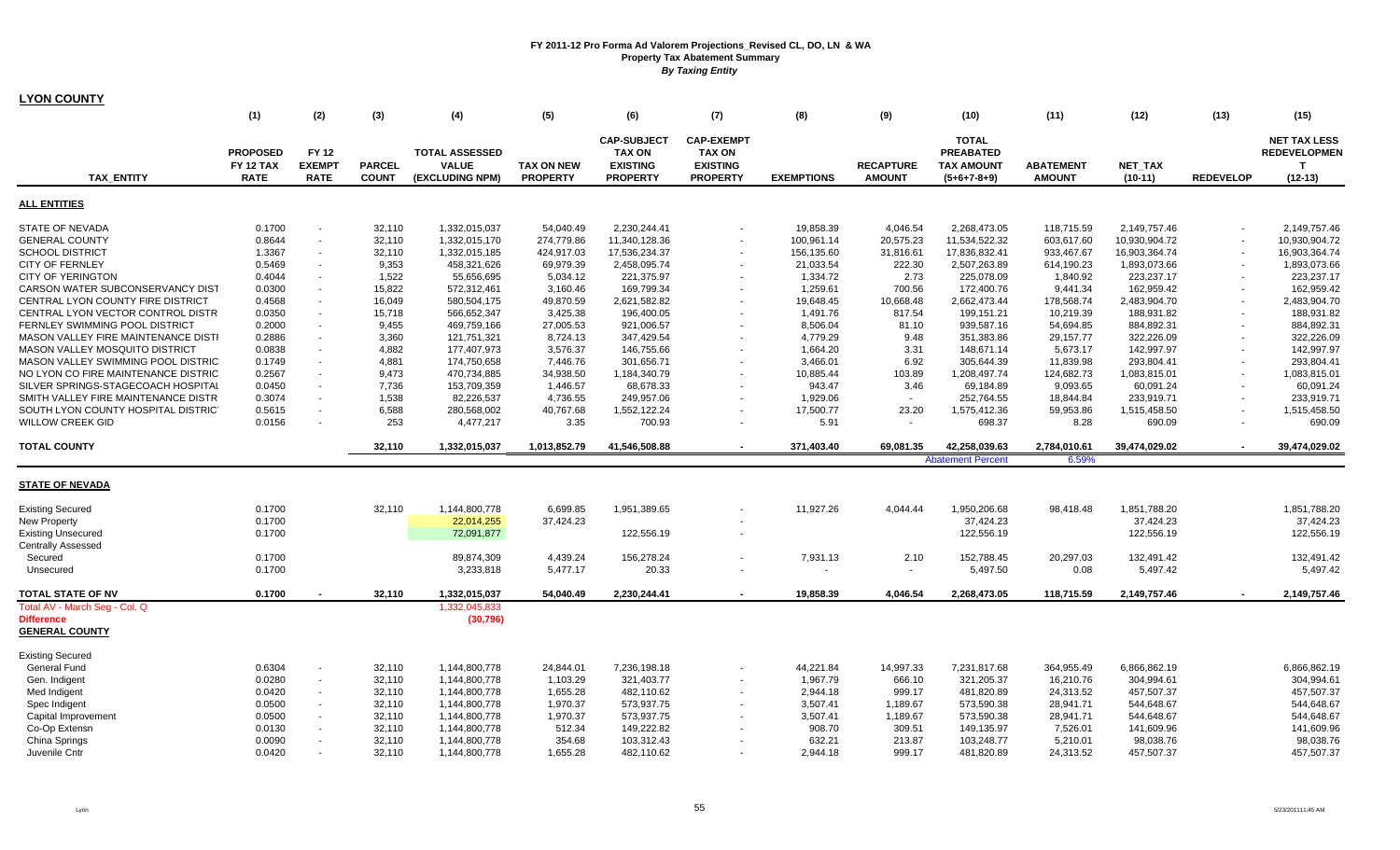# FY 2011-12 Pro Forma Ad Valorem Projections_Revised CL, DO, LN & WA
## Property Tax Abatement Summary
### *By Taxing Entity*

**LYON COUNTY**

| TAX_ENTITY | (1) PROPOSED FY 12 TAX RATE | (2) FY 12 EXEMPT RATE | (3) PARCEL COUNT | (4) TOTAL ASSESSED VALUE (EXCLUDING NPM) | (5) TAX ON NEW PROPERTY | (6) CAP-SUBJECT TAX ON EXISTING PROPERTY | (7) CAP-EXEMPT TAX ON EXISTING PROPERTY | (8) EXEMPTIONS | (9) RECAPTURE AMOUNT | (10) TOTAL PREABATED TAX AMOUNT (5+6+7-8+9) | (11) ABATEMENT AMOUNT | (12) NET_TAX (10-11) | (13) REDEVELOP | (15) NET TAX LESS REDEVELOPMENT (12-13) |
|---|---|---|---|---|---|---|---|---|---|---|---|---|---|---|
| **ALL ENTITIES** | | | | | | | | | | | | | | |
| STATE OF NEVADA | 0.1700 | - | 32,110 | 1,332,015,037 | 54,040.49 | 2,230,244.41 | - | 19,858.39 | 4,046.54 | 2,268,473.05 | 118,715.59 | 2,149,757.46 | - | 2,149,757.46 |
| GENERAL COUNTY | 0.8644 | - | 32,110 | 1,332,015,170 | 274,779.86 | 11,340,128.36 | - | 100,961.14 | 20,575.23 | 11,534,522.32 | 603,617.60 | 10,930,904.72 | - | 10,930,904.72 |
| SCHOOL DISTRICT | 1.3367 | - | 32,110 | 1,332,015,185 | 424,917.03 | 17,536,234.37 | - | 156,135.60 | 31,816.61 | 17,836,832.41 | 933,467.67 | 16,903,364.74 | - | 16,903,364.74 |
| CITY OF FERNLEY | 0.5469 | - | 9,353 | 458,321,626 | 69,979.39 | 2,458,095.74 | - | 21,033.54 | 222.30 | 2,507,263.89 | 614,190.23 | 1,893,073.66 | - | 1,893,073.66 |
| CITY OF YERINGTON | 0.4044 | - | 1,522 | 55,656,695 | 5,034.12 | 221,375.97 | - | 1,334.72 | 2.73 | 225,078.09 | 1,840.92 | 223,237.17 | - | 223,237.17 |
| CARSON WATER SUBCONSERVANCY DIST | 0.0300 | - | 15,822 | 572,312,461 | 3,160.46 | 169,799.34 | - | 1,259.61 | 700.56 | 172,400.76 | 9,441.34 | 162,959.42 | - | 162,959.42 |
| CENTRAL LYON COUNTY FIRE DISTRICT | 0.4568 | - | 16,049 | 580,504,175 | 49,870.59 | 2,621,582.82 | - | 19,648.45 | 10,668.48 | 2,662,473.44 | 178,568.74 | 2,483,904.70 | - | 2,483,904.70 |
| CENTRAL LYON VECTOR CONTROL DISTR | 0.0350 | - | 15,718 | 566,652,347 | 3,425.38 | 196,400.05 | - | 1,491.76 | 817.54 | 199,151.21 | 10,219.39 | 188,931.82 | - | 188,931.82 |
| FERNLEY SWIMMING POOL DISTRICT | 0.2000 | - | 9,455 | 469,759,166 | 27,005.53 | 921,006.57 | - | 8,506.04 | 81.10 | 939,587.16 | 54,694.85 | 884,892.31 | - | 884,892.31 |
| MASON VALLEY FIRE MAINTENANCE DISTI | 0.2886 | - | 3,360 | 121,751,321 | 8,724.13 | 347,429.54 | - | 4,779.29 | 9.48 | 351,383.86 | 29,157.77 | 322,226.09 | - | 322,226.09 |
| MASON VALLEY MOSQUITO DISTRICT | 0.0838 | - | 4,882 | 177,407,973 | 3,576.37 | 146,755.66 | - | 1,664.20 | 3.31 | 148,671.14 | 5,673.17 | 142,997.97 | - | 142,997.97 |
| MASON VALLEY SWIMMING POOL DISTRIC | 0.1749 | - | 4,881 | 174,750,658 | 7,446.76 | 301,656.71 | - | 3,466.01 | 6.92 | 305,644.39 | 11,839.98 | 293,804.41 | - | 293,804.41 |
| NO LYON CO FIRE MAINTENANCE DISTRIC | 0.2567 | - | 9,473 | 470,734,885 | 34,938.50 | 1,184,340.79 | - | 10,885.44 | 103.89 | 1,208,497.74 | 124,682.73 | 1,083,815.01 | - | 1,083,815.01 |
| SILVER SPRINGS-STAGECOACH HOSPITAL | 0.0450 | - | 7,736 | 153,709,359 | 1,446.57 | 68,678.33 | - | 943.47 | 3.46 | 69,184.89 | 9,093.65 | 60,091.24 | - | 60,091.24 |
| SMITH VALLEY FIRE MAINTENANCE DISTR | 0.3074 | - | 1,538 | 82,226,537 | 4,736.55 | 249,957.06 | - | 1,929.06 | - | 252,764.55 | 18,844.84 | 233,919.71 | - | 233,919.71 |
| SOUTH LYON COUNTY HOSPITAL DISTRIC | 0.5615 | - | 6,588 | 280,568,002 | 40,767.68 | 1,552,122.24 | - | 17,500.77 | 23.20 | 1,575,412.36 | 59,953.86 | 1,515,458.50 | - | 1,515,458.50 |
| WILLOW CREEK GID | 0.0156 | - | 253 | 4,477,217 | 3.35 | 700.93 | - | 5.91 | - | 698.37 | 8.28 | 690.09 | - | 690.09 |
| **TOTAL COUNTY** | | | 32,110 | 1,332,015,037 | 1,013,852.79 | 41,546,508.88 | - | 371,403.40 | 69,081.35 | 42,258,039.63 | 2,784,010.61 | 39,474,029.02 | - | 39,474,029.02 |
| | | | | | | | | | | Abatement Percent | 6.59% | | | |
| **STATE OF NEVADA** | | | | | | | | | | | | | | |
| Existing Secured | 0.1700 | | 32,110 | 1,144,800,778 | 6,699.85 | 1,951,389.65 | - | 11,927.26 | 4,044.44 | 1,950,206.68 | 98,418.48 | 1,851,788.20 | | 1,851,788.20 |
| New Property | 0.1700 | | | 22,014,255 | 37,424.23 | | - | | | 37,424.23 | | 37,424.23 | | 37,424.23 |
| Existing Unsecured | 0.1700 | | | 72,091,877 | | 122,556.19 | - | | | 122,556.19 | | 122,556.19 | | 122,556.19 |
| Centrally Assessed | | | | | | | | | | | | | | |
| Secured | 0.1700 | | | 89,874,309 | 4,439.24 | 156,278.24 | - | 7,931.13 | 2.10 | 152,788.45 | 20,297.03 | 132,491.42 | | 132,491.42 |
| Unsecured | 0.1700 | | | 3,233,818 | 5,477.17 | 20.33 | - | - | - | 5,497.50 | 0.08 | 5,497.42 | | 5,497.42 |
| **TOTAL STATE OF NV** | 0.1700 | - | 32,110 | 1,332,015,037 | 54,040.49 | 2,230,244.41 | - | 19,858.39 | 4,046.54 | 2,268,473.05 | 118,715.59 | 2,149,757.46 | - | 2,149,757.46 |
| Total AV - March Seg - Col. Q | | | | 1,332,045,833 | | | | | | | | | | |
| **Difference** | | | | (30,796) | | | | | | | | | | |
| **GENERAL COUNTY** | | | | | | | | | | | | | | |
| Existing Secured | | | | | | | | | | | | | | |
| General Fund | 0.6304 | - | 32,110 | 1,144,800,778 | 24,844.01 | 7,236,198.18 | - | 44,221.84 | 14,997.33 | 7,231,817.68 | 364,955.49 | 6,866,862.19 | | 6,866,862.19 |
| Gen. Indigent | 0.0280 | - | 32,110 | 1,144,800,778 | 1,103.29 | 321,403.77 | - | 1,967.79 | 666.10 | 321,205.37 | 16,210.76 | 304,994.61 | | 304,994.61 |
| Med Indigent | 0.0420 | - | 32,110 | 1,144,800,778 | 1,655.28 | 482,110.62 | - | 2,944.18 | 999.17 | 481,820.89 | 24,313.52 | 457,507.37 | | 457,507.37 |
| Spec Indigent | 0.0500 | - | 32,110 | 1,144,800,778 | 1,970.37 | 573,937.75 | - | 3,507.41 | 1,189.67 | 573,590.38 | 28,941.71 | 544,648.67 | | 544,648.67 |
| Capital Improvement | 0.0500 | - | 32,110 | 1,144,800,778 | 1,970.37 | 573,937.75 | - | 3,507.41 | 1,189.67 | 573,590.38 | 28,941.71 | 544,648.67 | | 544,648.67 |
| Co-Op Extensn | 0.0130 | - | 32,110 | 1,144,800,778 | 512.34 | 149,222.82 | - | 908.70 | 309.51 | 149,135.97 | 7,526.01 | 141,609.96 | | 141,609.96 |
| China Springs | 0.0090 | - | 32,110 | 1,144,800,778 | 354.68 | 103,312.43 | - | 632.21 | 213.87 | 103,248.77 | 5,210.01 | 98,038.76 | | 98,038.76 |
| Juvenile Cntr | 0.0420 | - | 32,110 | 1,144,800,778 | 1,655.28 | 482,110.62 | - | 2,944.18 | 999.17 | 481,820.89 | 24,313.52 | 457,507.37 | | 457,507.37 |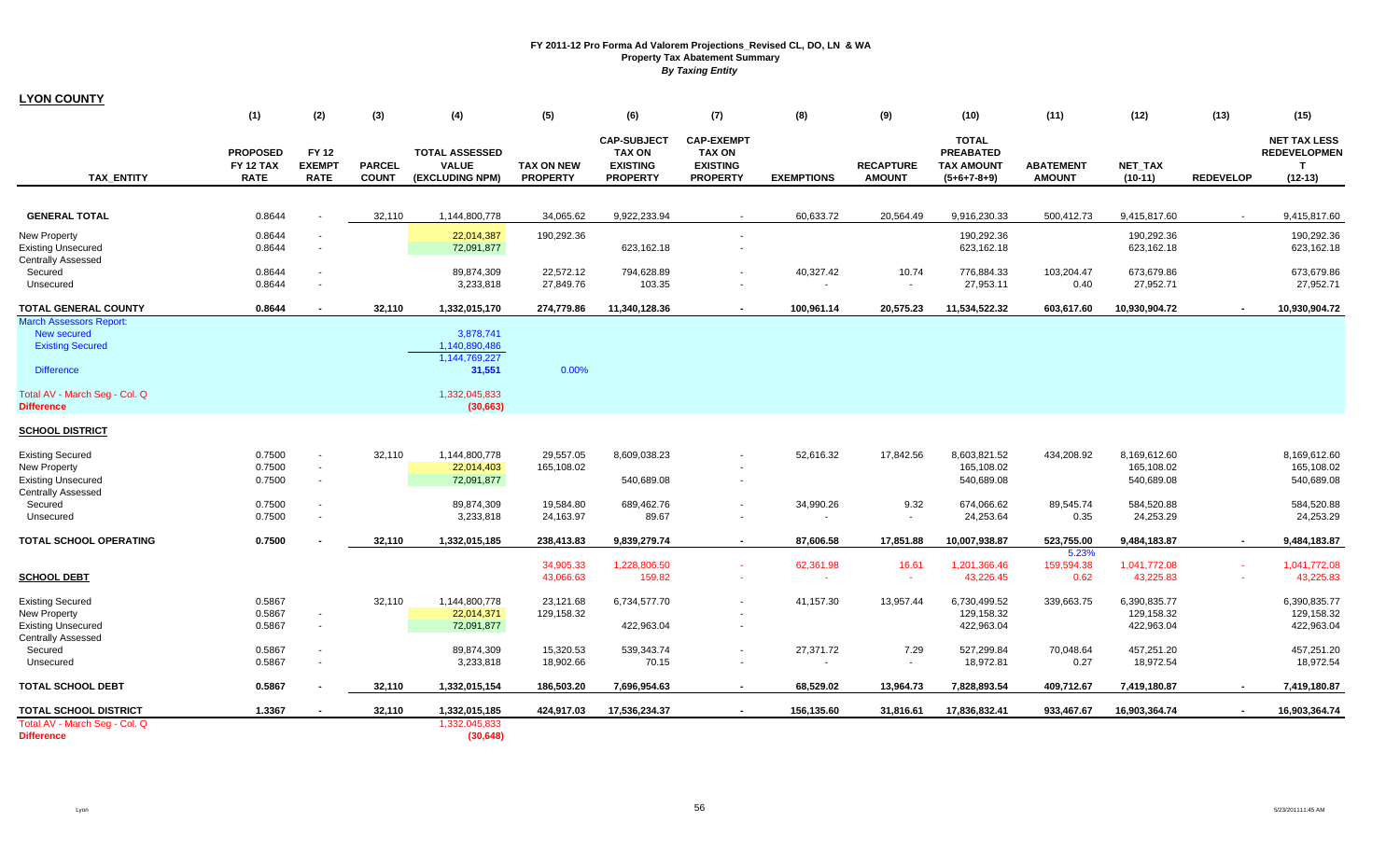# FY 2011-12 Pro Forma Ad Valorem Projections_Revised CL, DO, LN & WA
## Property Tax Abatement Summary
### *By Taxing Entity*

**LYON COUNTY**

| TAX_ENTITY | (1) PROPOSED FY 12 TAX RATE | (2) FY 12 EXEMPT RATE | (3) PARCEL COUNT | (4) TOTAL ASSESSED VALUE (EXCLUDING NPM) | (5) TAX ON NEW PROPERTY | (6) CAP-SUBJECT TAX ON EXISTING PROPERTY | (7) CAP-EXEMPT TAX ON EXISTING PROPERTY | (8) EXEMPTIONS | (9) RECAPTURE AMOUNT | (10) TOTAL PREABATED TAX AMOUNT (5+6+7-8+9) | (11) ABATEMENT AMOUNT | (12) NET_TAX (10-11) | (13) REDEVELOP | (15) NET TAX LESS REDEVELOPMENT (12-13) |
|---|---|---|---|---|---|---|---|---|---|---|---|---|---|---|
| **GENERAL TOTAL** | 0.8644 | - | 32,110 | 1,144,800,778 | 34,065.62 | 9,922,233.94 | - | 60,633.72 | 20,564.49 | 9,916,230.33 | 500,412.73 | 9,415,817.60 | - | 9,415,817.60 |
| New Property | 0.8644 | - | | 22,014,387 | 190,292.36 | | - | | | 190,292.36 | | 190,292.36 | | 190,292.36 |
| Existing Unsecured | 0.8644 | - | | 72,091,877 | | 623,162.18 | - | | | 623,162.18 | | 623,162.18 | | 623,162.18 |
| Centrally Assessed | | | | | | | | | | | | | | |
| Secured | 0.8644 | - | | 89,874,309 | 22,572.12 | 794,628.89 | - | 40,327.42 | 10.74 | 776,884.33 | 103,204.47 | 673,679.86 | | 673,679.86 |
| Unsecured | 0.8644 | - | | 3,233,818 | 27,849.76 | 103.35 | - | - | - | 27,953.11 | 0.40 | 27,952.71 | | 27,952.71 |
| **TOTAL GENERAL COUNTY** | **0.8644** | **-** | **32,110** | **1,332,015,170** | **274,779.86** | **11,340,128.36** | **-** | **100,961.14** | **20,575.23** | **11,534,522.32** | **603,617.60** | **10,930,904.72** | **-** | **10,930,904.72** |
| March Assessors Report: | | | | | | | | | | | | | | |
| New secured | | | | 3,878,741 | | | | | | | | | | |
| Existing Secured | | | | 1,140,890,486 | | | | | | | | | | |
| | | | | 1,144,769,227 | | | | | | | | | | |
| Difference | | | | 31,551 | 0.00% | | | | | | | | | |
| Total AV - March Seg - Col. Q | | | | 1,332,045,833 | | | | | | | | | | |
| **Difference** | | | | (30,663) | | | | | | | | | | |
| **SCHOOL DISTRICT** | | | | | | | | | | | | | | |
| Existing Secured | 0.7500 | - | 32,110 | 1,144,800,778 | 29,557.05 | 8,609,038.23 | - | 52,616.32 | 17,842.56 | 8,603,821.52 | 434,208.92 | 8,169,612.60 | | 8,169,612.60 |
| New Property | 0.7500 | - | | 22,014,403 | 165,108.02 | | - | | | 165,108.02 | | 165,108.02 | | 165,108.02 |
| Existing Unsecured | 0.7500 | - | | 72,091,877 | | 540,689.08 | - | | | 540,689.08 | | 540,689.08 | | 540,689.08 |
| Centrally Assessed | | | | | | | | | | | | | | |
| Secured | 0.7500 | - | | 89,874,309 | 19,584.80 | 689,462.76 | - | 34,990.26 | 9.32 | 674,066.62 | 89,545.74 | 584,520.88 | | 584,520.88 |
| Unsecured | 0.7500 | - | | 3,233,818 | 24,163.97 | 89.67 | - | - | - | 24,253.64 | 0.35 | 24,253.29 | | 24,253.29 |
| **TOTAL SCHOOL OPERATING** | **0.7500** | **-** | **32,110** | **1,332,015,185** | **238,413.83** | **9,839,279.74** | **-** | **87,606.58** | **17,851.88** | **10,007,938.87** | **523,755.00** | **9,484,183.87** | **-** | **9,484,183.87** |
| | | | | | | | | | | | 5.23% | | | |
| | | | | | 34,905.33 | 1,228,806.50 | - | 62,361.98 | 16.61 | 1,201,366.46 | 159,594.38 | 1,041,772.08 | - | 1,041,772.08 |
| **SCHOOL DEBT** | | | | | 43,066.63 | 159.82 | - | - | - | 43,226.45 | 0.62 | 43,225.83 | - | 43,225.83 |
| Existing Secured | 0.5867 | | 32,110 | 1,144,800,778 | 23,121.68 | 6,734,577.70 | - | 41,157.30 | 13,957.44 | 6,730,499.52 | 339,663.75 | 6,390,835.77 | | 6,390,835.77 |
| New Property | 0.5867 | - | | 22,014,371 | 129,158.32 | | - | | | 129,158.32 | | 129,158.32 | | 129,158.32 |
| Existing Unsecured | 0.5867 | - | | 72,091,877 | | 422,963.04 | - | | | 422,963.04 | | 422,963.04 | | 422,963.04 |
| Centrally Assessed | | | | | | | | | | | | | | |
| Secured | 0.5867 | - | | 89,874,309 | 15,320.53 | 539,343.74 | - | 27,371.72 | 7.29 | 527,299.84 | 70,048.64 | 457,251.20 | | 457,251.20 |
| Unsecured | 0.5867 | - | | 3,233,818 | 18,902.66 | 70.15 | - | - | - | 18,972.81 | 0.27 | 18,972.54 | | 18,972.54 |
| **TOTAL SCHOOL DEBT** | **0.5867** | **-** | **32,110** | **1,332,015,154** | **186,503.20** | **7,696,954.63** | **-** | **68,529.02** | **13,964.73** | **7,828,893.54** | **409,712.67** | **7,419,180.87** | **-** | **7,419,180.87** |
| **TOTAL SCHOOL DISTRICT** | **1.3367** | **-** | **32,110** | **1,332,015,185** | **424,917.03** | **17,536,234.37** | **-** | **156,135.60** | **31,816.61** | **17,836,832.41** | **933,467.67** | **16,903,364.74** | **-** | **16,903,364.74** |
| Total AV - March Seg - Col. Q | | | | 1,332,045,833 | | | | | | | | | | |
| **Difference** | | | | (30,648) | | | | | | | | | | |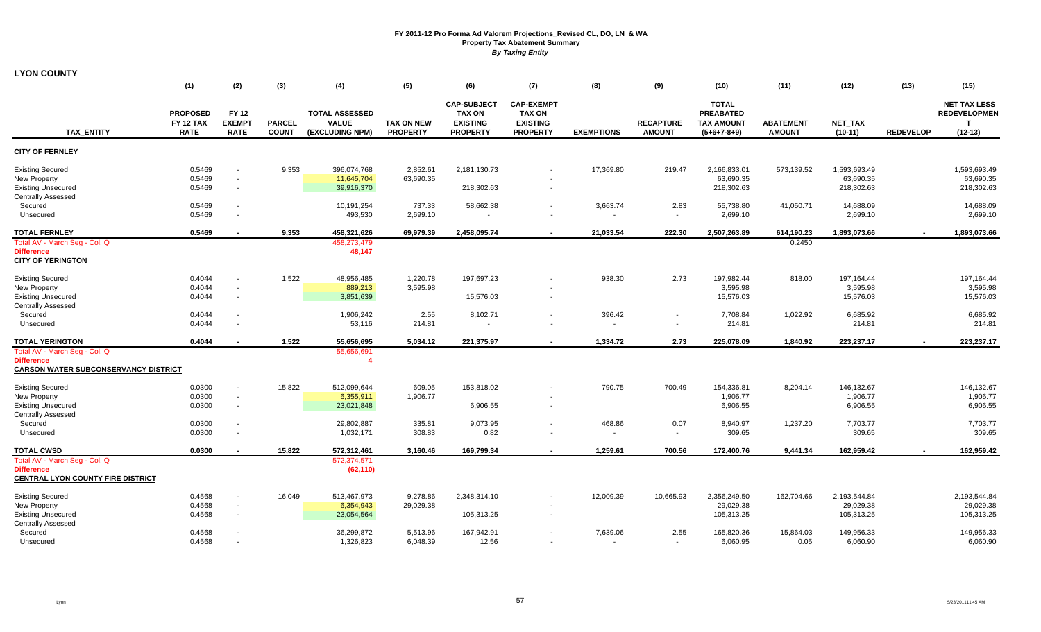# FY 2011-12 Pro Forma Ad Valorem Projections_Revised CL, DO, LN & WA
## Property Tax Abatement Summary
### *By Taxing Entity*

**LYON COUNTY**

| TAX_ENTITY | (1) PROPOSED FY 12 TAX RATE | (2) FY 12 EXEMPT RATE | (3) PARCEL COUNT | (4) TOTAL ASSESSED VALUE (EXCLUDING NPM) | (5) TAX ON NEW PROPERTY | (6) CAP-SUBJECT TAX ON EXISTING PROPERTY | (7) CAP-EXEMPT TAX ON EXISTING PROPERTY | (8) EXEMPTIONS | (9) RECAPTURE AMOUNT | (10) TOTAL PREABATED TAX AMOUNT (5+6+7-8+9) | (11) ABATEMENT AMOUNT | (12) NET_TAX (10-11) | (13) REDEVELOP | (15) NET TAX LESS REDEVELOPMENT (12-13) |
|---|---|---|---|---|---|---|---|---|---|---|---|---|---|---|
| **CITY OF FERNLEY** | | | | | | | | | | | | | | |
| Existing Secured | 0.5469 | - | 9,353 | 396,074,768 | 2,852.61 | 2,181,130.73 | - | 17,369.80 | 219.47 | 2,166,833.01 | 573,139.52 | 1,593,693.49 | | 1,593,693.49 |
| New Property | 0.5469 | - | | 11,645,704 | 63,690.35 | | - | | | 63,690.35 | | 63,690.35 | | 63,690.35 |
| Existing Unsecured | 0.5469 | - | | 39,916,370 | | 218,302.63 | - | | | 218,302.63 | | 218,302.63 | | 218,302.63 |
| Centrally Assessed | | | | | | | | | | | | | | |
| Secured | 0.5469 | - | | 10,191,254 | 737.33 | 58,662.38 | - | 3,663.74 | 2.83 | 55,738.80 | 41,050.71 | 14,688.09 | | 14,688.09 |
| Unsecured | 0.5469 | - | | 493,530 | 2,699.10 | - | - | - | - | 2,699.10 | | 2,699.10 | | 2,699.10 |
| **TOTAL FERNLEY** | **0.5469** | **-** | **9,353** | **458,321,626** | **69,979.39** | **2,458,095.74** | **-** | **21,033.54** | **222.30** | **2,507,263.89** | **614,190.23** | **1,893,073.66** | **-** | **1,893,073.66** |
| Total AV - March Seg - Col. Q | | | | 458,273,479 | | | | | | | 0.2450 | | | |
| **Difference** | | | | **48,147** | | | | | | | | | | |
| **CITY OF YERINGTON** | | | | | | | | | | | | | | |
| Existing Secured | 0.4044 | - | 1,522 | 48,956,485 | 1,220.78 | 197,697.23 | - | 938.30 | 2.73 | 197,982.44 | 818.00 | 197,164.44 | | 197,164.44 |
| New Property | 0.4044 | - | | 889,213 | 3,595.98 | | - | | | 3,595.98 | | 3,595.98 | | 3,595.98 |
| Existing Unsecured | 0.4044 | - | | 3,851,639 | | 15,576.03 | - | | | 15,576.03 | | 15,576.03 | | 15,576.03 |
| Centrally Assessed | | | | | | | | | | | | | | |
| Secured | 0.4044 | - | | 1,906,242 | 2.55 | 8,102.71 | - | 396.42 | - | 7,708.84 | 1,022.92 | 6,685.92 | | 6,685.92 |
| Unsecured | 0.4044 | - | | 53,116 | 214.81 | - | - | - | - | 214.81 | | 214.81 | | 214.81 |
| **TOTAL YERINGTON** | **0.4044** | **-** | **1,522** | **55,656,695** | **5,034.12** | **221,375.97** | **-** | **1,334.72** | **2.73** | **225,078.09** | **1,840.92** | **223,237.17** | **-** | **223,237.17** |
| Total AV - March Seg - Col. Q | | | | 55,656,691 | | | | | | | | | | |
| **Difference** | | | | **4** | | | | | | | | | | |
| **CARSON WATER SUBCONSERVANCY DISTRICT** | | | | | | | | | | | | | | |
| Existing Secured | 0.0300 | - | 15,822 | 512,099,644 | 609.05 | 153,818.02 | - | 790.75 | 700.49 | 154,336.81 | 8,204.14 | 146,132.67 | | 146,132.67 |
| New Property | 0.0300 | - | | 6,355,911 | 1,906.77 | | - | | | 1,906.77 | | 1,906.77 | | 1,906.77 |
| Existing Unsecured | 0.0300 | - | | 23,021,848 | | 6,906.55 | - | | | 6,906.55 | | 6,906.55 | | 6,906.55 |
| Centrally Assessed | | | | | | | | | | | | | | |
| Secured | 0.0300 | - | | 29,802,887 | 335.81 | 9,073.95 | - | 468.86 | 0.07 | 8,940.97 | 1,237.20 | 7,703.77 | | 7,703.77 |
| Unsecured | 0.0300 | - | | 1,032,171 | 308.83 | 0.82 | - | - | - | 309.65 | | 309.65 | | 309.65 |
| **TOTAL CWSD** | **0.0300** | **-** | **15,822** | **572,312,461** | **3,160.46** | **169,799.34** | **-** | **1,259.61** | **700.56** | **172,400.76** | **9,441.34** | **162,959.42** | **-** | **162,959.42** |
| Total AV - March Seg - Col. Q | | | | 572,374,571 | | | | | | | | | | |
| **Difference** | | | | **(62,110)** | | | | | | | | | | |
| **CENTRAL LYON COUNTY FIRE DISTRICT** | | | | | | | | | | | | | | |
| Existing Secured | 0.4568 | - | 16,049 | 513,467,973 | 9,278.86 | 2,348,314.10 | - | 12,009.39 | 10,665.93 | 2,356,249.50 | 162,704.66 | 2,193,544.84 | | 2,193,544.84 |
| New Property | 0.4568 | - | | 6,354,943 | 29,029.38 | | - | | | 29,029.38 | | 29,029.38 | | 29,029.38 |
| Existing Unsecured | 0.4568 | - | | 23,054,564 | | 105,313.25 | - | | | 105,313.25 | | 105,313.25 | | 105,313.25 |
| Centrally Assessed | | | | | | | | | | | | | | |
| Secured | 0.4568 | - | | 36,299,872 | 5,513.96 | 167,942.91 | - | 7,639.06 | 2.55 | 165,820.36 | 15,864.03 | 149,956.33 | | 149,956.33 |
| Unsecured | 0.4568 | - | | 1,326,823 | 6,048.39 | 12.56 | - | - | - | 6,060.95 | 0.05 | 6,060.90 | | 6,060.90 |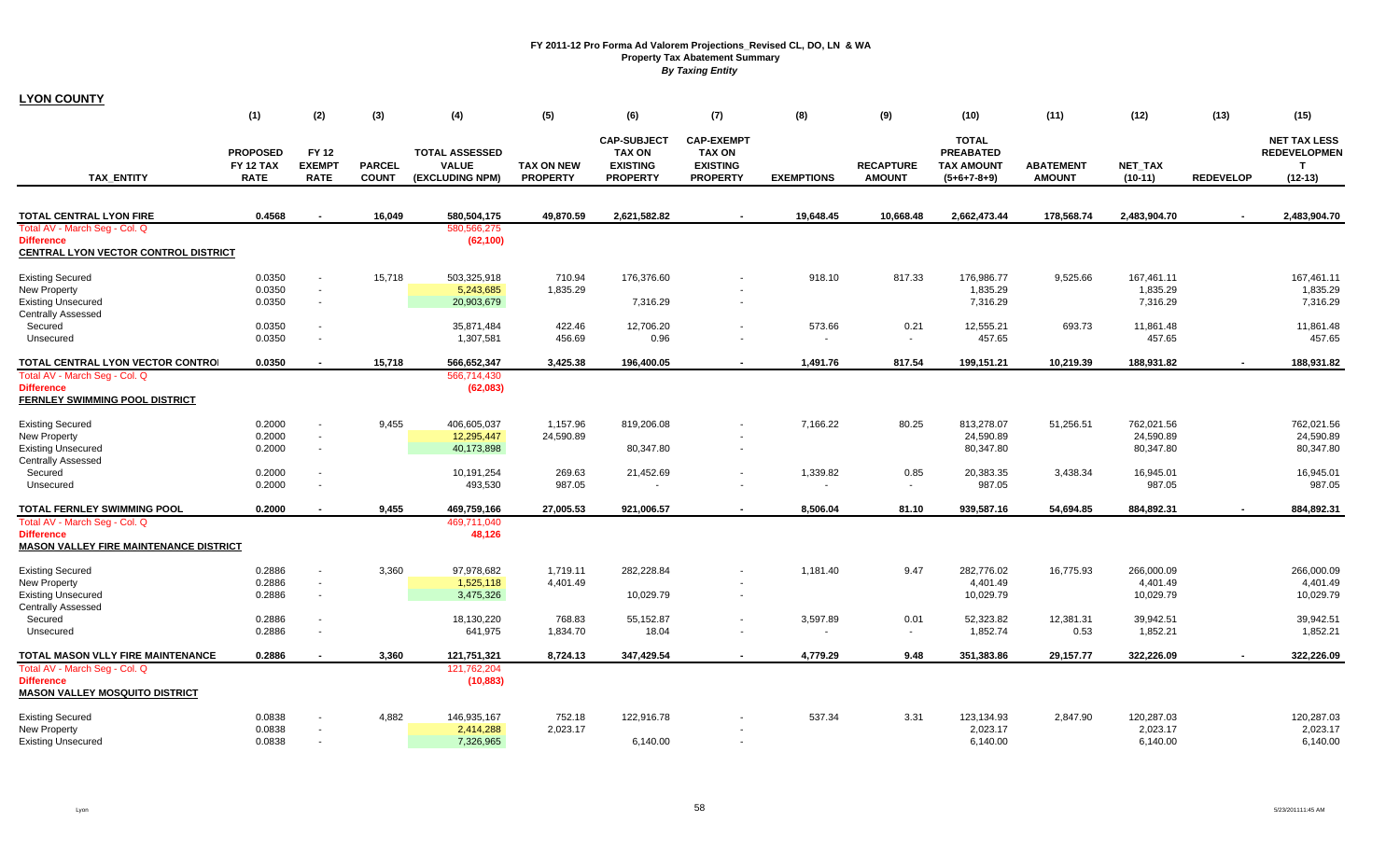# FY 2011-12 Pro Forma Ad Valorem Projections_Revised CL, DO, LN & WA
## Property Tax Abatement Summary
*By Taxing Entity*

**LYON COUNTY**

| TAX_ENTITY | (1) PROPOSED FY 12 TAX RATE | (2) FY 12 EXEMPT RATE | (3) PARCEL COUNT | (4) TOTAL ASSESSED VALUE (EXCLUDING NPM) | (5) TAX ON NEW PROPERTY | (6) CAP-SUBJECT TAX ON EXISTING PROPERTY | (7) CAP-EXEMPT TAX ON EXISTING PROPERTY | (8) EXEMPTIONS | (9) RECAPTURE AMOUNT | (10) TOTAL PREABATED TAX AMOUNT (5+6+7-8+9) | (11) ABATEMENT AMOUNT | (12) NET_TAX (10-11) | (13) REDEVELOP | (15) NET TAX LESS REDEVELOPMENT (12-13) |
|---|---|---|---|---|---|---|---|---|---|---|---|---|---|---|
| **TOTAL CENTRAL LYON FIRE** | **0.4568** | **-** | **16,049** | **580,504,175** | **49,870.59** | **2,621,582.82** | **-** | **19,648.45** | **10,668.48** | **2,662,473.44** | **178,568.74** | **2,483,904.70** | **-** | **2,483,904.70** |
| Total AV - March Seg - Col. Q | | | | 580,566,275 | | | | | | | | | | |
| Difference | | | | (62,100) | | | | | | | | | | |
| **CENTRAL LYON VECTOR CONTROL DISTRICT** | | | | | | | | | | | | | | |
| Existing Secured | 0.0350 | - | 15,718 | 503,325,918 | 710.94 | 176,376.60 | - | 918.10 | 817.33 | 176,986.77 | 9,525.66 | 167,461.11 | | 167,461.11 |
| New Property | 0.0350 | - | | 5,243,685 | 1,835.29 | | - | | | 1,835.29 | | 1,835.29 | | 1,835.29 |
| Existing Unsecured | 0.0350 | - | | 20,903,679 | | 7,316.29 | - | | | 7,316.29 | | 7,316.29 | | 7,316.29 |
| Centrally Assessed | | | | | | | | | | | | | | |
| Secured | 0.0350 | - | | 35,871,484 | 422.46 | 12,706.20 | - | 573.66 | 0.21 | 12,555.21 | 693.73 | 11,861.48 | | 11,861.48 |
| Unsecured | 0.0350 | - | | 1,307,581 | 456.69 | 0.96 | - | - | - | 457.65 | | 457.65 | | 457.65 |
| **TOTAL CENTRAL LYON VECTOR CONTROL** | **0.0350** | **-** | **15,718** | **566,652,347** | **3,425.38** | **196,400.05** | **-** | **1,491.76** | **817.54** | **199,151.21** | **10,219.39** | **188,931.82** | **-** | **188,931.82** |
| Total AV - March Seg - Col. Q | | | | 566,714,430 | | | | | | | | | | |
| Difference | | | | (62,083) | | | | | | | | | | |
| **FERNLEY SWIMMING POOL DISTRICT** | | | | | | | | | | | | | | |
| Existing Secured | 0.2000 | - | 9,455 | 406,605,037 | 1,157.96 | 819,206.08 | - | 7,166.22 | 80.25 | 813,278.07 | 51,256.51 | 762,021.56 | | 762,021.56 |
| New Property | 0.2000 | - | | 12,295,447 | 24,590.89 | | - | | | 24,590.89 | | 24,590.89 | | 24,590.89 |
| Existing Unsecured | 0.2000 | - | | 40,173,898 | | 80,347.80 | - | | | 80,347.80 | | 80,347.80 | | 80,347.80 |
| Centrally Assessed | | | | | | | | | | | | | | |
| Secured | 0.2000 | - | | 10,191,254 | 269.63 | 21,452.69 | - | 1,339.82 | 0.85 | 20,383.35 | 3,438.34 | 16,945.01 | | 16,945.01 |
| Unsecured | 0.2000 | - | | 493,530 | 987.05 | - | - | - | - | 987.05 | | 987.05 | | 987.05 |
| **TOTAL FERNLEY SWIMMING POOL** | **0.2000** | **-** | **9,455** | **469,759,166** | **27,005.53** | **921,006.57** | **-** | **8,506.04** | **81.10** | **939,587.16** | **54,694.85** | **884,892.31** | **-** | **884,892.31** |
| Total AV - March Seg - Col. Q | | | | 469,711,040 | | | | | | | | | | |
| Difference | | | | 48,126 | | | | | | | | | | |
| **MASON VALLEY FIRE MAINTENANCE DISTRICT** | | | | | | | | | | | | | | |
| Existing Secured | 0.2886 | - | 3,360 | 97,978,682 | 1,719.11 | 282,228.84 | - | 1,181.40 | 9.47 | 282,776.02 | 16,775.93 | 266,000.09 | | 266,000.09 |
| New Property | 0.2886 | - | | 1,525,118 | 4,401.49 | | - | | | 4,401.49 | | 4,401.49 | | 4,401.49 |
| Existing Unsecured | 0.2886 | - | | 3,475,326 | | 10,029.79 | - | | | 10,029.79 | | 10,029.79 | | 10,029.79 |
| Centrally Assessed | | | | | | | | | | | | | | |
| Secured | 0.2886 | - | | 18,130,220 | 768.83 | 55,152.87 | - | 3,597.89 | 0.01 | 52,323.82 | 12,381.31 | 39,942.51 | | 39,942.51 |
| Unsecured | 0.2886 | - | | 641,975 | 1,834.70 | 18.04 | - | - | - | 1,852.74 | 0.53 | 1,852.21 | | 1,852.21 |
| **TOTAL MASON VLLY FIRE MAINTENANCE** | **0.2886** | **-** | **3,360** | **121,751,321** | **8,724.13** | **347,429.54** | **-** | **4,779.29** | **9.48** | **351,383.86** | **29,157.77** | **322,226.09** | **-** | **322,226.09** |
| Total AV - March Seg - Col. Q | | | | 121,762,204 | | | | | | | | | | |
| Difference | | | | (10,883) | | | | | | | | | | |
| **MASON VALLEY MOSQUITO DISTRICT** | | | | | | | | | | | | | | |
| Existing Secured | 0.0838 | - | 4,882 | 146,935,167 | 752.18 | 122,916.78 | - | 537.34 | 3.31 | 123,134.93 | 2,847.90 | 120,287.03 | | 120,287.03 |
| New Property | 0.0838 | - | | 2,414,288 | 2,023.17 | | - | | | 2,023.17 | | 2,023.17 | | 2,023.17 |
| Existing Unsecured | 0.0838 | - | | 7,326,965 | | 6,140.00 | - | | | 6,140.00 | | 6,140.00 | | 6,140.00 |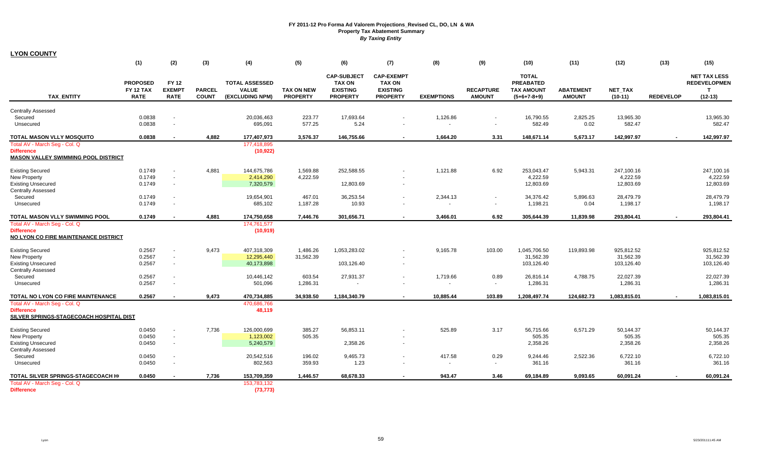# FY 2011-12 Pro Forma Ad Valorem Projections_Revised CL, DO, LN & WA

## Property Tax Abatement Summary

*By Taxing Entity*

**LYON COUNTY**

| TAX_ENTITY | (1) PROPOSED FY 12 TAX RATE | (2) FY 12 EXEMPT RATE | (3) PARCEL COUNT | (4) TOTAL ASSESSED VALUE (EXCLUDING NPM) | (5) TAX ON NEW PROPERTY | (6) CAP-SUBJECT TAX ON EXISTING PROPERTY | (7) CAP-EXEMPT TAX ON EXISTING PROPERTY | (8) EXEMPTIONS | (9) RECAPTURE AMOUNT | (10) TOTAL PREABATED TAX AMOUNT (5+6+7-8+9) | (11) ABATEMENT AMOUNT | (12) NET_TAX (10-11) | (13) REDEVELOP | (15) NET TAX LESS REDEVELOPMENT (12-13) |
|---|---|---|---|---|---|---|---|---|---|---|---|---|---|---|
| Centrally Assessed | | | | | | | | | | | | | | |
| Secured | 0.0838 | - | | 20,036,463 | 223.77 | 17,693.64 | - | 1,126.86 | - | 16,790.55 | 2,825.25 | 13,965.30 | | 13,965.30 |
| Unsecured | 0.0838 | - | | 695,091 | 577.25 | 5.24 | - | - | - | 582.49 | 0.02 | 582.47 | | 582.47 |
| **TOTAL MASON VLLY MOSQUITO** | **0.0838** | **-** | **4,882** | **177,407,973** | **3,576.37** | **146,755.66** | **-** | **1,664.20** | **3.31** | **148,671.14** | **5,673.17** | **142,997.97** | **-** | **142,997.97** |
| Total AV - March Seg - Col. Q | | | | 177,418,895 | | | | | | | | | | |
| Difference | | | | (10,922) | | | | | | | | | | |
| **MASON VALLEY SWIMMING POOL DISTRICT** | | | | | | | | | | | | | | |
| Existing Secured | 0.1749 | - | 4,881 | 144,675,786 | 1,569.88 | 252,588.55 | - | 1,121.88 | 6.92 | 253,043.47 | 5,943.31 | 247,100.16 | | 247,100.16 |
| New Property | 0.1749 | - | | 2,414,290 | 4,222.59 | | - | | | 4,222.59 | | 4,222.59 | | 4,222.59 |
| Existing Unsecured | 0.1749 | - | | 7,320,579 | | 12,803.69 | - | | | 12,803.69 | | 12,803.69 | | 12,803.69 |
| Centrally Assessed | | | | | | | | | | | | | | |
| Secured | 0.1749 | - | | 19,654,901 | 467.01 | 36,253.54 | - | 2,344.13 | - | 34,376.42 | 5,896.63 | 28,479.79 | | 28,479.79 |
| Unsecured | 0.1749 | - | | 685,102 | 1,187.28 | 10.93 | - | - | - | 1,198.21 | 0.04 | 1,198.17 | | 1,198.17 |
| **TOTAL MASON VLLY SWIMMING POOL** | **0.1749** | **-** | **4,881** | **174,750,658** | **7,446.76** | **301,656.71** | **-** | **3,466.01** | **6.92** | **305,644.39** | **11,839.98** | **293,804.41** | **-** | **293,804.41** |
| Total AV - March Seg - Col. Q | | | | 174,761,577 | | | | | | | | | | |
| Difference | | | | (10,919) | | | | | | | | | | |
| **NO LYON CO FIRE MAINTENANCE DISTRICT** | | | | | | | | | | | | | | |
| Existing Secured | 0.2567 | - | 9,473 | 407,318,309 | 1,486.26 | 1,053,283.02 | - | 9,165.78 | 103.00 | 1,045,706.50 | 119,893.98 | 925,812.52 | | 925,812.52 |
| New Property | 0.2567 | - | | 12,295,440 | 31,562.39 | | - | | | 31,562.39 | | 31,562.39 | | 31,562.39 |
| Existing Unsecured | 0.2567 | - | | 40,173,898 | | 103,126.40 | - | | | 103,126.40 | | 103,126.40 | | 103,126.40 |
| Centrally Assessed | | | | | | | | | | | | | | |
| Secured | 0.2567 | - | | 10,446,142 | 603.54 | 27,931.37 | - | 1,719.66 | 0.89 | 26,816.14 | 4,788.75 | 22,027.39 | | 22,027.39 |
| Unsecured | 0.2567 | - | | 501,096 | 1,286.31 | - | - | - | - | 1,286.31 | | 1,286.31 | | 1,286.31 |
| **TOTAL NO LYON CO FIRE MAINTENANCE** | **0.2567** | **-** | **9,473** | **470,734,885** | **34,938.50** | **1,184,340.79** | **-** | **10,885.44** | **103.89** | **1,208,497.74** | **124,682.73** | **1,083,815.01** | **-** | **1,083,815.01** |
| Total AV - March Seg - Col. Q | | | | 470,686,766 | | | | | | | | | | |
| Difference | | | | 48,119 | | | | | | | | | | |
| **SILVER SPRINGS-STAGECOACH HOSPITAL DIST** | | | | | | | | | | | | | | |
| Existing Secured | 0.0450 | - | 7,736 | 126,000,699 | 385.27 | 56,853.11 | - | 525.89 | 3.17 | 56,715.66 | 6,571.29 | 50,144.37 | | 50,144.37 |
| New Property | 0.0450 | - | | 1,123,002 | 505.35 | | - | | | 505.35 | | 505.35 | | 505.35 |
| Existing Unsecured | 0.0450 | - | | 5,240,579 | | 2,358.26 | - | | | 2,358.26 | | 2,358.26 | | 2,358.26 |
| Centrally Assessed | | | | | | | | | | | | | | |
| Secured | 0.0450 | - | | 20,542,516 | 196.02 | 9,465.73 | - | 417.58 | 0.29 | 9,244.46 | 2,522.36 | 6,722.10 | | 6,722.10 |
| Unsecured | 0.0450 | - | | 802,563 | 359.93 | 1.23 | - | - | - | 361.16 | | 361.16 | | 361.16 |
| **TOTAL SILVER SPRINGS-STAGECOACH H** | **0.0450** | **-** | **7,736** | **153,709,359** | **1,446.57** | **68,678.33** | **-** | **943.47** | **3.46** | **69,184.89** | **9,093.65** | **60,091.24** | **-** | **60,091.24** |
| Total AV - March Seg - Col. Q | | | | 153,783,132 | | | | | | | | | | |
| Difference | | | | (73,773) | | | | | | | | | | |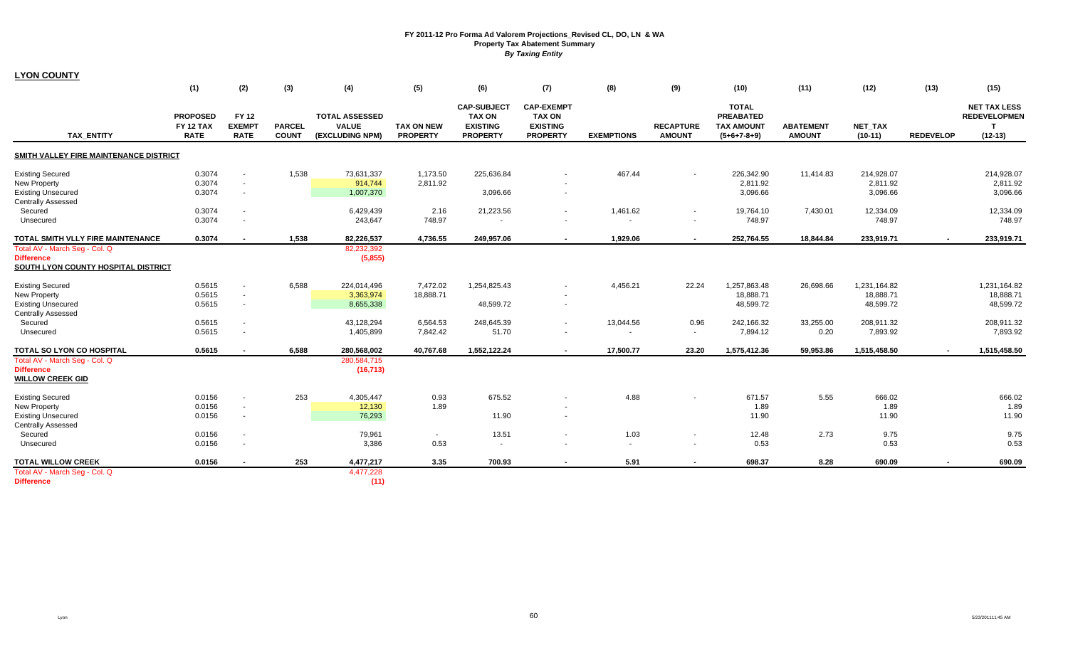# FY 2011-12 Pro Forma Ad Valorem Projections_Revised CL, DO, LN & WA
## Property Tax Abatement Summary
### *By Taxing Entity*

**LYON COUNTY**

| TAX_ENTITY | (1) PROPOSED FY 12 TAX RATE | (2) FY 12 EXEMPT RATE | (3) PARCEL COUNT | (4) TOTAL ASSESSED VALUE (EXCLUDING NPM) | (5) TAX ON NEW PROPERTY | (6) CAP-SUBJECT TAX ON EXISTING PROPERTY | (7) CAP-EXEMPT TAX ON EXISTING PROPERTY | (8) EXEMPTIONS | (9) RECAPTURE AMOUNT | (10) TOTAL PREABATED TAX AMOUNT (5+6+7-8+9) | (11) ABATEMENT AMOUNT | (12) NET_TAX (10-11) | (13) REDEVELOP | (15) NET TAX LESS REDEVELOPMENT (12-13) |
|---|---|---|---|---|---|---|---|---|---|---|---|---|---|---|
| **SMITH VALLEY FIRE MAINTENANCE DISTRICT** | | | | | | | | | | | | | | |
| Existing Secured | 0.3074 | - | 1,538 | 73,631,337 | 1,173.50 | 225,636.84 | - | 467.44 | - | 226,342.90 | 11,414.83 | 214,928.07 | | 214,928.07 |
| New Property | 0.3074 | - | | 914,744 | 2,811.92 | | - | | | 2,811.92 | | 2,811.92 | | 2,811.92 |
| Existing Unsecured | 0.3074 | - | | 1,007,370 | | 3,096.66 | - | | | 3,096.66 | | 3,096.66 | | 3,096.66 |
| Centrally Assessed | | | | | | | | | | | | | | |
| Secured | 0.3074 | - | | 6,429,439 | 2.16 | 21,223.56 | - | 1,461.62 | - | 19,764.10 | 7,430.01 | 12,334.09 | | 12,334.09 |
| Unsecured | 0.3074 | - | | 243,647 | 748.97 | - | - | - | - | 748.97 | | 748.97 | | 748.97 |
| **TOTAL SMITH VLLY FIRE MAINTENANCE** | **0.3074** | **-** | **1,538** | **82,226,537** | **4,736.55** | **249,957.06** | **-** | **1,929.06** | **-** | **252,764.55** | **18,844.84** | **233,919.71** | **-** | **233,919.71** |
| Total AV - March Seg - Col. Q | | | | 82,232,392 | | | | | | | | | | |
| **Difference** | | | | **(5,855)** | | | | | | | | | | |
| **SOUTH LYON COUNTY HOSPITAL DISTRICT** | | | | | | | | | | | | | | |
| Existing Secured | 0.5615 | - | 6,588 | 224,014,496 | 7,472.02 | 1,254,825.43 | - | 4,456.21 | 22.24 | 1,257,863.48 | 26,698.66 | 1,231,164.82 | | 1,231,164.82 |
| New Property | 0.5615 | - | | 3,363,974 | 18,888.71 | | - | | | 18,888.71 | | 18,888.71 | | 18,888.71 |
| Existing Unsecured | 0.5615 | - | | 8,655,338 | | 48,599.72 | - | | | 48,599.72 | | 48,599.72 | | 48,599.72 |
| Centrally Assessed | | | | | | | | | | | | | | |
| Secured | 0.5615 | - | | 43,128,294 | 6,564.53 | 248,645.39 | - | 13,044.56 | 0.96 | 242,166.32 | 33,255.00 | 208,911.32 | | 208,911.32 |
| Unsecured | 0.5615 | - | | 1,405,899 | 7,842.42 | 51.70 | - | - | - | 7,894.12 | 0.20 | 7,893.92 | | 7,893.92 |
| **TOTAL SO LYON CO HOSPITAL** | **0.5615** | **-** | **6,588** | **280,568,002** | **40,767.68** | **1,552,122.24** | **-** | **17,500.77** | **23.20** | **1,575,412.36** | **59,953.86** | **1,515,458.50** | **-** | **1,515,458.50** |
| Total AV - March Seg - Col. Q | | | | 280,584,715 | | | | | | | | | | |
| **Difference** | | | | **(16,713)** | | | | | | | | | | |
| **WILLOW CREEK GID** | | | | | | | | | | | | | | |
| Existing Secured | 0.0156 | - | 253 | 4,305,447 | 0.93 | 675.52 | - | 4.88 | - | 671.57 | 5.55 | 666.02 | | 666.02 |
| New Property | 0.0156 | - | | 12,130 | 1.89 | | - | | | 1.89 | | 1.89 | | 1.89 |
| Existing Unsecured | 0.0156 | - | | 76,293 | | 11.90 | - | | | 11.90 | | 11.90 | | 11.90 |
| Centrally Assessed | | | | | | | | | | | | | | |
| Secured | 0.0156 | - | | 79,961 | - | 13.51 | - | 1.03 | - | 12.48 | 2.73 | 9.75 | | 9.75 |
| Unsecured | 0.0156 | - | | 3,386 | 0.53 | - | - | - | - | 0.53 | | 0.53 | | 0.53 |
| **TOTAL WILLOW CREEK** | **0.0156** | **-** | **253** | **4,477,217** | **3.35** | **700.93** | **-** | **5.91** | **-** | **698.37** | **8.28** | **690.09** | **-** | **690.09** |
| Total AV - March Seg - Col. Q | | | | 4,477,228 | | | | | | | | | | |
| **Difference** | | | | **(11)** | | | | | | | | | | |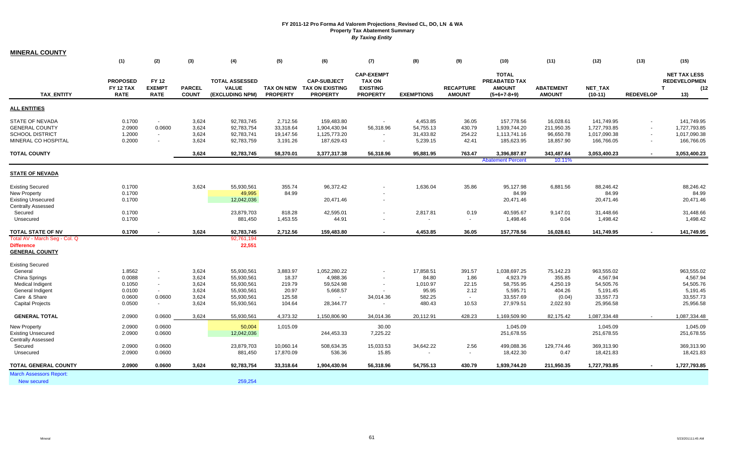# FY 2011-12 Pro Forma Ad Valorem Projections_Revised CL, DO, LN & WA
## Property Tax Abatement Summary
### *By Taxing Entity*

**MINERAL COUNTY**

| | (1) | (2) | (3) | (4) | (5) | (6) | (7) | (8) | (9) | (10) | (11) | (12) | (13) | (15) |
|---|---|---|---|---|---|---|---|---|---|---|---|---|---|---|
| **TAX_ENTITY** | **PROPOSED FY 12 TAX RATE** | **FY 12 EXEMPT RATE** | **PARCEL COUNT** | **TOTAL ASSESSED VALUE (EXCLUDING NPM)** | **TAX ON NEW PROPERTY** | **CAP-SUBJECT TAX ON EXISTING PROPERTY** | **CAP-EXEMPT TAX ON EXISTING PROPERTY** | **EXEMPTIONS** | **RECAPTURE AMOUNT** | **TOTAL PREABATED TAX AMOUNT (5+6+7-8+9)** | **ABATEMENT AMOUNT** | **NET_TAX (10-11)** | **REDEVELOP** | **NET TAX LESS REDEVELOPMEN T (12 13)** |
| **ALL ENTITIES** | | | | | | | | | | | | | | |
| STATE OF NEVADA | 0.1700 | - | 3,624 | 92,783,745 | 2,712.56 | 159,483.80 | - | 4,453.85 | 36.05 | 157,778.56 | 16,028.61 | 141,749.95 | - | 141,749.95 |
| GENERAL COUNTY | 2.0900 | 0.0600 | 3,624 | 92,783,754 | 33,318.64 | 1,904,430.94 | 56,318.96 | 54,755.13 | 430.79 | 1,939,744.20 | 211,950.35 | 1,727,793.85 | - | 1,727,793.85 |
| SCHOOL DISTRICT | 1.2000 | - | 3,624 | 92,783,741 | 19,147.56 | 1,125,773.20 | - | 31,433.82 | 254.22 | 1,113,741.16 | 96,650.78 | 1,017,090.38 | - | 1,017,090.38 |
| MINERAL CO HOSPITAL | 0.2000 | - | 3,624 | 92,783,759 | 3,191.26 | 187,629.43 | - | 5,239.15 | 42.41 | 185,623.95 | 18,857.90 | 166,766.05 | - | 166,766.05 |
| **TOTAL COUNTY** | | | **3,624** | **92,783,745** | **58,370.01** | **3,377,317.38** | **56,318.96** | **95,881.95** | **763.47** | **3,396,887.87** | **343,487.64** | **3,053,400.23** | **-** | **3,053,400.23** |
| | | | | | | | | | | Abatement Percent | 10.11% | | | |
| **STATE OF NEVADA** | | | | | | | | | | | | | | |
| Existing Secured | 0.1700 | | 3,624 | 55,930,561 | 355.74 | 96,372.42 | - | 1,636.04 | 35.86 | 95,127.98 | 6,881.56 | 88,246.42 | | 88,246.42 |
| New Property | 0.1700 | | | 49,995 | 84.99 | | - | | | 84.99 | | 84.99 | | 84.99 |
| Existing Unsecured | 0.1700 | | | 12,042,036 | | 20,471.46 | - | | | 20,471.46 | | 20,471.46 | | 20,471.46 |
| Centrally Assessed | | | | | | | | | | | | | | |
| Secured | 0.1700 | | | 23,879,703 | 818.28 | 42,595.01 | - | 2,817.81 | 0.19 | 40,595.67 | 9,147.01 | 31,448.66 | | 31,448.66 |
| Unsecured | 0.1700 | | | 881,450 | 1,453.55 | 44.91 | - | - | - | 1,498.46 | 0.04 | 1,498.42 | | 1,498.42 |
| **TOTAL STATE OF NV** | **0.1700** | **-** | **3,624** | **92,783,745** | **2,712.56** | **159,483.80** | **-** | **4,453.85** | **36.05** | **157,778.56** | **16,028.61** | **141,749.95** | **-** | **141,749.95** |
| Total AV - March Seg - Col. Q | | | | 92,761,194 | | | | | | | | | | |
| **Difference** | | | | **22,551** | | | | | | | | | | |
| **GENERAL COUNTY** | | | | | | | | | | | | | | |
| Existing Secured | | | | | | | | | | | | | | |
| General | 1.8562 | - | 3,624 | 55,930,561 | 3,883.97 | 1,052,280.22 | - | 17,858.51 | 391.57 | 1,038,697.25 | 75,142.23 | 963,555.02 | | 963,555.02 |
| China Springs | 0.0088 | - | 3,624 | 55,930,561 | 18.37 | 4,988.36 | - | 84.80 | 1.86 | 4,923.79 | 355.85 | 4,567.94 | | 4,567.94 |
| Medical Indigent | 0.1050 | - | 3,624 | 55,930,561 | 219.79 | 59,524.98 | - | 1,010.97 | 22.15 | 58,755.95 | 4,250.19 | 54,505.76 | | 54,505.76 |
| General Indigent | 0.0100 | - | 3,624 | 55,930,561 | 20.97 | 5,668.57 | - | 95.95 | 2.12 | 5,595.71 | 404.26 | 5,191.45 | | 5,191.45 |
| Care & Share | 0.0600 | 0.0600 | 3,624 | 55,930,561 | 125.58 | - | 34,014.36 | 582.25 | - | 33,557.69 | (0.04) | 33,557.73 | | 33,557.73 |
| Capital Projects | 0.0500 | - | 3,624 | 55,930,561 | 104.64 | 28,344.77 | - | 480.43 | 10.53 | 27,979.51 | 2,022.93 | 25,956.58 | | 25,956.58 |
| **GENERAL TOTAL** | 2.0900 | 0.0600 | 3,624 | 55,930,561 | 4,373.32 | 1,150,806.90 | 34,014.36 | 20,112.91 | 428.23 | 1,169,509.90 | 82,175.42 | 1,087,334.48 | - | 1,087,334.48 |
| New Property | 2.0900 | 0.0600 | | 50,004 | 1,015.09 | | 30.00 | | | 1,045.09 | | 1,045.09 | | 1,045.09 |
| Existing Unsecured | 2.0900 | 0.0600 | | 12,042,036 | | 244,453.33 | 7,225.22 | | | 251,678.55 | | 251,678.55 | | 251,678.55 |
| Centrally Assessed | | | | | | | | | | | | | | |
| Secured | 2.0900 | 0.0600 | | 23,879,703 | 10,060.14 | 508,634.35 | 15,033.53 | 34,642.22 | 2.56 | 499,088.36 | 129,774.46 | 369,313.90 | | 369,313.90 |
| Unsecured | 2.0900 | 0.0600 | | 881,450 | 17,870.09 | 536.36 | 15.85 | - | - | 18,422.30 | 0.47 | 18,421.83 | | 18,421.83 |
| **TOTAL GENERAL COUNTY** | **2.0900** | **0.0600** | **3,624** | **92,783,754** | **33,318.64** | **1,904,430.94** | **56,318.96** | **54,755.13** | **430.79** | **1,939,744.20** | **211,950.35** | **1,727,793.85** | **-** | **1,727,793.85** |
| March Assessors Report: | | | | | | | | | | | | | | |
| New secured | | | | 259,254 | | | | | | | | | | |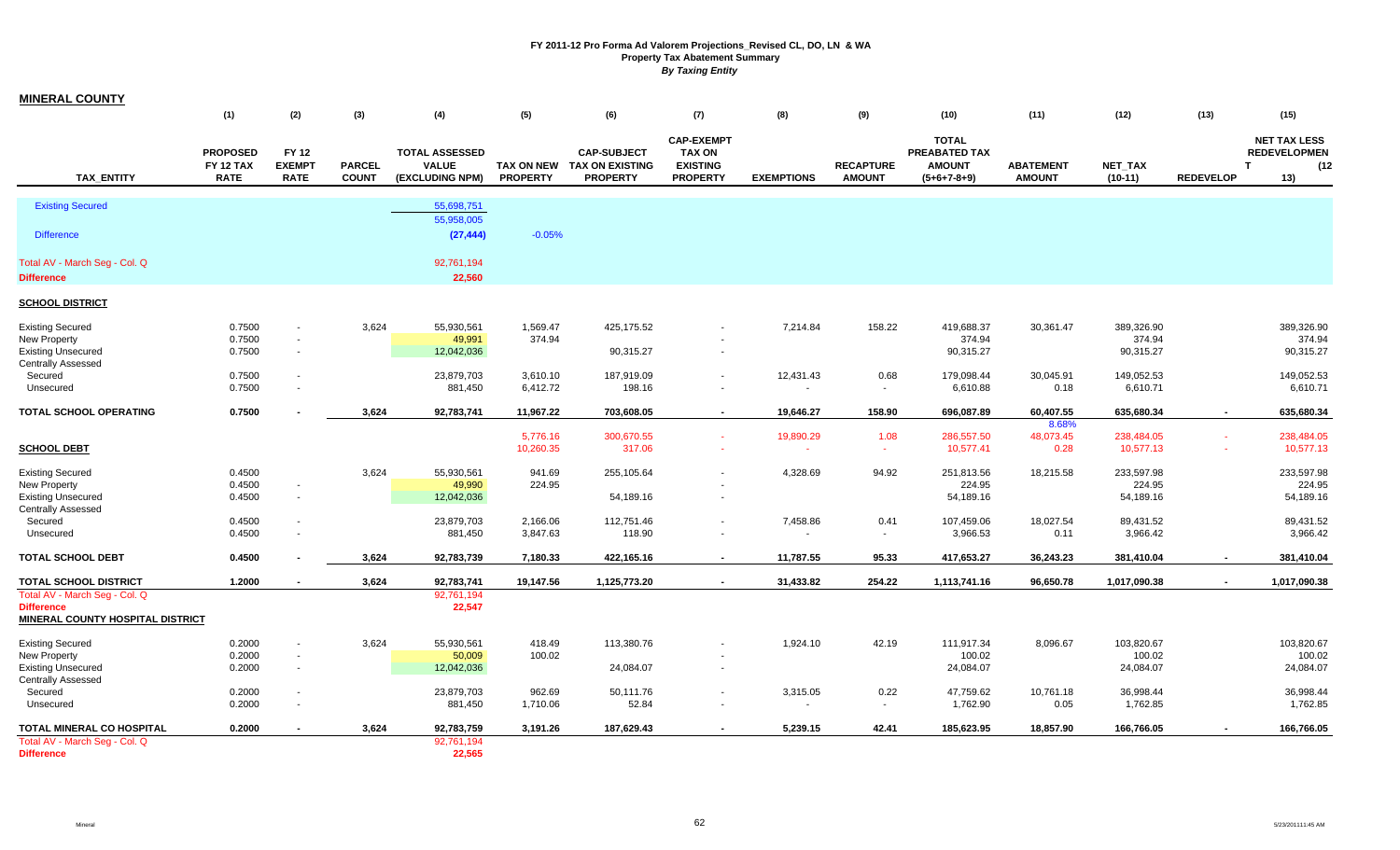# FY 2011-12 Pro Forma Ad Valorem Projections_Revised CL, DO, LN & WA
## Property Tax Abatement Summary
*By Taxing Entity*

**MINERAL COUNTY**

| TAX_ENTITY | (1) PROPOSED FY 12 TAX RATE | (2) FY 12 EXEMPT RATE | (3) PARCEL COUNT | (4) TOTAL ASSESSED VALUE (EXCLUDING NPM) | (5) TAX ON NEW PROPERTY | (6) CAP-SUBJECT TAX ON EXISTING PROPERTY | (7) CAP-EXEMPT TAX ON EXISTING PROPERTY | (8) EXEMPTIONS | (9) RECAPTURE AMOUNT | (10) TOTAL PREABATED TAX AMOUNT (5+6+7-8+9) | (11) ABATEMENT AMOUNT | (12) NET_TAX (10-11) | (13) REDEVELOP | (15) NET TAX LESS REDEVELOPMEN T (12-13) |
|---|---|---|---|---|---|---|---|---|---|---|---|---|---|---|
| Existing Secured | | | | 55,698,751 | | | | | | | | | | |
| | | | | 55,958,005 | | | | | | | | | | |
| Difference | | | | (27,444) | -0.05% | | | | | | | | | |
| Total AV - March Seg - Col. Q | | | | 92,761,194 | | | | | | | | | | |
| **Difference** | | | | 22,560 | | | | | | | | | | |
| **SCHOOL DISTRICT** | | | | | | | | | | | | | | |
| Existing Secured | 0.7500 | - | 3,624 | 55,930,561 | 1,569.47 | 425,175.52 | - | 7,214.84 | 158.22 | 419,688.37 | 30,361.47 | 389,326.90 | | 389,326.90 |
| New Property | 0.7500 | - | | 49,991 | 374.94 | | - | | | 374.94 | | 374.94 | | 374.94 |
| Existing Unsecured | 0.7500 | - | | 12,042,036 | | 90,315.27 | - | | | 90,315.27 | | 90,315.27 | | 90,315.27 |
| Centrally Assessed | | | | | | | | | | | | | | |
| Secured | 0.7500 | - | | 23,879,703 | 3,610.10 | 187,919.09 | - | 12,431.43 | 0.68 | 179,098.44 | 30,045.91 | 149,052.53 | | 149,052.53 |
| Unsecured | 0.7500 | - | | 881,450 | 6,412.72 | 198.16 | - | - | - | 6,610.88 | 0.18 | 6,610.71 | | 6,610.71 |
| **TOTAL SCHOOL OPERATING** | **0.7500** | **-** | **3,624** | **92,783,741** | **11,967.22** | **703,608.05** | **-** | **19,646.27** | **158.90** | **696,087.89** | **60,407.55** | **635,680.34** | **-** | **635,680.34** |
| | | | | | | | | | | | 8.68% | | | |
| | | | | | 5,776.16 | 300,670.55 | - | 19,890.29 | 1.08 | 286,557.50 | 48,073.45 | 238,484.05 | - | 238,484.05 |
| **SCHOOL DEBT** | | | | | 10,260.35 | 317.06 | - | - | - | 10,577.41 | 0.28 | 10,577.13 | - | 10,577.13 |
| Existing Secured | 0.4500 | | 3,624 | 55,930,561 | 941.69 | 255,105.64 | - | 4,328.69 | 94.92 | 251,813.56 | 18,215.58 | 233,597.98 | | 233,597.98 |
| New Property | 0.4500 | - | | 49,990 | 224.95 | | - | | | 224.95 | | 224.95 | | 224.95 |
| Existing Unsecured | 0.4500 | - | | 12,042,036 | | 54,189.16 | - | | | 54,189.16 | | 54,189.16 | | 54,189.16 |
| Centrally Assessed | | | | | | | | | | | | | | |
| Secured | 0.4500 | - | | 23,879,703 | 2,166.06 | 112,751.46 | - | 7,458.86 | 0.41 | 107,459.06 | 18,027.54 | 89,431.52 | | 89,431.52 |
| Unsecured | 0.4500 | - | | 881,450 | 3,847.63 | 118.90 | - | - | - | 3,966.53 | 0.11 | 3,966.42 | | 3,966.42 |
| **TOTAL SCHOOL DEBT** | **0.4500** | **-** | **3,624** | **92,783,739** | **7,180.33** | **422,165.16** | **-** | **11,787.55** | **95.33** | **417,653.27** | **36,243.23** | **381,410.04** | **-** | **381,410.04** |
| **TOTAL SCHOOL DISTRICT** | **1.2000** | **-** | **3,624** | **92,783,741** | **19,147.56** | **1,125,773.20** | **-** | **31,433.82** | **254.22** | **1,113,741.16** | **96,650.78** | **1,017,090.38** | **-** | **1,017,090.38** |
| Total AV - March Seg - Col. Q | | | | 92,761,194 | | | | | | | | | | |
| **Difference** | | | | 22,547 | | | | | | | | | | |
| **MINERAL COUNTY HOSPITAL DISTRICT** | | | | | | | | | | | | | | |
| Existing Secured | 0.2000 | - | 3,624 | 55,930,561 | 418.49 | 113,380.76 | - | 1,924.10 | 42.19 | 111,917.34 | 8,096.67 | 103,820.67 | | 103,820.67 |
| New Property | 0.2000 | - | | 50,009 | 100.02 | | - | | | 100.02 | | 100.02 | | 100.02 |
| Existing Unsecured | 0.2000 | - | | 12,042,036 | | 24,084.07 | - | | | 24,084.07 | | 24,084.07 | | 24,084.07 |
| Centrally Assessed | | | | | | | | | | | | | | |
| Secured | 0.2000 | - | | 23,879,703 | 962.69 | 50,111.76 | - | 3,315.05 | 0.22 | 47,759.62 | 10,761.18 | 36,998.44 | | 36,998.44 |
| Unsecured | 0.2000 | - | | 881,450 | 1,710.06 | 52.84 | - | - | - | 1,762.90 | 0.05 | 1,762.85 | | 1,762.85 |
| **TOTAL MINERAL CO HOSPITAL** | **0.2000** | **-** | **3,624** | **92,783,759** | **3,191.26** | **187,629.43** | **-** | **5,239.15** | **42.41** | **185,623.95** | **18,857.90** | **166,766.05** | **-** | **166,766.05** |
| Total AV - March Seg - Col. Q | | | | 92,761,194 | | | | | | | | | | |
| **Difference** | | | | 22,565 | | | | | | | | | | |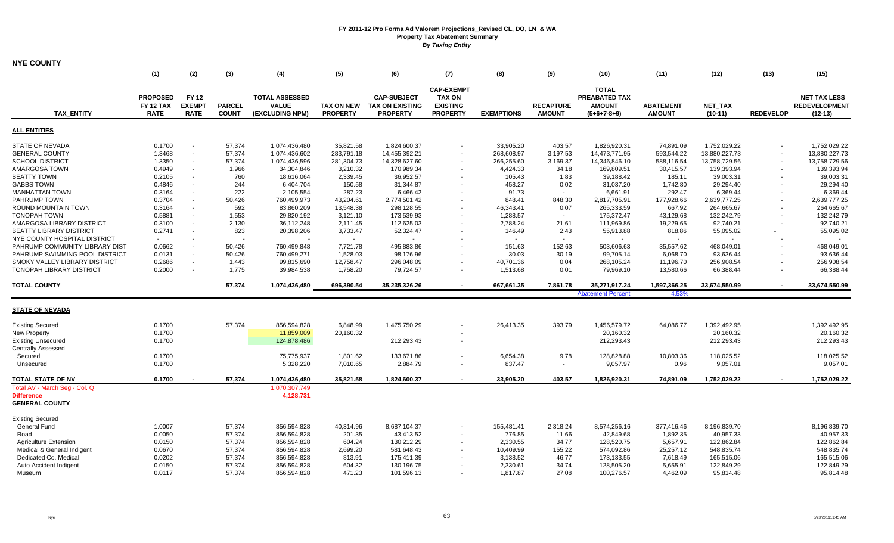# FY 2011-12 Pro Forma Ad Valorem Projections_Revised CL, DO, LN & WA
## Property Tax Abatement Summary
### *By Taxing Entity*

**NYE COUNTY**

| TAX_ENTITY | (1) PROPOSED FY 12 TAX RATE | (2) FY 12 EXEMPT RATE | (3) PARCEL COUNT | (4) TOTAL ASSESSED VALUE (EXCLUDING NPM) | (5) TAX ON NEW PROPERTY | (6) CAP-SUBJECT TAX ON EXISTING PROPERTY | (7) CAP-EXEMPT TAX ON EXISTING PROPERTY | (8) EXEMPTIONS | (9) RECAPTURE AMOUNT | (10) TOTAL PREABATED TAX AMOUNT (5+6+7-8+9) | (11) ABATEMENT AMOUNT | (12) NET_TAX (10-11) | (13) REDEVELOP | (15) NET TAX LESS REDEVELOPMENT (12-13) |
|---|---|---|---|---|---|---|---|---|---|---|---|---|---|---|
| **ALL ENTITIES** | | | | | | | | | | | | | | |
| STATE OF NEVADA | 0.1700 | - | 57,374 | 1,074,436,480 | 35,821.58 | 1,824,600.37 | - | 33,905.20 | 403.57 | 1,826,920.31 | 74,891.09 | 1,752,029.22 | - | 1,752,029.22 |
| GENERAL COUNTY | 1.3468 | - | 57,374 | 1,074,436,602 | 283,791.18 | 14,455,392.21 | - | 268,608.97 | 3,197.53 | 14,473,771.95 | 593,544.22 | 13,880,227.73 | - | 13,880,227.73 |
| SCHOOL DISTRICT | 1.3350 | - | 57,374 | 1,074,436,596 | 281,304.73 | 14,328,627.60 | - | 266,255.60 | 3,169.37 | 14,346,846.10 | 588,116.54 | 13,758,729.56 | - | 13,758,729.56 |
| AMARGOSA TOWN | 0.4949 | - | 1,966 | 34,304,846 | 3,210.32 | 170,989.34 | - | 4,424.33 | 34.18 | 169,809.51 | 30,415.57 | 139,393.94 | - | 139,393.94 |
| BEATTY TOWN | 0.2105 | - | 760 | 18,616,064 | 2,339.45 | 36,952.57 | - | 105.43 | 1.83 | 39,188.42 | 185.11 | 39,003.31 | - | 39,003.31 |
| GABBS TOWN | 0.4846 | - | 244 | 6,404,704 | 150.58 | 31,344.87 | - | 458.27 | 0.02 | 31,037.20 | 1,742.80 | 29,294.40 | - | 29,294.40 |
| MANHATTAN TOWN | 0.3164 | - | 222 | 2,105,554 | 287.23 | 6,466.42 | - | 91.73 | - | 6,661.91 | 292.47 | 6,369.44 | - | 6,369.44 |
| PAHRUMP TOWN | 0.3704 | - | 50,426 | 760,499,973 | 43,204.61 | 2,774,501.42 | - | 848.41 | 848.30 | 2,817,705.91 | 177,928.66 | 2,639,777.25 | - | 2,639,777.25 |
| ROUND MOUNTAIN TOWN | 0.3164 | - | 592 | 83,860,209 | 13,548.38 | 298,128.55 | - | 46,343.41 | 0.07 | 265,333.59 | 667.92 | 264,665.67 | - | 264,665.67 |
| TONOPAH TOWN | 0.5881 | - | 1,553 | 29,820,192 | 3,121.10 | 173,539.93 | - | 1,288.57 | - | 175,372.47 | 43,129.68 | 132,242.79 | - | 132,242.79 |
| AMARGOSA LIBRARY DISTRICT | 0.3100 | - | 2,130 | 36,112,248 | 2,111.45 | 112,625.03 | - | 2,788.24 | 21.61 | 111,969.86 | 19,229.65 | 92,740.21 | - | 92,740.21 |
| BEATTY LIBRARY DISTRICT | 0.2741 | - | 823 | 20,398,206 | 3,733.47 | 52,324.47 | - | 146.49 | 2.43 | 55,913.88 | 818.86 | 55,095.02 | - | 55,095.02 |
| NYE COUNTY HOSPITAL DISTRICT | - | - | - | - | - | - | - | - | - | - | - | - | - | - |
| PAHRUMP COMMUNITY LIBRARY DIST | 0.0662 | - | 50,426 | 760,499,848 | 7,721.78 | 495,883.86 | - | 151.63 | 152.63 | 503,606.63 | 35,557.62 | 468,049.01 | - | 468,049.01 |
| PAHRUMP SWIMMING POOL DISTRICT | 0.0131 | - | 50,426 | 760,499,271 | 1,528.03 | 98,176.96 | - | 30.03 | 30.19 | 99,705.14 | 6,068.70 | 93,636.44 | - | 93,636.44 |
| SMOKY VALLEY LIBRARY DISTRICT | 0.2686 | - | 1,443 | 99,815,690 | 12,758.47 | 296,048.09 | - | 40,701.36 | 0.04 | 268,105.24 | 11,196.70 | 256,908.54 | - | 256,908.54 |
| TONOPAH LIBRARY DISTRICT | 0.2000 | - | 1,775 | 39,984,538 | 1,758.20 | 79,724.57 | - | 1,513.68 | 0.01 | 79,969.10 | 13,580.66 | 66,388.44 | - | 66,388.44 |
| **TOTAL COUNTY** | | | **57,374** | **1,074,436,480** | **696,390.54** | **35,235,326.26** | **-** | **667,661.35** | **7,861.78** | **35,271,917.24** | **1,597,366.25** | **33,674,550.99** | **-** | **33,674,550.99** |
| | | | | | | | | | | Abatement Percent | 4.53% | | | |
| **STATE OF NEVADA** | | | | | | | | | | | | | | |
| Existing Secured | 0.1700 | | 57,374 | 856,594,828 | 6,848.99 | 1,475,750.29 | - | 26,413.35 | 393.79 | 1,456,579.72 | 64,086.77 | 1,392,492.95 | | 1,392,492.95 |
| New Property | 0.1700 | | | 11,859,009 | 20,160.32 | | - | | | 20,160.32 | | 20,160.32 | | 20,160.32 |
| Existing Unsecured | 0.1700 | | | 124,878,486 | | 212,293.43 | - | | | 212,293.43 | | 212,293.43 | | 212,293.43 |
| Centrally Assessed | | | | | | | | | | | | | | |
| Secured | 0.1700 | | | 75,775,937 | 1,801.62 | 133,671.86 | - | 6,654.38 | 9.78 | 128,828.88 | 10,803.36 | 118,025.52 | | 118,025.52 |
| Unsecured | 0.1700 | | | 5,328,220 | 7,010.65 | 2,884.79 | - | 837.47 | - | 9,057.97 | 0.96 | 9,057.01 | | 9,057.01 |
| **TOTAL STATE OF NV** | **0.1700** | **-** | **57,374** | **1,074,436,480** | **35,821.58** | **1,824,600.37** | **-** | **33,905.20** | **403.57** | **1,826,920.31** | **74,891.09** | **1,752,029.22** | **-** | **1,752,029.22** |
| Total AV - March Seg - Col. Q | | | | 1,070,307,749 | | | | | | | | | | |
| **Difference** | | | | **4,128,731** | | | | | | | | | | |
| **GENERAL COUNTY** | | | | | | | | | | | | | | |
| Existing Secured | | | | | | | | | | | | | | |
| General Fund | 1.0007 | | 57,374 | 856,594,828 | 40,314.96 | 8,687,104.37 | - | 155,481.41 | 2,318.24 | 8,574,256.16 | 377,416.46 | 8,196,839.70 | | 8,196,839.70 |
| Road | 0.0050 | | 57,374 | 856,594,828 | 201.35 | 43,413.52 | - | 776.85 | 11.66 | 42,849.68 | 1,892.35 | 40,957.33 | | 40,957.33 |
| Agriculture Extension | 0.0150 | | 57,374 | 856,594,828 | 604.24 | 130,212.29 | - | 2,330.55 | 34.77 | 128,520.75 | 5,657.91 | 122,862.84 | | 122,862.84 |
| Medical & General Indigent | 0.0670 | | 57,374 | 856,594,828 | 2,699.20 | 581,648.43 | - | 10,409.99 | 155.22 | 574,092.86 | 25,257.12 | 548,835.74 | | 548,835.74 |
| Dedicated Co. Medical | 0.0202 | | 57,374 | 856,594,828 | 813.91 | 175,411.39 | - | 3,138.52 | 46.77 | 173,133.55 | 7,618.49 | 165,515.06 | | 165,515.06 |
| Auto Accident Indigent | 0.0150 | | 57,374 | 856,594,828 | 604.32 | 130,196.75 | - | 2,330.61 | 34.74 | 128,505.20 | 5,655.91 | 122,849.29 | | 122,849.29 |
| Museum | 0.0117 | | 57,374 | 856,594,828 | 471.23 | 101,596.13 | - | 1,817.87 | 27.08 | 100,276.57 | 4,462.09 | 95,814.48 | | 95,814.48 |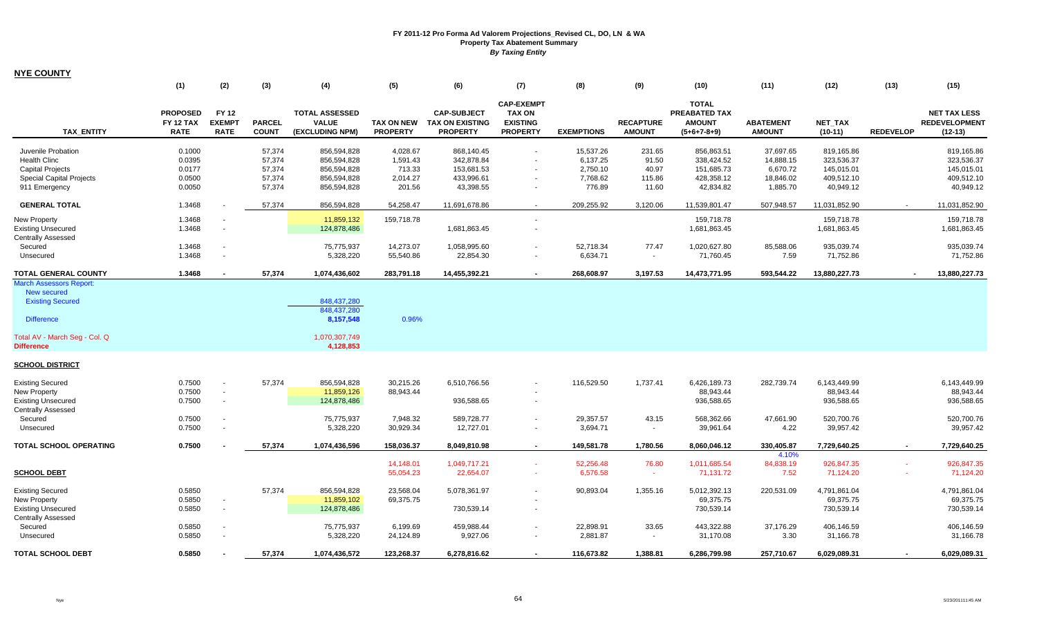# FY 2011-12 Pro Forma Ad Valorem Projections_Revised CL, DO, LN & WA

## Property Tax Abatement Summary

*By Taxing Entity*

**NYE COUNTY**

| TAX_ENTITY | (1) PROPOSED FY 12 TAX RATE | (2) FY 12 EXEMPT RATE | (3) PARCEL COUNT | (4) TOTAL ASSESSED VALUE (EXCLUDING NPM) | (5) TAX ON NEW PROPERTY | (6) CAP-SUBJECT TAX ON EXISTING PROPERTY | (7) CAP-EXEMPT TAX ON EXISTING PROPERTY | (8) EXEMPTIONS | (9) RECAPTURE AMOUNT | (10) TOTAL PREABATED TAX AMOUNT (5+6+7-8+9) | (11) ABATEMENT AMOUNT | (12) NET_TAX (10-11) | (13) REDEVELOP | (15) NET TAX LESS REDEVELOPMENT (12-13) |
|---|---|---|---|---|---|---|---|---|---|---|---|---|---|---|
| Juvenile Probation | 0.1000 | | 57,374 | 856,594,828 | 4,028.67 | 868,140.45 | - | 15,537.26 | 231.65 | 856,863.51 | 37,697.65 | 819,165.86 | | 819,165.86 |
| Health Clinc | 0.0395 | | 57,374 | 856,594,828 | 1,591.43 | 342,878.84 | - | 6,137.25 | 91.50 | 338,424.52 | 14,888.15 | 323,536.37 | | 323,536.37 |
| Capital Projects | 0.0177 | | 57,374 | 856,594,828 | 713.33 | 153,681.53 | - | 2,750.10 | 40.97 | 151,685.73 | 6,670.72 | 145,015.01 | | 145,015.01 |
| Special Capital Projects | 0.0500 | | 57,374 | 856,594,828 | 2,014.27 | 433,996.61 | - | 7,768.62 | 115.86 | 428,358.12 | 18,846.02 | 409,512.10 | | 409,512.10 |
| 911 Emergency | 0.0050 | | 57,374 | 856,594,828 | 201.56 | 43,398.55 | - | 776.89 | 11.60 | 42,834.82 | 1,885.70 | 40,949.12 | | 40,949.12 |
| **GENERAL TOTAL** | 1.3468 | - | 57,374 | 856,594,828 | 54,258.47 | 11,691,678.86 | - | 209,255.92 | 3,120.06 | 11,539,801.47 | 507,948.57 | 11,031,852.90 | - | 11,031,852.90 |
| New Property | 1.3468 | - | | 11,859,132 | 159,718.78 | | - | | | 159,718.78 | | 159,718.78 | | 159,718.78 |
| Existing Unsecured | 1.3468 | - | | 124,878,486 | | 1,681,863.45 | - | | | 1,681,863.45 | | 1,681,863.45 | | 1,681,863.45 |
| Centrally Assessed | | | | | | | | | | | | | | |
| Secured | 1.3468 | - | | 75,775,937 | 14,273.07 | 1,058,995.60 | - | 52,718.34 | 77.47 | 1,020,627.80 | 85,588.06 | 935,039.74 | | 935,039.74 |
| Unsecured | 1.3468 | - | | 5,328,220 | 55,540.86 | 22,854.30 | - | 6,634.71 | - | 71,760.45 | 7.59 | 71,752.86 | | 71,752.86 |
| **TOTAL GENERAL COUNTY** | **1.3468** | **-** | **57,374** | **1,074,436,602** | **283,791.18** | **14,455,392.21** | **-** | **268,608.97** | **3,197.53** | **14,473,771.95** | **593,544.22** | **13,880,227.73** | **-** | **13,880,227.73** |
| March Assessors Report: | | | | | | | | | | | | | | |
| New secured | | | | | | | | | | | | | | |
| Existing Secured | | | | 848,437,280 | | | | | | | | | | |
| | | | | 848,437,280 | | | | | | | | | | |
| Difference | | | | 8,157,548 | 0.96% | | | | | | | | | |
| Total AV - March Seg - Col. Q | | | | 1,070,307,749 | | | | | | | | | | |
| **Difference** | | | | **4,128,853** | | | | | | | | | | |
| **SCHOOL DISTRICT** | | | | | | | | | | | | | | |
| Existing Secured | 0.7500 | - | 57,374 | 856,594,828 | 30,215.26 | 6,510,766.56 | - | 116,529.50 | 1,737.41 | 6,426,189.73 | 282,739.74 | 6,143,449.99 | | 6,143,449.99 |
| New Property | 0.7500 | - | | 11,859,126 | 88,943.44 | | - | | | 88,943.44 | | 88,943.44 | | 88,943.44 |
| Existing Unsecured | 0.7500 | - | | 124,878,486 | | 936,588.65 | - | | | 936,588.65 | | 936,588.65 | | 936,588.65 |
| Centrally Assessed | | | | | | | | | | | | | | |
| Secured | 0.7500 | - | | 75,775,937 | 7,948.32 | 589,728.77 | - | 29,357.57 | 43.15 | 568,362.66 | 47,661.90 | 520,700.76 | | 520,700.76 |
| Unsecured | 0.7500 | - | | 5,328,220 | 30,929.34 | 12,727.01 | - | 3,694.71 | - | 39,961.64 | 4.22 | 39,957.42 | | 39,957.42 |
| **TOTAL SCHOOL OPERATING** | **0.7500** | **-** | **57,374** | **1,074,436,596** | **158,036.37** | **8,049,810.98** | **-** | **149,581.78** | **1,780.56** | **8,060,046.12** | **330,405.87** | **7,729,640.25** | **-** | **7,729,640.25** |
| | | | | | | | | | | | 4.10% | | | |
| | | | | | 14,148.01 | 1,049,717.21 | - | 52,256.48 | 76.80 | 1,011,685.54 | 84,838.19 | 926,847.35 | - | 926,847.35 |
| **SCHOOL DEBT** | | | | | 55,054.23 | 22,654.07 | - | 6,576.58 | - | 71,131.72 | 7.52 | 71,124.20 | - | 71,124.20 |
| Existing Secured | 0.5850 | | 57,374 | 856,594,828 | 23,568.04 | 5,078,361.97 | - | 90,893.04 | 1,355.16 | 5,012,392.13 | 220,531.09 | 4,791,861.04 | | 4,791,861.04 |
| New Property | 0.5850 | - | | 11,859,102 | 69,375.75 | | - | | | 69,375.75 | | 69,375.75 | | 69,375.75 |
| Existing Unsecured | 0.5850 | - | | 124,878,486 | | 730,539.14 | - | | | 730,539.14 | | 730,539.14 | | 730,539.14 |
| Centrally Assessed | | | | | | | | | | | | | | |
| Secured | 0.5850 | - | | 75,775,937 | 6,199.69 | 459,988.44 | - | 22,898.91 | 33.65 | 443,322.88 | 37,176.29 | 406,146.59 | | 406,146.59 |
| Unsecured | 0.5850 | - | | 5,328,220 | 24,124.89 | 9,927.06 | - | 2,881.87 | - | 31,170.08 | 3.30 | 31,166.78 | | 31,166.78 |
| **TOTAL SCHOOL DEBT** | **0.5850** | **-** | **57,374** | **1,074,436,572** | **123,268.37** | **6,278,816.62** | **-** | **116,673.82** | **1,388.81** | **6,286,799.98** | **257,710.67** | **6,029,089.31** | **-** | **6,029,089.31** |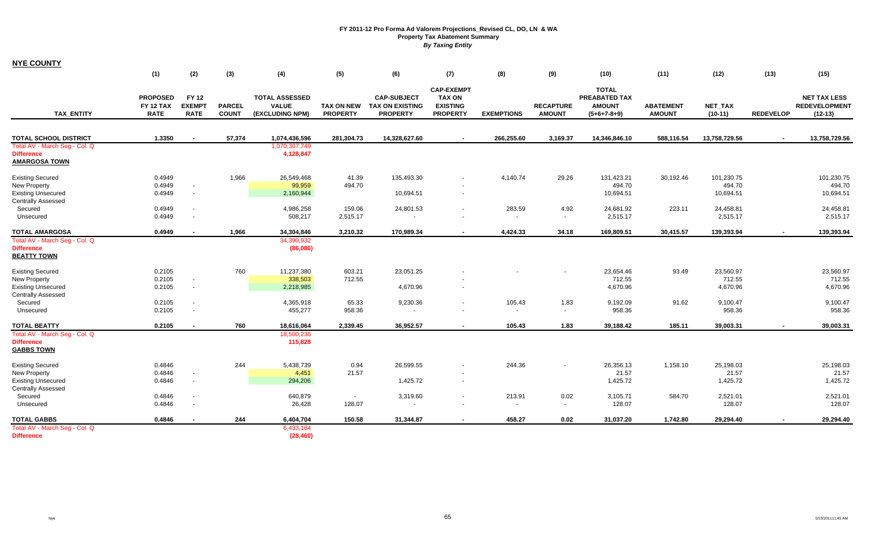**FY 2011-12 Pro Forma Ad Valorem Projections_Revised CL, DO, LN & WA**
**Property Tax Abatement Summary**
***By Taxing Entity***

**NYE COUNTY**

| TAX_ENTITY | (1) PROPOSED FY 12 TAX RATE | (2) FY 12 EXEMPT RATE | (3) PARCEL COUNT | (4) TOTAL ASSESSED VALUE (EXCLUDING NPM) | (5) TAX ON NEW PROPERTY | (6) CAP-SUBJECT TAX ON EXISTING PROPERTY | (7) CAP-EXEMPT TAX ON EXISTING PROPERTY | (8) EXEMPTIONS | (9) RECAPTURE AMOUNT | (10) TOTAL PREABATED TAX AMOUNT (5+6+7-8+9) | (11) ABATEMENT AMOUNT | (12) NET_TAX (10-11) | (13) REDEVELOP | (15) NET TAX LESS REDEVELOPMENT (12-13) |
|---|---|---|---|---|---|---|---|---|---|---|---|---|---|---|
| **TOTAL SCHOOL DISTRICT** | **1.3350** | **-** | **57,374** | **1,074,436,596** | **281,304.73** | **14,328,627.60** | **-** | **266,255.60** | **3,169.37** | **14,346,846.10** | **588,116.54** | **13,758,729.56** | **-** | **13,758,729.56** |
| Total AV - March Seg - Col. Q | | | | 1,070,307,749 | | | | | | | | | | |
| **Difference** | | | | **4,128,847** | | | | | | | | | | |
| **AMARGOSA TOWN** | | | | | | | | | | | | | | |
| Existing Secured | 0.4949 | | 1,966 | 26,549,468 | 41.39 | 135,493.30 | - | 4,140.74 | 29.26 | 131,423.21 | 30,192.46 | 101,230.75 | | 101,230.75 |
| New Property | 0.4949 | - | | 99,959 | 494.70 | | - | | | 494.70 | | 494.70 | | 494.70 |
| Existing Unsecured | 0.4949 | - | | 2,160,944 | | 10,694.51 | - | | | 10,694.51 | | 10,694.51 | | 10,694.51 |
| Centrally Assessed | | | | | | | | | | | | | | |
| Secured | 0.4949 | - | | 4,986,258 | 159.06 | 24,801.53 | - | 283.59 | 4.92 | 24,681.92 | 223.11 | 24,458.81 | | 24,458.81 |
| Unsecured | 0.4949 | - | | 508,217 | 2,515.17 | - | - | - | - | 2,515.17 | | 2,515.17 | | 2,515.17 |
| **TOTAL AMARGOSA** | **0.4949** | **-** | **1,966** | **34,304,846** | **3,210.32** | **170,989.34** | **-** | **4,424.33** | **34.18** | **169,809.51** | **30,415.57** | **139,393.94** | **-** | **139,393.94** |
| Total AV - March Seg - Col. Q | | | | 34,390,932 | | | | | | | | | | |
| **Difference** | | | | **(86,086)** | | | | | | | | | | |
| **BEATTY TOWN** | | | | | | | | | | | | | | |
| Existing Secured | 0.2105 | | 760 | 11,237,380 | 603.21 | 23,051.25 | - | - | - | 23,654.46 | 93.49 | 23,560.97 | | 23,560.97 |
| New Property | 0.2105 | - | | 338,503 | 712.55 | | - | | | 712.55 | | 712.55 | | 712.55 |
| Existing Unsecured | 0.2105 | - | | 2,218,985 | | 4,670.96 | - | | | 4,670.96 | | 4,670.96 | | 4,670.96 |
| Centrally Assessed | | | | | | | | | | | | | | |
| Secured | 0.2105 | - | | 4,365,918 | 65.33 | 9,230.36 | - | 105.43 | 1.83 | 9,192.09 | 91.62 | 9,100.47 | | 9,100.47 |
| Unsecured | 0.2105 | - | | 455,277 | 958.36 | - | - | - | - | 958.36 | | 958.36 | | 958.36 |
| **TOTAL BEATTY** | **0.2105** | **-** | **760** | **18,616,064** | **2,339.45** | **36,952.57** | **-** | **105.43** | **1.83** | **39,188.42** | **185.11** | **39,003.31** | **-** | **39,003.31** |
| Total AV - March Seg - Col. Q | | | | 18,500,236 | | | | | | | | | | |
| **Difference** | | | | **115,828** | | | | | | | | | | |
| **GABBS TOWN** | | | | | | | | | | | | | | |
| Existing Secured | 0.4846 | | 244 | 5,438,739 | 0.94 | 26,599.55 | - | 244.36 | - | 26,356.13 | 1,158.10 | 25,198.03 | | 25,198.03 |
| New Property | 0.4846 | - | | 4,451 | 21.57 | | - | | | 21.57 | | 21.57 | | 21.57 |
| Existing Unsecured | 0.4846 | - | | 294,206 | | 1,425.72 | - | | | 1,425.72 | | 1,425.72 | | 1,425.72 |
| Centrally Assessed | | | | | | | | | | | | | | |
| Secured | 0.4846 | - | | 640,879 | - | 3,319.60 | - | 213.91 | 0.02 | 3,105.71 | 584.70 | 2,521.01 | | 2,521.01 |
| Unsecured | 0.4846 | - | | 26,428 | 128.07 | - | - | - | - | 128.07 | | 128.07 | | 128.07 |
| **TOTAL GABBS** | **0.4846** | **-** | **244** | **6,404,704** | **150.58** | **31,344.87** | **-** | **458.27** | **0.02** | **31,037.20** | **1,742.80** | **29,294.40** | **-** | **29,294.40** |
| Total AV - March Seg - Col. Q | | | | 6,433,164 | | | | | | | | | | |
| **Difference** | | | | **(28,460)** | | | | | | | | | | |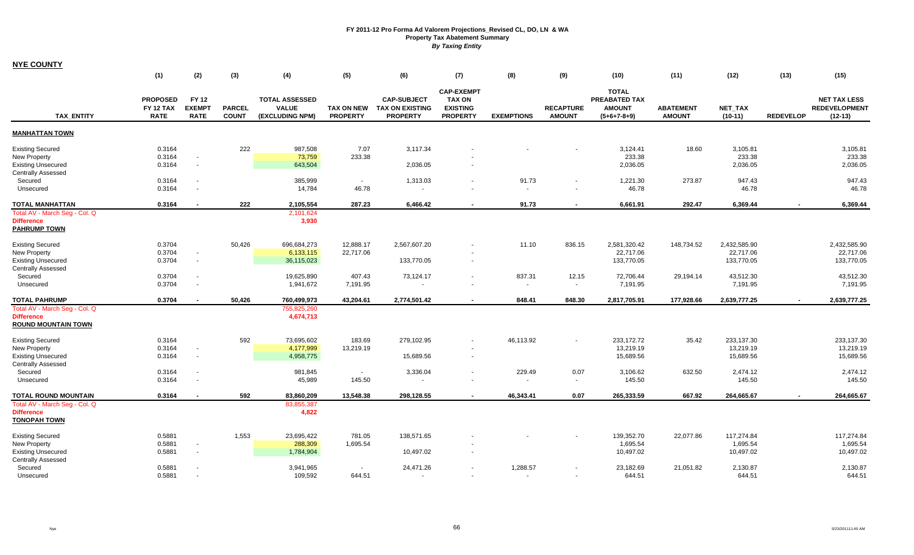# FY 2011-12 Pro Forma Ad Valorem Projections_Revised CL, DO, LN & WA

## Property Tax Abatement Summary

*By Taxing Entity*

**NYE COUNTY**

| TAX_ENTITY | (1) PROPOSED FY 12 TAX RATE | (2) FY 12 EXEMPT RATE | (3) PARCEL COUNT | (4) TOTAL ASSESSED VALUE (EXCLUDING NPM) | (5) TAX ON NEW PROPERTY | (6) CAP-SUBJECT TAX ON EXISTING PROPERTY | (7) CAP-EXEMPT TAX ON EXISTING PROPERTY | (8) EXEMPTIONS | (9) RECAPTURE AMOUNT | (10) TOTAL PREABATED TAX AMOUNT (5+6+7-8+9) | (11) ABATEMENT AMOUNT | (12) NET_TAX (10-11) | (13) REDEVELOP | (15) NET TAX LESS REDEVELOPMENT (12-13) |
|---|---|---|---|---|---|---|---|---|---|---|---|---|---|---|
| **MANHATTAN TOWN** | | | | | | | | | | | | | | |
| Existing Secured | 0.3164 | | 222 | 987,508 | 7.07 | 3,117.34 | - | - | - | 3,124.41 | 18.60 | 3,105.81 | | 3,105.81 |
| New Property | 0.3164 | - | | 73,759 | 233.38 | | - | | | 233.38 | | 233.38 | | 233.38 |
| Existing Unsecured | 0.3164 | - | | 643,504 | | 2,036.05 | - | | | 2,036.05 | | 2,036.05 | | 2,036.05 |
| Centrally Assessed | | | | | | | | | | | | | | |
| Secured | 0.3164 | - | | 385,999 | - | 1,313.03 | - | 91.73 | - | 1,221.30 | 273.87 | 947.43 | | 947.43 |
| Unsecured | 0.3164 | - | | 14,784 | 46.78 | - | - | - | - | 46.78 | | 46.78 | | 46.78 |
| **TOTAL MANHATTAN** | **0.3164** | **-** | **222** | **2,105,554** | **287.23** | **6,466.42** | **-** | **91.73** | **-** | **6,661.91** | **292.47** | **6,369.44** | **-** | **6,369.44** |
| Total AV - March Seg - Col. Q | | | | 2,101,624 | | | | | | | | | | |
| Difference | | | | 3,930 | | | | | | | | | | |
| **PAHRUMP TOWN** | | | | | | | | | | | | | | |
| Existing Secured | 0.3704 | | 50,426 | 696,684,273 | 12,888.17 | 2,567,607.20 | - | 11.10 | 836.15 | 2,581,320.42 | 148,734.52 | 2,432,585.90 | | 2,432,585.90 |
| New Property | 0.3704 | - | | 6,133,115 | 22,717.06 | | - | | | 22,717.06 | | 22,717.06 | | 22,717.06 |
| Existing Unsecured | 0.3704 | - | | 36,115,023 | | 133,770.05 | - | | | 133,770.05 | | 133,770.05 | | 133,770.05 |
| Centrally Assessed | | | | | | | | | | | | | | |
| Secured | 0.3704 | - | | 19,625,890 | 407.43 | 73,124.17 | - | 837.31 | 12.15 | 72,706.44 | 29,194.14 | 43,512.30 | | 43,512.30 |
| Unsecured | 0.3704 | - | | 1,941,672 | 7,191.95 | - | - | - | - | 7,191.95 | | 7,191.95 | | 7,191.95 |
| **TOTAL PAHRUMP** | **0.3704** | **-** | **50,426** | **760,499,973** | **43,204.61** | **2,774,501.42** | **-** | **848.41** | **848.30** | **2,817,705.91** | **177,928.66** | **2,639,777.25** | **-** | **2,639,777.25** |
| Total AV - March Seg - Col. Q | | | | 755,825,260 | | | | | | | | | | |
| Difference | | | | 4,674,713 | | | | | | | | | | |
| **ROUND MOUNTAIN TOWN** | | | | | | | | | | | | | | |
| Existing Secured | 0.3164 | | 592 | 73,695,602 | 183.69 | 279,102.95 | - | 46,113.92 | - | 233,172.72 | 35.42 | 233,137.30 | | 233,137.30 |
| New Property | 0.3164 | - | | 4,177,999 | 13,219.19 | | - | | | 13,219.19 | | 13,219.19 | | 13,219.19 |
| Existing Unsecured | 0.3164 | - | | 4,958,775 | | 15,689.56 | - | | | 15,689.56 | | 15,689.56 | | 15,689.56 |
| Centrally Assessed | | | | | | | | | | | | | | |
| Secured | 0.3164 | - | | 981,845 | - | 3,336.04 | - | 229.49 | 0.07 | 3,106.62 | 632.50 | 2,474.12 | | 2,474.12 |
| Unsecured | 0.3164 | - | | 45,989 | 145.50 | - | - | - | - | 145.50 | | 145.50 | | 145.50 |
| **TOTAL ROUND MOUNTAIN** | **0.3164** | **-** | **592** | **83,860,209** | **13,548.38** | **298,128.55** | **-** | **46,343.41** | **0.07** | **265,333.59** | **667.92** | **264,665.67** | **-** | **264,665.67** |
| Total AV - March Seg - Col. Q | | | | 83,855,387 | | | | | | | | | | |
| Difference | | | | 4,822 | | | | | | | | | | |
| **TONOPAH TOWN** | | | | | | | | | | | | | | |
| Existing Secured | 0.5881 | | 1,553 | 23,695,422 | 781.05 | 138,571.65 | - | - | - | 139,352.70 | 22,077.86 | 117,274.84 | | 117,274.84 |
| New Property | 0.5881 | - | | 288,309 | 1,695.54 | | - | | | 1,695.54 | | 1,695.54 | | 1,695.54 |
| Existing Unsecured | 0.5881 | - | | 1,784,904 | | 10,497.02 | - | | | 10,497.02 | | 10,497.02 | | 10,497.02 |
| Centrally Assessed | | | | | | | | | | | | | | |
| Secured | 0.5881 | - | | 3,941,965 | - | 24,471.26 | - | 1,288.57 | - | 23,182.69 | 21,051.82 | 2,130.87 | | 2,130.87 |
| Unsecured | 0.5881 | - | | 109,592 | 644.51 | - | - | - | - | 644.51 | | 644.51 | | 644.51 |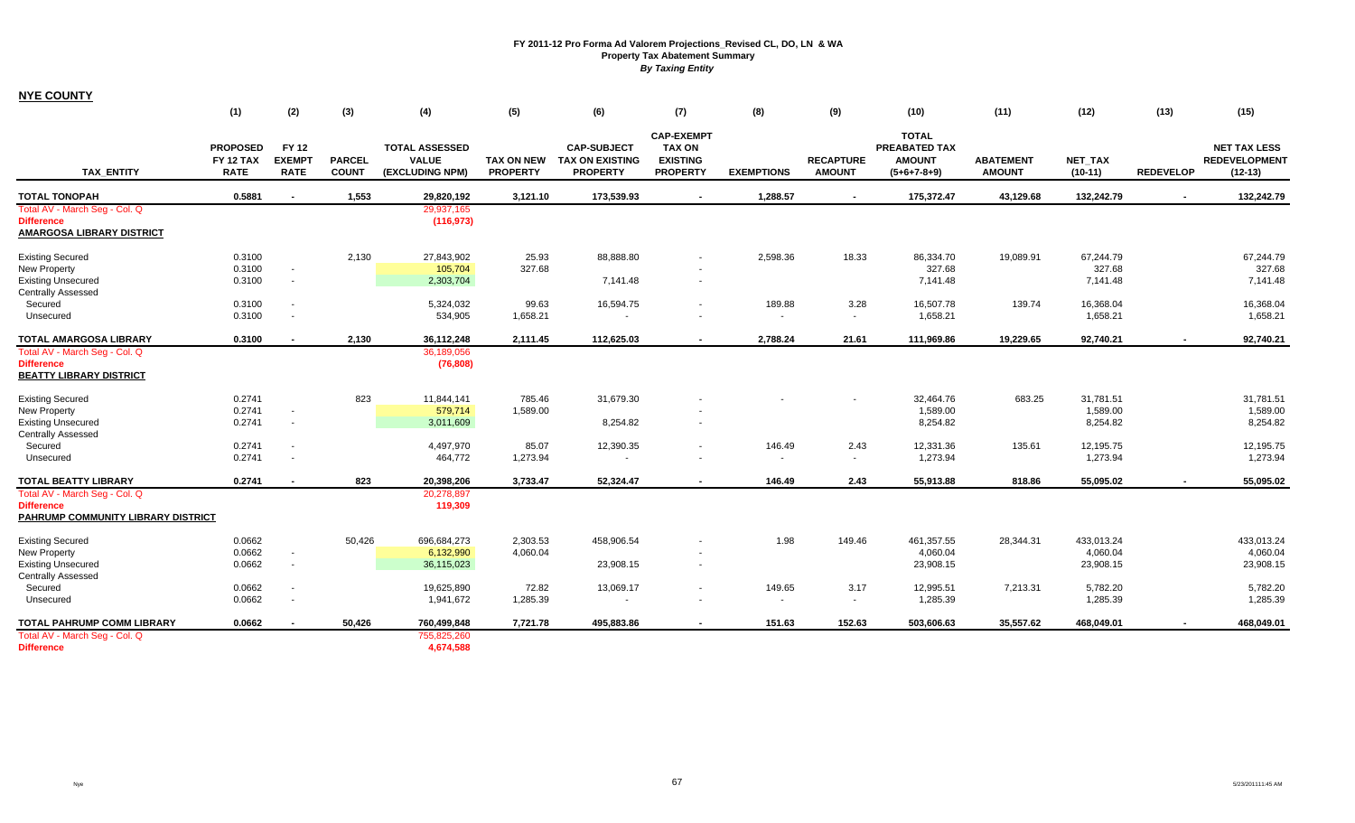# FY 2011-12 Pro Forma Ad Valorem Projections_Revised CL, DO, LN & WA

## Property Tax Abatement Summary

*By Taxing Entity*

**NYE COUNTY**

| TAX_ENTITY | (1) PROPOSED FY 12 TAX RATE | (2) FY 12 EXEMPT RATE | (3) PARCEL COUNT | (4) TOTAL ASSESSED VALUE (EXCLUDING NPM) | (5) TAX ON NEW PROPERTY | (6) CAP-SUBJECT TAX ON EXISTING PROPERTY | (7) CAP-EXEMPT TAX ON EXISTING PROPERTY | (8) EXEMPTIONS | (9) RECAPTURE AMOUNT | (10) TOTAL PREABATED TAX AMOUNT (5+6+7-8+9) | (11) ABATEMENT AMOUNT | (12) NET_TAX (10-11) | (13) REDEVELOP | (15) NET TAX LESS REDEVELOPMENT (12-13) |
|---|---|---|---|---|---|---|---|---|---|---|---|---|---|---|
| **TOTAL TONOPAH** | **0.5881** | **-** | **1,553** | **29,820,192** | **3,121.10** | **173,539.93** | **-** | **1,288.57** | **-** | **175,372.47** | **43,129.68** | **132,242.79** | **-** | **132,242.79** |
| Total AV - March Seg - Col. Q | | | | 29,937,165 | | | | | | | | | | |
| **Difference** | | | | **(116,973)** | | | | | | | | | | |
| **AMARGOSA LIBRARY DISTRICT** | | | | | | | | | | | | | | |
| Existing Secured | 0.3100 | | 2,130 | 27,843,902 | 25.93 | 88,888.80 | - | 2,598.36 | 18.33 | 86,334.70 | 19,089.91 | 67,244.79 | | 67,244.79 |
| New Property | 0.3100 | - | | 105,704 | 327.68 | | - | | | 327.68 | | 327.68 | | 327.68 |
| Existing Unsecured | 0.3100 | - | | 2,303,704 | | 7,141.48 | - | | | 7,141.48 | | 7,141.48 | | 7,141.48 |
| Centrally Assessed | | | | | | | | | | | | | | |
| Secured | 0.3100 | - | | 5,324,032 | 99.63 | 16,594.75 | - | 189.88 | 3.28 | 16,507.78 | 139.74 | 16,368.04 | | 16,368.04 |
| Unsecured | 0.3100 | - | | 534,905 | 1,658.21 | - | - | - | - | 1,658.21 | | 1,658.21 | | 1,658.21 |
| **TOTAL AMARGOSA LIBRARY** | **0.3100** | **-** | **2,130** | **36,112,248** | **2,111.45** | **112,625.03** | **-** | **2,788.24** | **21.61** | **111,969.86** | **19,229.65** | **92,740.21** | **-** | **92,740.21** |
| Total AV - March Seg - Col. Q | | | | 36,189,056 | | | | | | | | | | |
| **Difference** | | | | **(76,808)** | | | | | | | | | | |
| **BEATTY LIBRARY DISTRICT** | | | | | | | | | | | | | | |
| Existing Secured | 0.2741 | | 823 | 11,844,141 | 785.46 | 31,679.30 | - | - | - | 32,464.76 | 683.25 | 31,781.51 | | 31,781.51 |
| New Property | 0.2741 | - | | 579,714 | 1,589.00 | | - | | | 1,589.00 | | 1,589.00 | | 1,589.00 |
| Existing Unsecured | 0.2741 | - | | 3,011,609 | | 8,254.82 | - | | | 8,254.82 | | 8,254.82 | | 8,254.82 |
| Centrally Assessed | | | | | | | | | | | | | | |
| Secured | 0.2741 | - | | 4,497,970 | 85.07 | 12,390.35 | - | 146.49 | 2.43 | 12,331.36 | 135.61 | 12,195.75 | | 12,195.75 |
| Unsecured | 0.2741 | - | | 464,772 | 1,273.94 | - | - | - | - | 1,273.94 | | 1,273.94 | | 1,273.94 |
| **TOTAL BEATTY LIBRARY** | **0.2741** | **-** | **823** | **20,398,206** | **3,733.47** | **52,324.47** | **-** | **146.49** | **2.43** | **55,913.88** | **818.86** | **55,095.02** | **-** | **55,095.02** |
| Total AV - March Seg - Col. Q | | | | 20,278,897 | | | | | | | | | | |
| **Difference** | | | | **119,309** | | | | | | | | | | |
| **PAHRUMP COMMUNITY LIBRARY DISTRICT** | | | | | | | | | | | | | | |
| Existing Secured | 0.0662 | | 50,426 | 696,684,273 | 2,303.53 | 458,906.54 | - | 1.98 | 149.46 | 461,357.55 | 28,344.31 | 433,013.24 | | 433,013.24 |
| New Property | 0.0662 | - | | 6,132,990 | 4,060.04 | | - | | | 4,060.04 | | 4,060.04 | | 4,060.04 |
| Existing Unsecured | 0.0662 | - | | 36,115,023 | | 23,908.15 | - | | | 23,908.15 | | 23,908.15 | | 23,908.15 |
| Centrally Assessed | | | | | | | | | | | | | | |
| Secured | 0.0662 | - | | 19,625,890 | 72.82 | 13,069.17 | - | 149.65 | 3.17 | 12,995.51 | 7,213.31 | 5,782.20 | | 5,782.20 |
| Unsecured | 0.0662 | - | | 1,941,672 | 1,285.39 | - | - | - | - | 1,285.39 | | 1,285.39 | | 1,285.39 |
| **TOTAL PAHRUMP COMM LIBRARY** | **0.0662** | **-** | **50,426** | **760,499,848** | **7,721.78** | **495,883.86** | **-** | **151.63** | **152.63** | **503,606.63** | **35,557.62** | **468,049.01** | **-** | **468,049.01** |
| Total AV - March Seg - Col. Q | | | | 755,825,260 | | | | | | | | | | |
| **Difference** | | | | **4,674,588** | | | | | | | | | | |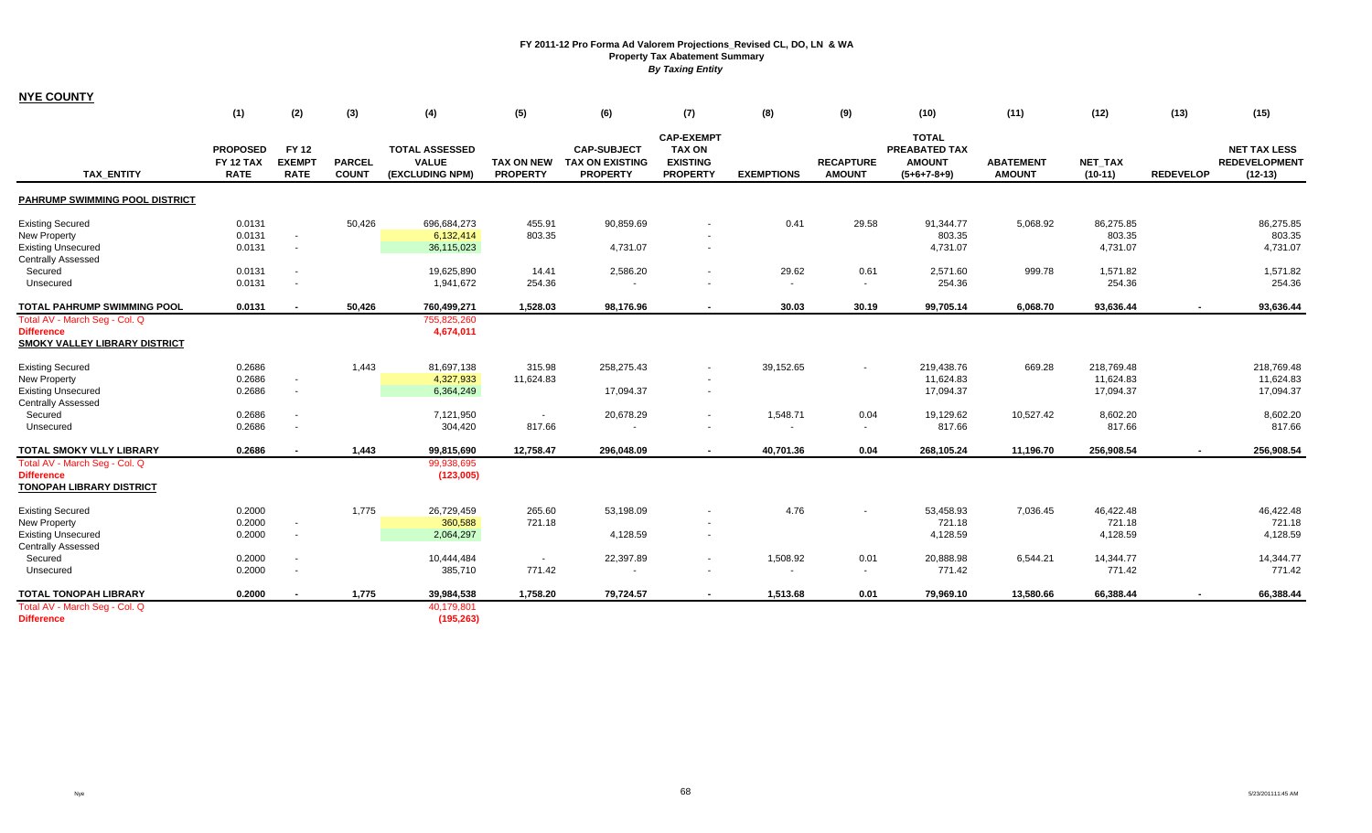# FY 2011-12 Pro Forma Ad Valorem Projections_Revised CL, DO, LN & WA
## Property Tax Abatement Summary
### *By Taxing Entity*

**NYE COUNTY**

| TAX_ENTITY | (1) PROPOSED FY 12 TAX RATE | (2) FY 12 EXEMPT RATE | (3) PARCEL COUNT | (4) TOTAL ASSESSED VALUE (EXCLUDING NPM) | (5) TAX ON NEW PROPERTY | (6) CAP-SUBJECT TAX ON EXISTING PROPERTY | (7) CAP-EXEMPT TAX ON EXISTING PROPERTY | (8) EXEMPTIONS | (9) RECAPTURE AMOUNT | (10) TOTAL PREABATED TAX AMOUNT (5+6+7-8+9) | (11) ABATEMENT AMOUNT | (12) NET_TAX (10-11) | (13) REDEVELOP | (15) NET TAX LESS REDEVELOPMENT (12-13) |
|---|---|---|---|---|---|---|---|---|---|---|---|---|---|---|
| **PAHRUMP SWIMMING POOL DISTRICT** | | | | | | | | | | | | | | |
| Existing Secured | 0.0131 | | 50,426 | 696,684,273 | 455.91 | 90,859.69 | - | 0.41 | 29.58 | 91,344.77 | 5,068.92 | 86,275.85 | | 86,275.85 |
| New Property | 0.0131 | - | | 6,132,414 | 803.35 | | - | | | 803.35 | | 803.35 | | 803.35 |
| Existing Unsecured | 0.0131 | - | | 36,115,023 | | 4,731.07 | - | | | 4,731.07 | | 4,731.07 | | 4,731.07 |
| Centrally Assessed | | | | | | | | | | | | | | |
| Secured | 0.0131 | - | | 19,625,890 | 14.41 | 2,586.20 | - | 29.62 | 0.61 | 2,571.60 | 999.78 | 1,571.82 | | 1,571.82 |
| Unsecured | 0.0131 | - | | 1,941,672 | 254.36 | - | - | - | - | 254.36 | | 254.36 | | 254.36 |
| **TOTAL PAHRUMP SWIMMING POOL** | **0.0131** | **-** | **50,426** | **760,499,271** | **1,528.03** | **98,176.96** | **-** | **30.03** | **30.19** | **99,705.14** | **6,068.70** | **93,636.44** | **-** | **93,636.44** |
| Total AV - March Seg - Col. Q | | | | 755,825,260 | | | | | | | | | | |
| **Difference** | | | | **4,674,011** | | | | | | | | | | |
| **SMOKY VALLEY LIBRARY DISTRICT** | | | | | | | | | | | | | | |
| Existing Secured | 0.2686 | | 1,443 | 81,697,138 | 315.98 | 258,275.43 | - | 39,152.65 | - | 219,438.76 | 669.28 | 218,769.48 | | 218,769.48 |
| New Property | 0.2686 | - | | 4,327,933 | 11,624.83 | | - | | | 11,624.83 | | 11,624.83 | | 11,624.83 |
| Existing Unsecured | 0.2686 | - | | 6,364,249 | | 17,094.37 | - | | | 17,094.37 | | 17,094.37 | | 17,094.37 |
| Centrally Assessed | | | | | | | | | | | | | | |
| Secured | 0.2686 | - | | 7,121,950 | - | 20,678.29 | - | 1,548.71 | 0.04 | 19,129.62 | 10,527.42 | 8,602.20 | | 8,602.20 |
| Unsecured | 0.2686 | - | | 304,420 | 817.66 | - | - | - | - | 817.66 | | 817.66 | | 817.66 |
| **TOTAL SMOKY VLLY LIBRARY** | **0.2686** | **-** | **1,443** | **99,815,690** | **12,758.47** | **296,048.09** | **-** | **40,701.36** | **0.04** | **268,105.24** | **11,196.70** | **256,908.54** | **-** | **256,908.54** |
| Total AV - March Seg - Col. Q | | | | 99,938,695 | | | | | | | | | | |
| **Difference** | | | | **(123,005)** | | | | | | | | | | |
| **TONOPAH LIBRARY DISTRICT** | | | | | | | | | | | | | | |
| Existing Secured | 0.2000 | | 1,775 | 26,729,459 | 265.60 | 53,198.09 | - | 4.76 | - | 53,458.93 | 7,036.45 | 46,422.48 | | 46,422.48 |
| New Property | 0.2000 | - | | 360,588 | 721.18 | | - | | | 721.18 | | 721.18 | | 721.18 |
| Existing Unsecured | 0.2000 | - | | 2,064,297 | | 4,128.59 | - | | | 4,128.59 | | 4,128.59 | | 4,128.59 |
| Centrally Assessed | | | | | | | | | | | | | | |
| Secured | 0.2000 | - | | 10,444,484 | - | 22,397.89 | - | 1,508.92 | 0.01 | 20,888.98 | 6,544.21 | 14,344.77 | | 14,344.77 |
| Unsecured | 0.2000 | - | | 385,710 | 771.42 | - | - | - | - | 771.42 | | 771.42 | | 771.42 |
| **TOTAL TONOPAH LIBRARY** | **0.2000** | **-** | **1,775** | **39,984,538** | **1,758.20** | **79,724.57** | **-** | **1,513.68** | **0.01** | **79,969.10** | **13,580.66** | **66,388.44** | **-** | **66,388.44** |
| Total AV - March Seg - Col. Q | | | | 40,179,801 | | | | | | | | | | |
| **Difference** | | | | **(195,263)** | | | | | | | | | | |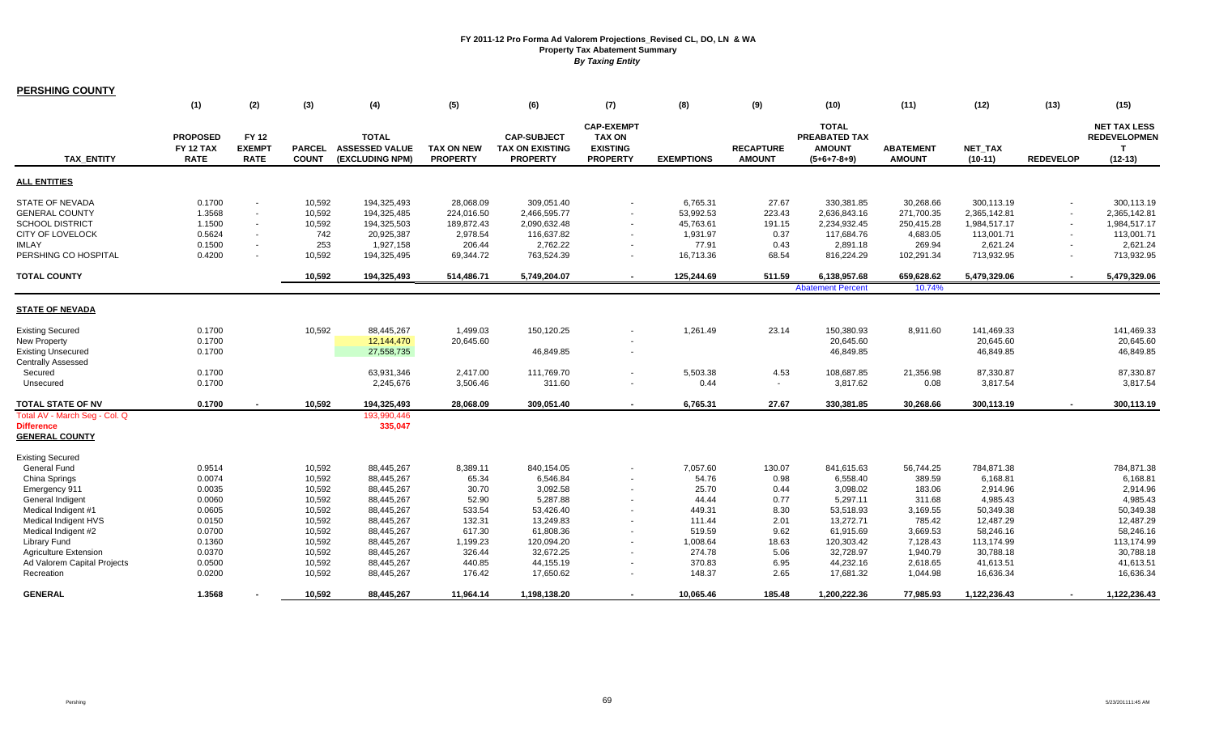# FY 2011-12 Pro Forma Ad Valorem Projections_Revised CL, DO, LN & WA

## Property Tax Abatement Summary

*By Taxing Entity*

**PERSHING COUNTY**

| TAX_ENTITY | (1) PROPOSED FY 12 TAX RATE | (2) FY 12 EXEMPT RATE | (3) PARCEL COUNT | (4) TOTAL ASSESSED VALUE (EXCLUDING NPM) | (5) TAX ON NEW PROPERTY | (6) CAP-SUBJECT TAX ON EXISTING PROPERTY | (7) CAP-EXEMPT TAX ON EXISTING PROPERTY | (8) EXEMPTIONS | (9) RECAPTURE AMOUNT | (10) TOTAL PREABATED TAX AMOUNT (5+6+7-8+9) | (11) ABATEMENT AMOUNT | (12) NET_TAX (10-11) | (13) REDEVELOP | (15) NET TAX LESS REDEVELOPMENT (12-13) |
|---|---|---|---|---|---|---|---|---|---|---|---|---|---|---|
| **ALL ENTITIES** | | | | | | | | | | | | | | |
| STATE OF NEVADA | 0.1700 | - | 10,592 | 194,325,493 | 28,068.09 | 309,051.40 | - | 6,765.31 | 27.67 | 330,381.85 | 30,268.66 | 300,113.19 | - | 300,113.19 |
| GENERAL COUNTY | 1.3568 | - | 10,592 | 194,325,485 | 224,016.50 | 2,466,595.77 | - | 53,992.53 | 223.43 | 2,636,843.16 | 271,700.35 | 2,365,142.81 | - | 2,365,142.81 |
| SCHOOL DISTRICT | 1.1500 | - | 10,592 | 194,325,503 | 189,872.43 | 2,090,632.48 | - | 45,763.61 | 191.15 | 2,234,932.45 | 250,415.28 | 1,984,517.17 | - | 1,984,517.17 |
| CITY OF LOVELOCK | 0.5624 | - | 742 | 20,925,387 | 2,978.54 | 116,637.82 | - | 1,931.97 | 0.37 | 117,684.76 | 4,683.05 | 113,001.71 | - | 113,001.71 |
| IMLAY | 0.1500 | - | 253 | 1,927,158 | 206.44 | 2,762.22 | - | 77.91 | 0.43 | 2,891.18 | 269.94 | 2,621.24 | - | 2,621.24 |
| PERSHING CO HOSPITAL | 0.4200 | - | 10,592 | 194,325,495 | 69,344.72 | 763,524.39 | - | 16,713.36 | 68.54 | 816,224.29 | 102,291.34 | 713,932.95 | - | 713,932.95 |
| **TOTAL COUNTY** | | | 10,592 | 194,325,493 | 514,486.71 | 5,749,204.07 | - | 125,244.69 | 511.59 | 6,138,957.68 | 659,628.62 | 5,479,329.06 | - | 5,479,329.06 |
| | | | | | | | | | | Abatement Percent | 10.74% | | | |
| **STATE OF NEVADA** | | | | | | | | | | | | | | |
| Existing Secured | 0.1700 | | 10,592 | 88,445,267 | 1,499.03 | 150,120.25 | - | 1,261.49 | 23.14 | 150,380.93 | 8,911.60 | 141,469.33 | | 141,469.33 |
| New Property | 0.1700 | | | 12,144,470 | 20,645.60 | | - | | | 20,645.60 | | 20,645.60 | | 20,645.60 |
| Existing Unsecured | 0.1700 | | | 27,558,735 | | 46,849.85 | - | | | 46,849.85 | | 46,849.85 | | 46,849.85 |
| Centrally Assessed | | | | | | | | | | | | | | |
| Secured | 0.1700 | | | 63,931,346 | 2,417.00 | 111,769.70 | - | 5,503.38 | 4.53 | 108,687.85 | 21,356.98 | 87,330.87 | | 87,330.87 |
| Unsecured | 0.1700 | | | 2,245,676 | 3,506.46 | 311.60 | - | 0.44 | - | 3,817.62 | 0.08 | 3,817.54 | | 3,817.54 |
| **TOTAL STATE OF NV** | 0.1700 | - | 10,592 | 194,325,493 | 28,068.09 | 309,051.40 | - | 6,765.31 | 27.67 | 330,381.85 | 30,268.66 | 300,113.19 | - | 300,113.19 |
| Total AV - March Seg - Col. Q | | | | 193,990,446 | | | | | | | | | | |
| Difference | | | | 335,047 | | | | | | | | | | |
| **GENERAL COUNTY** | | | | | | | | | | | | | | |
| Existing Secured | | | | | | | | | | | | | | |
| General Fund | 0.9514 | | 10,592 | 88,445,267 | 8,389.11 | 840,154.05 | - | 7,057.60 | 130.07 | 841,615.63 | 56,744.25 | 784,871.38 | | 784,871.38 |
| China Springs | 0.0074 | | 10,592 | 88,445,267 | 65.34 | 6,546.84 | - | 54.76 | 0.98 | 6,558.40 | 389.59 | 6,168.81 | | 6,168.81 |
| Emergency 911 | 0.0035 | | 10,592 | 88,445,267 | 30.70 | 3,092.58 | - | 25.70 | 0.44 | 3,098.02 | 183.06 | 2,914.96 | | 2,914.96 |
| General Indigent | 0.0060 | | 10,592 | 88,445,267 | 52.90 | 5,287.88 | - | 44.44 | 0.77 | 5,297.11 | 311.68 | 4,985.43 | | 4,985.43 |
| Medical Indigent #1 | 0.0605 | | 10,592 | 88,445,267 | 533.54 | 53,426.40 | - | 449.31 | 8.30 | 53,518.93 | 3,169.55 | 50,349.38 | | 50,349.38 |
| Medical Indigent HVS | 0.0150 | | 10,592 | 88,445,267 | 132.31 | 13,249.83 | - | 111.44 | 2.01 | 13,272.71 | 785.42 | 12,487.29 | | 12,487.29 |
| Medical Indigent #2 | 0.0700 | | 10,592 | 88,445,267 | 617.30 | 61,808.36 | - | 519.59 | 9.62 | 61,915.69 | 3,669.53 | 58,246.16 | | 58,246.16 |
| Library Fund | 0.1360 | | 10,592 | 88,445,267 | 1,199.23 | 120,094.20 | - | 1,008.64 | 18.63 | 120,303.42 | 7,128.43 | 113,174.99 | | 113,174.99 |
| Agriculture Extension | 0.0370 | | 10,592 | 88,445,267 | 326.44 | 32,672.25 | - | 274.78 | 5.06 | 32,728.97 | 1,940.79 | 30,788.18 | | 30,788.18 |
| Ad Valorem Capital Projects | 0.0500 | | 10,592 | 88,445,267 | 440.85 | 44,155.19 | - | 370.83 | 6.95 | 44,232.16 | 2,618.65 | 41,613.51 | | 41,613.51 |
| Recreation | 0.0200 | | 10,592 | 88,445,267 | 176.42 | 17,650.62 | - | 148.37 | 2.65 | 17,681.32 | 1,044.98 | 16,636.34 | | 16,636.34 |
| **GENERAL** | 1.3568 | - | 10,592 | 88,445,267 | 11,964.14 | 1,198,138.20 | - | 10,065.46 | 185.48 | 1,200,222.36 | 77,985.93 | 1,122,236.43 | - | 1,122,236.43 |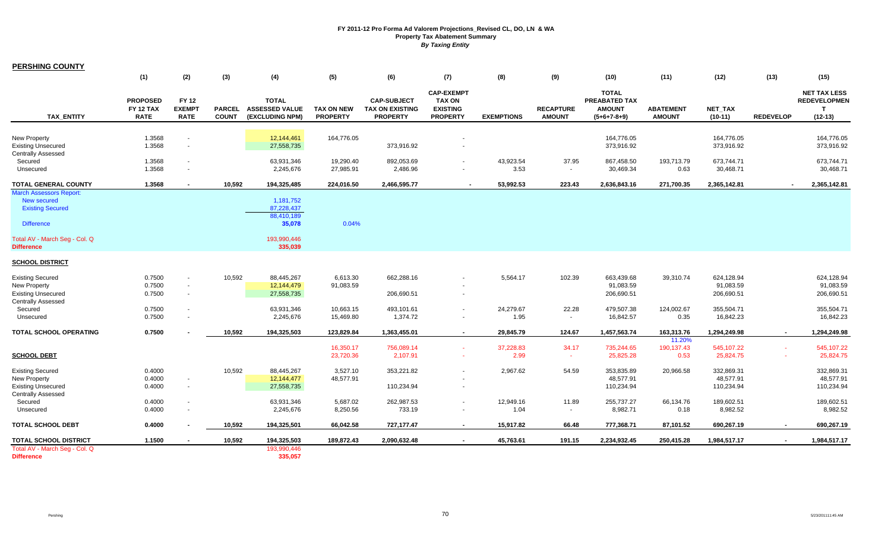# FY 2011-12 Pro Forma Ad Valorem Projections_Revised CL, DO, LN & WA
## Property Tax Abatement Summary
*By Taxing Entity*

**PERSHING COUNTY**

| TAX_ENTITY | (1) PROPOSED FY 12 TAX RATE | (2) FY 12 EXEMPT RATE | (3) PARCEL COUNT | (4) TOTAL ASSESSED VALUE (EXCLUDING NPM) | (5) TAX ON NEW PROPERTY | (6) CAP-SUBJECT TAX ON EXISTING PROPERTY | (7) CAP-EXEMPT TAX ON EXISTING PROPERTY | (8) EXEMPTIONS | (9) RECAPTURE AMOUNT | (10) TOTAL PREABATED TAX AMOUNT (5+6+7-8+9) | (11) ABATEMENT AMOUNT | (12) NET_TAX (10-11) | (13) REDEVELOP | (15) NET TAX LESS REDEVELOPMENT T (12-13) |
|---|---|---|---|---|---|---|---|---|---|---|---|---|---|---|
| New Property | 1.3568 | - | | 12,144,461 | 164,776.05 | | - | | | 164,776.05 | | 164,776.05 | | 164,776.05 |
| Existing Unsecured | 1.3568 | - | | 27,558,735 | | 373,916.92 | - | | | 373,916.92 | | 373,916.92 | | 373,916.92 |
| Centrally Assessed | | | | | | | | | | | | | | |
| Secured | 1.3568 | - | | 63,931,346 | 19,290.40 | 892,053.69 | - | 43,923.54 | 37.95 | 867,458.50 | 193,713.79 | 673,744.71 | | 673,744.71 |
| Unsecured | 1.3568 | - | | 2,245,676 | 27,985.91 | 2,486.96 | - | 3.53 | - | 30,469.34 | 0.63 | 30,468.71 | | 30,468.71 |
| **TOTAL GENERAL COUNTY** | **1.3568** | **-** | **10,592** | **194,325,485** | **224,016.50** | **2,466,595.77** | **-** | **53,992.53** | **223.43** | **2,636,843.16** | **271,700.35** | **2,365,142.81** | **-** | **2,365,142.81** |
| March Assessors Report: | | | | | | | | | | | | | | |
| New secured | | | | 1,181,752 | | | | | | | | | | |
| Existing Secured | | | | 87,228,437 | | | | | | | | | | |
| | | | | 88,410,189 | | | | | | | | | | |
| Difference | | | | 35,078 | 0.04% | | | | | | | | | |
| Total AV - March Seg - Col. Q | | | | 193,990,446 | | | | | | | | | | |
| **Difference** | | | | **335,039** | | | | | | | | | | |
| **SCHOOL DISTRICT** | | | | | | | | | | | | | | |
| Existing Secured | 0.7500 | - | 10,592 | 88,445,267 | 6,613.30 | 662,288.16 | - | 5,564.17 | 102.39 | 663,439.68 | 39,310.74 | 624,128.94 | | 624,128.94 |
| New Property | 0.7500 | - | | 12,144,479 | 91,083.59 | | - | | | 91,083.59 | | 91,083.59 | | 91,083.59 |
| Existing Unsecured | 0.7500 | - | | 27,558,735 | | 206,690.51 | - | | | 206,690.51 | | 206,690.51 | | 206,690.51 |
| Centrally Assessed | | | | | | | | | | | | | | |
| Secured | 0.7500 | - | | 63,931,346 | 10,663.15 | 493,101.61 | - | 24,279.67 | 22.28 | 479,507.38 | 124,002.67 | 355,504.71 | | 355,504.71 |
| Unsecured | 0.7500 | - | | 2,245,676 | 15,469.80 | 1,374.72 | - | 1.95 | - | 16,842.57 | 0.35 | 16,842.23 | | 16,842.23 |
| **TOTAL SCHOOL OPERATING** | **0.7500** | **-** | **10,592** | **194,325,503** | **123,829.84** | **1,363,455.01** | **-** | **29,845.79** | **124.67** | **1,457,563.74** | **163,313.76** | **1,294,249.98** | **-** | **1,294,249.98** |
| | | | | | | | | | | | 11.20% | | | |
| | | | | | 16,350.17 | 756,089.14 | - | 37,228.83 | 34.17 | 735,244.65 | 190,137.43 | 545,107.22 | - | 545,107.22 |
| **SCHOOL DEBT** | | | | | 23,720.36 | 2,107.91 | - | 2.99 | - | 25,825.28 | 0.53 | 25,824.75 | - | 25,824.75 |
| Existing Secured | 0.4000 | | 10,592 | 88,445,267 | 3,527.10 | 353,221.82 | - | 2,967.62 | 54.59 | 353,835.89 | 20,966.58 | 332,869.31 | | 332,869.31 |
| New Property | 0.4000 | - | | 12,144,477 | 48,577.91 | | - | | | 48,577.91 | | 48,577.91 | | 48,577.91 |
| Existing Unsecured | 0.4000 | - | | 27,558,735 | | 110,234.94 | - | | | 110,234.94 | | 110,234.94 | | 110,234.94 |
| Centrally Assessed | | | | | | | | | | | | | | |
| Secured | 0.4000 | - | | 63,931,346 | 5,687.02 | 262,987.53 | - | 12,949.16 | 11.89 | 255,737.27 | 66,134.76 | 189,602.51 | | 189,602.51 |
| Unsecured | 0.4000 | - | | 2,245,676 | 8,250.56 | 733.19 | - | 1.04 | - | 8,982.71 | 0.18 | 8,982.52 | | 8,982.52 |
| **TOTAL SCHOOL DEBT** | **0.4000** | **-** | **10,592** | **194,325,501** | **66,042.58** | **727,177.47** | **-** | **15,917.82** | **66.48** | **777,368.71** | **87,101.52** | **690,267.19** | **-** | **690,267.19** |
| **TOTAL SCHOOL DISTRICT** | **1.1500** | **-** | **10,592** | **194,325,503** | **189,872.43** | **2,090,632.48** | **-** | **45,763.61** | **191.15** | **2,234,932.45** | **250,415.28** | **1,984,517.17** | **-** | **1,984,517.17** |
| Total AV - March Seg - Col. Q | | | | 193,990,446 | | | | | | | | | | |
| **Difference** | | | | **335,057** | | | | | | | | | | |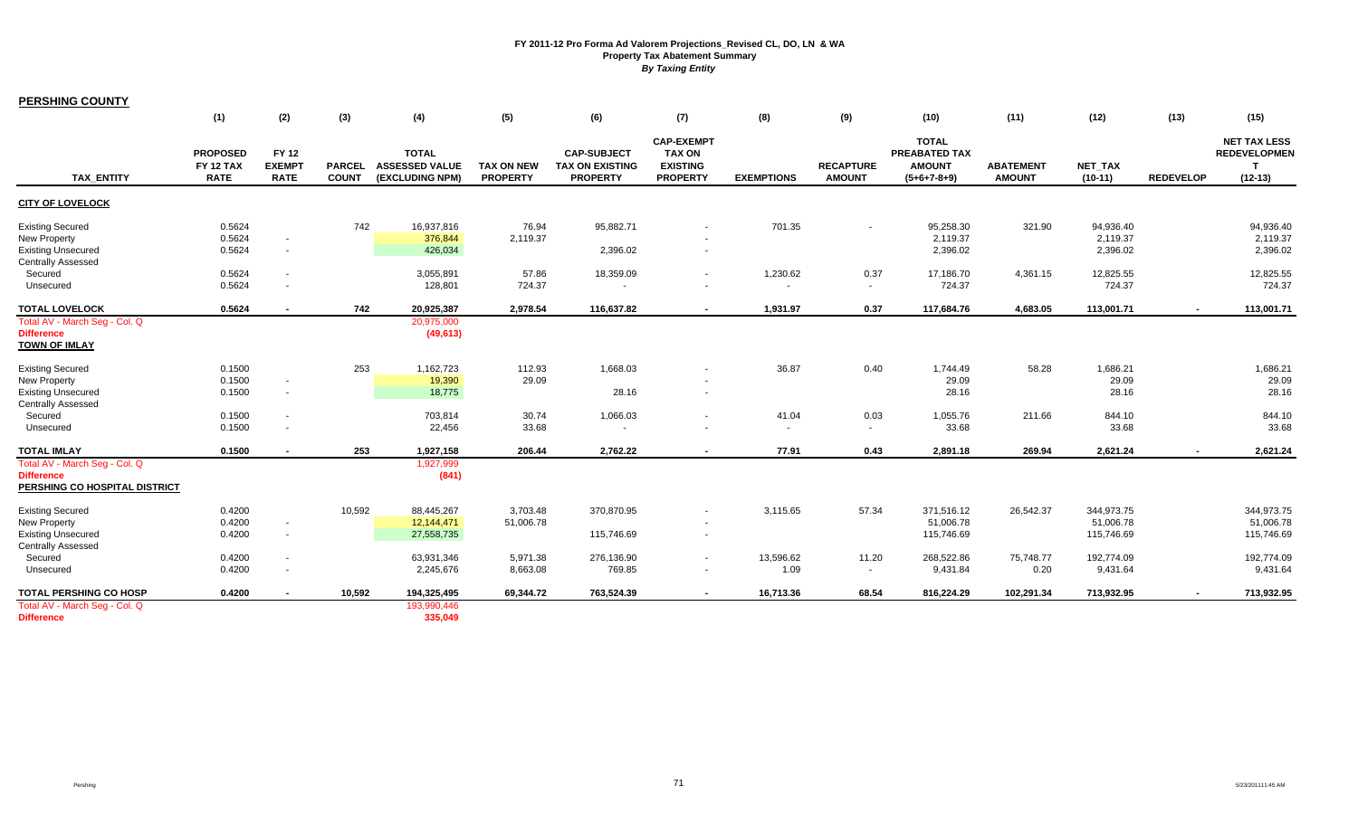# FY 2011-12 Pro Forma Ad Valorem Projections_Revised CL, DO, LN & WA
## Property Tax Abatement Summary
### *By Taxing Entity*

**PERSHING COUNTY**

| | (1) | (2) | (3) | (4) | (5) | (6) | (7) | (8) | (9) | (10) | (11) | (12) | (13) | (15) |
|---|---|---|---|---|---|---|---|---|---|---|---|---|---|---|
| **TAX_ENTITY** | **PROPOSED FY 12 TAX RATE** | **FY 12 EXEMPT RATE** | **PARCEL COUNT** | **TOTAL ASSESSED VALUE (EXCLUDING NPM)** | **TAX ON NEW PROPERTY** | **CAP-SUBJECT TAX ON EXISTING PROPERTY** | **CAP-EXEMPT TAX ON EXISTING PROPERTY** | **EXEMPTIONS** | **RECAPTURE AMOUNT** | **TOTAL PREABATED TAX AMOUNT (5+6+7-8+9)** | **ABATEMENT AMOUNT** | **NET_TAX (10-11)** | **REDEVELOP** | **NET TAX LESS REDEVELOPMENT (12-13)** |
| **CITY OF LOVELOCK** | | | | | | | | | | | | | | |
| Existing Secured | 0.5624 | | 742 | 16,937,816 | 76.94 | 95,882.71 | - | 701.35 | - | 95,258.30 | 321.90 | 94,936.40 | | 94,936.40 |
| New Property | 0.5624 | - | | 376,844 | 2,119.37 | | - | | | 2,119.37 | | 2,119.37 | | 2,119.37 |
| Existing Unsecured | 0.5624 | - | | 426,034 | | 2,396.02 | - | | | 2,396.02 | | 2,396.02 | | 2,396.02 |
| Centrally Assessed | | | | | | | | | | | | | | |
| Secured | 0.5624 | - | | 3,055,891 | 57.86 | 18,359.09 | - | 1,230.62 | 0.37 | 17,186.70 | 4,361.15 | 12,825.55 | | 12,825.55 |
| Unsecured | 0.5624 | - | | 128,801 | 724.37 | - | - | - | - | 724.37 | | 724.37 | | 724.37 |
| **TOTAL LOVELOCK** | **0.5624** | **-** | **742** | **20,925,387** | **2,978.54** | **116,637.82** | **-** | **1,931.97** | **0.37** | **117,684.76** | **4,683.05** | **113,001.71** | **-** | **113,001.71** |
| Total AV - March Seg - Col. Q | | | | 20,975,000 | | | | | | | | | | |
| **Difference** | | | | **(49,613)** | | | | | | | | | | |
| **TOWN OF IMLAY** | | | | | | | | | | | | | | |
| Existing Secured | 0.1500 | | 253 | 1,162,723 | 112.93 | 1,668.03 | - | 36.87 | 0.40 | 1,744.49 | 58.28 | 1,686.21 | | 1,686.21 |
| New Property | 0.1500 | - | | 19,390 | 29.09 | | - | | | 29.09 | | 29.09 | | 29.09 |
| Existing Unsecured | 0.1500 | - | | 18,775 | | 28.16 | - | | | 28.16 | | 28.16 | | 28.16 |
| Centrally Assessed | | | | | | | | | | | | | | |
| Secured | 0.1500 | - | | 703,814 | 30.74 | 1,066.03 | - | 41.04 | 0.03 | 1,055.76 | 211.66 | 844.10 | | 844.10 |
| Unsecured | 0.1500 | - | | 22,456 | 33.68 | - | - | - | - | 33.68 | | 33.68 | | 33.68 |
| **TOTAL IMLAY** | **0.1500** | **-** | **253** | **1,927,158** | **206.44** | **2,762.22** | **-** | **77.91** | **0.43** | **2,891.18** | **269.94** | **2,621.24** | **-** | **2,621.24** |
| Total AV - March Seg - Col. Q | | | | 1,927,999 | | | | | | | | | | |
| **Difference** | | | | **(841)** | | | | | | | | | | |
| **PERSHING CO HOSPITAL DISTRICT** | | | | | | | | | | | | | | |
| Existing Secured | 0.4200 | | 10,592 | 88,445,267 | 3,703.48 | 370,870.95 | - | 3,115.65 | 57.34 | 371,516.12 | 26,542.37 | 344,973.75 | | 344,973.75 |
| New Property | 0.4200 | - | | 12,144,471 | 51,006.78 | | - | | | 51,006.78 | | 51,006.78 | | 51,006.78 |
| Existing Unsecured | 0.4200 | - | | 27,558,735 | | 115,746.69 | - | | | 115,746.69 | | 115,746.69 | | 115,746.69 |
| Centrally Assessed | | | | | | | | | | | | | | |
| Secured | 0.4200 | - | | 63,931,346 | 5,971.38 | 276,136.90 | - | 13,596.62 | 11.20 | 268,522.86 | 75,748.77 | 192,774.09 | | 192,774.09 |
| Unsecured | 0.4200 | - | | 2,245,676 | 8,663.08 | 769.85 | - | 1.09 | - | 9,431.84 | 0.20 | 9,431.64 | | 9,431.64 |
| **TOTAL PERSHING CO HOSP** | **0.4200** | **-** | **10,592** | **194,325,495** | **69,344.72** | **763,524.39** | **-** | **16,713.36** | **68.54** | **816,224.29** | **102,291.34** | **713,932.95** | **-** | **713,932.95** |
| Total AV - March Seg - Col. Q | | | | 193,990,446 | | | | | | | | | | |
| **Difference** | | | | **335,049** | | | | | | | | | | |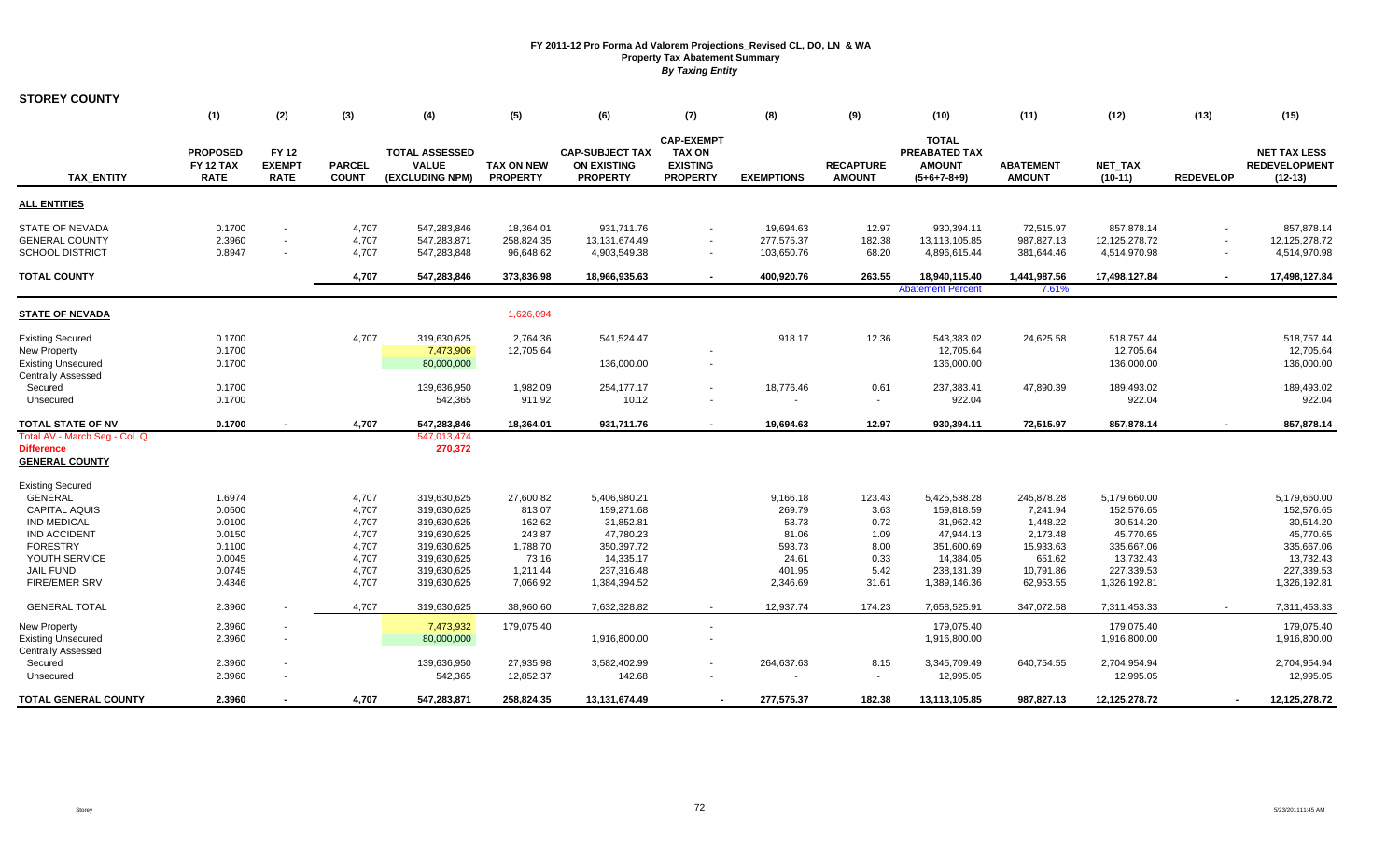# FY 2011-12 Pro Forma Ad Valorem Projections_Revised CL, DO, LN & WA
## Property Tax Abatement Summary
### *By Taxing Entity*

**STOREY COUNTY**

| TAX_ENTITY | (1) PROPOSED FY 12 TAX RATE | (2) FY 12 EXEMPT RATE | (3) PARCEL COUNT | (4) TOTAL ASSESSED VALUE (EXCLUDING NPM) | (5) TAX ON NEW PROPERTY | (6) CAP-SUBJECT TAX ON EXISTING PROPERTY | (7) CAP-EXEMPT TAX ON EXISTING PROPERTY | (8) EXEMPTIONS | (9) RECAPTURE AMOUNT | (10) TOTAL PREABATED TAX AMOUNT (5+6+7-8+9) | (11) ABATEMENT AMOUNT | (12) NET_TAX (10-11) | (13) REDEVELOP | (15) NET TAX LESS REDEVELOPMENT (12-13) |
|---|---|---|---|---|---|---|---|---|---|---|---|---|---|---|
| **ALL ENTITIES** | | | | | | | | | | | | | | |
| STATE OF NEVADA | 0.1700 | - | 4,707 | 547,283,846 | 18,364.01 | 931,711.76 | - | 19,694.63 | 12.97 | 930,394.11 | 72,515.97 | 857,878.14 | - | 857,878.14 |
| GENERAL COUNTY | 2.3960 | - | 4,707 | 547,283,871 | 258,824.35 | 13,131,674.49 | - | 277,575.37 | 182.38 | 13,113,105.85 | 987,827.13 | 12,125,278.72 | - | 12,125,278.72 |
| SCHOOL DISTRICT | 0.8947 | - | 4,707 | 547,283,848 | 96,648.62 | 4,903,549.38 | - | 103,650.76 | 68.20 | 4,896,615.44 | 381,644.46 | 4,514,970.98 | - | 4,514,970.98 |
| **TOTAL COUNTY** | | | **4,707** | **547,283,846** | **373,836.98** | **18,966,935.63** | **-** | **400,920.76** | **263.55** | **18,940,115.40** | **1,441,987.56** | **17,498,127.84** | **-** | **17,498,127.84** |
| | | | | | | | | | | Abatement Percent | 7.61% | | | |
| **STATE OF NEVADA** | | | | | 1,626,094 | | | | | | | | | |
| Existing Secured | 0.1700 | | 4,707 | 319,630,625 | 2,764.36 | 541,524.47 | | 918.17 | 12.36 | 543,383.02 | 24,625.58 | 518,757.44 | | 518,757.44 |
| New Property | 0.1700 | | | 7,473,906 | 12,705.64 | | - | | | 12,705.64 | | 12,705.64 | | 12,705.64 |
| Existing Unsecured | 0.1700 | | | 80,000,000 | | 136,000.00 | - | | | 136,000.00 | | 136,000.00 | | 136,000.00 |
| Centrally Assessed | | | | | | | | | | | | | | |
| Secured | 0.1700 | | | 139,636,950 | 1,982.09 | 254,177.17 | - | 18,776.46 | 0.61 | 237,383.41 | 47,890.39 | 189,493.02 | | 189,493.02 |
| Unsecured | 0.1700 | | | 542,365 | 911.92 | 10.12 | - | - | - | 922.04 | | 922.04 | | 922.04 |
| **TOTAL STATE OF NV** | **0.1700** | **-** | **4,707** | **547,283,846** | **18,364.01** | **931,711.76** | **-** | **19,694.63** | **12.97** | **930,394.11** | **72,515.97** | **857,878.14** | **-** | **857,878.14** |
| Total AV - March Seg - Col. Q | | | | 547,013,474 | | | | | | | | | | |
| Difference | | | | 270,372 | | | | | | | | | | |
| **GENERAL COUNTY** | | | | | | | | | | | | | | |
| Existing Secured | | | | | | | | | | | | | | |
| GENERAL | 1.6974 | | 4,707 | 319,630,625 | 27,600.82 | 5,406,980.21 | | 9,166.18 | 123.43 | 5,425,538.28 | 245,878.28 | 5,179,660.00 | | 5,179,660.00 |
| CAPITAL AQUIS | 0.0500 | | 4,707 | 319,630,625 | 813.07 | 159,271.68 | | 269.79 | 3.63 | 159,818.59 | 7,241.94 | 152,576.65 | | 152,576.65 |
| IND MEDICAL | 0.0100 | | 4,707 | 319,630,625 | 162.62 | 31,852.81 | | 53.73 | 0.72 | 31,962.42 | 1,448.22 | 30,514.20 | | 30,514.20 |
| IND ACCIDENT | 0.0150 | | 4,707 | 319,630,625 | 243.87 | 47,780.23 | | 81.06 | 1.09 | 47,944.13 | 2,173.48 | 45,770.65 | | 45,770.65 |
| FORESTRY | 0.1100 | | 4,707 | 319,630,625 | 1,788.70 | 350,397.72 | | 593.73 | 8.00 | 351,600.69 | 15,933.63 | 335,667.06 | | 335,667.06 |
| YOUTH SERVICE | 0.0045 | | 4,707 | 319,630,625 | 73.16 | 14,335.17 | | 24.61 | 0.33 | 14,384.05 | 651.62 | 13,732.43 | | 13,732.43 |
| JAIL FUND | 0.0745 | | 4,707 | 319,630,625 | 1,211.44 | 237,316.48 | | 401.95 | 5.42 | 238,131.39 | 10,791.86 | 227,339.53 | | 227,339.53 |
| FIRE/EMER SRV | 0.4346 | | 4,707 | 319,630,625 | 7,066.92 | 1,384,394.52 | | 2,346.69 | 31.61 | 1,389,146.36 | 62,953.55 | 1,326,192.81 | | 1,326,192.81 |
| GENERAL TOTAL | 2.3960 | - | 4,707 | 319,630,625 | 38,960.60 | 7,632,328.82 | - | 12,937.74 | 174.23 | 7,658,525.91 | 347,072.58 | 7,311,453.33 | - | 7,311,453.33 |
| New Property | 2.3960 | - | | 7,473,932 | 179,075.40 | | - | | | 179,075.40 | | 179,075.40 | | 179,075.40 |
| Existing Unsecured | 2.3960 | - | | 80,000,000 | | 1,916,800.00 | - | | | 1,916,800.00 | | 1,916,800.00 | | 1,916,800.00 |
| Centrally Assessed | | | | | | | | | | | | | | |
| Secured | 2.3960 | - | | 139,636,950 | 27,935.98 | 3,582,402.99 | - | 264,637.63 | 8.15 | 3,345,709.49 | 640,754.55 | 2,704,954.94 | | 2,704,954.94 |
| Unsecured | 2.3960 | - | | 542,365 | 12,852.37 | 142.68 | - | - | - | 12,995.05 | | 12,995.05 | | 12,995.05 |
| **TOTAL GENERAL COUNTY** | **2.3960** | **-** | **4,707** | **547,283,871** | **258,824.35** | **13,131,674.49** | **-** | **277,575.37** | **182.38** | **13,113,105.85** | **987,827.13** | **12,125,278.72** | **-** | **12,125,278.72** |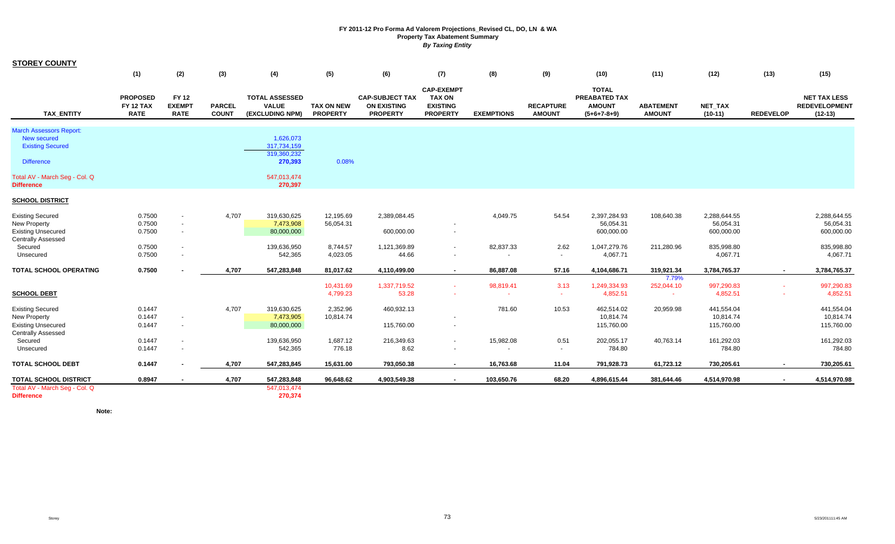# FY 2011-12 Pro Forma Ad Valorem Projections_Revised CL, DO, LN & WA

**Property Tax Abatement Summary**

***By Taxing Entity***

## STOREY COUNTY

| TAX_ENTITY | (1) PROPOSED FY 12 TAX RATE | (2) FY 12 EXEMPT RATE | (3) PARCEL COUNT | (4) TOTAL ASSESSED VALUE (EXCLUDING NPM) | (5) TAX ON NEW PROPERTY | (6) CAP-SUBJECT TAX ON EXISTING PROPERTY | (7) CAP-EXEMPT TAX ON EXISTING PROPERTY | (8) EXEMPTIONS | (9) RECAPTURE AMOUNT | (10) TOTAL PREABATED TAX AMOUNT (5+6+7-8+9) | (11) ABATEMENT AMOUNT | (12) NET_TAX (10-11) | (13) REDEVELOP | (15) NET TAX LESS REDEVELOPMENT (12-13) |
|---|---|---|---|---|---|---|---|---|---|---|---|---|---|---|
| March Assessors Report: | | | | | | | | | | | | | | |
| New secured | | | | 1,626,073 | | | | | | | | | | |
| Existing Secured | | | | 317,734,159 | | | | | | | | | | |
| | | | | 319,360,232 | | | | | | | | | | |
| Difference | | | | 270,393 | 0.08% | | | | | | | | | |
| Total AV - March Seg - Col. Q | | | | 547,013,474 | | | | | | | | | | |
| **Difference** | | | | **270,397** | | | | | | | | | | |
| **SCHOOL DISTRICT** | | | | | | | | | | | | | | |
| Existing Secured | 0.7500 | - | 4,707 | 319,630,625 | 12,195.69 | 2,389,084.45 | | 4,049.75 | 54.54 | 2,397,284.93 | 108,640.38 | 2,288,644.55 | | 2,288,644.55 |
| New Property | 0.7500 | - | | 7,473,908 | 56,054.31 | | - | | | 56,054.31 | | 56,054.31 | | 56,054.31 |
| Existing Unsecured | 0.7500 | - | | 80,000,000 | | 600,000.00 | - | | | 600,000.00 | | 600,000.00 | | 600,000.00 |
| Centrally Assessed | | | | | | | | | | | | | | |
| Secured | 0.7500 | - | | 139,636,950 | 8,744.57 | 1,121,369.89 | - | 82,837.33 | 2.62 | 1,047,279.76 | 211,280.96 | 835,998.80 | | 835,998.80 |
| Unsecured | 0.7500 | - | | 542,365 | 4,023.05 | 44.66 | - | - | - | 4,067.71 | | 4,067.71 | | 4,067.71 |
| **TOTAL SCHOOL OPERATING** | **0.7500** | **-** | **4,707** | **547,283,848** | **81,017.62** | **4,110,499.00** | **-** | **86,887.08** | **57.16** | **4,104,686.71** | **319,921.34** | **3,784,765.37** | **-** | **3,784,765.37** |
| | | | | | | | | | | | 7.79% | | | |
| | | | | | 10,431.69 | 1,337,719.52 | - | 98,819.41 | 3.13 | 1,249,334.93 | 252,044.10 | 997,290.83 | - | 997,290.83 |
| **SCHOOL DEBT** | | | | | 4,799.23 | 53.28 | - | - | - | 4,852.51 | - | 4,852.51 | - | 4,852.51 |
| Existing Secured | 0.1447 | | 4,707 | 319,630,625 | 2,352.96 | 460,932.13 | | 781.60 | 10.53 | 462,514.02 | 20,959.98 | 441,554.04 | | 441,554.04 |
| New Property | 0.1447 | - | | 7,473,905 | 10,814.74 | | - | | | 10,814.74 | | 10,814.74 | | 10,814.74 |
| Existing Unsecured | 0.1447 | - | | 80,000,000 | | 115,760.00 | - | | | 115,760.00 | | 115,760.00 | | 115,760.00 |
| Centrally Assessed | | | | | | | | | | | | | | |
| Secured | 0.1447 | - | | 139,636,950 | 1,687.12 | 216,349.63 | - | 15,982.08 | 0.51 | 202,055.17 | 40,763.14 | 161,292.03 | | 161,292.03 |
| Unsecured | 0.1447 | - | | 542,365 | 776.18 | 8.62 | - | - | - | 784.80 | | 784.80 | | 784.80 |
| **TOTAL SCHOOL DEBT** | **0.1447** | **-** | **4,707** | **547,283,845** | **15,631.00** | **793,050.38** | **-** | **16,763.68** | **11.04** | **791,928.73** | **61,723.12** | **730,205.61** | **-** | **730,205.61** |
| **TOTAL SCHOOL DISTRICT** | **0.8947** | **-** | **4,707** | **547,283,848** | **96,648.62** | **4,903,549.38** | **-** | **103,650.76** | **68.20** | **4,896,615.44** | **381,644.46** | **4,514,970.98** | **-** | **4,514,970.98** |
| Total AV - March Seg - Col. Q | | | | 547,013,474 | | | | | | | | | | |
| **Difference** | | | | **270,374** | | | | | | | | | | |

**Note:**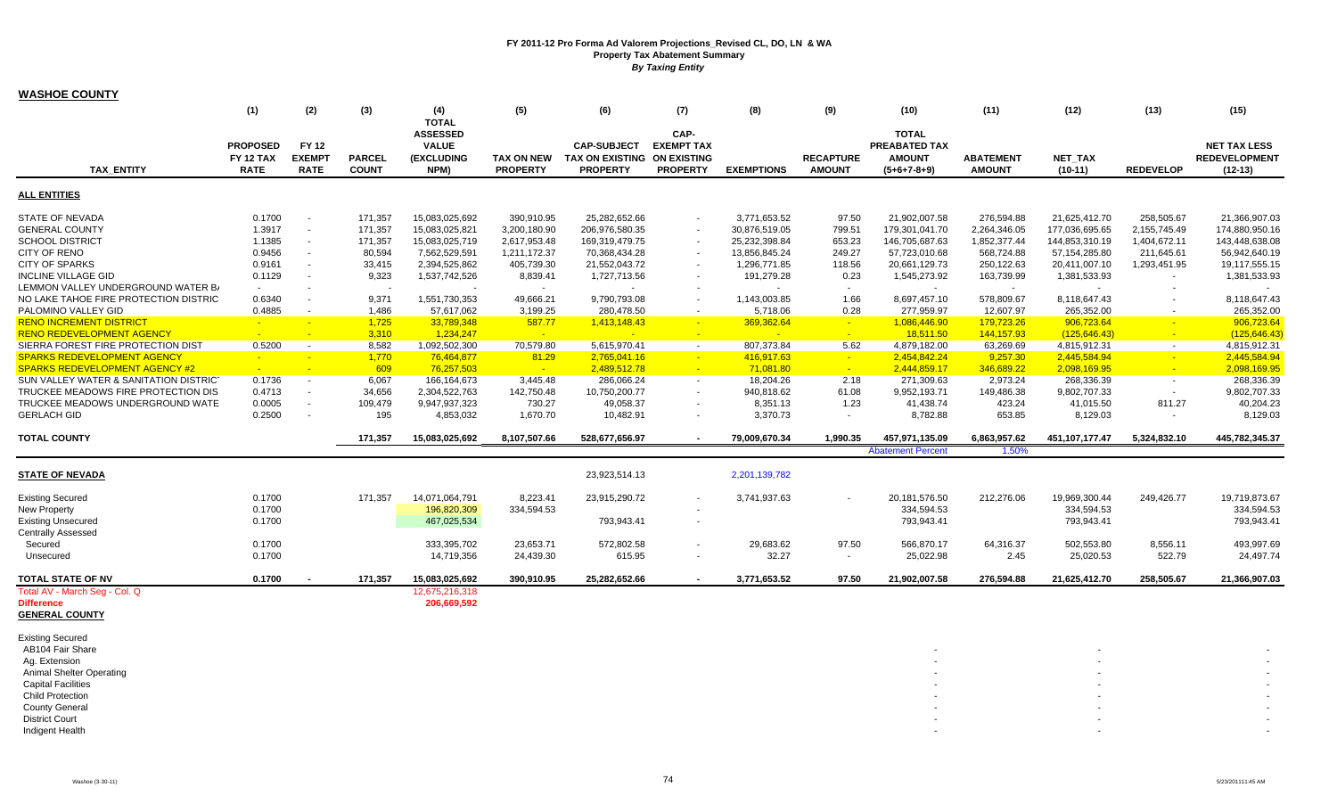# FY 2011-12 Pro Forma Ad Valorem Projections_Revised CL, DO, LN & WA
## Property Tax Abatement Summary
### *By Taxing Entity*

**WASHOE COUNTY**

| TAX_ENTITY | (1) PROPOSED FY 12 TAX RATE | (2) FY 12 EXEMPT RATE | (3) PARCEL COUNT | (4) TOTAL ASSESSED VALUE (EXCLUDING NPM) | (5) TAX ON NEW PROPERTY | (6) CAP-SUBJECT TAX ON EXISTING PROPERTY | (7) CAP-EXEMPT TAX ON EXISTING PROPERTY | (8) EXEMPTIONS | (9) RECAPTURE AMOUNT | (10) TOTAL PREABATED TAX AMOUNT (5+6+7-8+9) | (11) ABATEMENT AMOUNT | (12) NET_TAX (10-11) | (13) REDEVELOP | (15) NET TAX LESS REDEVELOPMENT (12-13) |
|---|---|---|---|---|---|---|---|---|---|---|---|---|---|---|
| **ALL ENTITIES** | | | | | | | | | | | | | | |
| STATE OF NEVADA | 0.1700 | - | 171,357 | 15,083,025,692 | 390,910.95 | 25,282,652.66 | - | 3,771,653.52 | 97.50 | 21,902,007.58 | 276,594.88 | 21,625,412.70 | 258,505.67 | 21,366,907.03 |
| GENERAL COUNTY | 1.3917 | - | 171,357 | 15,083,025,821 | 3,200,180.90 | 206,976,580.35 | - | 30,876,519.05 | 799.51 | 179,301,041.70 | 2,264,346.05 | 177,036,695.65 | 2,155,745.49 | 174,880,950.16 |
| SCHOOL DISTRICT | 1.1385 | - | 171,357 | 15,083,025,719 | 2,617,953.48 | 169,319,479.75 | - | 25,232,398.84 | 653.23 | 146,705,687.63 | 1,852,377.44 | 144,853,310.19 | 1,404,672.11 | 143,448,638.08 |
| CITY OF RENO | 0.9456 | - | 80,594 | 7,562,529,591 | 1,211,172.37 | 70,368,434.28 | - | 13,856,845.24 | 249.27 | 57,723,010.68 | 568,724.88 | 57,154,285.80 | 211,645.61 | 56,942,640.19 |
| CITY OF SPARKS | 0.9161 | - | 33,415 | 2,394,525,862 | 405,739.30 | 21,552,043.72 | - | 1,296,771.85 | 118.56 | 20,661,129.73 | 250,122.63 | 20,411,007.10 | 1,293,451.95 | 19,117,555.15 |
| INCLINE VILLAGE GID | 0.1129 | - | 9,323 | 1,537,742,526 | 8,839.41 | 1,727,713.56 | - | 191,279.28 | 0.23 | 1,545,273.92 | 163,739.99 | 1,381,533.93 | - | 1,381,533.93 |
| LEMMON VALLEY UNDERGROUND WATER B/ | - | - | - | - | - | - | - | - | - | - | - | - | - | - |
| NO LAKE TAHOE FIRE PROTECTION DISTRIC | 0.6340 | - | 9,371 | 1,551,730,353 | 49,666.21 | 9,790,793.08 | - | 1,143,003.85 | 1.66 | 8,697,457.10 | 578,809.67 | 8,118,647.43 | - | 8,118,647.43 |
| PALOMINO VALLEY GID | 0.4885 | - | 1,486 | 57,617,062 | 3,199.25 | 280,478.50 | - | 5,718.06 | 0.28 | 277,959.97 | 12,607.97 | 265,352.00 | - | 265,352.00 |
| RENO INCREMENT DISTRICT | - | - | 1,725 | 33,789,348 | 587.77 | 1,413,148.43 | - | 369,362.64 | - | 1,086,446.90 | 179,723.26 | 906,723.64 | - | 906,723.64 |
| RENO REDEVELOPMENT AGENCY | - | - | 3,310 | 1,234,247 | - | - | - | - | - | 18,511.50 | 144,157.93 | (125,646.43) | - | (125,646.43) |
| SIERRA FOREST FIRE PROTECTION DIST | 0.5200 | - | 8,582 | 1,092,502,300 | 70,579.80 | 5,615,970.41 | - | 807,373.84 | 5.62 | 4,879,182.00 | 63,269.69 | 4,815,912.31 | - | 4,815,912.31 |
| SPARKS REDEVELOPMENT AGENCY | - | - | 1,770 | 76,464,877 | 81.29 | 2,765,041.16 | - | 416,917.63 | - | 2,454,842.24 | 9,257.30 | 2,445,584.94 | - | 2,445,584.94 |
| SPARKS REDEVELOPMENT AGENCY #2 | - | - | 609 | 76,257,503 | - | 2,489,512.78 | - | 71,081.80 | - | 2,444,859.17 | 346,689.22 | 2,098,169.95 | - | 2,098,169.95 |
| SUN VALLEY WATER & SANITATION DISTRICT | 0.1736 | - | 6,067 | 166,164,673 | 3,445.48 | 286,066.24 | - | 18,204.26 | 2.18 | 271,309.63 | 2,973.24 | 268,336.39 | - | 268,336.39 |
| TRUCKEE MEADOWS FIRE PROTECTION DIS | 0.4713 | - | 34,656 | 2,304,522,763 | 142,750.48 | 10,750,200.77 | - | 940,818.62 | 61.08 | 9,952,193.71 | 149,486.38 | 9,802,707.33 | - | 9,802,707.33 |
| TRUCKEE MEADOWS UNDERGROUND WATE | 0.0005 | - | 109,479 | 9,947,937,323 | 730.27 | 49,058.37 | - | 8,351.13 | 1.23 | 41,438.74 | 423.24 | 41,015.50 | 811.27 | 40,204.23 |
| GERLACH GID | 0.2500 | - | 195 | 4,853,032 | 1,670.70 | 10,482.91 | - | 3,370.73 | - | 8,782.88 | 653.85 | 8,129.03 | - | 8,129.03 |
| **TOTAL COUNTY** | | | 171,357 | 15,083,025,692 | 8,107,507.66 | 528,677,656.97 | - | 79,009,670.34 | 1,990.35 | 457,971,135.09 | 6,863,957.62 | 451,107,177.47 | 5,324,832.10 | 445,782,345.37 |
| | | | | | | | | | | Abatement Percent | 1.50% | | | |
| **STATE OF NEVADA** | | | | | | 23,923,514.13 | | 2,201,139,782 | | | | | | |
| Existing Secured | 0.1700 | | 171,357 | 14,071,064,791 | 8,223.41 | 23,915,290.72 | - | 3,741,937.63 | - | 20,181,576.50 | 212,276.06 | 19,969,300.44 | 249,426.77 | 19,719,873.67 |
| New Property | 0.1700 | | | 196,820,309 | 334,594.53 | | - | | | 334,594.53 | | 334,594.53 | | 334,594.53 |
| Existing Unsecured | 0.1700 | | | 467,025,534 | | 793,943.41 | - | | | 793,943.41 | | 793,943.41 | | 793,943.41 |
| Centrally Assessed | | | | | | | | | | | | | | |
| Secured | 0.1700 | | | 333,395,702 | 23,653.71 | 572,802.58 | - | 29,683.62 | 97.50 | 566,870.17 | 64,316.37 | 502,553.80 | 8,556.11 | 493,997.69 |
| Unsecured | 0.1700 | | | 14,719,356 | 24,439.30 | 615.95 | - | 32.27 | - | 25,022.98 | 2.45 | 25,020.53 | 522.79 | 24,497.74 |
| **TOTAL STATE OF NV** | 0.1700 | - | 171,357 | 15,083,025,692 | 390,910.95 | 25,282,652.66 | - | 3,771,653.52 | 97.50 | 21,902,007.58 | 276,594.88 | 21,625,412.70 | 258,505.67 | 21,366,907.03 |
| Total AV - March Seg - Col. Q | | | | 12,675,216,318 | | | | | | | | | | |
| Difference | | | | 206,669,592 | | | | | | | | | | |
| **GENERAL COUNTY** | | | | | | | | | | | | | | |
| Existing Secured | | | | | | | | | | | | | | |
| AB104 Fair Share | | | | | | | | | | - | | - | | - |
| Ag. Extension | | | | | | | | | | - | | - | | - |
| Animal Shelter Operating | | | | | | | | | | - | | - | | - |
| Capital Facilities | | | | | | | | | | - | | - | | - |
| Child Protection | | | | | | | | | | - | | - | | - |
| County General | | | | | | | | | | - | | - | | - |
| District Court | | | | | | | | | | - | | - | | - |
| Indigent Health | | | | | | | | | | - | | - | | - |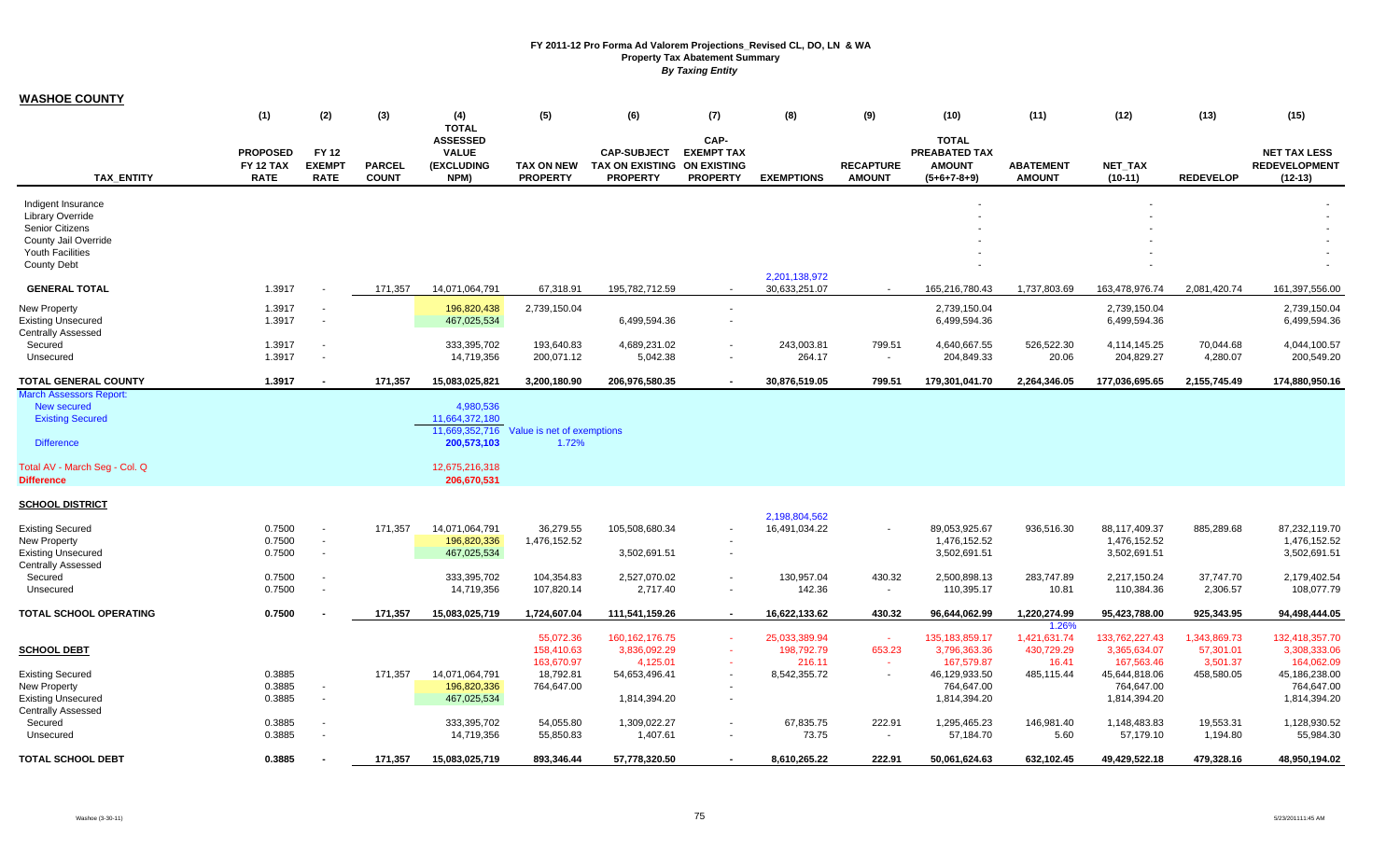# FY 2011-12 Pro Forma Ad Valorem Projections_Revised CL, DO, LN & WA
## Property Tax Abatement Summary
### *By Taxing Entity*

**WASHOE COUNTY**

| TAX_ENTITY | (1) PROPOSED FY 12 TAX RATE | (2) FY 12 EXEMPT RATE | (3) PARCEL COUNT | (4) TOTAL ASSESSED VALUE (EXCLUDING NPM) | (5) TAX ON NEW PROPERTY | (6) CAP-SUBJECT TAX ON EXISTING PROPERTY | (7) CAP-EXEMPT TAX ON EXISTING PROPERTY | (8) EXEMPTIONS | (9) RECAPTURE AMOUNT | (10) TOTAL PREABATED TAX AMOUNT (5+6+7-8+9) | (11) ABATEMENT AMOUNT | (12) NET_TAX (10-11) | (13) REDEVELOP | (15) NET TAX LESS REDEVELOPMENT (12-13) |
|---|---|---|---|---|---|---|---|---|---|---|---|---|---|---|
| Indigent Insurance | | | | | | | | | | - | | - | | - |
| Library Override | | | | | | | | | | - | | - | | - |
| Senior Citizens | | | | | | | | | | - | | - | | - |
| County Jail Override | | | | | | | | | | - | | - | | - |
| Youth Facilities | | | | | | | | | | - | | - | | - |
| County Debt | | | | | | | | | | - | | - | | - |
| | | | | | | | | 2,201,138,972 | | | | | | |
| **GENERAL TOTAL** | 1.3917 | - | 171,357 | 14,071,064,791 | 67,318.91 | 195,782,712.59 | - | 30,633,251.07 | - | 165,216,780.43 | 1,737,803.69 | 163,478,976.74 | 2,081,420.74 | 161,397,556.00 |
| New Property | 1.3917 | - | | 196,820,438 | 2,739,150.04 | | - | | | 2,739,150.04 | | 2,739,150.04 | | 2,739,150.04 |
| Existing Unsecured | 1.3917 | - | | 467,025,534 | | 6,499,594.36 | - | | | 6,499,594.36 | | 6,499,594.36 | | 6,499,594.36 |
| Centrally Assessed | | | | | | | | | | | | | | |
| Secured | 1.3917 | - | | 333,395,702 | 193,640.83 | 4,689,231.02 | - | 243,003.81 | 799.51 | 4,640,667.55 | 526,522.30 | 4,114,145.25 | 70,044.68 | 4,044,100.57 |
| Unsecured | 1.3917 | - | | 14,719,356 | 200,071.12 | 5,042.38 | - | 264.17 | - | 204,849.33 | 20.06 | 204,829.27 | 4,280.07 | 200,549.20 |
| **TOTAL GENERAL COUNTY** | **1.3917** | **-** | **171,357** | **15,083,025,821** | **3,200,180.90** | **206,976,580.35** | **-** | **30,876,519.05** | **799.51** | **179,301,041.70** | **2,264,346.05** | **177,036,695.65** | **2,155,745.49** | **174,880,950.16** |
| March Assessors Report: | | | | | | | | | | | | | | |
| New secured | | | | 4,980,536 | | | | | | | | | | |
| Existing Secured | | | | 11,664,372,180 | | | | | | | | | | |
| | | | | 11,669,352,716 | Value is net of exemptions | | | | | | | | | |
| Difference | | | | **200,573,103** | 1.72% | | | | | | | | | |
| Total AV - March Seg - Col. Q | | | | 12,675,216,318 | | | | | | | | | | |
| **Difference** | | | | **206,670,531** | | | | | | | | | | |
| **SCHOOL DISTRICT** | | | | | | | | | | | | | | |
| | | | | | | | | 2,198,804,562 | | | | | | |
| Existing Secured | 0.7500 | - | 171,357 | 14,071,064,791 | 36,279.55 | 105,508,680.34 | - | 16,491,034.22 | - | 89,053,925.67 | 936,516.30 | 88,117,409.37 | 885,289.68 | 87,232,119.70 |
| New Property | 0.7500 | - | | 196,820,336 | 1,476,152.52 | | - | | | 1,476,152.52 | | 1,476,152.52 | | 1,476,152.52 |
| Existing Unsecured | 0.7500 | - | | 467,025,534 | | 3,502,691.51 | - | | | 3,502,691.51 | | 3,502,691.51 | | 3,502,691.51 |
| Centrally Assessed | | | | | | | | | | | | | | |
| Secured | 0.7500 | - | | 333,395,702 | 104,354.83 | 2,527,070.02 | - | 130,957.04 | 430.32 | 2,500,898.13 | 283,747.89 | 2,217,150.24 | 37,747.70 | 2,179,402.54 |
| Unsecured | 0.7500 | - | | 14,719,356 | 107,820.14 | 2,717.40 | - | 142.36 | - | 110,395.17 | 10.81 | 110,384.36 | 2,306.57 | 108,077.79 |
| **TOTAL SCHOOL OPERATING** | **0.7500** | **-** | **171,357** | **15,083,025,719** | **1,724,607.04** | **111,541,159.26** | **-** | **16,622,133.62** | **430.32** | **96,644,062.99** | **1,220,274.99** | **95,423,788.00** | **925,343.95** | **94,498,444.05** |
| | | | | | | | | | | | 1.26% | | | |
| | | | | | 55,072.36 | 160,162,176.75 | - | 25,033,389.94 | - | 135,183,859.17 | 1,421,631.74 | 133,762,227.43 | 1,343,869.73 | 132,418,357.70 |
| **SCHOOL DEBT** | | | | | 158,410.63 | 3,836,092.29 | - | 198,792.79 | 653.23 | 3,796,363.36 | 430,729.29 | 3,365,634.07 | 57,301.01 | 3,308,333.06 |
| | | | | | 163,670.97 | 4,125.01 | - | 216.11 | - | 167,579.87 | 16.41 | 167,563.46 | 3,501.37 | 164,062.09 |
| Existing Secured | 0.3885 | | 171,357 | 14,071,064,791 | 18,792.81 | 54,653,496.41 | - | 8,542,355.72 | - | 46,129,933.50 | 485,115.44 | 45,644,818.06 | 458,580.05 | 45,186,238.00 |
| New Property | 0.3885 | - | | 196,820,336 | 764,647.00 | | - | | | 764,647.00 | | 764,647.00 | | 764,647.00 |
| Existing Unsecured | 0.3885 | - | | 467,025,534 | | 1,814,394.20 | - | | | 1,814,394.20 | | 1,814,394.20 | | 1,814,394.20 |
| Centrally Assessed | | | | | | | | | | | | | | |
| Secured | 0.3885 | - | | 333,395,702 | 54,055.80 | 1,309,022.27 | - | 67,835.75 | 222.91 | 1,295,465.23 | 146,981.40 | 1,148,483.83 | 19,553.31 | 1,128,930.52 |
| Unsecured | 0.3885 | - | | 14,719,356 | 55,850.83 | 1,407.61 | - | 73.75 | - | 57,184.70 | 5.60 | 57,179.10 | 1,194.80 | 55,984.30 |
| **TOTAL SCHOOL DEBT** | **0.3885** | **-** | **171,357** | **15,083,025,719** | **893,346.44** | **57,778,320.50** | **-** | **8,610,265.22** | **222.91** | **50,061,624.63** | **632,102.45** | **49,429,522.18** | **479,328.16** | **48,950,194.02** |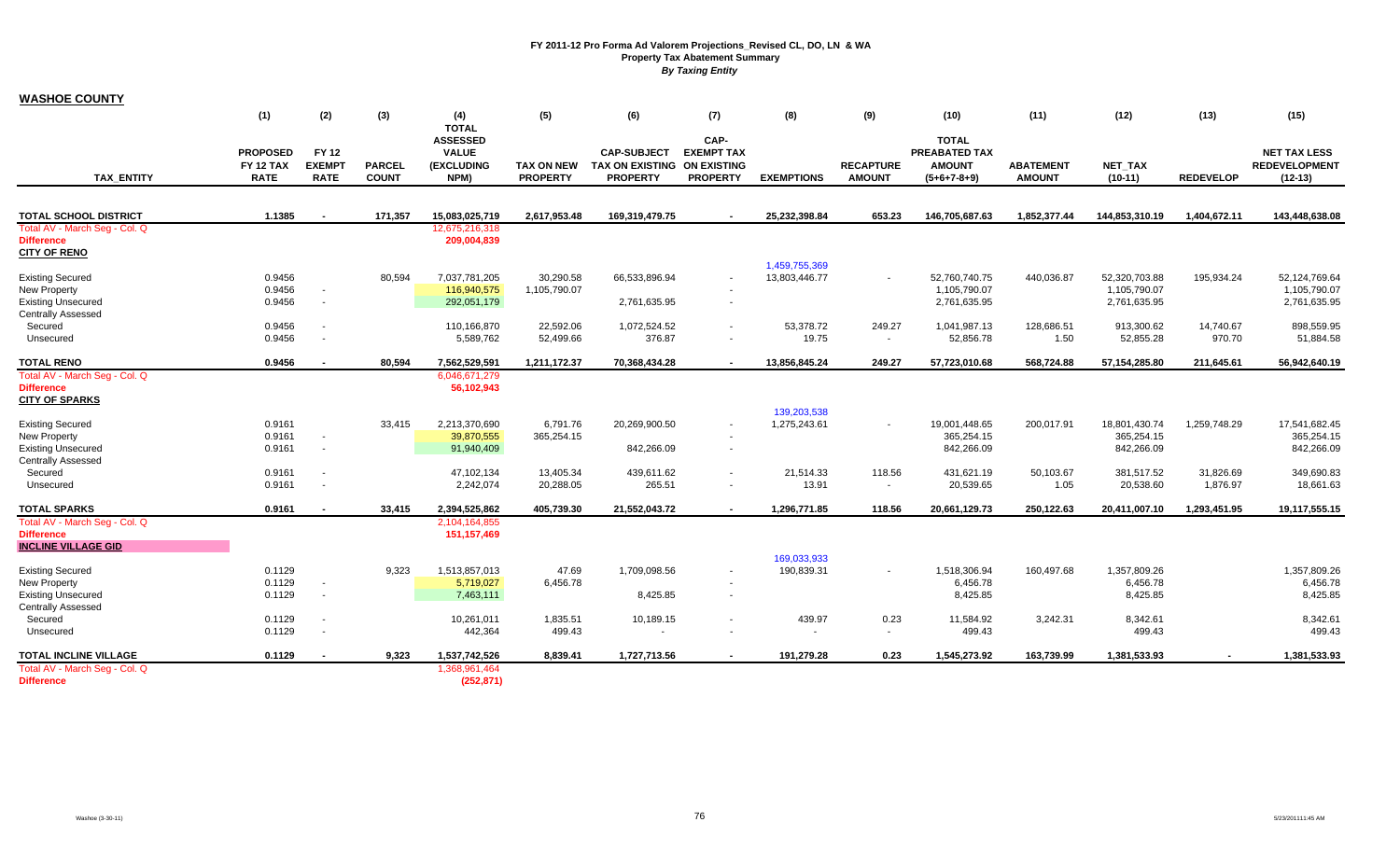# FY 2011-12 Pro Forma Ad Valorem Projections_Revised CL, DO, LN & WA

## Property Tax Abatement Summary

*By Taxing Entity*

**WASHOE COUNTY**

| TAX_ENTITY | (1) PROPOSED FY 12 TAX RATE | (2) FY 12 EXEMPT RATE | (3) PARCEL COUNT | (4) TOTAL ASSESSED VALUE (EXCLUDING NPM) | (5) TAX ON NEW PROPERTY | (6) CAP-SUBJECT TAX ON EXISTING PROPERTY | (7) CAP-EXEMPT TAX ON EXISTING PROPERTY | (8) EXEMPTIONS | (9) RECAPTURE AMOUNT | (10) TOTAL PREABATED TAX AMOUNT (5+6+7-8+9) | (11) ABATEMENT AMOUNT | (12) NET_TAX (10-11) | (13) REDEVELOP | (15) NET TAX LESS REDEVELOPMENT (12-13) |
|---|---|---|---|---|---|---|---|---|---|---|---|---|---|---|
| **TOTAL SCHOOL DISTRICT** | **1.1385** | **-** | **171,357** | **15,083,025,719** | **2,617,953.48** | **169,319,479.75** | **-** | **25,232,398.84** | **653.23** | **146,705,687.63** | **1,852,377.44** | **144,853,310.19** | **1,404,672.11** | **143,448,638.08** |
| Total AV - March Seg - Col. Q | | | | 12,675,216,318 | | | | | | | | | | |
| **Difference** | | | | **209,004,839** | | | | | | | | | | |
| **CITY OF RENO** | | | | | | | | | | | | | | |
| | | | | | | | | 1,459,755,369 | | | | | | |
| Existing Secured | 0.9456 | | 80,594 | 7,037,781,205 | 30,290.58 | 66,533,896.94 | - | 13,803,446.77 | - | 52,760,740.75 | 440,036.87 | 52,320,703.88 | 195,934.24 | 52,124,769.64 |
| New Property | 0.9456 | - | | 116,940,575 | 1,105,790.07 | | - | | | 1,105,790.07 | | 1,105,790.07 | | 1,105,790.07 |
| Existing Unsecured | 0.9456 | - | | 292,051,179 | | 2,761,635.95 | - | | | 2,761,635.95 | | 2,761,635.95 | | 2,761,635.95 |
| Centrally Assessed | | | | | | | | | | | | | | |
| Secured | 0.9456 | - | | 110,166,870 | 22,592.06 | 1,072,524.52 | - | 53,378.72 | 249.27 | 1,041,987.13 | 128,686.51 | 913,300.62 | 14,740.67 | 898,559.95 |
| Unsecured | 0.9456 | - | | 5,589,762 | 52,499.66 | 376.87 | - | 19.75 | - | 52,856.78 | 1.50 | 52,855.28 | 970.70 | 51,884.58 |
| **TOTAL RENO** | **0.9456** | **-** | **80,594** | **7,562,529,591** | **1,211,172.37** | **70,368,434.28** | **-** | **13,856,845.24** | **249.27** | **57,723,010.68** | **568,724.88** | **57,154,285.80** | **211,645.61** | **56,942,640.19** |
| Total AV - March Seg - Col. Q | | | | 6,046,671,279 | | | | | | | | | | |
| **Difference** | | | | **56,102,943** | | | | | | | | | | |
| **CITY OF SPARKS** | | | | | | | | | | | | | | |
| | | | | | | | | 139,203,538 | | | | | | |
| Existing Secured | 0.9161 | | 33,415 | 2,213,370,690 | 6,791.76 | 20,269,900.50 | - | 1,275,243.61 | - | 19,001,448.65 | 200,017.91 | 18,801,430.74 | 1,259,748.29 | 17,541,682.45 |
| New Property | 0.9161 | - | | 39,870,555 | 365,254.15 | | - | | | 365,254.15 | | 365,254.15 | | 365,254.15 |
| Existing Unsecured | 0.9161 | - | | 91,940,409 | | 842,266.09 | - | | | 842,266.09 | | 842,266.09 | | 842,266.09 |
| Centrally Assessed | | | | | | | | | | | | | | |
| Secured | 0.9161 | - | | 47,102,134 | 13,405.34 | 439,611.62 | - | 21,514.33 | 118.56 | 431,621.19 | 50,103.67 | 381,517.52 | 31,826.69 | 349,690.83 |
| Unsecured | 0.9161 | - | | 2,242,074 | 20,288.05 | 265.51 | - | 13.91 | - | 20,539.65 | 1.05 | 20,538.60 | 1,876.97 | 18,661.63 |
| **TOTAL SPARKS** | **0.9161** | **-** | **33,415** | **2,394,525,862** | **405,739.30** | **21,552,043.72** | **-** | **1,296,771.85** | **118.56** | **20,661,129.73** | **250,122.63** | **20,411,007.10** | **1,293,451.95** | **19,117,555.15** |
| Total AV - March Seg - Col. Q | | | | 2,104,164,855 | | | | | | | | | | |
| **Difference** | | | | **151,157,469** | | | | | | | | | | |
| **INCLINE VILLAGE GID** | | | | | | | | | | | | | | |
| | | | | | | | | 169,033,933 | | | | | | |
| Existing Secured | 0.1129 | | 9,323 | 1,513,857,013 | 47.69 | 1,709,098.56 | - | 190,839.31 | - | 1,518,306.94 | 160,497.68 | 1,357,809.26 | | 1,357,809.26 |
| New Property | 0.1129 | - | | 5,719,027 | 6,456.78 | | - | | | 6,456.78 | | 6,456.78 | | 6,456.78 |
| Existing Unsecured | 0.1129 | - | | 7,463,111 | | 8,425.85 | - | | | 8,425.85 | | 8,425.85 | | 8,425.85 |
| Centrally Assessed | | | | | | | | | | | | | | |
| Secured | 0.1129 | - | | 10,261,011 | 1,835.51 | 10,189.15 | - | 439.97 | 0.23 | 11,584.92 | 3,242.31 | 8,342.61 | | 8,342.61 |
| Unsecured | 0.1129 | - | | 442,364 | 499.43 | - | - | - | - | 499.43 | | 499.43 | | 499.43 |
| **TOTAL INCLINE VILLAGE** | **0.1129** | **-** | **9,323** | **1,537,742,526** | **8,839.41** | **1,727,713.56** | **-** | **191,279.28** | **0.23** | **1,545,273.92** | **163,739.99** | **1,381,533.93** | **-** | **1,381,533.93** |
| Total AV - March Seg - Col. Q | | | | 1,368,961,464 | | | | | | | | | | |
| **Difference** | | | | **(252,871)** | | | | | | | | | | |

Washoe (3-30-11)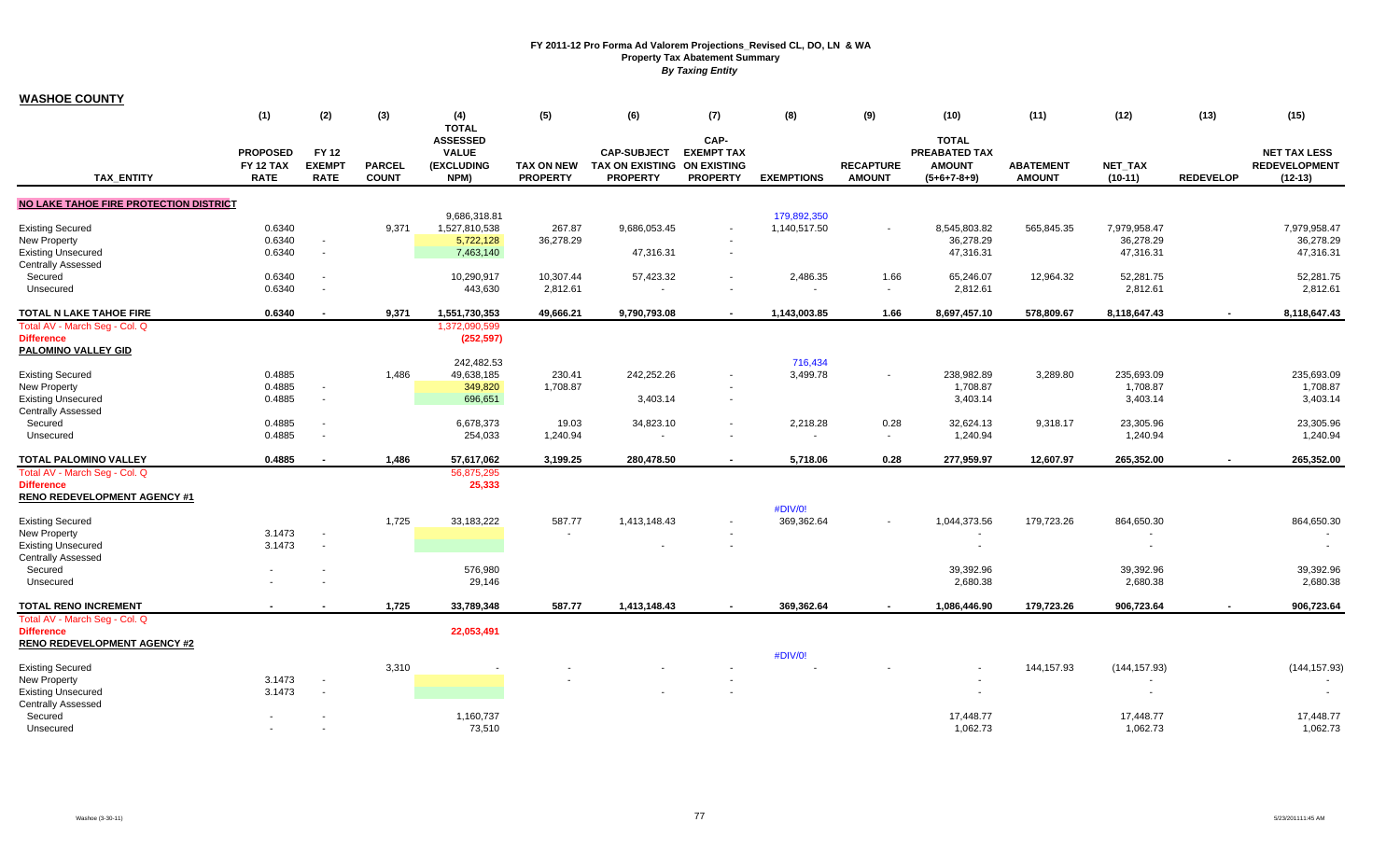# FY 2011-12 Pro Forma Ad Valorem Projections_Revised CL, DO, LN & WA
## Property Tax Abatement Summary
### *By Taxing Entity*

**WASHOE COUNTY**

| TAX_ENTITY | (1) PROPOSED FY 12 TAX RATE | (2) FY 12 EXEMPT RATE | (3) PARCEL COUNT | (4) TOTAL ASSESSED VALUE (EXCLUDING NPM) | (5) TAX ON NEW PROPERTY | (6) CAP-SUBJECT TAX ON EXISTING PROPERTY | (7) CAP-EXEMPT TAX ON EXISTING PROPERTY | (8) EXEMPTIONS | (9) RECAPTURE AMOUNT | (10) TOTAL PREABATED TAX AMOUNT (5+6+7-8+9) | (11) ABATEMENT AMOUNT | (12) NET_TAX (10-11) | (13) REDEVELOP | (15) NET TAX LESS REDEVELOPMENT (12-13) |
|---|---|---|---|---|---|---|---|---|---|---|---|---|---|---|
| **NO LAKE TAHOE FIRE PROTECTION DISTRICT** | | | | | | | | | | | | | | |
| | | | | 9,686,318.81 | | | | 179,892,350 | | | | | | |
| Existing Secured | 0.6340 | | 9,371 | 1,527,810,538 | 267.87 | 9,686,053.45 | - | 1,140,517.50 | - | 8,545,803.82 | 565,845.35 | 7,979,958.47 | | 7,979,958.47 |
| New Property | 0.6340 | - | | 5,722,128 | 36,278.29 | | - | | | 36,278.29 | | 36,278.29 | | 36,278.29 |
| Existing Unsecured | 0.6340 | - | | 7,463,140 | | 47,316.31 | - | | | 47,316.31 | | 47,316.31 | | 47,316.31 |
| Centrally Assessed | | | | | | | | | | | | | | |
| Secured | 0.6340 | - | | 10,290,917 | 10,307.44 | 57,423.32 | - | 2,486.35 | 1.66 | 65,246.07 | 12,964.32 | 52,281.75 | | 52,281.75 |
| Unsecured | 0.6340 | - | | 443,630 | 2,812.61 | - | - | - | - | 2,812.61 | | 2,812.61 | | 2,812.61 |
| **TOTAL N LAKE TAHOE FIRE** | **0.6340** | **-** | **9,371** | **1,551,730,353** | **49,666.21** | **9,790,793.08** | **-** | **1,143,003.85** | **1.66** | **8,697,457.10** | **578,809.67** | **8,118,647.43** | **-** | **8,118,647.43** |
| Total AV - March Seg - Col. Q | | | | 1,372,090,599 | | | | | | | | | | |
| **Difference** | | | | **(252,597)** | | | | | | | | | | |
| **PALOMINO VALLEY GID** | | | | | | | | | | | | | | |
| | | | | 242,482.53 | | | | 716,434 | | | | | | |
| Existing Secured | 0.4885 | | 1,486 | 49,638,185 | 230.41 | 242,252.26 | - | 3,499.78 | - | 238,982.89 | 3,289.80 | 235,693.09 | | 235,693.09 |
| New Property | 0.4885 | - | | 349,820 | 1,708.87 | | - | | | 1,708.87 | | 1,708.87 | | 1,708.87 |
| Existing Unsecured | 0.4885 | - | | 696,651 | | 3,403.14 | - | | | 3,403.14 | | 3,403.14 | | 3,403.14 |
| Centrally Assessed | | | | | | | | | | | | | | |
| Secured | 0.4885 | - | | 6,678,373 | 19.03 | 34,823.10 | - | 2,218.28 | 0.28 | 32,624.13 | 9,318.17 | 23,305.96 | | 23,305.96 |
| Unsecured | 0.4885 | - | | 254,033 | 1,240.94 | - | - | - | - | 1,240.94 | | 1,240.94 | | 1,240.94 |
| **TOTAL PALOMINO VALLEY** | **0.4885** | **-** | **1,486** | **57,617,062** | **3,199.25** | **280,478.50** | **-** | **5,718.06** | **0.28** | **277,959.97** | **12,607.97** | **265,352.00** | **-** | **265,352.00** |
| Total AV - March Seg - Col. Q | | | | 56,875,295 | | | | | | | | | | |
| **Difference** | | | | **25,333** | | | | | | | | | | |
| **RENO REDEVELOPMENT AGENCY #1** | | | | | | | | | | | | | | |
| | | | | | | | | #DIV/0! | | | | | | |
| Existing Secured | | | 1,725 | 33,183,222 | 587.77 | 1,413,148.43 | - | 369,362.64 | - | 1,044,373.56 | 179,723.26 | 864,650.30 | | 864,650.30 |
| New Property | 3.1473 | - | | | - | | - | | | - | | - | | - |
| Existing Unsecured | 3.1473 | - | | | | - | - | | | - | | - | | - |
| Centrally Assessed | | | | | | | | | | | | | | |
| Secured | - | - | | 576,980 | | | | | | 39,392.96 | | 39,392.96 | | 39,392.96 |
| Unsecured | - | - | | 29,146 | | | | | | 2,680.38 | | 2,680.38 | | 2,680.38 |
| **TOTAL RENO INCREMENT** | **-** | **-** | **1,725** | **33,789,348** | **587.77** | **1,413,148.43** | **-** | **369,362.64** | **-** | **1,086,446.90** | **179,723.26** | **906,723.64** | **-** | **906,723.64** |
| Total AV - March Seg - Col. Q | | | | | | | | | | | | | | |
| **Difference** | | | | **22,053,491** | | | | | | | | | | |
| **RENO REDEVELOPMENT AGENCY #2** | | | | | | | | | | | | | | |
| | | | | | | | | #DIV/0! | | | | | | |
| Existing Secured | | | 3,310 | - | - | - | - | - | - | - | 144,157.93 | (144,157.93) | | (144,157.93) |
| New Property | 3.1473 | - | | | - | | - | | | - | | - | | - |
| Existing Unsecured | 3.1473 | - | | | | - | - | | | - | | - | | - |
| Centrally Assessed | | | | | | | | | | | | | | |
| Secured | - | - | | 1,160,737 | | | | | | 17,448.77 | | 17,448.77 | | 17,448.77 |
| Unsecured | - | - | | 73,510 | | | | | | 1,062.73 | | 1,062.73 | | 1,062.73 |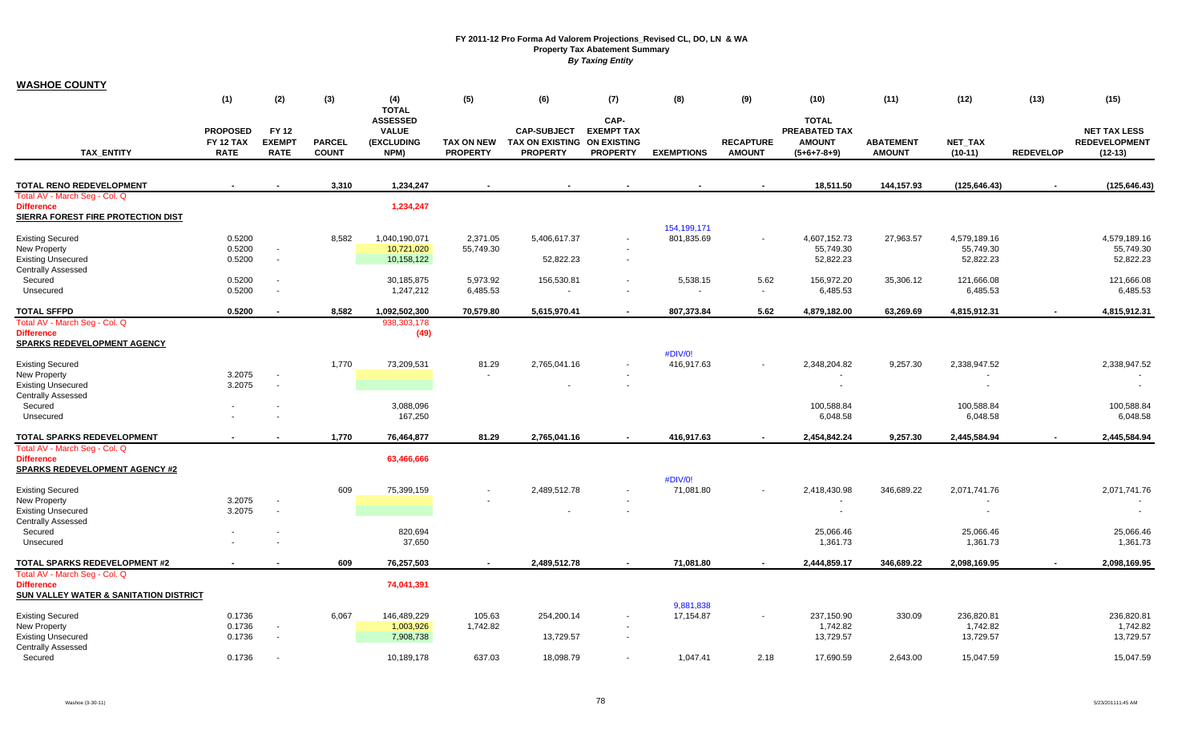# FY 2011-12 Pro Forma Ad Valorem Projections_Revised CL, DO, LN & WA

## Property Tax Abatement Summary

*By Taxing Entity*

## WASHOE COUNTY

| TAX_ENTITY | (1) PROPOSED FY 12 TAX RATE | (2) FY 12 EXEMPT RATE | (3) PARCEL COUNT | (4) TOTAL ASSESSED VALUE (EXCLUDING NPM) | (5) TAX ON NEW PROPERTY | (6) CAP-SUBJECT TAX ON EXISTING PROPERTY | (7) CAP-EXEMPT TAX ON EXISTING PROPERTY | (8) EXEMPTIONS | (9) RECAPTURE AMOUNT | (10) TOTAL PREABATED TAX AMOUNT (5+6+7-8+9) | (11) ABATEMENT AMOUNT | (12) NET_TAX (10-11) | (13) REDEVELOP | (15) NET TAX LESS REDEVELOPMENT (12-13) |
|---|---|---|---|---|---|---|---|---|---|---|---|---|---|---|
| **TOTAL RENO REDEVELOPMENT** | **-** | **-** | **3,310** | **1,234,247** | **-** | **-** | **-** | **-** | **-** | **18,511.50** | **144,157.93** | **(125,646.43)** | **-** | **(125,646.43)** |
| Total AV - March Seg - Col. Q | | | | | | | | | | | | | | |
| **Difference** | | | | **1,234,247** | | | | | | | | | | |
| **SIERRA FOREST FIRE PROTECTION DIST** | | | | | | | | | | | | | | |
| | | | | | | | | 154,199,171 | | | | | | |
| Existing Secured | 0.5200 | | 8,582 | 1,040,190,071 | 2,371.05 | 5,406,617.37 | - | 801,835.69 | - | 4,607,152.73 | 27,963.57 | 4,579,189.16 | | 4,579,189.16 |
| New Property | 0.5200 | - | | 10,721,020 | 55,749.30 | | - | | | 55,749.30 | | 55,749.30 | | 55,749.30 |
| Existing Unsecured | 0.5200 | - | | 10,158,122 | | 52,822.23 | - | | | 52,822.23 | | 52,822.23 | | 52,822.23 |
| Centrally Assessed | | | | | | | | | | | | | | |
| Secured | 0.5200 | - | | 30,185,875 | 5,973.92 | 156,530.81 | - | 5,538.15 | 5.62 | 156,972.20 | 35,306.12 | 121,666.08 | | 121,666.08 |
| Unsecured | 0.5200 | - | | 1,247,212 | 6,485.53 | - | - | - | - | 6,485.53 | | 6,485.53 | | 6,485.53 |
| **TOTAL SFFPD** | **0.5200** | **-** | **8,582** | **1,092,502,300** | **70,579.80** | **5,615,970.41** | **-** | **807,373.84** | **5.62** | **4,879,182.00** | **63,269.69** | **4,815,912.31** | **-** | **4,815,912.31** |
| Total AV - March Seg - Col. Q | | | | 938,303,178 | | | | | | | | | | |
| **Difference** | | | | **(49)** | | | | | | | | | | |
| **SPARKS REDEVELOPMENT AGENCY** | | | | | | | | | | | | | | |
| | | | | | | | | #DIV/0! | | | | | | |
| Existing Secured | | | 1,770 | 73,209,531 | 81.29 | 2,765,041.16 | - | 416,917.63 | - | 2,348,204.82 | 9,257.30 | 2,338,947.52 | | 2,338,947.52 |
| New Property | 3.2075 | - | | | - | | - | | | - | | - | | - |
| Existing Unsecured | 3.2075 | - | | | | - | - | | | - | | - | | - |
| Centrally Assessed | | | | | | | | | | | | | | |
| Secured | - | - | | 3,088,096 | | | | | | 100,588.84 | | 100,588.84 | | 100,588.84 |
| Unsecured | - | - | | 167,250 | | | | | | 6,048.58 | | 6,048.58 | | 6,048.58 |
| **TOTAL SPARKS REDEVELOPMENT** | **-** | **-** | **1,770** | **76,464,877** | **81.29** | **2,765,041.16** | **-** | **416,917.63** | **-** | **2,454,842.24** | **9,257.30** | **2,445,584.94** | **-** | **2,445,584.94** |
| Total AV - March Seg - Col. Q | | | | | | | | | | | | | | |
| **Difference** | | | | **63,466,666** | | | | | | | | | | |
| **SPARKS REDEVELOPMENT AGENCY #2** | | | | | | | | | | | | | | |
| | | | | | | | | #DIV/0! | | | | | | |
| Existing Secured | | | 609 | 75,399,159 | - | 2,489,512.78 | - | 71,081.80 | - | 2,418,430.98 | 346,689.22 | 2,071,741.76 | | 2,071,741.76 |
| New Property | 3.2075 | - | | | - | | - | | | - | | - | | - |
| Existing Unsecured | 3.2075 | - | | | | - | - | | | - | | - | | - |
| Centrally Assessed | | | | | | | | | | | | | | |
| Secured | - | - | | 820,694 | | | | | | 25,066.46 | | 25,066.46 | | 25,066.46 |
| Unsecured | - | - | | 37,650 | | | | | | 1,361.73 | | 1,361.73 | | 1,361.73 |
| **TOTAL SPARKS REDEVELOPMENT #2** | **-** | **-** | **609** | **76,257,503** | **-** | **2,489,512.78** | **-** | **71,081.80** | **-** | **2,444,859.17** | **346,689.22** | **2,098,169.95** | **-** | **2,098,169.95** |
| Total AV - March Seg - Col. Q | | | | | | | | | | | | | | |
| **Difference** | | | | **74,041,391** | | | | | | | | | | |
| **SUN VALLEY WATER & SANITATION DISTRICT** | | | | | | | | | | | | | | |
| | | | | | | | | 9,881,838 | | | | | | |
| Existing Secured | 0.1736 | | 6,067 | 146,489,229 | 105.63 | 254,200.14 | - | 17,154.87 | - | 237,150.90 | 330.09 | 236,820.81 | | 236,820.81 |
| New Property | 0.1736 | - | | 1,003,926 | 1,742.82 | | - | | | 1,742.82 | | 1,742.82 | | 1,742.82 |
| Existing Unsecured | 0.1736 | - | | 7,908,738 | | 13,729.57 | - | | | 13,729.57 | | 13,729.57 | | 13,729.57 |
| Centrally Assessed | | | | | | | | | | | | | | |
| Secured | 0.1736 | - | | 10,189,178 | 637.03 | 18,098.79 | - | 1,047.41 | 2.18 | 17,690.59 | 2,643.00 | 15,047.59 | | 15,047.59 |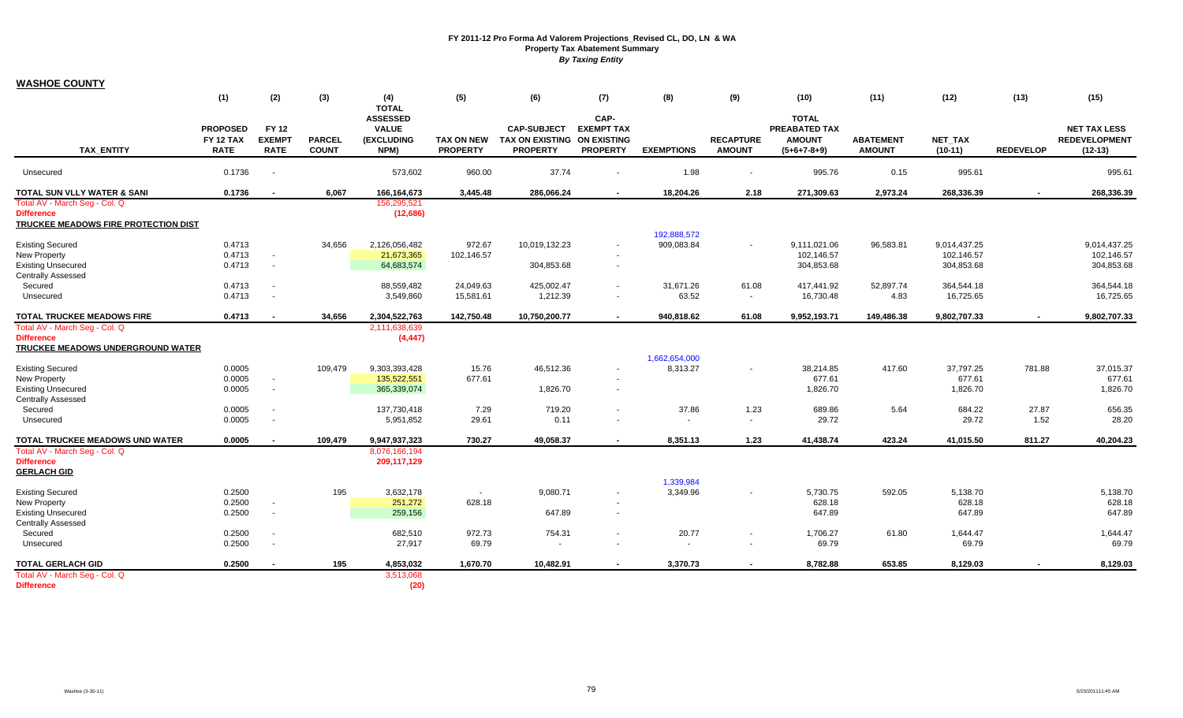# FY 2011-12 Pro Forma Ad Valorem Projections_Revised CL, DO, LN & WA
## Property Tax Abatement Summary
### *By Taxing Entity*

**WASHOE COUNTY**

| TAX_ENTITY | (1) PROPOSED FY 12 TAX RATE | (2) FY 12 EXEMPT RATE | (3) PARCEL COUNT | (4) TOTAL ASSESSED VALUE (EXCLUDING NPM) | (5) TAX ON NEW PROPERTY | (6) CAP-SUBJECT TAX ON EXISTING PROPERTY | (7) CAP-EXEMPT TAX ON EXISTING PROPERTY | (8) EXEMPTIONS | (9) RECAPTURE AMOUNT | (10) TOTAL PREABATED TAX AMOUNT (5+6+7-8+9) | (11) ABATEMENT AMOUNT | (12) NET_TAX (10-11) | (13) REDEVELOP | (15) NET TAX LESS REDEVELOPMENT (12-13) |
|---|---|---|---|---|---|---|---|---|---|---|---|---|---|---|
| Unsecured | 0.1736 | - | | 573,602 | 960.00 | 37.74 | - | 1.98 | - | 995.76 | 0.15 | 995.61 | | 995.61 |
| **TOTAL SUN VLLY WATER & SANI** | **0.1736** | **-** | **6,067** | **166,164,673** | **3,445.48** | **286,066.24** | **-** | **18,204.26** | **2.18** | **271,309.63** | **2,973.24** | **268,336.39** | **-** | **268,336.39** |
| Total AV - March Seg - Col. Q | | | | 156,295,521 | | | | | | | | | | |
| Difference | | | | (12,686) | | | | | | | | | | |
| **TRUCKEE MEADOWS FIRE PROTECTION DIST** | | | | | | | | | | | | | | |
| | | | | | | | | 192,888,572 | | | | | | |
| Existing Secured | 0.4713 | | 34,656 | 2,126,056,482 | 972.67 | 10,019,132.23 | - | 909,083.84 | - | 9,111,021.06 | 96,583.81 | 9,014,437.25 | | 9,014,437.25 |
| New Property | 0.4713 | - | | 21,673,365 | 102,146.57 | | - | | | 102,146.57 | | 102,146.57 | | 102,146.57 |
| Existing Unsecured | 0.4713 | - | | 64,683,574 | | 304,853.68 | - | | | 304,853.68 | | 304,853.68 | | 304,853.68 |
| Centrally Assessed | | | | | | | | | | | | | | |
| Secured | 0.4713 | - | | 88,559,482 | 24,049.63 | 425,002.47 | - | 31,671.26 | 61.08 | 417,441.92 | 52,897.74 | 364,544.18 | | 364,544.18 |
| Unsecured | 0.4713 | - | | 3,549,860 | 15,581.61 | 1,212.39 | - | 63.52 | - | 16,730.48 | 4.83 | 16,725.65 | | 16,725.65 |
| **TOTAL TRUCKEE MEADOWS FIRE** | **0.4713** | **-** | **34,656** | **2,304,522,763** | **142,750.48** | **10,750,200.77** | **-** | **940,818.62** | **61.08** | **9,952,193.71** | **149,486.38** | **9,802,707.33** | **-** | **9,802,707.33** |
| Total AV - March Seg - Col. Q | | | | 2,111,638,639 | | | | | | | | | | |
| Difference | | | | (4,447) | | | | | | | | | | |
| **TRUCKEE MEADOWS UNDERGROUND WATER** | | | | | | | | | | | | | | |
| | | | | | | | | 1,662,654,000 | | | | | | |
| Existing Secured | 0.0005 | | 109,479 | 9,303,393,428 | 15.76 | 46,512.36 | - | 8,313.27 | - | 38,214.85 | 417.60 | 37,797.25 | 781.88 | 37,015.37 |
| New Property | 0.0005 | - | | 135,522,551 | 677.61 | | - | | | 677.61 | | 677.61 | | 677.61 |
| Existing Unsecured | 0.0005 | - | | 365,339,074 | | 1,826.70 | - | | | 1,826.70 | | 1,826.70 | | 1,826.70 |
| Centrally Assessed | | | | | | | | | | | | | | |
| Secured | 0.0005 | - | | 137,730,418 | 7.29 | 719.20 | - | 37.86 | 1.23 | 689.86 | 5.64 | 684.22 | 27.87 | 656.35 |
| Unsecured | 0.0005 | - | | 5,951,852 | 29.61 | 0.11 | - | - | - | 29.72 | | 29.72 | 1.52 | 28.20 |
| **TOTAL TRUCKEE MEADOWS UND WATER** | **0.0005** | **-** | **109,479** | **9,947,937,323** | **730.27** | **49,058.37** | **-** | **8,351.13** | **1.23** | **41,438.74** | **423.24** | **41,015.50** | **811.27** | **40,204.23** |
| Total AV - March Seg - Col. Q | | | | 8,076,166,194 | | | | | | | | | | |
| Difference | | | | 209,117,129 | | | | | | | | | | |
| **GERLACH GID** | | | | | | | | | | | | | | |
| | | | | | | | | 1,339,984 | | | | | | |
| Existing Secured | 0.2500 | | 195 | 3,632,178 | - | 9,080.71 | - | 3,349.96 | - | 5,730.75 | 592.05 | 5,138.70 | | 5,138.70 |
| New Property | 0.2500 | - | | 251,272 | 628.18 | | - | | | 628.18 | | 628.18 | | 628.18 |
| Existing Unsecured | 0.2500 | - | | 259,156 | | 647.89 | - | | | 647.89 | | 647.89 | | 647.89 |
| Centrally Assessed | | | | | | | | | | | | | | |
| Secured | 0.2500 | - | | 682,510 | 972.73 | 754.31 | - | 20.77 | - | 1,706.27 | 61.80 | 1,644.47 | | 1,644.47 |
| Unsecured | 0.2500 | - | | 27,917 | 69.79 | - | - | - | - | 69.79 | | 69.79 | | 69.79 |
| **TOTAL GERLACH GID** | **0.2500** | **-** | **195** | **4,853,032** | **1,670.70** | **10,482.91** | **-** | **3,370.73** | **-** | **8,782.88** | **653.85** | **8,129.03** | **-** | **8,129.03** |
| Total AV - March Seg - Col. Q | | | | 3,513,068 | | | | | | | | | | |
| Difference | | | | (20) | | | | | | | | | | |

Washoe (3-30-11)

5/23/2011 11:45 AM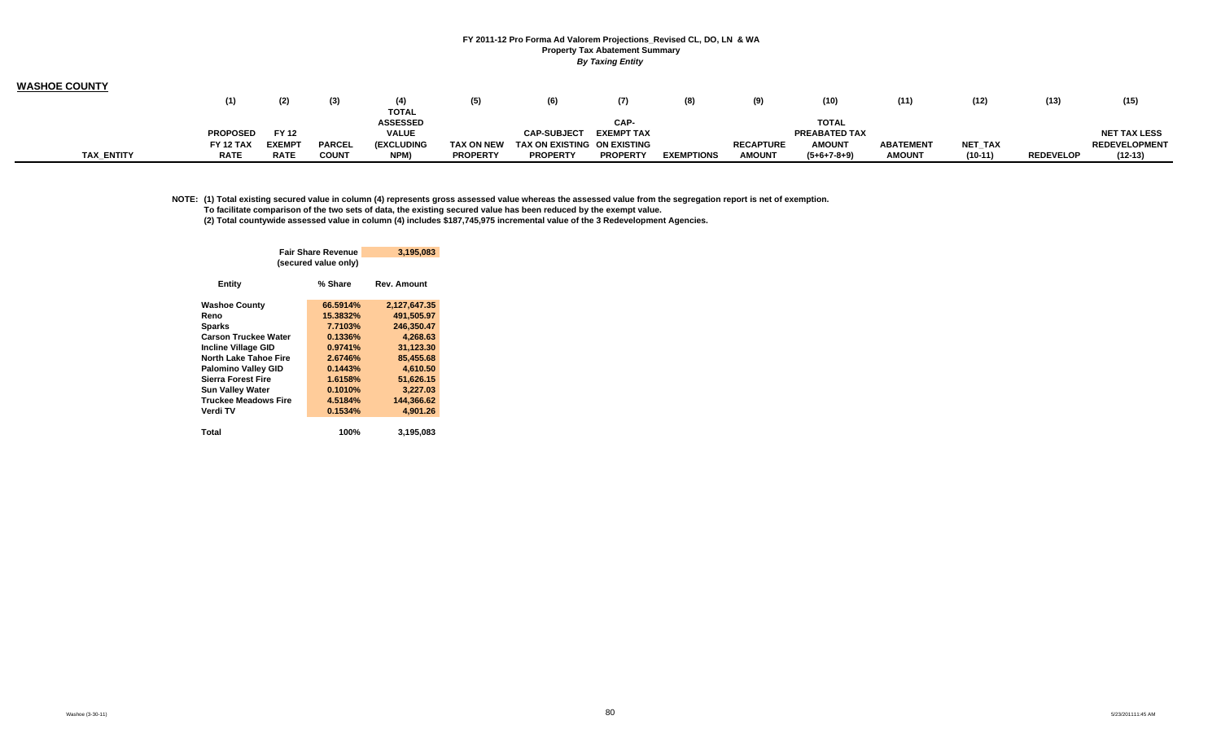**FY 2011-12 Pro Forma Ad Valorem Projections_Revised CL, DO, LN & WA**
**Property Tax Abatement Summary**
***By Taxing Entity***

**WASHOE COUNTY**

| | (1) | (2) | (3) | (4) | (5) | (6) | (7) | (8) | (9) | (10) | (11) | (12) | (13) | (15) |
|---|---|---|---|---|---|---|---|---|---|---|---|---|---|---|
| TAX_ENTITY | PROPOSED FY 12 TAX RATE | FY 12 EXEMPT RATE | PARCEL COUNT | TOTAL ASSESSED VALUE (EXCLUDING NPM) | TAX ON NEW PROPERTY | CAP-SUBJECT TAX ON EXISTING PROPERTY | CAP-EXEMPT TAX ON EXISTING PROPERTY | EXEMPTIONS | RECAPTURE AMOUNT | TOTAL PREABATED TAX AMOUNT (5+6+7-8+9) | ABATEMENT AMOUNT | NET_TAX (10-11) | REDEVELOP | NET TAX LESS REDEVELOPMENT (12-13) |

NOTE: (1) Total existing secured value in column (4) represents gross assessed value whereas the assessed value from the segregation report is net of exemption.
To facilitate comparison of the two sets of data, the existing secured value has been reduced by the exempt value.
(2) Total countywide assessed value in column (4) includes $187,745,975 incremental value of the 3 Redevelopment Agencies.

| | Fair Share Revenue (secured value only) | 3,195,083 |
|---|---|---|
| **Entity** | **% Share** | **Rev. Amount** |
| Washoe County | 66.5914% | 2,127,647.35 |
| Reno | 15.3832% | 491,505.97 |
| Sparks | 7.7103% | 246,350.47 |
| Carson Truckee Water | 0.1336% | 4,268.63 |
| Incline Village GID | 0.9741% | 31,123.30 |
| North Lake Tahoe Fire | 2.6746% | 85,455.68 |
| Palomino Valley GID | 0.1443% | 4,610.50 |
| Sierra Forest Fire | 1.6158% | 51,626.15 |
| Sun Valley Water | 0.1010% | 3,227.03 |
| Truckee Meadows Fire | 4.5184% | 144,366.62 |
| Verdi TV | 0.1534% | 4,901.26 |
| **Total** | **100%** | **3,195,083** |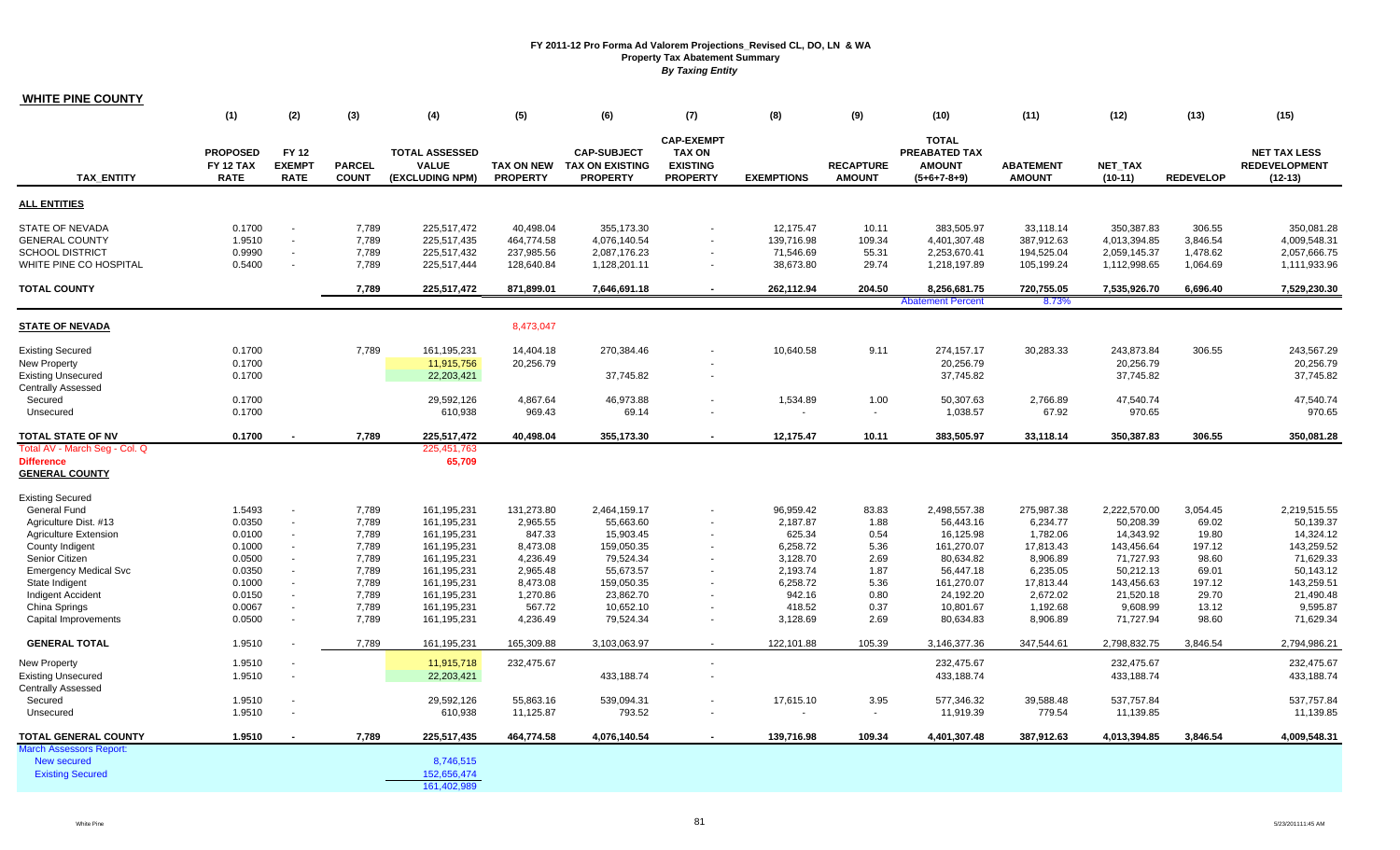# FY 2011-12 Pro Forma Ad Valorem Projections_Revised CL, DO, LN & WA
## Property Tax Abatement Summary
*By Taxing Entity*

**WHITE PINE COUNTY**

| TAX_ENTITY | (1) PROPOSED FY 12 TAX RATE | (2) FY 12 EXEMPT RATE | (3) PARCEL COUNT | (4) TOTAL ASSESSED VALUE (EXCLUDING NPM) | (5) TAX ON NEW PROPERTY | (6) CAP-SUBJECT TAX ON EXISTING PROPERTY | (7) CAP-EXEMPT TAX ON EXISTING PROPERTY | (8) EXEMPTIONS | (9) RECAPTURE AMOUNT | (10) TOTAL PREABATED TAX AMOUNT (5+6+7-8+9) | (11) ABATEMENT AMOUNT | (12) NET_TAX (10-11) | (13) REDEVELOP | (15) NET TAX LESS REDEVELOPMENT (12-13) |
|---|---|---|---|---|---|---|---|---|---|---|---|---|---|---|
| **ALL ENTITIES** | | | | | | | | | | | | | | |
| STATE OF NEVADA | 0.1700 | - | 7,789 | 225,517,472 | 40,498.04 | 355,173.30 | - | 12,175.47 | 10.11 | 383,505.97 | 33,118.14 | 350,387.83 | 306.55 | 350,081.28 |
| GENERAL COUNTY | 1.9510 | - | 7,789 | 225,517,435 | 464,774.58 | 4,076,140.54 | - | 139,716.98 | 109.34 | 4,401,307.48 | 387,912.63 | 4,013,394.85 | 3,846.54 | 4,009,548.31 |
| SCHOOL DISTRICT | 0.9990 | - | 7,789 | 225,517,432 | 237,985.56 | 2,087,176.23 | - | 71,546.69 | 55.31 | 2,253,670.41 | 194,525.04 | 2,059,145.37 | 1,478.62 | 2,057,666.75 |
| WHITE PINE CO HOSPITAL | 0.5400 | - | 7,789 | 225,517,444 | 128,640.84 | 1,128,201.11 | - | 38,673.80 | 29.74 | 1,218,197.89 | 105,199.24 | 1,112,998.65 | 1,064.69 | 1,111,933.96 |
| **TOTAL COUNTY** | | | **7,789** | **225,517,472** | **871,899.01** | **7,646,691.18** | **-** | **262,112.94** | **204.50** | **8,256,681.75** | **720,755.05** | **7,535,926.70** | **6,696.40** | **7,529,230.30** |
| | | | | | | | | | | Abatement Percent | 8.73% | | | |
| **STATE OF NEVADA** | | | | | 8,473,047 | | | | | | | | | |
| Existing Secured | 0.1700 | | 7,789 | 161,195,231 | 14,404.18 | 270,384.46 | - | 10,640.58 | 9.11 | 274,157.17 | 30,283.33 | 243,873.84 | 306.55 | 243,567.29 |
| New Property | 0.1700 | | | 11,915,756 | 20,256.79 | | - | | | 20,256.79 | | 20,256.79 | | 20,256.79 |
| Existing Unsecured | 0.1700 | | | 22,203,421 | | 37,745.82 | - | | | 37,745.82 | | 37,745.82 | | 37,745.82 |
| Centrally Assessed | | | | | | | | | | | | | | |
| Secured | 0.1700 | | | 29,592,126 | 4,867.64 | 46,973.88 | - | 1,534.89 | 1.00 | 50,307.63 | 2,766.89 | 47,540.74 | | 47,540.74 |
| Unsecured | 0.1700 | | | 610,938 | 969.43 | 69.14 | - | - | - | 1,038.57 | 67.92 | 970.65 | | 970.65 |
| **TOTAL STATE OF NV** | **0.1700** | **-** | **7,789** | **225,517,472** | **40,498.04** | **355,173.30** | **-** | **12,175.47** | **10.11** | **383,505.97** | **33,118.14** | **350,387.83** | **306.55** | **350,081.28** |
| Total AV - March Seg - Col. Q | | | | 225,451,763 | | | | | | | | | | |
| **Difference** | | | | **65,709** | | | | | | | | | | |
| **GENERAL COUNTY** | | | | | | | | | | | | | | |
| Existing Secured | | | | | | | | | | | | | | |
| General Fund | 1.5493 | - | 7,789 | 161,195,231 | 131,273.80 | 2,464,159.17 | - | 96,959.42 | 83.83 | 2,498,557.38 | 275,987.38 | 2,222,570.00 | 3,054.45 | 2,219,515.55 |
| Agriculture Dist. #13 | 0.0350 | - | 7,789 | 161,195,231 | 2,965.55 | 55,663.60 | - | 2,187.87 | 1.88 | 56,443.16 | 6,234.77 | 50,208.39 | 69.02 | 50,139.37 |
| Agriculture Extension | 0.0100 | - | 7,789 | 161,195,231 | 847.33 | 15,903.45 | - | 625.34 | 0.54 | 16,125.98 | 1,782.06 | 14,343.92 | 19.80 | 14,324.12 |
| County Indigent | 0.1000 | - | 7,789 | 161,195,231 | 8,473.08 | 159,050.35 | - | 6,258.72 | 5.36 | 161,270.07 | 17,813.43 | 143,456.64 | 197.12 | 143,259.52 |
| Senior Citizen | 0.0500 | - | 7,789 | 161,195,231 | 4,236.49 | 79,524.34 | - | 3,128.70 | 2.69 | 80,634.82 | 8,906.89 | 71,727.93 | 98.60 | 71,629.33 |
| Emergency Medical Svc | 0.0350 | - | 7,789 | 161,195,231 | 2,965.48 | 55,673.57 | - | 2,193.74 | 1.87 | 56,447.18 | 6,235.05 | 50,212.13 | 69.01 | 50,143.12 |
| State Indigent | 0.1000 | - | 7,789 | 161,195,231 | 8,473.08 | 159,050.35 | - | 6,258.72 | 5.36 | 161,270.07 | 17,813.44 | 143,456.63 | 197.12 | 143,259.51 |
| Indigent Accident | 0.0150 | - | 7,789 | 161,195,231 | 1,270.86 | 23,862.70 | - | 942.16 | 0.80 | 24,192.20 | 2,672.02 | 21,520.18 | 29.70 | 21,490.48 |
| China Springs | 0.0067 | - | 7,789 | 161,195,231 | 567.72 | 10,652.10 | - | 418.52 | 0.37 | 10,801.67 | 1,192.68 | 9,608.99 | 13.12 | 9,595.87 |
| Capital Improvements | 0.0500 | - | 7,789 | 161,195,231 | 4,236.49 | 79,524.34 | - | 3,128.69 | 2.69 | 80,634.83 | 8,906.89 | 71,727.94 | 98.60 | 71,629.34 |
| **GENERAL TOTAL** | 1.9510 | - | 7,789 | 161,195,231 | 165,309.88 | 3,103,063.97 | - | 122,101.88 | 105.39 | 3,146,377.36 | 347,544.61 | 2,798,832.75 | 3,846.54 | 2,794,986.21 |
| New Property | 1.9510 | - | | 11,915,718 | 232,475.67 | | - | | | 232,475.67 | | 232,475.67 | | 232,475.67 |
| Existing Unsecured | 1.9510 | - | | 22,203,421 | | 433,188.74 | - | | | 433,188.74 | | 433,188.74 | | 433,188.74 |
| Centrally Assessed | | | | | | | | | | | | | | |
| Secured | 1.9510 | - | | 29,592,126 | 55,863.16 | 539,094.31 | - | 17,615.10 | 3.95 | 577,346.32 | 39,588.48 | 537,757.84 | | 537,757.84 |
| Unsecured | 1.9510 | - | | 610,938 | 11,125.87 | 793.52 | - | - | - | 11,919.39 | 779.54 | 11,139.85 | | 11,139.85 |
| **TOTAL GENERAL COUNTY** | **1.9510** | **-** | **7,789** | **225,517,435** | **464,774.58** | **4,076,140.54** | **-** | **139,716.98** | **109.34** | **4,401,307.48** | **387,912.63** | **4,013,394.85** | **3,846.54** | **4,009,548.31** |
| March Assessors Report: | | | | | | | | | | | | | | |
| New secured | | | | 8,746,515 | | | | | | | | | | |
| Existing Secured | | | | 152,656,474 | | | | | | | | | | |
| | | | | 161,402,989 | | | | | | | | | | |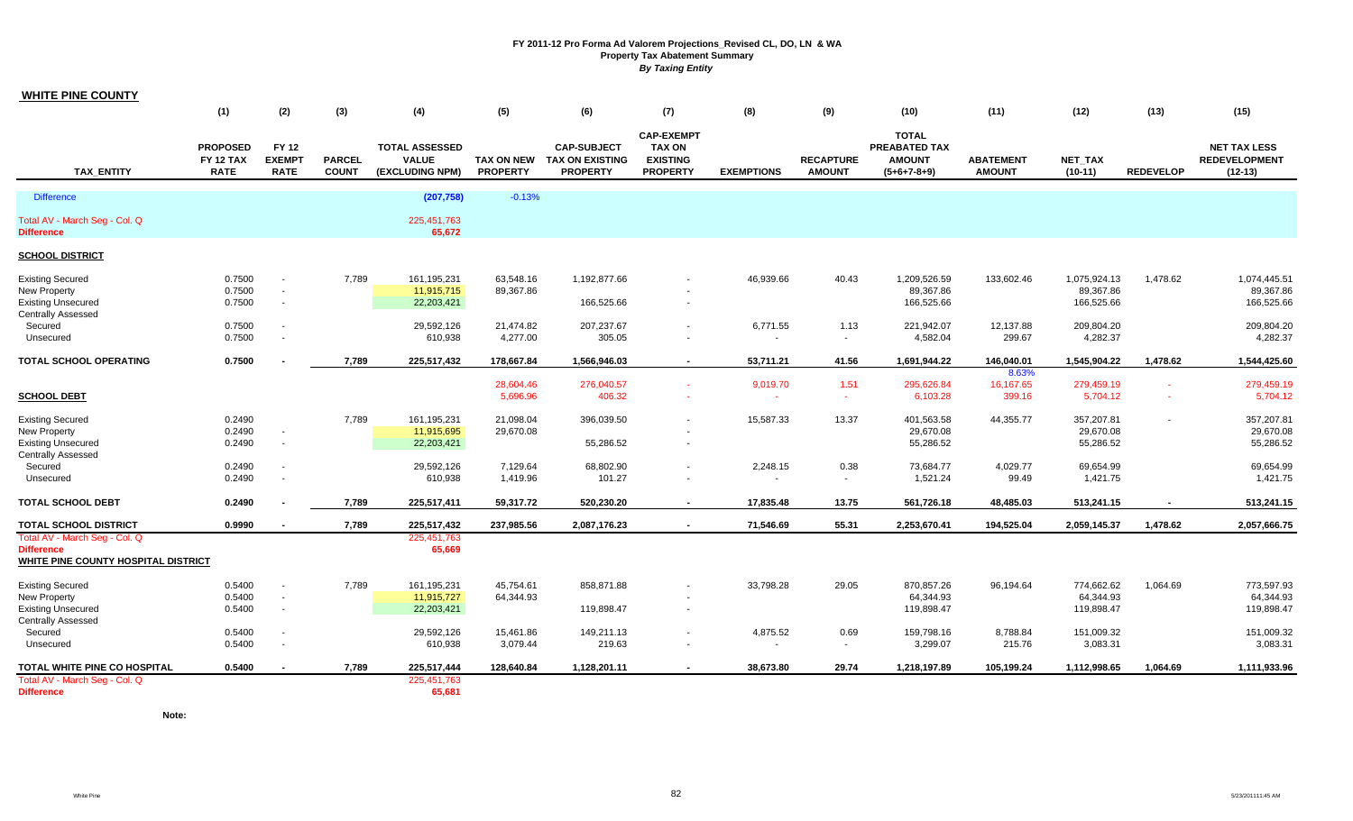## FY 2011-12 Pro Forma Ad Valorem Projections_Revised CL, DO, LN & WA
### Property Tax Abatement Summary
*By Taxing Entity*

**WHITE PINE COUNTY**

| TAX_ENTITY | (1) PROPOSED FY 12 TAX RATE | (2) FY 12 EXEMPT RATE | (3) PARCEL COUNT | (4) TOTAL ASSESSED VALUE (EXCLUDING NPM) | (5) TAX ON NEW PROPERTY | (6) CAP-SUBJECT TAX ON EXISTING PROPERTY | (7) CAP-EXEMPT TAX ON EXISTING PROPERTY | (8) EXEMPTIONS | (9) RECAPTURE AMOUNT | (10) TOTAL PREABATED TAX AMOUNT (5+6+7-8+9) | (11) ABATEMENT AMOUNT | (12) NET_TAX (10-11) | (13) REDEVELOP | (15) NET TAX LESS REDEVELOPMENT (12-13) |
|---|---|---|---|---|---|---|---|---|---|---|---|---|---|---|
| Difference | | | | (207,758) | -0.13% | | | | | | | | | |
| Total AV - March Seg - Col. Q | | | | 225,451,763 | | | | | | | | | | |
| **Difference** | | | | **65,672** | | | | | | | | | | |
| **SCHOOL DISTRICT** | | | | | | | | | | | | | | |
| Existing Secured | 0.7500 | - | 7,789 | 161,195,231 | 63,548.16 | 1,192,877.66 | - | 46,939.66 | 40.43 | 1,209,526.59 | 133,602.46 | 1,075,924.13 | 1,478.62 | 1,074,445.51 |
| New Property | 0.7500 | - | | 11,915,715 | 89,367.86 | | - | | | 89,367.86 | | 89,367.86 | | 89,367.86 |
| Existing Unsecured | 0.7500 | - | | 22,203,421 | | 166,525.66 | - | | | 166,525.66 | | 166,525.66 | | 166,525.66 |
| Centrally Assessed | | | | | | | | | | | | | | |
| Secured | 0.7500 | - | | 29,592,126 | 21,474.82 | 207,237.67 | - | 6,771.55 | 1.13 | 221,942.07 | 12,137.88 | 209,804.20 | | 209,804.20 |
| Unsecured | 0.7500 | - | | 610,938 | 4,277.00 | 305.05 | - | - | - | 4,582.04 | 299.67 | 4,282.37 | | 4,282.37 |
| **TOTAL SCHOOL OPERATING** | **0.7500** | **-** | **7,789** | **225,517,432** | **178,667.84** | **1,566,946.03** | **-** | **53,711.21** | **41.56** | **1,691,944.22** | **146,040.01** | **1,545,904.22** | **1,478.62** | **1,544,425.60** |
| | | | | | | | | | | | 8.63% | | | |
| | | | | | 28,604.46 | 276,040.57 | - | 9,019.70 | 1.51 | 295,626.84 | 16,167.65 | 279,459.19 | - | 279,459.19 |
| **SCHOOL DEBT** | | | | | 5,696.96 | 406.32 | - | - | - | 6,103.28 | 399.16 | 5,704.12 | - | 5,704.12 |
| Existing Secured | 0.2490 | | 7,789 | 161,195,231 | 21,098.04 | 396,039.50 | - | 15,587.33 | 13.37 | 401,563.58 | 44,355.77 | 357,207.81 | - | 357,207.81 |
| New Property | 0.2490 | - | | 11,915,695 | 29,670.08 | | - | | | 29,670.08 | | 29,670.08 | | 29,670.08 |
| Existing Unsecured | 0.2490 | - | | 22,203,421 | | 55,286.52 | - | | | 55,286.52 | | 55,286.52 | | 55,286.52 |
| Centrally Assessed | | | | | | | | | | | | | | |
| Secured | 0.2490 | - | | 29,592,126 | 7,129.64 | 68,802.90 | - | 2,248.15 | 0.38 | 73,684.77 | 4,029.77 | 69,654.99 | | 69,654.99 |
| Unsecured | 0.2490 | - | | 610,938 | 1,419.96 | 101.27 | - | - | - | 1,521.24 | 99.49 | 1,421.75 | | 1,421.75 |
| **TOTAL SCHOOL DEBT** | **0.2490** | **-** | **7,789** | **225,517,411** | **59,317.72** | **520,230.20** | **-** | **17,835.48** | **13.75** | **561,726.18** | **48,485.03** | **513,241.15** | **-** | **513,241.15** |
| **TOTAL SCHOOL DISTRICT** | **0.9990** | **-** | **7,789** | **225,517,432** | **237,985.56** | **2,087,176.23** | **-** | **71,546.69** | **55.31** | **2,253,670.41** | **194,525.04** | **2,059,145.37** | **1,478.62** | **2,057,666.75** |
| Total AV - March Seg - Col. Q | | | | 225,451,763 | | | | | | | | | | |
| **Difference** | | | | **65,669** | | | | | | | | | | |
| **WHITE PINE COUNTY HOSPITAL DISTRICT** | | | | | | | | | | | | | | |
| Existing Secured | 0.5400 | - | 7,789 | 161,195,231 | 45,754.61 | 858,871.88 | - | 33,798.28 | 29.05 | 870,857.26 | 96,194.64 | 774,662.62 | 1,064.69 | 773,597.93 |
| New Property | 0.5400 | - | | 11,915,727 | 64,344.93 | | - | | | 64,344.93 | | 64,344.93 | | 64,344.93 |
| Existing Unsecured | 0.5400 | - | | 22,203,421 | | 119,898.47 | - | | | 119,898.47 | | 119,898.47 | | 119,898.47 |
| Centrally Assessed | | | | | | | | | | | | | | |
| Secured | 0.5400 | - | | 29,592,126 | 15,461.86 | 149,211.13 | - | 4,875.52 | 0.69 | 159,798.16 | 8,788.84 | 151,009.32 | | 151,009.32 |
| Unsecured | 0.5400 | - | | 610,938 | 3,079.44 | 219.63 | - | - | - | 3,299.07 | 215.76 | 3,083.31 | | 3,083.31 |
| **TOTAL WHITE PINE CO HOSPITAL** | **0.5400** | **-** | **7,789** | **225,517,444** | **128,640.84** | **1,128,201.11** | **-** | **38,673.80** | **29.74** | **1,218,197.89** | **105,199.24** | **1,112,998.65** | **1,064.69** | **1,111,933.96** |
| Total AV - March Seg - Col. Q | | | | 225,451,763 | | | | | | | | | | |
| **Difference** | | | | **65,681** | | | | | | | | | | |

**Note:**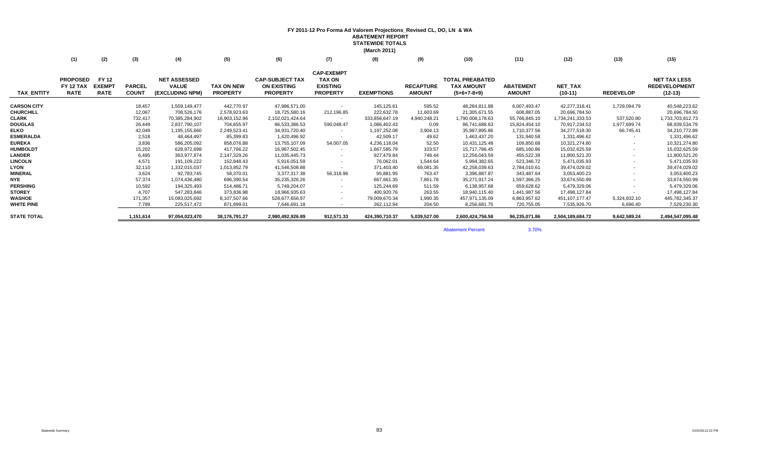# FY 2011-12 Pro Forma Ad Valorem Projections_Revised CL, DO, LN & WA

## ABATEMENT REPORT

## STATEWIDE TOTALS

(March 2011)

| | (1) | (2) | (3) | (4) | (5) | (6) | (7) | (8) | (9) | (10) | (11) | (12) | (13) | (15) |
|---|---|---|---|---|---|---|---|---|---|---|---|---|---|---|
| TAX_ENTITY | PROPOSED FY 12 TAX RATE | FY 12 EXEMPT RATE | PARCEL COUNT | NET ASSESSED VALUE (EXCLUDING NPM) | TAX ON NEW PROPERTY | CAP-SUBJECT TAX ON EXISTING PROPERTY | CAP-EXEMPT TAX ON EXISTING PROPERTY | EXEMPTIONS | RECAPTURE AMOUNT | TOTAL PREABATED TAX AMOUNT (5+6+7-8+9) | ABATEMENT AMOUNT | NET_TAX (10-11) | REDEVELOP | NET TAX LESS REDEVELOPMENT (12-13) |
| CARSON CITY | | | 18,457 | 1,559,149,477 | 442,770.97 | 47,986,571.00 | - | 145,125.61 | 595.52 | 48,284,811.88 | 6,007,493.47 | 42,277,318.41 | 1,729,094.79 | 40,548,223.62 |
| CHURCHILL | | | 12,067 | 708,526,176 | 2,578,923.63 | 18,725,580.16 | 212,196.85 | 222,632.78 | 11,603.69 | 21,305,671.55 | 608,887.05 | 20,696,784.50 | - | 20,696,784.50 |
| CLARK | | | 732,417 | 70,385,284,902 | 16,903,152.96 | 2,102,021,424.64 | - | 333,856,647.19 | 4,940,248.21 | 1,790,008,178.63 | 55,766,845.10 | 1,734,241,333.53 | 537,520.80 | 1,733,703,812.73 |
| DOUGLAS | | | 26,449 | 2,837,790,107 | 704,655.97 | 86,533,386.53 | 590,048.47 | 1,086,402.43 | 0.09 | 86,741,688.63 | 15,824,454.10 | 70,917,234.53 | 1,977,699.74 | 68,939,534.79 |
| ELKO | | | 42,049 | 1,195,155,660 | 2,249,523.41 | 34,931,720.40 | - | 1,197,252.08 | 3,904.13 | 35,987,895.86 | 1,710,377.56 | 34,277,518.30 | 66,745.41 | 34,210,772.89 |
| ESMERALDA | | | 2,518 | 48,464,497 | 85,399.83 | 1,420,496.92 | - | 42,509.17 | 49.62 | 1,463,437.20 | 131,940.58 | 1,331,496.62 | - | 1,331,496.62 |
| EUREKA | | | 3,836 | 586,205,092 | 858,076.88 | 13,755,107.09 | 54,007.05 | 4,236,118.04 | 52.50 | 10,431,125.48 | 109,850.68 | 10,321,274.80 | - | 10,321,274.80 |
| HUMBOLDT | | | 15,202 | 628,972,698 | 417,766.22 | 16,967,502.45 | - | 1,667,585.79 | 103.57 | 15,717,786.45 | 685,160.86 | 15,032,625.59 | - | 15,032,625.59 |
| LANDER | | | 6,495 | 363,977,874 | 2,147,329.26 | 11,035,445.73 | - | 927,479.84 | 748.44 | 12,256,043.59 | 455,522.39 | 11,800,521.20 | - | 11,800,521.20 |
| LINCOLN | | | 4,571 | 191,109,222 | 152,848.43 | 5,916,051.59 | - | 76,062.01 | 1,544.64 | 5,994,382.65 | 523,346.72 | 5,471,035.93 | - | 5,471,035.93 |
| LYON | | | 32,110 | 1,332,015,037 | 1,013,852.79 | 41,546,508.88 | - | 371,403.40 | 69,081.35 | 42,258,039.63 | 2,784,010.61 | 39,474,029.02 | - | 39,474,029.02 |
| MINERAL | | | 3,624 | 92,783,745 | 58,370.01 | 3,377,317.38 | 56,318.96 | 95,881.95 | 763.47 | 3,396,887.87 | 343,487.64 | 3,053,400.23 | - | 3,053,400.23 |
| NYE | | | 57,374 | 1,074,436,480 | 696,390.54 | 35,235,326.26 | - | 667,661.35 | 7,861.78 | 35,271,917.24 | 1,597,366.25 | 33,674,550.99 | - | 33,674,550.99 |
| PERSHING | | | 10,592 | 194,325,493 | 514,486.71 | 5,749,204.07 | - | 125,244.69 | 511.59 | 6,138,957.68 | 659,628.62 | 5,479,329.06 | - | 5,479,329.06 |
| STOREY | | | 4,707 | 547,283,846 | 373,836.98 | 18,966,935.63 | - | 400,920.76 | 263.55 | 18,940,115.40 | 1,441,987.56 | 17,498,127.84 | - | 17,498,127.84 |
| WASHOE | | | 171,357 | 15,083,025,692 | 8,107,507.66 | 528,677,656.97 | - | 79,009,670.34 | 1,990.35 | 457,971,135.09 | 6,863,957.62 | 451,107,177.47 | 5,324,832.10 | 445,782,345.37 |
| WHITE PINE | | | 7,789 | 225,517,472 | 871,899.01 | 7,646,691.18 | - | 262,112.94 | 204.50 | 8,256,681.75 | 720,755.05 | 7,535,926.70 | 6,696.40 | 7,529,230.30 |
| STATE TOTAL | | | 1,151,614 | 97,054,023,470 | 38,176,791.27 | 2,980,492,926.89 | 912,571.33 | 424,390,710.37 | 5,039,527.00 | 2,600,424,756.58 | 96,235,071.86 | 2,504,189,684.72 | 9,642,589.24 | 2,494,547,095.48 |

Abatement Percent 3.70%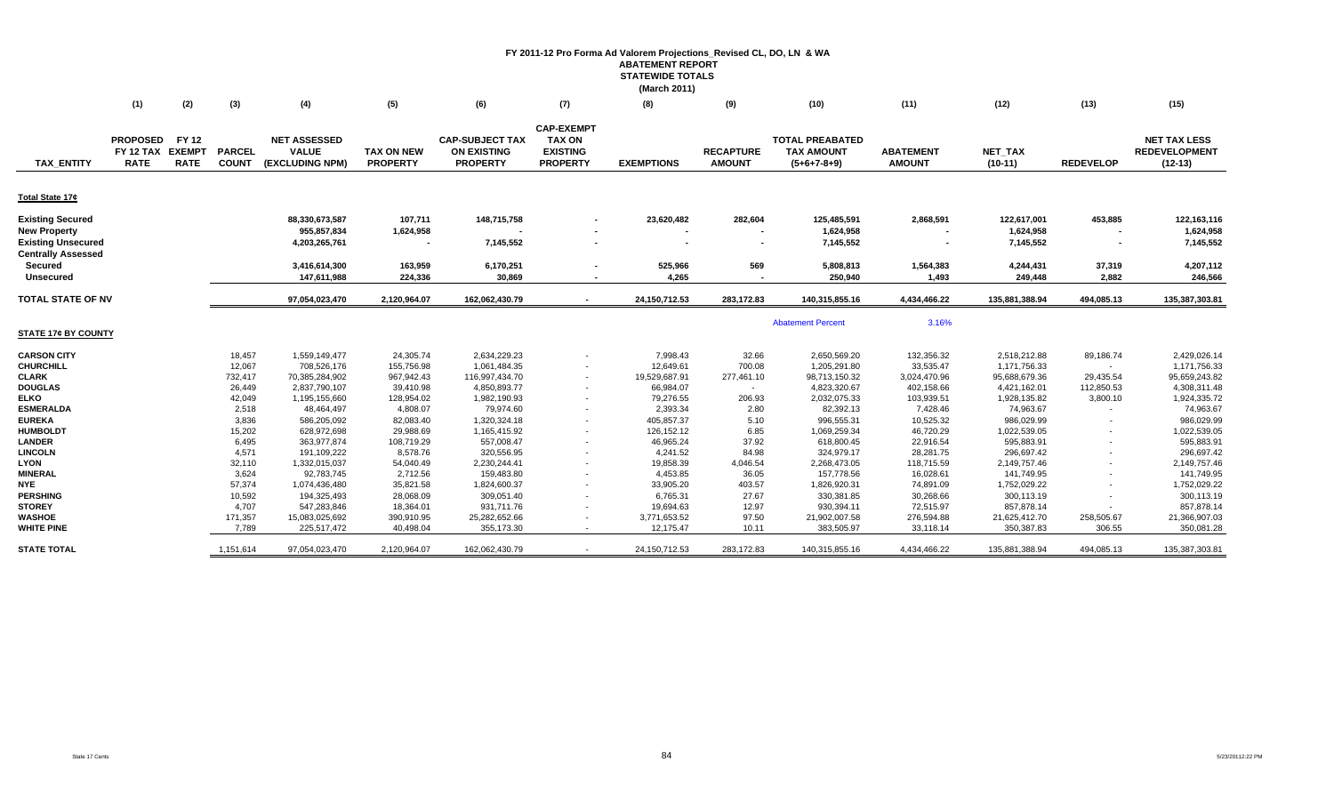# FY 2011-12 Pro Forma Ad Valorem Projections_Revised CL, DO, LN & WA

## ABATEMENT REPORT

## STATEWIDE TOTALS

## (March 2011)

| | (1) | (2) | (3) | (4) | (5) | (6) | (7) | (8) | (9) | (10) | (11) | (12) | (13) | (15) |
|---|---|---|---|---|---|---|---|---|---|---|---|---|---|---|
| TAX_ENTITY | PROPOSED FY 12 TAX RATE | FY 12 EXEMPT RATE | PARCEL COUNT | NET ASSESSED VALUE (EXCLUDING NPM) | TAX ON NEW PROPERTY | CAP-SUBJECT TAX ON EXISTING PROPERTY | CAP-EXEMPT TAX ON EXISTING PROPERTY | EXEMPTIONS | RECAPTURE AMOUNT | TOTAL PREABATED TAX AMOUNT (5+6+7-8+9) | ABATEMENT AMOUNT | NET_TAX (10-11) | REDEVELOP | NET TAX LESS REDEVELOPMENT (12-13) |
| **Total State 17¢** | | | | | | | | | | | | | | |
| **Existing Secured** | | | | 88,330,673,587 | 107,711 | 148,715,758 | - | 23,620,482 | 282,604 | 125,485,591 | 2,868,591 | 122,617,001 | 453,885 | 122,163,116 |
| **New Property** | | | | 955,857,834 | 1,624,958 | - | - | - | - | 1,624,958 | - | 1,624,958 | - | 1,624,958 |
| **Existing Unsecured** | | | | 4,203,265,761 | - | 7,145,552 | - | - | - | 7,145,552 | - | 7,145,552 | - | 7,145,552 |
| **Centrally Assessed** | | | | | | | | | | | | | | |
| **Secured** | | | | 3,416,614,300 | 163,959 | 6,170,251 | - | 525,966 | 569 | 5,808,813 | 1,564,383 | 4,244,431 | 37,319 | 4,207,112 |
| **Unsecured** | | | | 147,611,988 | 224,336 | 30,869 | - | 4,265 | - | 250,940 | 1,493 | 249,448 | 2,882 | 246,566 |
| **TOTAL STATE OF NV** | | | | 97,054,023,470 | 2,120,964.07 | 162,062,430.79 | - | 24,150,712.53 | 283,172.83 | 140,315,855.16 | 4,434,466.22 | 135,881,388.94 | 494,085.13 | 135,387,303.81 |
| | | | | | | | | | | Abatement Percent | 3.16% | | | |
| **STATE 17¢ BY COUNTY** | | | | | | | | | | | | | | |
| **CARSON CITY** | | | 18,457 | 1,559,149,477 | 24,305.74 | 2,634,229.23 | - | 7,998.43 | 32.66 | 2,650,569.20 | 132,356.32 | 2,518,212.88 | 89,186.74 | 2,429,026.14 |
| **CHURCHILL** | | | 12,067 | 708,526,176 | 155,756.98 | 1,061,484.35 | - | 12,649.61 | 700.08 | 1,205,291.80 | 33,535.47 | 1,171,756.33 | - | 1,171,756.33 |
| **CLARK** | | | 732,417 | 70,385,284,902 | 967,942.43 | 116,997,434.70 | - | 19,529,687.91 | 277,461.10 | 98,713,150.32 | 3,024,470.96 | 95,688,679.36 | 29,435.54 | 95,659,243.82 |
| **DOUGLAS** | | | 26,449 | 2,837,790,107 | 39,410.98 | 4,850,893.77 | - | 66,984.07 | - | 4,823,320.67 | 402,158.66 | 4,421,162.01 | 112,850.53 | 4,308,311.48 |
| **ELKO** | | | 42,049 | 1,195,155,660 | 128,954.02 | 1,982,190.93 | - | 79,276.55 | 206.93 | 2,032,075.33 | 103,939.51 | 1,928,135.82 | 3,800.10 | 1,924,335.72 |
| **ESMERALDA** | | | 2,518 | 48,464,497 | 4,808.07 | 79,974.60 | - | 2,393.34 | 2.80 | 82,392.13 | 7,428.46 | 74,963.67 | - | 74,963.67 |
| **EUREKA** | | | 3,836 | 586,205,092 | 82,083.40 | 1,320,324.18 | - | 405,857.37 | 5.10 | 996,555.31 | 10,525.32 | 986,029.99 | - | 986,029.99 |
| **HUMBOLDT** | | | 15,202 | 628,972,698 | 29,988.69 | 1,165,415.92 | - | 126,152.12 | 6.85 | 1,069,259.34 | 46,720.29 | 1,022,539.05 | - | 1,022,539.05 |
| **LANDER** | | | 6,495 | 363,977,874 | 108,719.29 | 557,008.47 | - | 46,965.24 | 37.92 | 618,800.45 | 22,916.54 | 595,883.91 | - | 595,883.91 |
| **LINCOLN** | | | 4,571 | 191,109,222 | 8,578.76 | 320,556.95 | - | 4,241.52 | 84.98 | 324,979.17 | 28,281.75 | 296,697.42 | - | 296,697.42 |
| **LYON** | | | 32,110 | 1,332,015,037 | 54,040.49 | 2,230,244.41 | - | 19,858.39 | 4,046.54 | 2,268,473.05 | 118,715.59 | 2,149,757.46 | - | 2,149,757.46 |
| **MINERAL** | | | 3,624 | 92,783,745 | 2,712.56 | 159,483.80 | - | 4,453.85 | 36.05 | 157,778.56 | 16,028.61 | 141,749.95 | - | 141,749.95 |
| **NYE** | | | 57,374 | 1,074,436,480 | 35,821.58 | 1,824,600.37 | - | 33,905.20 | 403.57 | 1,826,920.31 | 74,891.09 | 1,752,029.22 | - | 1,752,029.22 |
| **PERSHING** | | | 10,592 | 194,325,493 | 28,068.09 | 309,051.40 | - | 6,765.31 | 27.67 | 330,381.85 | 30,268.66 | 300,113.19 | - | 300,113.19 |
| **STOREY** | | | 4,707 | 547,283,846 | 18,364.01 | 931,711.76 | - | 19,694.63 | 12.97 | 930,394.11 | 72,515.97 | 857,878.14 | - | 857,878.14 |
| **WASHOE** | | | 171,357 | 15,083,025,692 | 390,910.95 | 25,282,652.66 | - | 3,771,653.52 | 97.50 | 21,902,007.58 | 276,594.88 | 21,625,412.70 | 258,505.67 | 21,366,907.03 |
| **WHITE PINE** | | | 7,789 | 225,517,472 | 40,498.04 | 355,173.30 | - | 12,175.47 | 10.11 | 383,505.97 | 33,118.14 | 350,387.83 | 306.55 | 350,081.28 |
| **STATE TOTAL** | | | 1,151,614 | 97,054,023,470 | 2,120,964.07 | 162,062,430.79 | - | 24,150,712.53 | 283,172.83 | 140,315,855.16 | 4,434,466.22 | 135,881,388.94 | 494,085.13 | 135,387,303.81 |

State 17 Cents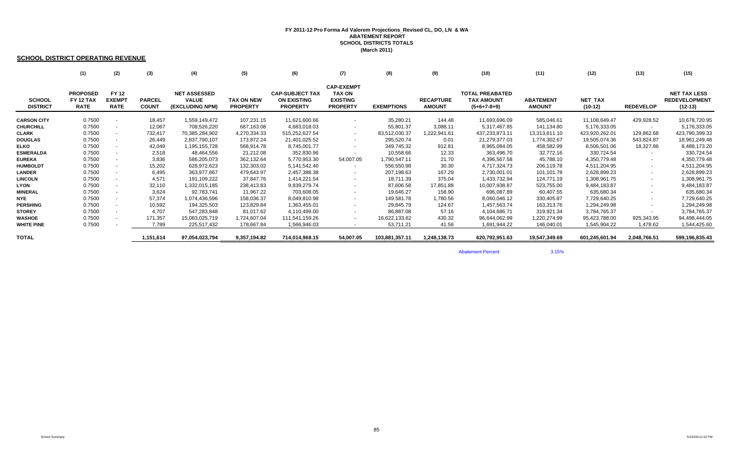**FY 2011-12 Pro Forma Ad Valorem Projections_Revised CL, DO, LN & WA**
**ABATEMENT REPORT**
**SCHOOL DISTRICTS TOTALS**
**(March 2011)**

## SCHOOL DISTRICT OPERATING REVENUE

| | (1) | (2) | (3) | (4) | (5) | (6) | (7) | (8) | (9) | (10) | (11) | (12) | (13) | (15) |
|---|---|---|---|---|---|---|---|---|---|---|---|---|---|---|
| **SCHOOL DISTRICT** | **PROPOSED FY 12 TAX RATE** | **FY 12 EXEMPT RATE** | **PARCEL COUNT** | **NET ASSESSED VALUE (EXCLUDING NPM)** | **TAX ON NEW PROPERTY** | **CAP-SUBJECT TAX ON EXISTING PROPERTY** | **CAP-EXEMPT TAX ON EXISTING PROPERTY** | **EXEMPTIONS** | **RECAPTURE AMOUNT** | **TOTAL PREABATED TAX AMOUNT (5+6+7-8+9)** | **ABATEMENT AMOUNT** | **NET_TAX (10-12)** | **REDEVELOP** | **NET TAX LESS REDEVELOPMENT (12-13)** |
| **CARSON CITY** | 0.7500 | - | 18,457 | 1,559,149,472 | 107,231.15 | 11,621,600.66 | - | 35,280.21 | 144.48 | 11,693,696.09 | 585,046.61 | 11,108,649.47 | 429,928.52 | 10,678,720.95 |
| **CHURCHILL** | 0.7500 | - | 12,067 | 708,526,220 | 687,163.08 | 4,683,018.03 | - | 55,801.37 | 3,088.11 | 5,317,467.85 | 141,134.80 | 5,176,333.05 | - | 5,176,333.05 |
| **CLARK** | 0.7500 | - | 732,417 | 70,385,284,902 | 4,270,334.33 | 515,252,627.54 | - | 83,512,030.37 | 1,222,941.61 | 437,233,873.11 | 13,313,611.10 | 423,920,262.01 | 129,862.68 | 423,790,399.33 |
| **DOUGLAS** | 0.7500 | - | 26,449 | 2,837,790,107 | 173,872.24 | 21,401,025.52 | - | 295,520.74 | 0.01 | 21,279,377.03 | 1,774,302.67 | 19,505,074.36 | 543,824.87 | 18,961,249.48 |
| **ELKO** | 0.7500 | - | 42,049 | 1,195,155,728 | 568,914.78 | 8,745,001.77 | - | 349,745.32 | 912.81 | 8,965,084.05 | 458,582.99 | 8,506,501.06 | 18,327.86 | 8,488,173.20 |
| **ESMERALDA** | 0.7500 | - | 2,518 | 48,464,556 | 21,212.08 | 352,830.96 | - | 10,558.66 | 12.33 | 363,496.70 | 32,772.16 | 330,724.54 | - | 330,724.54 |
| **EUREKA** | 0.7500 | - | 3,836 | 586,205,073 | 362,132.64 | 5,770,953.30 | 54,007.05 | 1,790,547.11 | 21.70 | 4,396,567.58 | 45,788.10 | 4,350,779.48 | - | 4,350,779.48 |
| **HUMBOLDT** | 0.7500 | - | 15,202 | 628,972,623 | 132,303.02 | 5,141,542.40 | - | 556,550.98 | 30.30 | 4,717,324.73 | 206,119.78 | 4,511,204.95 | - | 4,511,204.95 |
| **LANDER** | 0.7500 | - | 6,495 | 363,977,867 | 479,643.97 | 2,457,388.38 | - | 207,198.63 | 167.29 | 2,730,001.01 | 101,101.78 | 2,628,899.23 | - | 2,628,899.23 |
| **LINCOLN** | 0.7500 | - | 4,571 | 191,109,222 | 37,847.76 | 1,414,221.54 | - | 18,711.39 | 375.04 | 1,433,732.94 | 124,771.19 | 1,308,961.75 | - | 1,308,961.75 |
| **LYON** | 0.7500 | - | 32,110 | 1,332,015,185 | 238,413.83 | 9,839,279.74 | - | 87,606.58 | 17,851.88 | 10,007,938.87 | 523,755.00 | 9,484,183.87 | - | 9,484,183.87 |
| **MINERAL** | 0.7500 | - | 3,624 | 92,783,741 | 11,967.22 | 703,608.05 | - | 19,646.27 | 158.90 | 696,087.89 | 60,407.55 | 635,680.34 | - | 635,680.34 |
| **NYE** | 0.7500 | - | 57,374 | 1,074,436,596 | 158,036.37 | 8,049,810.98 | - | 149,581.78 | 1,780.56 | 8,060,046.12 | 330,405.87 | 7,729,640.25 | - | 7,729,640.25 |
| **PERSHING** | 0.7500 | - | 10,592 | 194,325,503 | 123,829.84 | 1,363,455.01 | - | 29,845.79 | 124.67 | 1,457,563.74 | 163,313.76 | 1,294,249.98 | - | 1,294,249.98 |
| **STOREY** | 0.7500 | - | 4,707 | 547,283,848 | 81,017.62 | 4,110,499.00 | - | 86,887.08 | 57.16 | 4,104,686.71 | 319,921.34 | 3,784,765.37 | - | 3,784,765.37 |
| **WASHOE** | 0.7500 | - | 171,357 | 15,083,025,719 | 1,724,607.04 | 111,541,159.26 | - | 16,622,133.62 | 430.32 | 96,644,062.99 | 1,220,274.99 | 95,423,788.00 | 925,343.95 | 94,498,444.05 |
| **WHITE PINE** | 0.7500 | - | 7,789 | 225,517,432 | 178,667.84 | 1,566,946.03 | - | 53,711.21 | 41.56 | 1,691,944.22 | 146,040.01 | 1,545,904.22 | 1,478.62 | 1,544,425.60 |
| **TOTAL** | | | 1,151,614 | 97,054,023,794 | 9,357,194.82 | 714,014,968.15 | 54,007.05 | 103,881,357.11 | 1,248,138.73 | 620,792,951.63 | 19,547,349.69 | 601,245,601.94 | 2,048,766.51 | 599,196,835.43 |

Abatement Percent 3.15%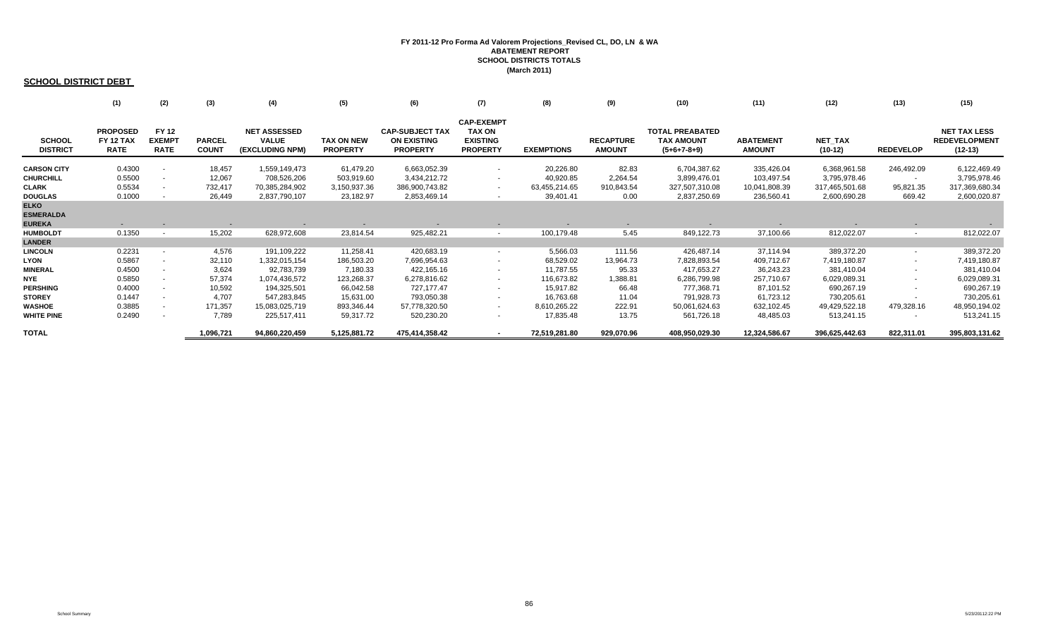**FY 2011-12 Pro Forma Ad Valorem Projections_Revised CL, DO, LN & WA**
**ABATEMENT REPORT**
**SCHOOL DISTRICTS TOTALS**
**(March 2011)**

## SCHOOL DISTRICT DEBT

| | (1) | (2) | (3) | (4) | (5) | (6) | (7) | (8) | (9) | (10) | (11) | (12) | (13) | (15) |
|---|---|---|---|---|---|---|---|---|---|---|---|---|---|---|
| **SCHOOL DISTRICT** | **PROPOSED FY 12 TAX RATE** | **FY 12 EXEMPT RATE** | **PARCEL COUNT** | **NET ASSESSED VALUE (EXCLUDING NPM)** | **TAX ON NEW PROPERTY** | **CAP-SUBJECT TAX ON EXISTING PROPERTY** | **CAP-EXEMPT TAX ON EXISTING PROPERTY** | **EXEMPTIONS** | **RECAPTURE AMOUNT** | **TOTAL PREABATED TAX AMOUNT (5+6+7-8+9)** | **ABATEMENT AMOUNT** | **NET_TAX (10-12)** | **REDEVELOP** | **NET TAX LESS REDEVELOPMENT (12-13)** |
| **CARSON CITY** | 0.4300 | - | 18,457 | 1,559,149,473 | 61,479.20 | 6,663,052.39 | - | 20,226.80 | 82.83 | 6,704,387.62 | 335,426.04 | 6,368,961.58 | 246,492.09 | 6,122,469.49 |
| **CHURCHILL** | 0.5500 | - | 12,067 | 708,526,206 | 503,919.60 | 3,434,212.72 | - | 40,920.85 | 2,264.54 | 3,899,476.01 | 103,497.54 | 3,795,978.46 | - | 3,795,978.46 |
| **CLARK** | 0.5534 | - | 732,417 | 70,385,284,902 | 3,150,937.36 | 386,900,743.82 | - | 63,455,214.65 | 910,843.54 | 327,507,310.08 | 10,041,808.39 | 317,465,501.68 | 95,821.35 | 317,369,680.34 |
| **DOUGLAS** | 0.1000 | - | 26,449 | 2,837,790,107 | 23,182.97 | 2,853,469.14 | - | 39,401.41 | 0.00 | 2,837,250.69 | 236,560.41 | 2,600,690.28 | 669.42 | 2,600,020.87 |
| **ELKO** | | | | | | | | | | | | | | |
| **ESMERALDA** | | | | | | | | | | | | | | |
| **EUREKA** | - | - | - | - | - | - | - | - | - | - | - | - | - | - |
| **HUMBOLDT** | 0.1350 | - | 15,202 | 628,972,608 | 23,814.54 | 925,482.21 | - | 100,179.48 | 5.45 | 849,122.73 | 37,100.66 | 812,022.07 | - | 812,022.07 |
| **LANDER** | | | | | | | | | | | | | | |
| **LINCOLN** | 0.2231 | - | 4,576 | 191,109,222 | 11,258.41 | 420,683.19 | - | 5,566.03 | 111.56 | 426,487.14 | 37,114.94 | 389,372.20 | - | 389,372.20 |
| **LYON** | 0.5867 | - | 32,110 | 1,332,015,154 | 186,503.20 | 7,696,954.63 | - | 68,529.02 | 13,964.73 | 7,828,893.54 | 409,712.67 | 7,419,180.87 | - | 7,419,180.87 |
| **MINERAL** | 0.4500 | - | 3,624 | 92,783,739 | 7,180.33 | 422,165.16 | - | 11,787.55 | 95.33 | 417,653.27 | 36,243.23 | 381,410.04 | - | 381,410.04 |
| **NYE** | 0.5850 | - | 57,374 | 1,074,436,572 | 123,268.37 | 6,278,816.62 | - | 116,673.82 | 1,388.81 | 6,286,799.98 | 257,710.67 | 6,029,089.31 | - | 6,029,089.31 |
| **PERSHING** | 0.4000 | - | 10,592 | 194,325,501 | 66,042.58 | 727,177.47 | - | 15,917.82 | 66.48 | 777,368.71 | 87,101.52 | 690,267.19 | - | 690,267.19 |
| **STOREY** | 0.1447 | - | 4,707 | 547,283,845 | 15,631.00 | 793,050.38 | - | 16,763.68 | 11.04 | 791,928.73 | 61,723.12 | 730,205.61 | - | 730,205.61 |
| **WASHOE** | 0.3885 | - | 171,357 | 15,083,025,719 | 893,346.44 | 57,778,320.50 | - | 8,610,265.22 | 222.91 | 50,061,624.63 | 632,102.45 | 49,429,522.18 | 479,328.16 | 48,950,194.02 |
| **WHITE PINE** | 0.2490 | - | 7,789 | 225,517,411 | 59,317.72 | 520,230.20 | - | 17,835.48 | 13.75 | 561,726.18 | 48,485.03 | 513,241.15 | - | 513,241.15 |
| **TOTAL** | | | **1,096,721** | **94,860,220,459** | **5,125,881.72** | **475,414,358.42** | **-** | **72,519,281.80** | **929,070.96** | **408,950,029.30** | **12,324,586.67** | **396,625,442.63** | **822,311.01** | **395,803,131.62** |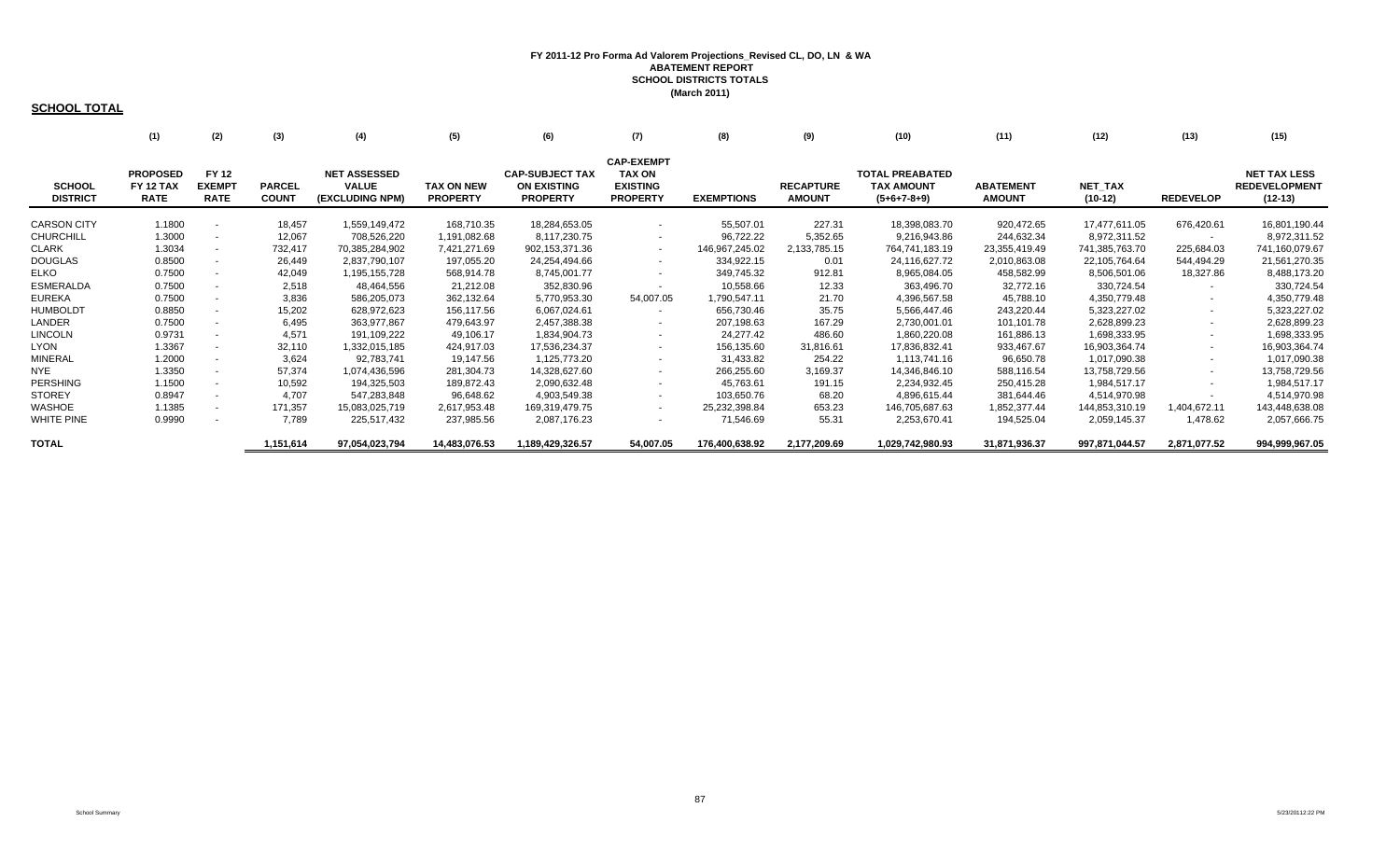**FY 2011-12 Pro Forma Ad Valorem Projections_Revised CL, DO, LN & WA**
**ABATEMENT REPORT**
**SCHOOL DISTRICTS TOTALS**
**(March 2011)**

**SCHOOL TOTAL**

| | (1) | (2) | (3) | (4) | (5) | (6) | (7) | (8) | (9) | (10) | (11) | (12) | (13) | (15) |
|---|---|---|---|---|---|---|---|---|---|---|---|---|---|---|
| **SCHOOL DISTRICT** | **PROPOSED FY 12 TAX RATE** | **FY 12 EXEMPT RATE** | **PARCEL COUNT** | **NET ASSESSED VALUE (EXCLUDING NPM)** | **TAX ON NEW PROPERTY** | **CAP-SUBJECT TAX ON EXISTING PROPERTY** | **CAP-EXEMPT TAX ON EXISTING PROPERTY** | **EXEMPTIONS** | **RECAPTURE AMOUNT** | **TOTAL PREABATED TAX AMOUNT (5+6+7-8+9)** | **ABATEMENT AMOUNT** | **NET_TAX (10-12)** | **REDEVELOP** | **NET TAX LESS REDEVELOPMENT (12-13)** |
| CARSON CITY | 1.1800 | - | 18,457 | 1,559,149,472 | 168,710.35 | 18,284,653.05 | - | 55,507.01 | 227.31 | 18,398,083.70 | 920,472.65 | 17,477,611.05 | 676,420.61 | 16,801,190.44 |
| CHURCHILL | 1.3000 | - | 12,067 | 708,526,220 | 1,191,082.68 | 8,117,230.75 | - | 96,722.22 | 5,352.65 | 9,216,943.86 | 244,632.34 | 8,972,311.52 | - | 8,972,311.52 |
| CLARK | 1.3034 | - | 732,417 | 70,385,284,902 | 7,421,271.69 | 902,153,371.36 | - | 146,967,245.02 | 2,133,785.15 | 764,741,183.19 | 23,355,419.49 | 741,385,763.70 | 225,684.03 | 741,160,079.67 |
| DOUGLAS | 0.8500 | - | 26,449 | 2,837,790,107 | 197,055.20 | 24,254,494.66 | - | 334,922.15 | 0.01 | 24,116,627.72 | 2,010,863.08 | 22,105,764.64 | 544,494.29 | 21,561,270.35 |
| ELKO | 0.7500 | - | 42,049 | 1,195,155,728 | 568,914.78 | 8,745,001.77 | - | 349,745.32 | 912.81 | 8,965,084.05 | 458,582.99 | 8,506,501.06 | 18,327.86 | 8,488,173.20 |
| ESMERALDA | 0.7500 | - | 2,518 | 48,464,556 | 21,212.08 | 352,830.96 | - | 10,558.66 | 12.33 | 363,496.70 | 32,772.16 | 330,724.54 | - | 330,724.54 |
| EUREKA | 0.7500 | - | 3,836 | 586,205,073 | 362,132.64 | 5,770,953.30 | 54,007.05 | 1,790,547.11 | 21.70 | 4,396,567.58 | 45,788.10 | 4,350,779.48 | - | 4,350,779.48 |
| HUMBOLDT | 0.8850 | - | 15,202 | 628,972,623 | 156,117.56 | 6,067,024.61 | - | 656,730.46 | 35.75 | 5,566,447.46 | 243,220.44 | 5,323,227.02 | - | 5,323,227.02 |
| LANDER | 0.7500 | - | 6,495 | 363,977,867 | 479,643.97 | 2,457,388.38 | - | 207,198.63 | 167.29 | 2,730,001.01 | 101,101.78 | 2,628,899.23 | - | 2,628,899.23 |
| LINCOLN | 0.9731 | - | 4,571 | 191,109,222 | 49,106.17 | 1,834,904.73 | - | 24,277.42 | 486.60 | 1,860,220.08 | 161,886.13 | 1,698,333.95 | - | 1,698,333.95 |
| LYON | 1.3367 | - | 32,110 | 1,332,015,185 | 424,917.03 | 17,536,234.37 | - | 156,135.60 | 31,816.61 | 17,836,832.41 | 933,467.67 | 16,903,364.74 | - | 16,903,364.74 |
| MINERAL | 1.2000 | - | 3,624 | 92,783,741 | 19,147.56 | 1,125,773.20 | - | 31,433.82 | 254.22 | 1,113,741.16 | 96,650.78 | 1,017,090.38 | - | 1,017,090.38 |
| NYE | 1.3350 | - | 57,374 | 1,074,436,596 | 281,304.73 | 14,328,627.60 | - | 266,255.60 | 3,169.37 | 14,346,846.10 | 588,116.54 | 13,758,729.56 | - | 13,758,729.56 |
| PERSHING | 1.1500 | - | 10,592 | 194,325,503 | 189,872.43 | 2,090,632.48 | - | 45,763.61 | 191.15 | 2,234,932.45 | 250,415.28 | 1,984,517.17 | - | 1,984,517.17 |
| STOREY | 0.8947 | - | 4,707 | 547,283,848 | 96,648.62 | 4,903,549.38 | - | 103,650.76 | 68.20 | 4,896,615.44 | 381,644.46 | 4,514,970.98 | - | 4,514,970.98 |
| WASHOE | 1.1385 | - | 171,357 | 15,083,025,719 | 2,617,953.48 | 169,319,479.75 | - | 25,232,398.84 | 653.23 | 146,705,687.63 | 1,852,377.44 | 144,853,310.19 | 1,404,672.11 | 143,448,638.08 |
| WHITE PINE | 0.9990 | - | 7,789 | 225,517,432 | 237,985.56 | 2,087,176.23 | - | 71,546.69 | 55.31 | 2,253,670.41 | 194,525.04 | 2,059,145.37 | 1,478.62 | 2,057,666.75 |
| **TOTAL** | | | **1,151,614** | **97,054,023,794** | **14,483,076.53** | **1,189,429,326.57** | **54,007.05** | **176,400,638.92** | **2,177,209.69** | **1,029,742,980.93** | **31,871,936.37** | **997,871,044.57** | **2,871,077.52** | **994,999,967.05** |